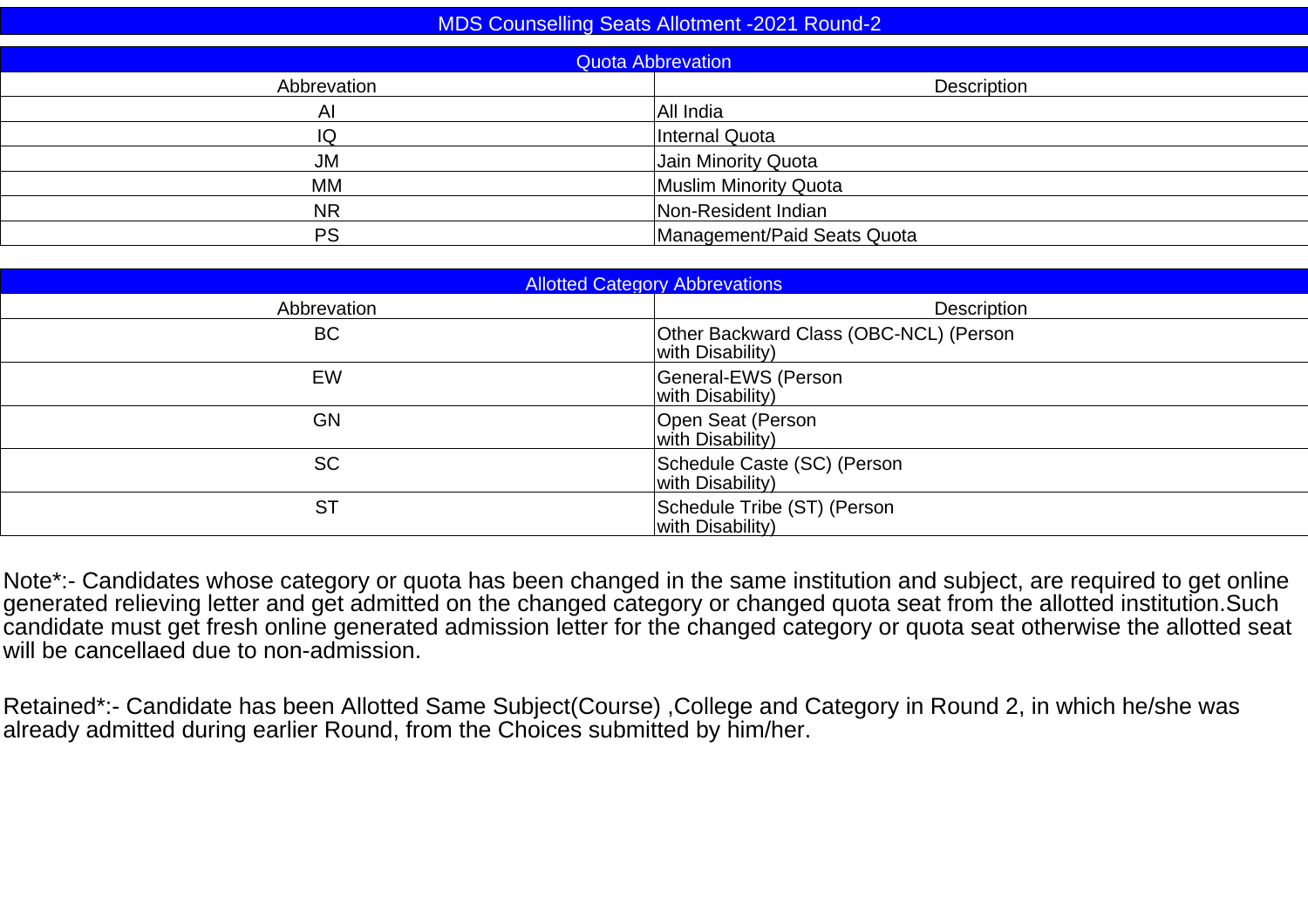# MDS Counselling Seats Allotment -2021 Round-2

## Quota Abbrevation

| Abbrevation | Description |
|---|---|
| AI | All India |
| IQ | Internal Quota |
| JM | Jain Minority Quota |
| MM | Muslim Minority Quota |
| NR | Non-Resident Indian |
| PS | Management/Paid Seats Quota |

## Allotted Category Abbrevations

| Abbrevation | Description |
|---|---|
| BC | Other Backward Class (OBC-NCL) (Person with Disability) |
| EW | General-EWS (Person with Disability) |
| GN | Open Seat (Person with Disability) |
| SC | Schedule Caste (SC) (Person with Disability) |
| ST | Schedule Tribe (ST) (Person with Disability) |

Note*:- Candidates whose category or quota has been changed in the same institution and subject, are required to get online generated relieving letter and get admitted on the changed category or changed quota seat from the allotted institution.Such candidate must get fresh online generated admission letter for the changed category or quota seat otherwise the allotted seat will be cancellaed due to non-admission.

Retained*:- Candidate has been Allotted Same Subject(Course) ,College and Category in Round 2, in which he/she was already admitted during earlier Round, from the Choices submitted by him/her.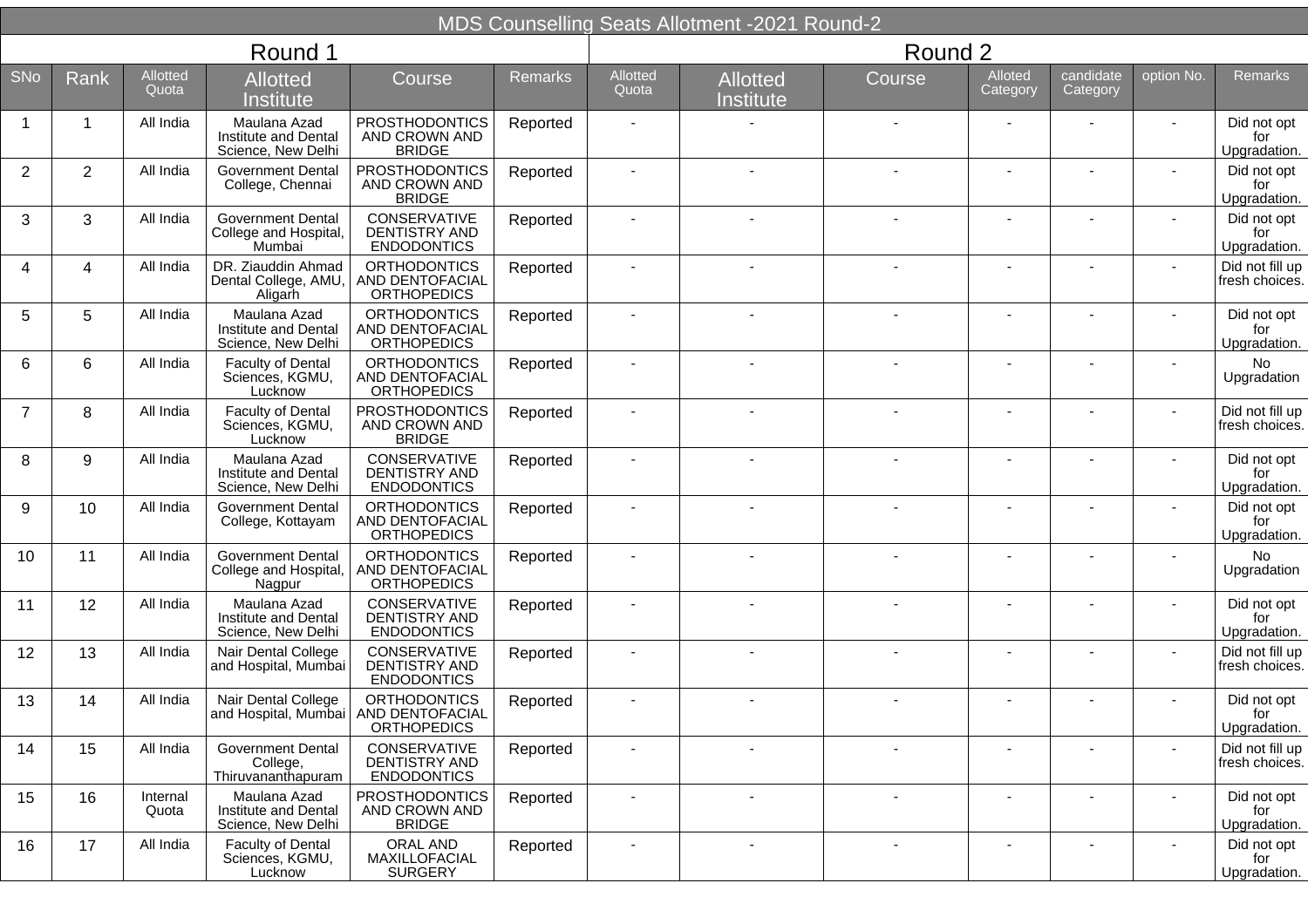# MDS Counselling Seats Allotment -2021 Round-2

| Round 1 | | | | | | Round 2 | | | | | | |
|---|---|---|---|---|---|---|---|---|---|---|---|---|
| SNo | Rank | Allotted Quota | Allotted Institute | Course | Remarks | Allotted Quota | Allotted Institute | Course | Alloted Category | candidate Category | option No. | Remarks |
| 1 | 1 | All India | Maulana Azad Institute and Dental Science, New Delhi | PROSTHODONTICS AND CROWN AND BRIDGE | Reported | - | - | - | - | - | - | Did not opt for Upgradation. |
| 2 | 2 | All India | Government Dental College, Chennai | PROSTHODONTICS AND CROWN AND BRIDGE | Reported | - | - | - | - | - | - | Did not opt for Upgradation. |
| 3 | 3 | All India | Government Dental College and Hospital, Mumbai | CONSERVATIVE DENTISTRY AND ENDODONTICS | Reported | - | - | - | - | - | - | Did not opt for Upgradation. |
| 4 | 4 | All India | DR. Ziauddin Ahmad Dental College, AMU, Aligarh | ORTHODONTICS AND DENTOFACIAL ORTHOPEDICS | Reported | - | - | - | - | - | - | Did not fill up fresh choices. |
| 5 | 5 | All India | Maulana Azad Institute and Dental Science, New Delhi | ORTHODONTICS AND DENTOFACIAL ORTHOPEDICS | Reported | - | - | - | - | - | - | Did not opt for Upgradation. |
| 6 | 6 | All India | Faculty of Dental Sciences, KGMU, Lucknow | ORTHODONTICS AND DENTOFACIAL ORTHOPEDICS | Reported | - | - | - | - | - | - | No Upgradation |
| 7 | 8 | All India | Faculty of Dental Sciences, KGMU, Lucknow | PROSTHODONTICS AND CROWN AND BRIDGE | Reported | - | - | - | - | - | - | Did not fill up fresh choices. |
| 8 | 9 | All India | Maulana Azad Institute and Dental Science, New Delhi | CONSERVATIVE DENTISTRY AND ENDODONTICS | Reported | - | - | - | - | - | - | Did not opt for Upgradation. |
| 9 | 10 | All India | Government Dental College, Kottayam | ORTHODONTICS AND DENTOFACIAL ORTHOPEDICS | Reported | - | - | - | - | - | - | Did not opt for Upgradation. |
| 10 | 11 | All India | Government Dental College and Hospital, Nagpur | ORTHODONTICS AND DENTOFACIAL ORTHOPEDICS | Reported | - | - | - | - | - | - | No Upgradation |
| 11 | 12 | All India | Maulana Azad Institute and Dental Science, New Delhi | CONSERVATIVE DENTISTRY AND ENDODONTICS | Reported | - | - | - | - | - | - | Did not opt for Upgradation. |
| 12 | 13 | All India | Nair Dental College and Hospital, Mumbai | CONSERVATIVE DENTISTRY AND ENDODONTICS | Reported | - | - | - | - | - | - | Did not fill up fresh choices. |
| 13 | 14 | All India | Nair Dental College and Hospital, Mumbai | ORTHODONTICS AND DENTOFACIAL ORTHOPEDICS | Reported | - | - | - | - | - | - | Did not opt for Upgradation. |
| 14 | 15 | All India | Government Dental College, Thiruvananthapuram | CONSERVATIVE DENTISTRY AND ENDODONTICS | Reported | - | - | - | - | - | - | Did not fill up fresh choices. |
| 15 | 16 | Internal Quota | Maulana Azad Institute and Dental Science, New Delhi | PROSTHODONTICS AND CROWN AND BRIDGE | Reported | - | - | - | - | - | - | Did not opt for Upgradation. |
| 16 | 17 | All India | Faculty of Dental Sciences, KGMU, Lucknow | ORAL AND MAXILLOFACIAL SURGERY | Reported | - | - | - | - | - | - | Did not opt for Upgradation. |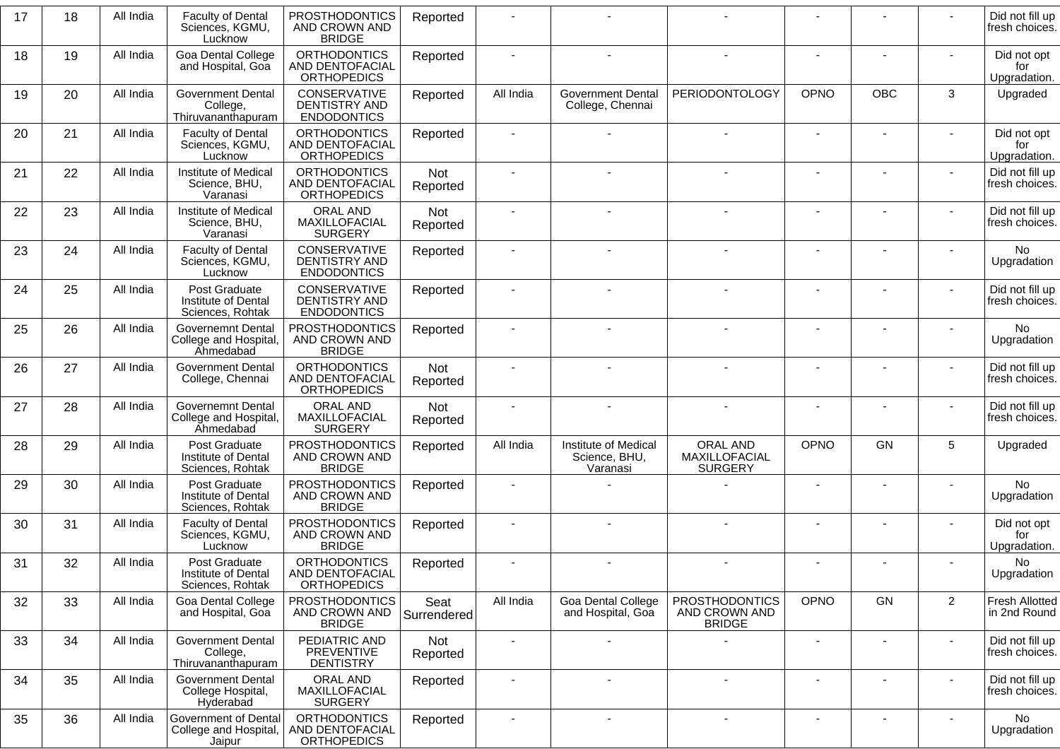| 17 | 18 | All India | Faculty of Dental Sciences, KGMU, Lucknow | PROSTHODONTICS AND CROWN AND BRIDGE | Reported | - | - | - | - | - | - | Did not fill up fresh choices. |
|---|---|---|---|---|---|---|---|---|---|---|---|---|
| 18 | 19 | All India | Goa Dental College and Hospital, Goa | ORTHODONTICS AND DENTOFACIAL ORTHOPEDICS | Reported | - | - | - | - | - | - | Did not opt for Upgradation. |
| 19 | 20 | All India | Government Dental College, Thiruvananthapuram | CONSERVATIVE DENTISTRY AND ENDODONTICS | Reported | All India | Government Dental College, Chennai | PERIODONTOLOGY | OPNO | OBC | 3 | Upgraded |
| 20 | 21 | All India | Faculty of Dental Sciences, KGMU, Lucknow | ORTHODONTICS AND DENTOFACIAL ORTHOPEDICS | Reported | - | - | - | - | - | - | Did not opt for Upgradation. |
| 21 | 22 | All India | Institute of Medical Science, BHU, Varanasi | ORTHODONTICS AND DENTOFACIAL ORTHOPEDICS | Not Reported | - | - | - | - | - | - | Did not fill up fresh choices. |
| 22 | 23 | All India | Institute of Medical Science, BHU, Varanasi | ORAL AND MAXILLOFACIAL SURGERY | Not Reported | - | - | - | - | - | - | Did not fill up fresh choices. |
| 23 | 24 | All India | Faculty of Dental Sciences, KGMU, Lucknow | CONSERVATIVE DENTISTRY AND ENDODONTICS | Reported | - | - | - | - | - | - | No Upgradation |
| 24 | 25 | All India | Post Graduate Institute of Dental Sciences, Rohtak | CONSERVATIVE DENTISTRY AND ENDODONTICS | Reported | - | - | - | - | - | - | Did not fill up fresh choices. |
| 25 | 26 | All India | Governemnt Dental College and Hospital, Ahmedabad | PROSTHODONTICS AND CROWN AND BRIDGE | Reported | - | - | - | - | - | - | No Upgradation |
| 26 | 27 | All India | Government Dental College, Chennai | ORTHODONTICS AND DENTOFACIAL ORTHOPEDICS | Not Reported | - | - | - | - | - | - | Did not fill up fresh choices. |
| 27 | 28 | All India | Governemnt Dental College and Hospital, Ahmedabad | ORAL AND MAXILLOFACIAL SURGERY | Not Reported | - | - | - | - | - | - | Did not fill up fresh choices. |
| 28 | 29 | All India | Post Graduate Institute of Dental Sciences, Rohtak | PROSTHODONTICS AND CROWN AND BRIDGE | Reported | All India | Institute of Medical Science, BHU, Varanasi | ORAL AND MAXILLOFACIAL SURGERY | OPNO | GN | 5 | Upgraded |
| 29 | 30 | All India | Post Graduate Institute of Dental Sciences, Rohtak | PROSTHODONTICS AND CROWN AND BRIDGE | Reported | - | - | - | - | - | - | No Upgradation |
| 30 | 31 | All India | Faculty of Dental Sciences, KGMU, Lucknow | PROSTHODONTICS AND CROWN AND BRIDGE | Reported | - | - | - | - | - | - | Did not opt for Upgradation. |
| 31 | 32 | All India | Post Graduate Institute of Dental Sciences, Rohtak | ORTHODONTICS AND DENTOFACIAL ORTHOPEDICS | Reported | - | - | - | - | - | - | No Upgradation |
| 32 | 33 | All India | Goa Dental College and Hospital, Goa | PROSTHODONTICS AND CROWN AND BRIDGE | Seat Surrendered | All India | Goa Dental College and Hospital, Goa | PROSTHODONTICS AND CROWN AND BRIDGE | OPNO | GN | 2 | Fresh Allotted in 2nd Round |
| 33 | 34 | All India | Government Dental College, Thiruvananthapuram | PEDIATRIC AND PREVENTIVE DENTISTRY | Not Reported | - | - | - | - | - | - | Did not fill up fresh choices. |
| 34 | 35 | All India | Government Dental College Hospital, Hyderabad | ORAL AND MAXILLOFACIAL SURGERY | Reported | - | - | - | - | - | - | Did not fill up fresh choices. |
| 35 | 36 | All India | Government of Dental College and Hospital, Jaipur | ORTHODONTICS AND DENTOFACIAL ORTHOPEDICS | Reported | - | - | - | - | - | - | No Upgradation |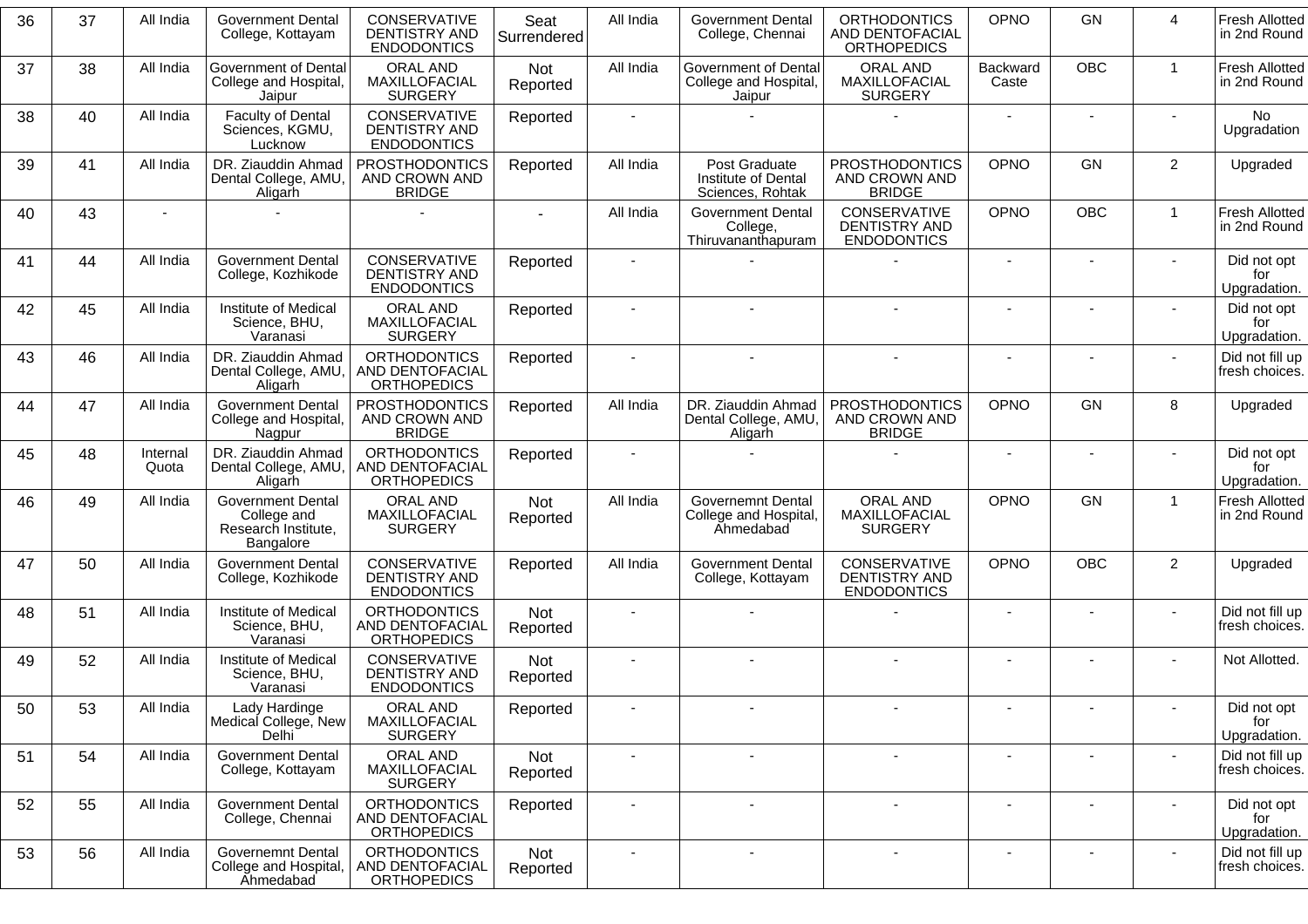| 36 | 37 | All India | Government Dental College, Kottayam | CONSERVATIVE DENTISTRY AND ENDODONTICS | Seat Surrendered | All India | Government Dental College, Chennai | ORTHODONTICS AND DENTOFACIAL ORTHOPEDICS | OPNO | GN | 4 | Fresh Allotted in 2nd Round |
|---|---|---|---|---|---|---|---|---|---|---|---|---|
| 37 | 38 | All India | Government of Dental College and Hospital, Jaipur | ORAL AND MAXILLOFACIAL SURGERY | Not Reported | All India | Government of Dental College and Hospital, Jaipur | ORAL AND MAXILLOFACIAL SURGERY | Backward Caste | OBC | 1 | Fresh Allotted in 2nd Round |
| 38 | 40 | All India | Faculty of Dental Sciences, KGMU, Lucknow | CONSERVATIVE DENTISTRY AND ENDODONTICS | Reported | - | - | - | - | - | - | No Upgradation |
| 39 | 41 | All India | DR. Ziauddin Ahmad Dental College, AMU, Aligarh | PROSTHODONTICS AND CROWN AND BRIDGE | Reported | All India | Post Graduate Institute of Dental Sciences, Rohtak | PROSTHODONTICS AND CROWN AND BRIDGE | OPNO | GN | 2 | Upgraded |
| 40 | 43 | - | - | - | - | All India | Government Dental College, Thiruvananthapuram | CONSERVATIVE DENTISTRY AND ENDODONTICS | OPNO | OBC | 1 | Fresh Allotted in 2nd Round |
| 41 | 44 | All India | Government Dental College, Kozhikode | CONSERVATIVE DENTISTRY AND ENDODONTICS | Reported | - | - | - | - | - | - | Did not opt for Upgradation. |
| 42 | 45 | All India | Institute of Medical Science, BHU, Varanasi | ORAL AND MAXILLOFACIAL SURGERY | Reported | - | - | - | - | - | - | Did not opt for Upgradation. |
| 43 | 46 | All India | DR. Ziauddin Ahmad Dental College, AMU, Aligarh | ORTHODONTICS AND DENTOFACIAL ORTHOPEDICS | Reported | - | - | - | - | - | - | Did not fill up fresh choices. |
| 44 | 47 | All India | Government Dental College and Hospital, Nagpur | PROSTHODONTICS AND CROWN AND BRIDGE | Reported | All India | DR. Ziauddin Ahmad Dental College, AMU, Aligarh | PROSTHODONTICS AND CROWN AND BRIDGE | OPNO | GN | 8 | Upgraded |
| 45 | 48 | Internal Quota | DR. Ziauddin Ahmad Dental College, AMU, Aligarh | ORTHODONTICS AND DENTOFACIAL ORTHOPEDICS | Reported | - | - | - | - | - | - | Did not opt for Upgradation. |
| 46 | 49 | All India | Government Dental College and Research Institute, Bangalore | ORAL AND MAXILLOFACIAL SURGERY | Not Reported | All India | Governemnt Dental College and Hospital, Ahmedabad | ORAL AND MAXILLOFACIAL SURGERY | OPNO | GN | 1 | Fresh Allotted in 2nd Round |
| 47 | 50 | All India | Government Dental College, Kozhikode | CONSERVATIVE DENTISTRY AND ENDODONTICS | Reported | All India | Government Dental College, Kottayam | CONSERVATIVE DENTISTRY AND ENDODONTICS | OPNO | OBC | 2 | Upgraded |
| 48 | 51 | All India | Institute of Medical Science, BHU, Varanasi | ORTHODONTICS AND DENTOFACIAL ORTHOPEDICS | Not Reported | - | - | - | - | - | - | Did not fill up fresh choices. |
| 49 | 52 | All India | Institute of Medical Science, BHU, Varanasi | CONSERVATIVE DENTISTRY AND ENDODONTICS | Not Reported | - | - | - | - | - | - | Not Allotted. |
| 50 | 53 | All India | Lady Hardinge Medical College, New Delhi | ORAL AND MAXILLOFACIAL SURGERY | Reported | - | - | - | - | - | - | Did not opt for Upgradation. |
| 51 | 54 | All India | Government Dental College, Kottayam | ORAL AND MAXILLOFACIAL SURGERY | Not Reported | - | - | - | - | - | - | Did not fill up fresh choices. |
| 52 | 55 | All India | Government Dental College, Chennai | ORTHODONTICS AND DENTOFACIAL ORTHOPEDICS | Reported | - | - | - | - | - | - | Did not opt for Upgradation. |
| 53 | 56 | All India | Governemnt Dental College and Hospital, Ahmedabad | ORTHODONTICS AND DENTOFACIAL ORTHOPEDICS | Not Reported | - | - | - | - | - | - | Did not fill up fresh choices. |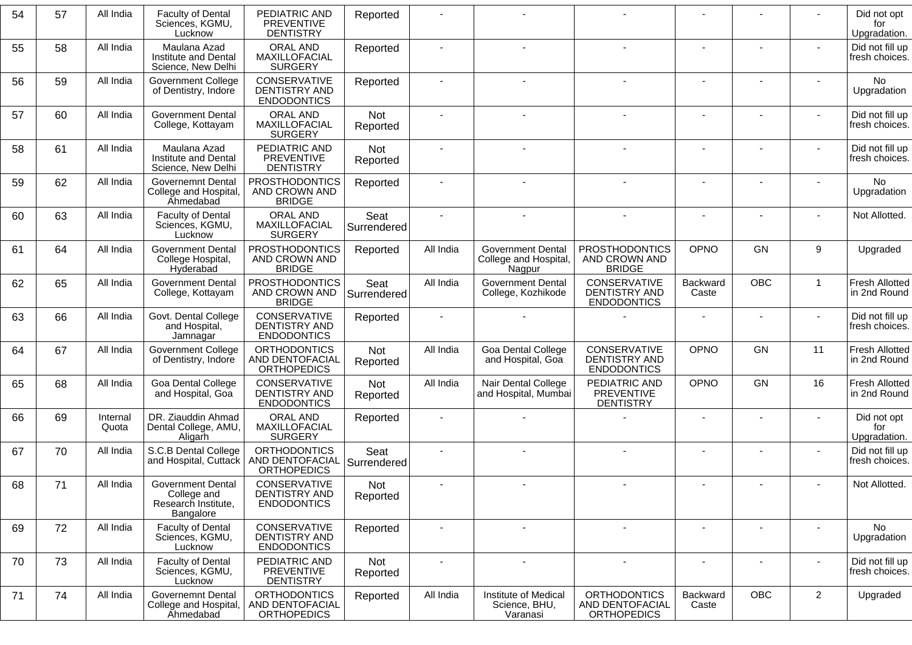| 54 | 57 | All India | Faculty of Dental Sciences, KGMU, Lucknow | PEDIATRIC AND PREVENTIVE DENTISTRY | Reported | - | - | - | - | - | - | Did not opt for Upgradation. |
|---|---|---|---|---|---|---|---|---|---|---|---|---|
| 55 | 58 | All India | Maulana Azad Institute and Dental Science, New Delhi | ORAL AND MAXILLOFACIAL SURGERY | Reported | - | - | - | - | - | - | Did not fill up fresh choices. |
| 56 | 59 | All India | Government College of Dentistry, Indore | CONSERVATIVE DENTISTRY AND ENDODONTICS | Reported | - | - | - | - | - | - | No Upgradation |
| 57 | 60 | All India | Government Dental College, Kottayam | ORAL AND MAXILLOFACIAL SURGERY | Not Reported | - | - | - | - | - | - | Did not fill up fresh choices. |
| 58 | 61 | All India | Maulana Azad Institute and Dental Science, New Delhi | PEDIATRIC AND PREVENTIVE DENTISTRY | Not Reported | - | - | - | - | - | - | Did not fill up fresh choices. |
| 59 | 62 | All India | Governemnt Dental College and Hospital, Ahmedabad | PROSTHODONTICS AND CROWN AND BRIDGE | Reported | - | - | - | - | - | - | No Upgradation |
| 60 | 63 | All India | Faculty of Dental Sciences, KGMU, Lucknow | ORAL AND MAXILLOFACIAL SURGERY | Seat Surrendered | - | - | - | - | - | - | Not Allotted. |
| 61 | 64 | All India | Government Dental College Hospital, Hyderabad | PROSTHODONTICS AND CROWN AND BRIDGE | Reported | All India | Government Dental College and Hospital, Nagpur | PROSTHODONTICS AND CROWN AND BRIDGE | OPNO | GN | 9 | Upgraded |
| 62 | 65 | All India | Government Dental College, Kottayam | PROSTHODONTICS AND CROWN AND BRIDGE | Seat Surrendered | All India | Government Dental College, Kozhikode | CONSERVATIVE DENTISTRY AND ENDODONTICS | Backward Caste | OBC | 1 | Fresh Allotted in 2nd Round |
| 63 | 66 | All India | Govt. Dental College and Hospital, Jamnagar | CONSERVATIVE DENTISTRY AND ENDODONTICS | Reported | - | - | - | - | - | - | Did not fill up fresh choices. |
| 64 | 67 | All India | Government College of Dentistry, Indore | ORTHODONTICS AND DENTOFACIAL ORTHOPEDICS | Not Reported | All India | Goa Dental College and Hospital, Goa | CONSERVATIVE DENTISTRY AND ENDODONTICS | OPNO | GN | 11 | Fresh Allotted in 2nd Round |
| 65 | 68 | All India | Goa Dental College and Hospital, Goa | CONSERVATIVE DENTISTRY AND ENDODONTICS | Not Reported | All India | Nair Dental College and Hospital, Mumbai | PEDIATRIC AND PREVENTIVE DENTISTRY | OPNO | GN | 16 | Fresh Allotted in 2nd Round |
| 66 | 69 | Internal Quota | DR. Ziauddin Ahmad Dental College, AMU, Aligarh | ORAL AND MAXILLOFACIAL SURGERY | Reported | - | - | - | - | - | - | Did not opt for Upgradation. |
| 67 | 70 | All India | S.C.B Dental College and Hospital, Cuttack | ORTHODONTICS AND DENTOFACIAL ORTHOPEDICS | Seat Surrendered | - | - | - | - | - | - | Did not fill up fresh choices. |
| 68 | 71 | All India | Government Dental College and Research Institute, Bangalore | CONSERVATIVE DENTISTRY AND ENDODONTICS | Not Reported | - | - | - | - | - | - | Not Allotted. |
| 69 | 72 | All India | Faculty of Dental Sciences, KGMU, Lucknow | CONSERVATIVE DENTISTRY AND ENDODONTICS | Reported | - | - | - | - | - | - | No Upgradation |
| 70 | 73 | All India | Faculty of Dental Sciences, KGMU, Lucknow | PEDIATRIC AND PREVENTIVE DENTISTRY | Not Reported | - | - | - | - | - | - | Did not fill up fresh choices. |
| 71 | 74 | All India | Governemnt Dental College and Hospital, Ahmedabad | ORTHODONTICS AND DENTOFACIAL ORTHOPEDICS | Reported | All India | Institute of Medical Science, BHU, Varanasi | ORTHODONTICS AND DENTOFACIAL ORTHOPEDICS | Backward Caste | OBC | 2 | Upgraded |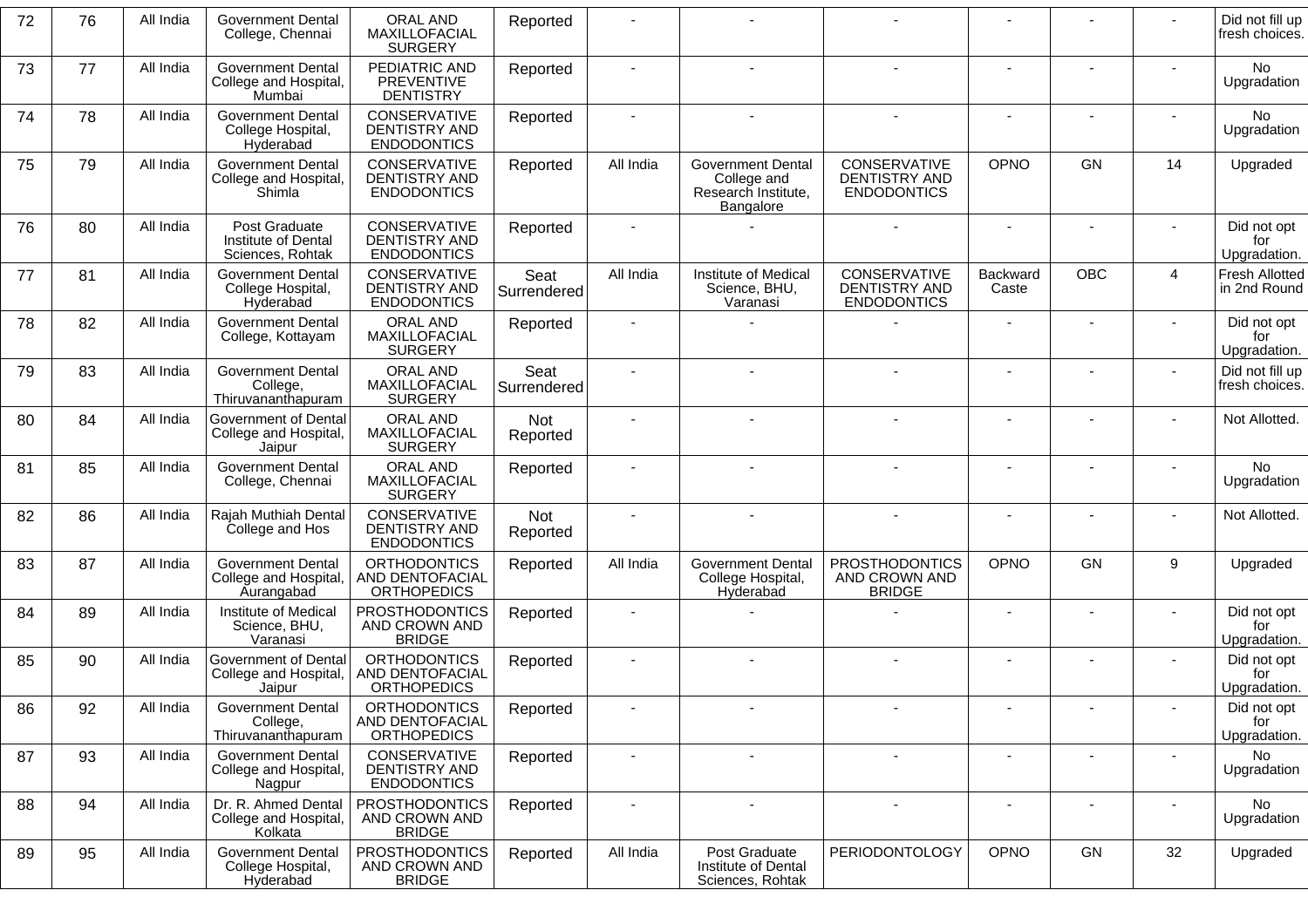| 72 | 76 | All India | Government Dental College, Chennai | ORAL AND MAXILLOFACIAL SURGERY | Reported | - | - | - | - | - | - | Did not fill up fresh choices. |
|---|---|---|---|---|---|---|---|---|---|---|---|---|
| 73 | 77 | All India | Government Dental College and Hospital, Mumbai | PEDIATRIC AND PREVENTIVE DENTISTRY | Reported | - | - | - | - | - | - | No Upgradation |
| 74 | 78 | All India | Government Dental College Hospital, Hyderabad | CONSERVATIVE DENTISTRY AND ENDODONTICS | Reported | - | - | - | - | - | - | No Upgradation |
| 75 | 79 | All India | Government Dental College and Hospital, Shimla | CONSERVATIVE DENTISTRY AND ENDODONTICS | Reported | All India | Government Dental College and Research Institute, Bangalore | CONSERVATIVE DENTISTRY AND ENDODONTICS | OPNO | GN | 14 | Upgraded |
| 76 | 80 | All India | Post Graduate Institute of Dental Sciences, Rohtak | CONSERVATIVE DENTISTRY AND ENDODONTICS | Reported | - | - | - | - | - | - | Did not opt for Upgradation. |
| 77 | 81 | All India | Government Dental College Hospital, Hyderabad | CONSERVATIVE DENTISTRY AND ENDODONTICS | Seat Surrendered | All India | Institute of Medical Science, BHU, Varanasi | CONSERVATIVE DENTISTRY AND ENDODONTICS | Backward Caste | OBC | 4 | Fresh Allotted in 2nd Round |
| 78 | 82 | All India | Government Dental College, Kottayam | ORAL AND MAXILLOFACIAL SURGERY | Reported | - | - | - | - | - | - | Did not opt for Upgradation. |
| 79 | 83 | All India | Government Dental College, Thiruvananthapuram | ORAL AND MAXILLOFACIAL SURGERY | Seat Surrendered | - | - | - | - | - | - | Did not fill up fresh choices. |
| 80 | 84 | All India | Government of Dental College and Hospital, Jaipur | ORAL AND MAXILLOFACIAL SURGERY | Not Reported | - | - | - | - | - | - | Not Allotted. |
| 81 | 85 | All India | Government Dental College, Chennai | ORAL AND MAXILLOFACIAL SURGERY | Reported | - | - | - | - | - | - | No Upgradation |
| 82 | 86 | All India | Rajah Muthiah Dental College and Hos | CONSERVATIVE DENTISTRY AND ENDODONTICS | Not Reported | - | - | - | - | - | - | Not Allotted. |
| 83 | 87 | All India | Government Dental College and Hospital, Aurangabad | ORTHODONTICS AND DENTOFACIAL ORTHOPEDICS | Reported | All India | Government Dental College Hospital, Hyderabad | PROSTHODONTICS AND CROWN AND BRIDGE | OPNO | GN | 9 | Upgraded |
| 84 | 89 | All India | Institute of Medical Science, BHU, Varanasi | PROSTHODONTICS AND CROWN AND BRIDGE | Reported | - | - | - | - | - | - | Did not opt for Upgradation. |
| 85 | 90 | All India | Government of Dental College and Hospital, Jaipur | ORTHODONTICS AND DENTOFACIAL ORTHOPEDICS | Reported | - | - | - | - | - | - | Did not opt for Upgradation. |
| 86 | 92 | All India | Government Dental College, Thiruvananthapuram | ORTHODONTICS AND DENTOFACIAL ORTHOPEDICS | Reported | - | - | - | - | - | - | Did not opt for Upgradation. |
| 87 | 93 | All India | Government Dental College and Hospital, Nagpur | CONSERVATIVE DENTISTRY AND ENDODONTICS | Reported | - | - | - | - | - | - | No Upgradation |
| 88 | 94 | All India | Dr. R. Ahmed Dental College and Hospital, Kolkata | PROSTHODONTICS AND CROWN AND BRIDGE | Reported | - | - | - | - | - | - | No Upgradation |
| 89 | 95 | All India | Government Dental College Hospital, Hyderabad | PROSTHODONTICS AND CROWN AND BRIDGE | Reported | All India | Post Graduate Institute of Dental Sciences, Rohtak | PERIODONTOLOGY | OPNO | GN | 32 | Upgraded |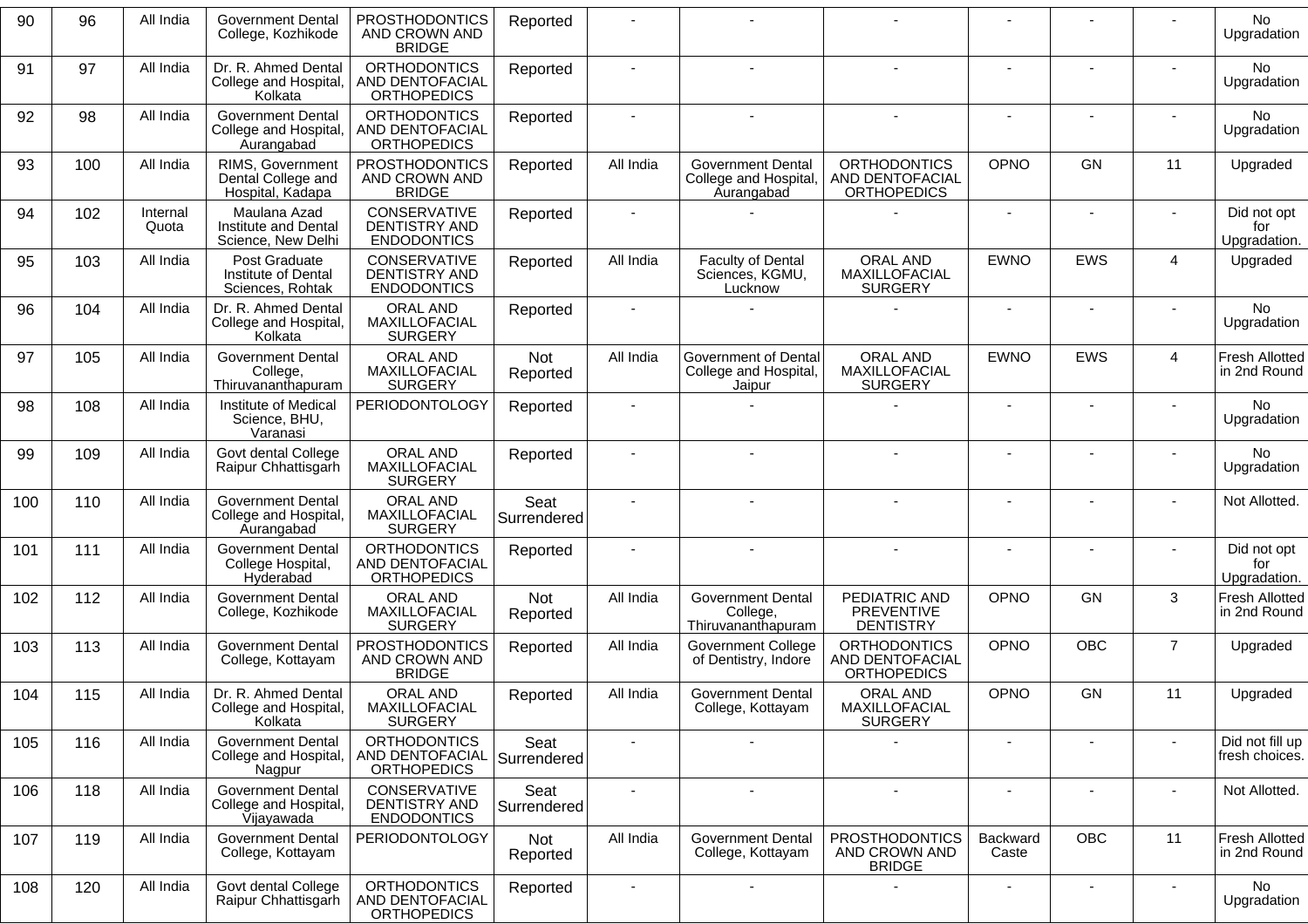| 90 | 96 | All India | Government Dental College, Kozhikode | PROSTHODONTICS AND CROWN AND BRIDGE | Reported | - | - | - | - | - | - | No Upgradation |
|---|---|---|---|---|---|---|---|---|---|---|---|---|
| 91 | 97 | All India | Dr. R. Ahmed Dental College and Hospital, Kolkata | ORTHODONTICS AND DENTOFACIAL ORTHOPEDICS | Reported | - | - | - | - | - | - | No Upgradation |
| 92 | 98 | All India | Government Dental College and Hospital, Aurangabad | ORTHODONTICS AND DENTOFACIAL ORTHOPEDICS | Reported | - | - | - | - | - | - | No Upgradation |
| 93 | 100 | All India | RIMS, Government Dental College and Hospital, Kadapa | PROSTHODONTICS AND CROWN AND BRIDGE | Reported | All India | Government Dental College and Hospital, Aurangabad | ORTHODONTICS AND DENTOFACIAL ORTHOPEDICS | OPNO | GN | 11 | Upgraded |
| 94 | 102 | Internal Quota | Maulana Azad Institute and Dental Science, New Delhi | CONSERVATIVE DENTISTRY AND ENDODONTICS | Reported | - | - | - | - | - | - | Did not opt for Upgradation. |
| 95 | 103 | All India | Post Graduate Institute of Dental Sciences, Rohtak | CONSERVATIVE DENTISTRY AND ENDODONTICS | Reported | All India | Faculty of Dental Sciences, KGMU, Lucknow | ORAL AND MAXILLOFACIAL SURGERY | EWNO | EWS | 4 | Upgraded |
| 96 | 104 | All India | Dr. R. Ahmed Dental College and Hospital, Kolkata | ORAL AND MAXILLOFACIAL SURGERY | Reported | - | - | - | - | - | - | No Upgradation |
| 97 | 105 | All India | Government Dental College, Thiruvananthapuram | ORAL AND MAXILLOFACIAL SURGERY | Not Reported | All India | Government of Dental College and Hospital, Jaipur | ORAL AND MAXILLOFACIAL SURGERY | EWNO | EWS | 4 | Fresh Allotted in 2nd Round |
| 98 | 108 | All India | Institute of Medical Science, BHU, Varanasi | PERIODONTOLOGY | Reported | - | - | - | - | - | - | No Upgradation |
| 99 | 109 | All India | Govt dental College Raipur Chhattisgarh | ORAL AND MAXILLOFACIAL SURGERY | Reported | - | - | - | - | - | - | No Upgradation |
| 100 | 110 | All India | Government Dental College and Hospital, Aurangabad | ORAL AND MAXILLOFACIAL SURGERY | Seat Surrendered | - | - | - | - | - | - | Not Allotted. |
| 101 | 111 | All India | Government Dental College Hospital, Hyderabad | ORTHODONTICS AND DENTOFACIAL ORTHOPEDICS | Reported | - | - | - | - | - | - | Did not opt for Upgradation. |
| 102 | 112 | All India | Government Dental College, Kozhikode | ORAL AND MAXILLOFACIAL SURGERY | Not Reported | All India | Government Dental College, Thiruvananthapuram | PEDIATRIC AND PREVENTIVE DENTISTRY | OPNO | GN | 3 | Fresh Allotted in 2nd Round |
| 103 | 113 | All India | Government Dental College, Kottayam | PROSTHODONTICS AND CROWN AND BRIDGE | Reported | All India | Government College of Dentistry, Indore | ORTHODONTICS AND DENTOFACIAL ORTHOPEDICS | OPNO | OBC | 7 | Upgraded |
| 104 | 115 | All India | Dr. R. Ahmed Dental College and Hospital, Kolkata | ORAL AND MAXILLOFACIAL SURGERY | Reported | All India | Government Dental College, Kottayam | ORAL AND MAXILLOFACIAL SURGERY | OPNO | GN | 11 | Upgraded |
| 105 | 116 | All India | Government Dental College and Hospital, Nagpur | ORTHODONTICS AND DENTOFACIAL ORTHOPEDICS | Seat Surrendered | - | - | - | - | - | - | Did not fill up fresh choices. |
| 106 | 118 | All India | Government Dental College and Hospital, Vijayawada | CONSERVATIVE DENTISTRY AND ENDODONTICS | Seat Surrendered | - | - | - | - | - | - | Not Allotted. |
| 107 | 119 | All India | Government Dental College, Kottayam | PERIODONTOLOGY | Not Reported | All India | Government Dental College, Kottayam | PROSTHODONTICS AND CROWN AND BRIDGE | Backward Caste | OBC | 11 | Fresh Allotted in 2nd Round |
| 108 | 120 | All India | Govt dental College Raipur Chhattisgarh | ORTHODONTICS AND DENTOFACIAL ORTHOPEDICS | Reported | - | - | - | - | - | - | No Upgradation |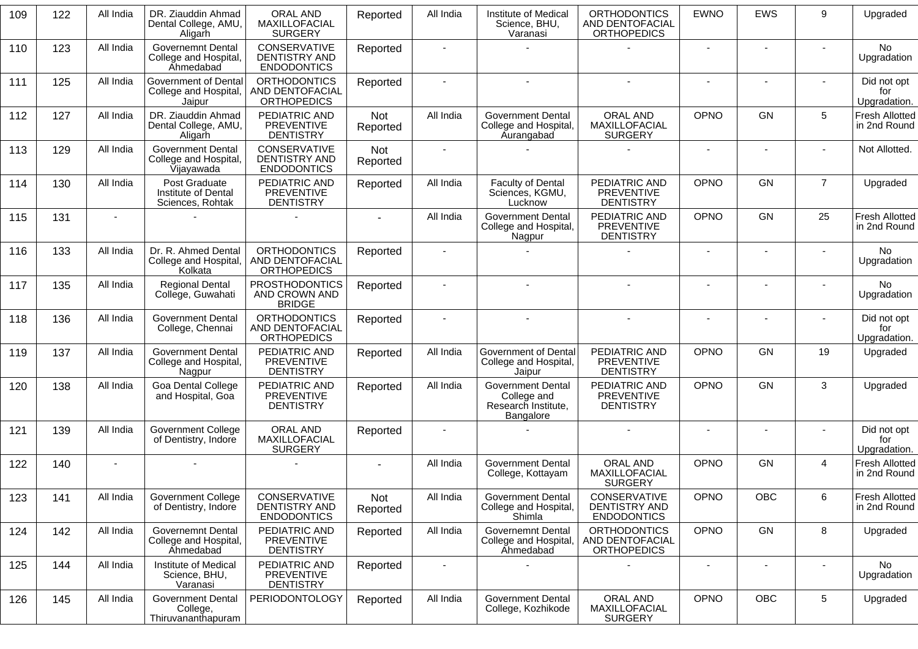| 109 | 122 | All India | DR. Ziauddin Ahmad Dental College, AMU, Aligarh | ORAL AND MAXILLOFACIAL SURGERY | Reported | All India | Institute of Medical Science, BHU, Varanasi | ORTHODONTICS AND DENTOFACIAL ORTHOPEDICS | EWNO | EWS | 9 | Upgraded |
|---|---|---|---|---|---|---|---|---|---|---|---|---|
| 110 | 123 | All India | Governemnt Dental College and Hospital, Ahmedabad | CONSERVATIVE DENTISTRY AND ENDODONTICS | Reported | - | - | - | - | - | - | No Upgradation |
| 111 | 125 | All India | Government of Dental College and Hospital, Jaipur | ORTHODONTICS AND DENTOFACIAL ORTHOPEDICS | Reported | - | - | - | - | - | - | Did not opt for Upgradation. |
| 112 | 127 | All India | DR. Ziauddin Ahmad Dental College, AMU, Aligarh | PEDIATRIC AND PREVENTIVE DENTISTRY | Not Reported | All India | Government Dental College and Hospital, Aurangabad | ORAL AND MAXILLOFACIAL SURGERY | OPNO | GN | 5 | Fresh Allotted in 2nd Round |
| 113 | 129 | All India | Government Dental College and Hospital, Vijayawada | CONSERVATIVE DENTISTRY AND ENDODONTICS | Not Reported | - | - | - | - | - | - | Not Allotted. |
| 114 | 130 | All India | Post Graduate Institute of Dental Sciences, Rohtak | PEDIATRIC AND PREVENTIVE DENTISTRY | Reported | All India | Faculty of Dental Sciences, KGMU, Lucknow | PEDIATRIC AND PREVENTIVE DENTISTRY | OPNO | GN | 7 | Upgraded |
| 115 | 131 | - | - | - | - | All India | Government Dental College and Hospital, Nagpur | PEDIATRIC AND PREVENTIVE DENTISTRY | OPNO | GN | 25 | Fresh Allotted in 2nd Round |
| 116 | 133 | All India | Dr. R. Ahmed Dental College and Hospital, Kolkata | ORTHODONTICS AND DENTOFACIAL ORTHOPEDICS | Reported | - | - | - | - | - | - | No Upgradation |
| 117 | 135 | All India | Regional Dental College, Guwahati | PROSTHODONTICS AND CROWN AND BRIDGE | Reported | - | - | - | - | - | - | No Upgradation |
| 118 | 136 | All India | Government Dental College, Chennai | ORTHODONTICS AND DENTOFACIAL ORTHOPEDICS | Reported | - | - | - | - | - | - | Did not opt for Upgradation. |
| 119 | 137 | All India | Government Dental College and Hospital, Nagpur | PEDIATRIC AND PREVENTIVE DENTISTRY | Reported | All India | Government of Dental College and Hospital, Jaipur | PEDIATRIC AND PREVENTIVE DENTISTRY | OPNO | GN | 19 | Upgraded |
| 120 | 138 | All India | Goa Dental College and Hospital, Goa | PEDIATRIC AND PREVENTIVE DENTISTRY | Reported | All India | Government Dental College and Research Institute, Bangalore | PEDIATRIC AND PREVENTIVE DENTISTRY | OPNO | GN | 3 | Upgraded |
| 121 | 139 | All India | Government College of Dentistry, Indore | ORAL AND MAXILLOFACIAL SURGERY | Reported | - | - | - | - | - | - | Did not opt for Upgradation. |
| 122 | 140 | - | - | - | - | All India | Government Dental College, Kottayam | ORAL AND MAXILLOFACIAL SURGERY | OPNO | GN | 4 | Fresh Allotted in 2nd Round |
| 123 | 141 | All India | Government College of Dentistry, Indore | CONSERVATIVE DENTISTRY AND ENDODONTICS | Not Reported | All India | Government Dental College and Hospital, Shimla | CONSERVATIVE DENTISTRY AND ENDODONTICS | OPNO | OBC | 6 | Fresh Allotted in 2nd Round |
| 124 | 142 | All India | Governemnt Dental College and Hospital, Ahmedabad | PEDIATRIC AND PREVENTIVE DENTISTRY | Reported | All India | Governemnt Dental College and Hospital, Ahmedabad | ORTHODONTICS AND DENTOFACIAL ORTHOPEDICS | OPNO | GN | 8 | Upgraded |
| 125 | 144 | All India | Institute of Medical Science, BHU, Varanasi | PEDIATRIC AND PREVENTIVE DENTISTRY | Reported | - | - | - | - | - | - | No Upgradation |
| 126 | 145 | All India | Government Dental College, Thiruvananthapuram | PERIODONTOLOGY | Reported | All India | Government Dental College, Kozhikode | ORAL AND MAXILLOFACIAL SURGERY | OPNO | OBC | 5 | Upgraded |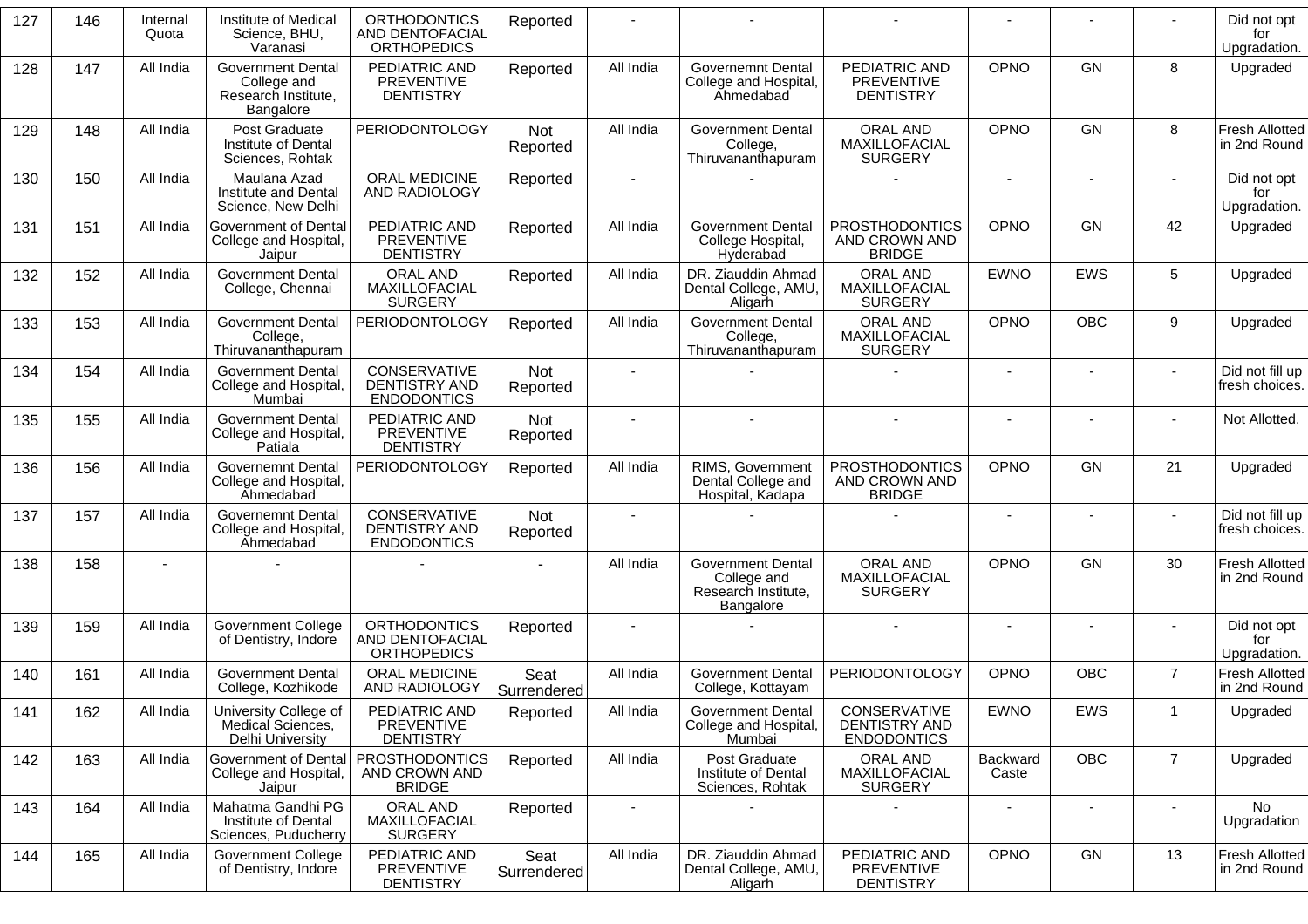| 127 | 146 | Internal Quota | Institute of Medical Science, BHU, Varanasi | ORTHODONTICS AND DENTOFACIAL ORTHOPEDICS | Reported | - | - | - | - | - | - | Did not opt for Upgradation. |
|---|---|---|---|---|---|---|---|---|---|---|---|---|
| 128 | 147 | All India | Government Dental College and Research Institute, Bangalore | PEDIATRIC AND PREVENTIVE DENTISTRY | Reported | All India | Governemnt Dental College and Hospital, Ahmedabad | PEDIATRIC AND PREVENTIVE DENTISTRY | OPNO | GN | 8 | Upgraded |
| 129 | 148 | All India | Post Graduate Institute of Dental Sciences, Rohtak | PERIODONTOLOGY | Not Reported | All India | Government Dental College, Thiruvananthapuram | ORAL AND MAXILLOFACIAL SURGERY | OPNO | GN | 8 | Fresh Allotted in 2nd Round |
| 130 | 150 | All India | Maulana Azad Institute and Dental Science, New Delhi | ORAL MEDICINE AND RADIOLOGY | Reported | - | - | - | - | - | - | Did not opt for Upgradation. |
| 131 | 151 | All India | Government of Dental College and Hospital, Jaipur | PEDIATRIC AND PREVENTIVE DENTISTRY | Reported | All India | Government Dental College Hospital, Hyderabad | PROSTHODONTICS AND CROWN AND BRIDGE | OPNO | GN | 42 | Upgraded |
| 132 | 152 | All India | Government Dental College, Chennai | ORAL AND MAXILLOFACIAL SURGERY | Reported | All India | DR. Ziauddin Ahmad Dental College, AMU, Aligarh | ORAL AND MAXILLOFACIAL SURGERY | EWNO | EWS | 5 | Upgraded |
| 133 | 153 | All India | Government Dental College, Thiruvananthapuram | PERIODONTOLOGY | Reported | All India | Government Dental College, Thiruvananthapuram | ORAL AND MAXILLOFACIAL SURGERY | OPNO | OBC | 9 | Upgraded |
| 134 | 154 | All India | Government Dental College and Hospital, Mumbai | CONSERVATIVE DENTISTRY AND ENDODONTICS | Not Reported | - | - | - | - | - | - | Did not fill up fresh choices. |
| 135 | 155 | All India | Government Dental College and Hospital, Patiala | PEDIATRIC AND PREVENTIVE DENTISTRY | Not Reported | - | - | - | - | - | - | Not Allotted. |
| 136 | 156 | All India | Governemnt Dental College and Hospital, Ahmedabad | PERIODONTOLOGY | Reported | All India | RIMS, Government Dental College and Hospital, Kadapa | PROSTHODONTICS AND CROWN AND BRIDGE | OPNO | GN | 21 | Upgraded |
| 137 | 157 | All India | Governemnt Dental College and Hospital, Ahmedabad | CONSERVATIVE DENTISTRY AND ENDODONTICS | Not Reported | - | - | - | - | - | - | Did not fill up fresh choices. |
| 138 | 158 | - | - | - | - | All India | Government Dental College and Research Institute, Bangalore | ORAL AND MAXILLOFACIAL SURGERY | OPNO | GN | 30 | Fresh Allotted in 2nd Round |
| 139 | 159 | All India | Government College of Dentistry, Indore | ORTHODONTICS AND DENTOFACIAL ORTHOPEDICS | Reported | - | - | - | - | - | - | Did not opt for Upgradation. |
| 140 | 161 | All India | Government Dental College, Kozhikode | ORAL MEDICINE AND RADIOLOGY | Seat Surrendered | All India | Government Dental College, Kottayam | PERIODONTOLOGY | OPNO | OBC | 7 | Fresh Allotted in 2nd Round |
| 141 | 162 | All India | University College of Medical Sciences, Delhi University | PEDIATRIC AND PREVENTIVE DENTISTRY | Reported | All India | Government Dental College and Hospital, Mumbai | CONSERVATIVE DENTISTRY AND ENDODONTICS | EWNO | EWS | 1 | Upgraded |
| 142 | 163 | All India | Government of Dental College and Hospital, Jaipur | PROSTHODONTICS AND CROWN AND BRIDGE | Reported | All India | Post Graduate Institute of Dental Sciences, Rohtak | ORAL AND MAXILLOFACIAL SURGERY | Backward Caste | OBC | 7 | Upgraded |
| 143 | 164 | All India | Mahatma Gandhi PG Institute of Dental Sciences, Puducherry | ORAL AND MAXILLOFACIAL SURGERY | Reported | - | - | - | - | - | - | No Upgradation |
| 144 | 165 | All India | Government College of Dentistry, Indore | PEDIATRIC AND PREVENTIVE DENTISTRY | Seat Surrendered | All India | DR. Ziauddin Ahmad Dental College, AMU, Aligarh | PEDIATRIC AND PREVENTIVE DENTISTRY | OPNO | GN | 13 | Fresh Allotted in 2nd Round |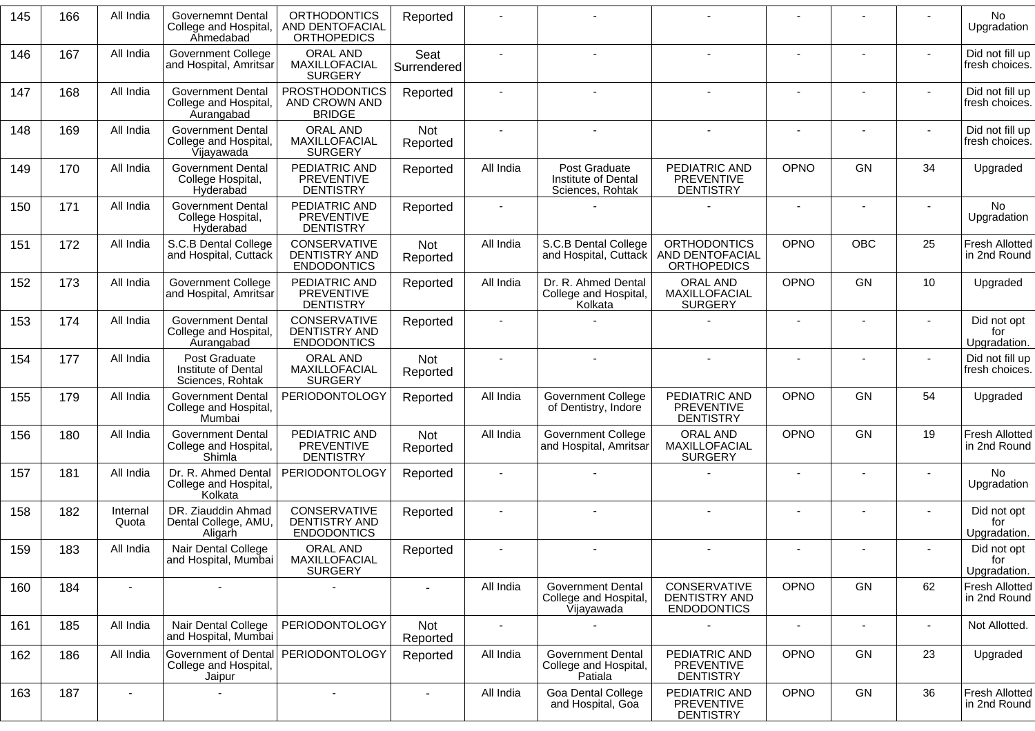| 145 | 166 | All India | Governemnt Dental College and Hospital, Ahmedabad | ORTHODONTICS AND DENTOFACIAL ORTHOPEDICS | Reported | - | - | - | - | - | - | No Upgradation |
|---|---|---|---|---|---|---|---|---|---|---|---|---|
| 146 | 167 | All India | Government College and Hospital, Amritsar | ORAL AND MAXILLOFACIAL SURGERY | Seat Surrendered | - | - | - | - | - | - | Did not fill up fresh choices. |
| 147 | 168 | All India | Government Dental College and Hospital, Aurangabad | PROSTHODONTICS AND CROWN AND BRIDGE | Reported | - | - | - | - | - | - | Did not fill up fresh choices. |
| 148 | 169 | All India | Government Dental College and Hospital, Vijayawada | ORAL AND MAXILLOFACIAL SURGERY | Not Reported | - | - | - | - | - | - | Did not fill up fresh choices. |
| 149 | 170 | All India | Government Dental College Hospital, Hyderabad | PEDIATRIC AND PREVENTIVE DENTISTRY | Reported | All India | Post Graduate Institute of Dental Sciences, Rohtak | PEDIATRIC AND PREVENTIVE DENTISTRY | OPNO | GN | 34 | Upgraded |
| 150 | 171 | All India | Government Dental College Hospital, Hyderabad | PEDIATRIC AND PREVENTIVE DENTISTRY | Reported | - | - | - | - | - | - | No Upgradation |
| 151 | 172 | All India | S.C.B Dental College and Hospital, Cuttack | CONSERVATIVE DENTISTRY AND ENDODONTICS | Not Reported | All India | S.C.B Dental College and Hospital, Cuttack | ORTHODONTICS AND DENTOFACIAL ORTHOPEDICS | OPNO | OBC | 25 | Fresh Allotted in 2nd Round |
| 152 | 173 | All India | Government College and Hospital, Amritsar | PEDIATRIC AND PREVENTIVE DENTISTRY | Reported | All India | Dr. R. Ahmed Dental College and Hospital, Kolkata | ORAL AND MAXILLOFACIAL SURGERY | OPNO | GN | 10 | Upgraded |
| 153 | 174 | All India | Government Dental College and Hospital, Aurangabad | CONSERVATIVE DENTISTRY AND ENDODONTICS | Reported | - | - | - | - | - | - | Did not opt for Upgradation. |
| 154 | 177 | All India | Post Graduate Institute of Dental Sciences, Rohtak | ORAL AND MAXILLOFACIAL SURGERY | Not Reported | - | - | - | - | - | - | Did not fill up fresh choices. |
| 155 | 179 | All India | Government Dental College and Hospital, Mumbai | PERIODONTOLOGY | Reported | All India | Government College of Dentistry, Indore | PEDIATRIC AND PREVENTIVE DENTISTRY | OPNO | GN | 54 | Upgraded |
| 156 | 180 | All India | Government Dental College and Hospital, Shimla | PEDIATRIC AND PREVENTIVE DENTISTRY | Not Reported | All India | Government College and Hospital, Amritsar | ORAL AND MAXILLOFACIAL SURGERY | OPNO | GN | 19 | Fresh Allotted in 2nd Round |
| 157 | 181 | All India | Dr. R. Ahmed Dental College and Hospital, Kolkata | PERIODONTOLOGY | Reported | - | - | - | - | - | - | No Upgradation |
| 158 | 182 | Internal Quota | DR. Ziauddin Ahmad Dental College, AMU, Aligarh | CONSERVATIVE DENTISTRY AND ENDODONTICS | Reported | - | - | - | - | - | - | Did not opt for Upgradation. |
| 159 | 183 | All India | Nair Dental College and Hospital, Mumbai | ORAL AND MAXILLOFACIAL SURGERY | Reported | - | - | - | - | - | - | Did not opt for Upgradation. |
| 160 | 184 | - | - | - | - | All India | Government Dental College and Hospital, Vijayawada | CONSERVATIVE DENTISTRY AND ENDODONTICS | OPNO | GN | 62 | Fresh Allotted in 2nd Round |
| 161 | 185 | All India | Nair Dental College and Hospital, Mumbai | PERIODONTOLOGY | Not Reported | - | - | - | - | - | - | Not Allotted. |
| 162 | 186 | All India | Government of Dental College and Hospital, Jaipur | PERIODONTOLOGY | Reported | All India | Government Dental College and Hospital, Patiala | PEDIATRIC AND PREVENTIVE DENTISTRY | OPNO | GN | 23 | Upgraded |
| 163 | 187 | - | - | - | - | All India | Goa Dental College and Hospital, Goa | PEDIATRIC AND PREVENTIVE DENTISTRY | OPNO | GN | 36 | Fresh Allotted in 2nd Round |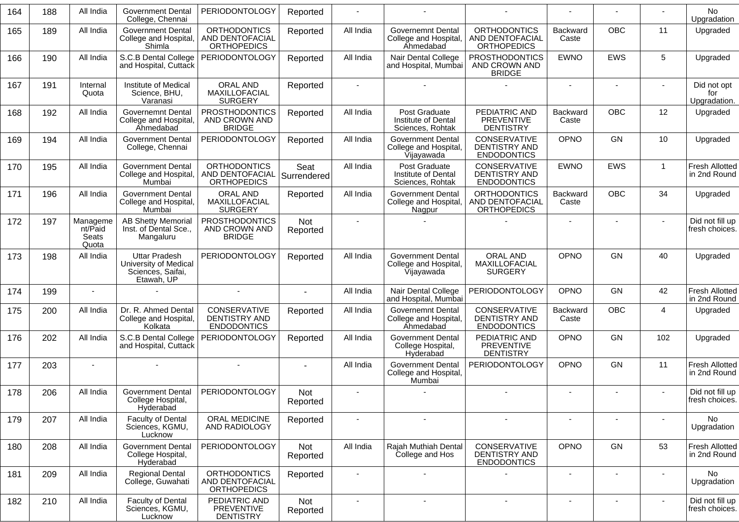| 164 | 188 | All India | Government Dental College, Chennai | PERIODONTOLOGY | Reported | - | - | - | - | - | - | No Upgradation |
|---|---|---|---|---|---|---|---|---|---|---|---|---|
| 165 | 189 | All India | Government Dental College and Hospital, Shimla | ORTHODONTICS AND DENTOFACIAL ORTHOPEDICS | Reported | All India | Governemnt Dental College and Hospital, Ahmedabad | ORTHODONTICS AND DENTOFACIAL ORTHOPEDICS | Backward Caste | OBC | 11 | Upgraded |
| 166 | 190 | All India | S.C.B Dental College and Hospital, Cuttack | PERIODONTOLOGY | Reported | All India | Nair Dental College and Hospital, Mumbai | PROSTHODONTICS AND CROWN AND BRIDGE | EWNO | EWS | 5 | Upgraded |
| 167 | 191 | Internal Quota | Institute of Medical Science, BHU, Varanasi | ORAL AND MAXILLOFACIAL SURGERY | Reported | - | - | - | - | - | - | Did not opt for Upgradation. |
| 168 | 192 | All India | Governemnt Dental College and Hospital, Ahmedabad | PROSTHODONTICS AND CROWN AND BRIDGE | Reported | All India | Post Graduate Institute of Dental Sciences, Rohtak | PEDIATRIC AND PREVENTIVE DENTISTRY | Backward Caste | OBC | 12 | Upgraded |
| 169 | 194 | All India | Government Dental College, Chennai | PERIODONTOLOGY | Reported | All India | Government Dental College and Hospital, Vijayawada | CONSERVATIVE DENTISTRY AND ENDODONTICS | OPNO | GN | 10 | Upgraded |
| 170 | 195 | All India | Government Dental College and Hospital, Mumbai | ORTHODONTICS AND DENTOFACIAL ORTHOPEDICS | Seat Surrendered | All India | Post Graduate Institute of Dental Sciences, Rohtak | CONSERVATIVE DENTISTRY AND ENDODONTICS | EWNO | EWS | 1 | Fresh Allotted in 2nd Round |
| 171 | 196 | All India | Government Dental College and Hospital, Mumbai | ORAL AND MAXILLOFACIAL SURGERY | Reported | All India | Government Dental College and Hospital, Nagpur | ORTHODONTICS AND DENTOFACIAL ORTHOPEDICS | Backward Caste | OBC | 34 | Upgraded |
| 172 | 197 | Management/Paid Seats Quota | AB Shetty Memorial Inst. of Dental Sce., Mangaluru | PROSTHODONTICS AND CROWN AND BRIDGE | Not Reported | - | - | - | - | - | - | Did not fill up fresh choices. |
| 173 | 198 | All India | Uttar Pradesh University of Medical Sciences, Saifai, Etawah, UP | PERIODONTOLOGY | Reported | All India | Government Dental College and Hospital, Vijayawada | ORAL AND MAXILLOFACIAL SURGERY | OPNO | GN | 40 | Upgraded |
| 174 | 199 | - | - | - | - | All India | Nair Dental College and Hospital, Mumbai | PERIODONTOLOGY | OPNO | GN | 42 | Fresh Allotted in 2nd Round |
| 175 | 200 | All India | Dr. R. Ahmed Dental College and Hospital, Kolkata | CONSERVATIVE DENTISTRY AND ENDODONTICS | Reported | All India | Governemnt Dental College and Hospital, Ahmedabad | CONSERVATIVE DENTISTRY AND ENDODONTICS | Backward Caste | OBC | 4 | Upgraded |
| 176 | 202 | All India | S.C.B Dental College and Hospital, Cuttack | PERIODONTOLOGY | Reported | All India | Government Dental College Hospital, Hyderabad | PEDIATRIC AND PREVENTIVE DENTISTRY | OPNO | GN | 102 | Upgraded |
| 177 | 203 | - | - | - | - | All India | Government Dental College and Hospital, Mumbai | PERIODONTOLOGY | OPNO | GN | 11 | Fresh Allotted in 2nd Round |
| 178 | 206 | All India | Government Dental College Hospital, Hyderabad | PERIODONTOLOGY | Not Reported | - | - | - | - | - | - | Did not fill up fresh choices. |
| 179 | 207 | All India | Faculty of Dental Sciences, KGMU, Lucknow | ORAL MEDICINE AND RADIOLOGY | Reported | - | - | - | - | - | - | No Upgradation |
| 180 | 208 | All India | Government Dental College Hospital, Hyderabad | PERIODONTOLOGY | Not Reported | All India | Rajah Muthiah Dental College and Hos | CONSERVATIVE DENTISTRY AND ENDODONTICS | OPNO | GN | 53 | Fresh Allotted in 2nd Round |
| 181 | 209 | All India | Regional Dental College, Guwahati | ORTHODONTICS AND DENTOFACIAL ORTHOPEDICS | Reported | - | - | - | - | - | - | No Upgradation |
| 182 | 210 | All India | Faculty of Dental Sciences, KGMU, Lucknow | PEDIATRIC AND PREVENTIVE DENTISTRY | Not Reported | - | - | - | - | - | - | Did not fill up fresh choices. |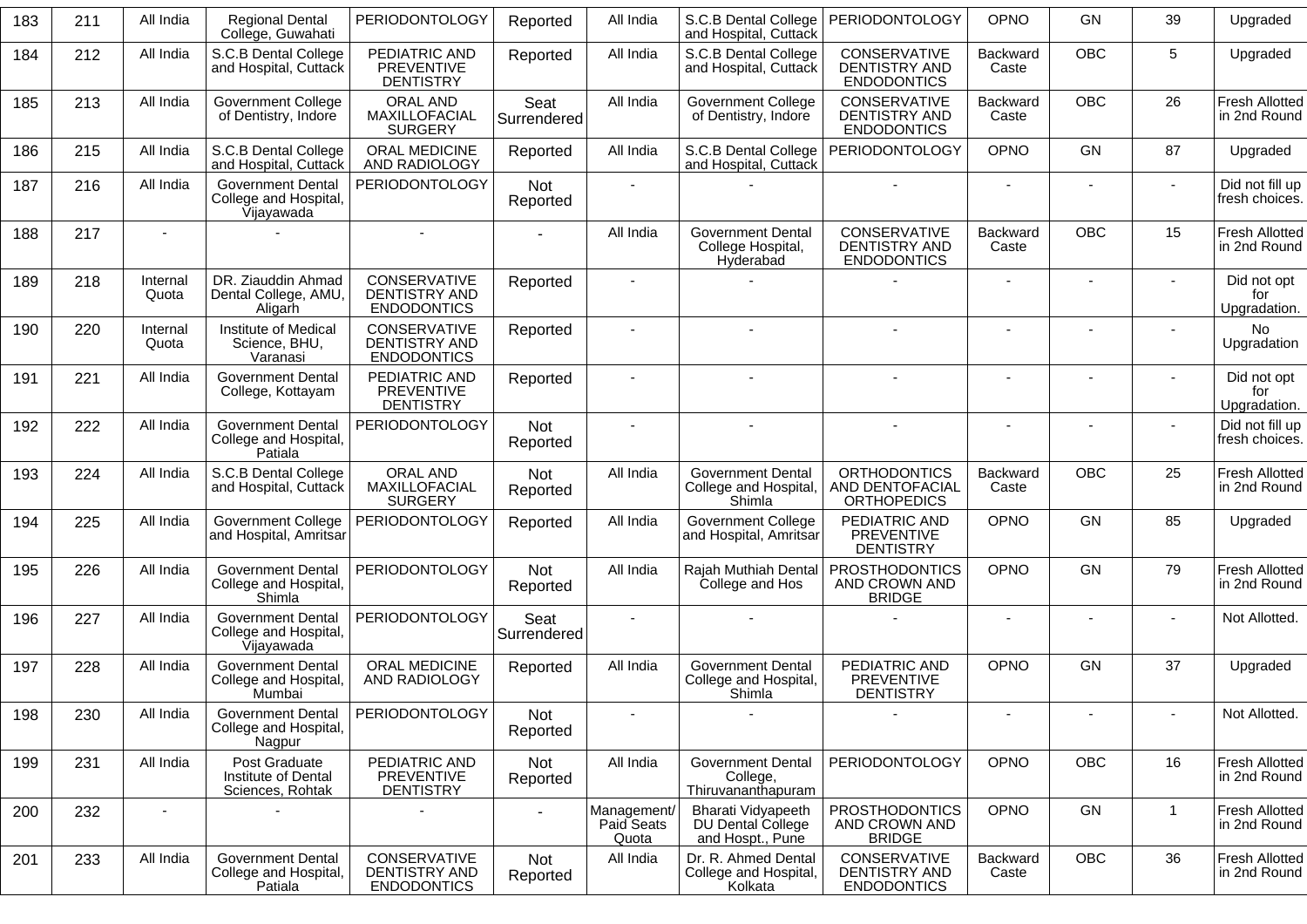| 183 | 211 | All India | Regional Dental College, Guwahati | PERIODONTOLOGY | Reported | All India | S.C.B Dental College and Hospital, Cuttack | PERIODONTOLOGY | OPNO | GN | 39 | Upgraded |
|---|---|---|---|---|---|---|---|---|---|---|---|---|
| 184 | 212 | All India | S.C.B Dental College and Hospital, Cuttack | PEDIATRIC AND PREVENTIVE DENTISTRY | Reported | All India | S.C.B Dental College and Hospital, Cuttack | CONSERVATIVE DENTISTRY AND ENDODONTICS | Backward Caste | OBC | 5 | Upgraded |
| 185 | 213 | All India | Government College of Dentistry, Indore | ORAL AND MAXILLOFACIAL SURGERY | Seat Surrendered | All India | Government College of Dentistry, Indore | CONSERVATIVE DENTISTRY AND ENDODONTICS | Backward Caste | OBC | 26 | Fresh Allotted in 2nd Round |
| 186 | 215 | All India | S.C.B Dental College and Hospital, Cuttack | ORAL MEDICINE AND RADIOLOGY | Reported | All India | S.C.B Dental College and Hospital, Cuttack | PERIODONTOLOGY | OPNO | GN | 87 | Upgraded |
| 187 | 216 | All India | Government Dental College and Hospital, Vijayawada | PERIODONTOLOGY | Not Reported | - | - | - | - | - | - | Did not fill up fresh choices. |
| 188 | 217 | - | - | - | - | All India | Government Dental College Hospital, Hyderabad | CONSERVATIVE DENTISTRY AND ENDODONTICS | Backward Caste | OBC | 15 | Fresh Allotted in 2nd Round |
| 189 | 218 | Internal Quota | DR. Ziauddin Ahmad Dental College, AMU, Aligarh | CONSERVATIVE DENTISTRY AND ENDODONTICS | Reported | - | - | - | - | - | - | Did not opt for Upgradation. |
| 190 | 220 | Internal Quota | Institute of Medical Science, BHU, Varanasi | CONSERVATIVE DENTISTRY AND ENDODONTICS | Reported | - | - | - | - | - | - | No Upgradation |
| 191 | 221 | All India | Government Dental College, Kottayam | PEDIATRIC AND PREVENTIVE DENTISTRY | Reported | - | - | - | - | - | - | Did not opt for Upgradation. |
| 192 | 222 | All India | Government Dental College and Hospital, Patiala | PERIODONTOLOGY | Not Reported | - | - | - | - | - | - | Did not fill up fresh choices. |
| 193 | 224 | All India | S.C.B Dental College and Hospital, Cuttack | ORAL AND MAXILLOFACIAL SURGERY | Not Reported | All India | Government Dental College and Hospital, Shimla | ORTHODONTICS AND DENTOFACIAL ORTHOPEDICS | Backward Caste | OBC | 25 | Fresh Allotted in 2nd Round |
| 194 | 225 | All India | Government College and Hospital, Amritsar | PERIODONTOLOGY | Reported | All India | Government College and Hospital, Amritsar | PEDIATRIC AND PREVENTIVE DENTISTRY | OPNO | GN | 85 | Upgraded |
| 195 | 226 | All India | Government Dental College and Hospital, Shimla | PERIODONTOLOGY | Not Reported | All India | Rajah Muthiah Dental College and Hos | PROSTHODONTICS AND CROWN AND BRIDGE | OPNO | GN | 79 | Fresh Allotted in 2nd Round |
| 196 | 227 | All India | Government Dental College and Hospital, Vijayawada | PERIODONTOLOGY | Seat Surrendered | - | - | - | - | - | - | Not Allotted. |
| 197 | 228 | All India | Government Dental College and Hospital, Mumbai | ORAL MEDICINE AND RADIOLOGY | Reported | All India | Government Dental College and Hospital, Shimla | PEDIATRIC AND PREVENTIVE DENTISTRY | OPNO | GN | 37 | Upgraded |
| 198 | 230 | All India | Government Dental College and Hospital, Nagpur | PERIODONTOLOGY | Not Reported | - | - | - | - | - | - | Not Allotted. |
| 199 | 231 | All India | Post Graduate Institute of Dental Sciences, Rohtak | PEDIATRIC AND PREVENTIVE DENTISTRY | Not Reported | All India | Government Dental College, Thiruvananthapuram | PERIODONTOLOGY | OPNO | OBC | 16 | Fresh Allotted in 2nd Round |
| 200 | 232 | - | - | - | - | Management/ Paid Seats Quota | Bharati Vidyapeeth DU Dental College and Hospt., Pune | PROSTHODONTICS AND CROWN AND BRIDGE | OPNO | GN | 1 | Fresh Allotted in 2nd Round |
| 201 | 233 | All India | Government Dental College and Hospital, Patiala | CONSERVATIVE DENTISTRY AND ENDODONTICS | Not Reported | All India | Dr. R. Ahmed Dental College and Hospital, Kolkata | CONSERVATIVE DENTISTRY AND ENDODONTICS | Backward Caste | OBC | 36 | Fresh Allotted in 2nd Round |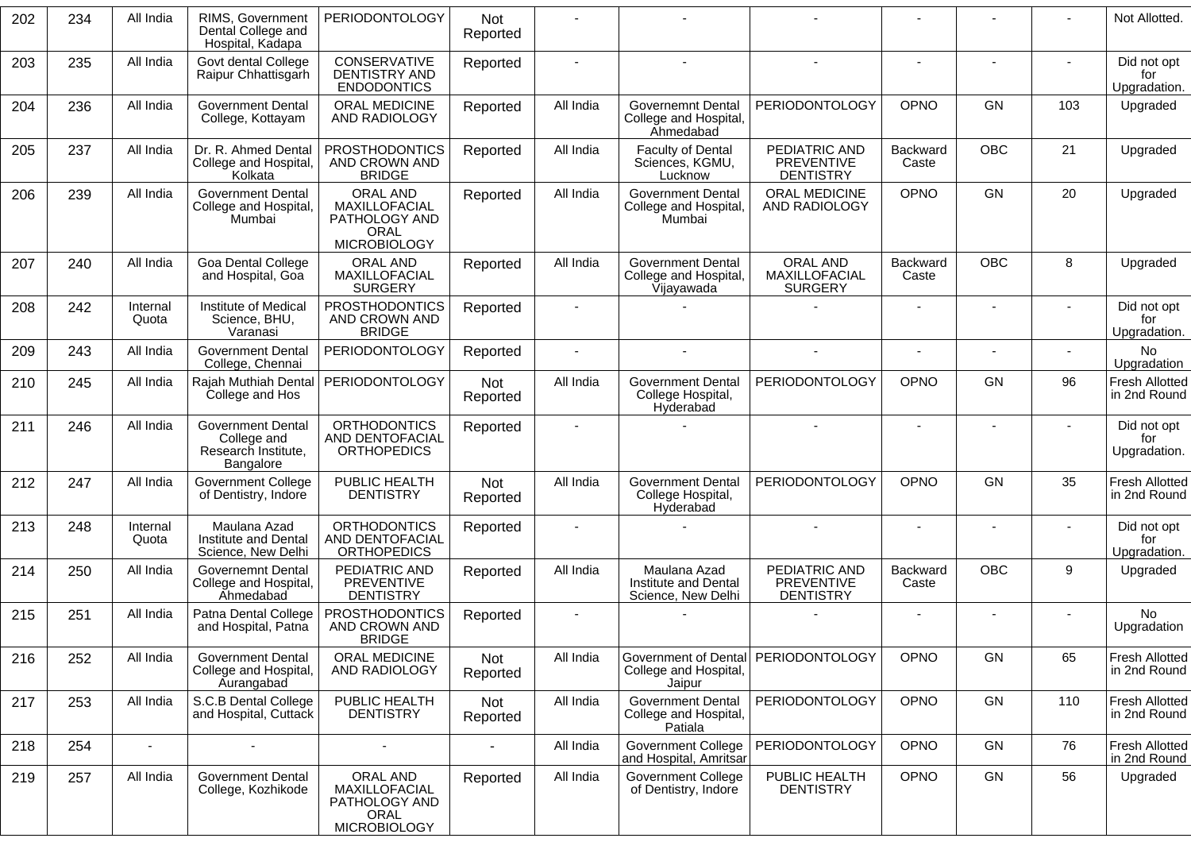| 202 | 234 | All India | RIMS, Government Dental College and Hospital, Kadapa | PERIODONTOLOGY | Not Reported | - | - | - | - | - | - | Not Allotted. |
|---|---|---|---|---|---|---|---|---|---|---|---|---|
| 203 | 235 | All India | Govt dental College Raipur Chhattisgarh | CONSERVATIVE DENTISTRY AND ENDODONTICS | Reported | - | - | - | - | - | - | Did not opt for Upgradation. |
| 204 | 236 | All India | Government Dental College, Kottayam | ORAL MEDICINE AND RADIOLOGY | Reported | All India | Governemnt Dental College and Hospital, Ahmedabad | PERIODONTOLOGY | OPNO | GN | 103 | Upgraded |
| 205 | 237 | All India | Dr. R. Ahmed Dental College and Hospital, Kolkata | PROSTHODONTICS AND CROWN AND BRIDGE | Reported | All India | Faculty of Dental Sciences, KGMU, Lucknow | PEDIATRIC AND PREVENTIVE DENTISTRY | Backward Caste | OBC | 21 | Upgraded |
| 206 | 239 | All India | Government Dental College and Hospital, Mumbai | ORAL AND MAXILLOFACIAL PATHOLOGY AND ORAL MICROBIOLOGY | Reported | All India | Government Dental College and Hospital, Mumbai | ORAL MEDICINE AND RADIOLOGY | OPNO | GN | 20 | Upgraded |
| 207 | 240 | All India | Goa Dental College and Hospital, Goa | ORAL AND MAXILLOFACIAL SURGERY | Reported | All India | Government Dental College and Hospital, Vijayawada | ORAL AND MAXILLOFACIAL SURGERY | Backward Caste | OBC | 8 | Upgraded |
| 208 | 242 | Internal Quota | Institute of Medical Science, BHU, Varanasi | PROSTHODONTICS AND CROWN AND BRIDGE | Reported | - | - | - | - | - | - | Did not opt for Upgradation. |
| 209 | 243 | All India | Government Dental College, Chennai | PERIODONTOLOGY | Reported | - | - | - | - | - | - | No Upgradation |
| 210 | 245 | All India | Rajah Muthiah Dental College and Hos | PERIODONTOLOGY | Not Reported | All India | Government Dental College Hospital, Hyderabad | PERIODONTOLOGY | OPNO | GN | 96 | Fresh Allotted in 2nd Round |
| 211 | 246 | All India | Government Dental College and Research Institute, Bangalore | ORTHODONTICS AND DENTOFACIAL ORTHOPEDICS | Reported | - | - | - | - | - | - | Did not opt for Upgradation. |
| 212 | 247 | All India | Government College of Dentistry, Indore | PUBLIC HEALTH DENTISTRY | Not Reported | All India | Government Dental College Hospital, Hyderabad | PERIODONTOLOGY | OPNO | GN | 35 | Fresh Allotted in 2nd Round |
| 213 | 248 | Internal Quota | Maulana Azad Institute and Dental Science, New Delhi | ORTHODONTICS AND DENTOFACIAL ORTHOPEDICS | Reported | - | - | - | - | - | - | Did not opt for Upgradation. |
| 214 | 250 | All India | Governemnt Dental College and Hospital, Ahmedabad | PEDIATRIC AND PREVENTIVE DENTISTRY | Reported | All India | Maulana Azad Institute and Dental Science, New Delhi | PEDIATRIC AND PREVENTIVE DENTISTRY | Backward Caste | OBC | 9 | Upgraded |
| 215 | 251 | All India | Patna Dental College and Hospital, Patna | PROSTHODONTICS AND CROWN AND BRIDGE | Reported | - | - | - | - | - | - | No Upgradation |
| 216 | 252 | All India | Government Dental College and Hospital, Aurangabad | ORAL MEDICINE AND RADIOLOGY | Not Reported | All India | Government of Dental College and Hospital, Jaipur | PERIODONTOLOGY | OPNO | GN | 65 | Fresh Allotted in 2nd Round |
| 217 | 253 | All India | S.C.B Dental College and Hospital, Cuttack | PUBLIC HEALTH DENTISTRY | Not Reported | All India | Government Dental College and Hospital, Patiala | PERIODONTOLOGY | OPNO | GN | 110 | Fresh Allotted in 2nd Round |
| 218 | 254 | - | - | - | - | All India | Government College and Hospital, Amritsar | PERIODONTOLOGY | OPNO | GN | 76 | Fresh Allotted in 2nd Round |
| 219 | 257 | All India | Government Dental College, Kozhikode | ORAL AND MAXILLOFACIAL PATHOLOGY AND ORAL MICROBIOLOGY | Reported | All India | Government College of Dentistry, Indore | PUBLIC HEALTH DENTISTRY | OPNO | GN | 56 | Upgraded |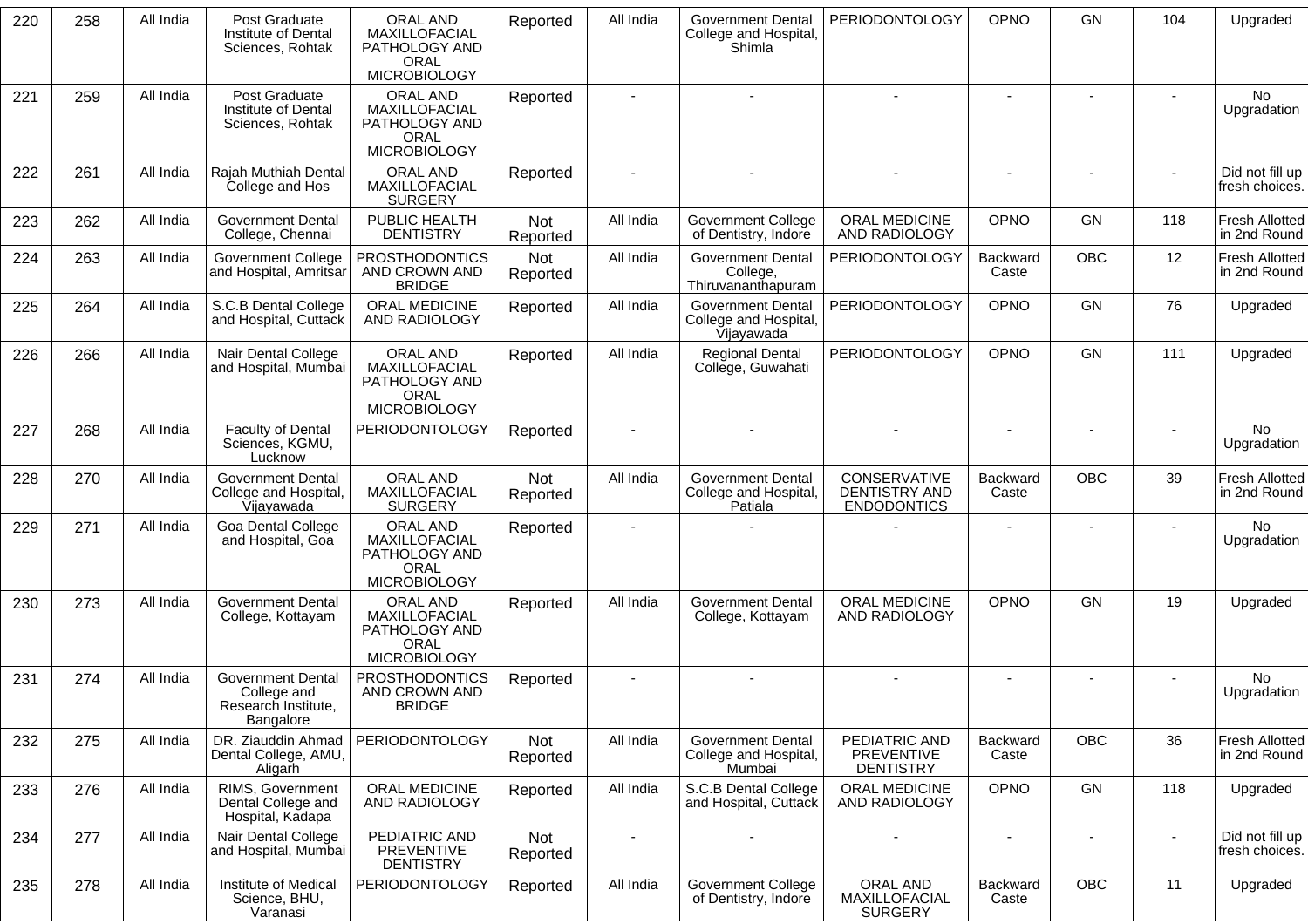| 220 | 258 | All India | Post Graduate Institute of Dental Sciences, Rohtak | ORAL AND MAXILLOFACIAL PATHOLOGY AND ORAL MICROBIOLOGY | Reported | All India | Government Dental College and Hospital, Shimla | PERIODONTOLOGY | OPNO | GN | 104 | Upgraded |
|---|---|---|---|---|---|---|---|---|---|---|---|---|
| 221 | 259 | All India | Post Graduate Institute of Dental Sciences, Rohtak | ORAL AND MAXILLOFACIAL PATHOLOGY AND ORAL MICROBIOLOGY | Reported | - | - | - | - | - | - | No Upgradation |
| 222 | 261 | All India | Rajah Muthiah Dental College and Hos | ORAL AND MAXILLOFACIAL SURGERY | Reported | - | - | - | - | - | - | Did not fill up fresh choices. |
| 223 | 262 | All India | Government Dental College, Chennai | PUBLIC HEALTH DENTISTRY | Not Reported | All India | Government College of Dentistry, Indore | ORAL MEDICINE AND RADIOLOGY | OPNO | GN | 118 | Fresh Allotted in 2nd Round |
| 224 | 263 | All India | Government College and Hospital, Amritsar | PROSTHODONTICS AND CROWN AND BRIDGE | Not Reported | All India | Government Dental College, Thiruvananthapuram | PERIODONTOLOGY | Backward Caste | OBC | 12 | Fresh Allotted in 2nd Round |
| 225 | 264 | All India | S.C.B Dental College and Hospital, Cuttack | ORAL MEDICINE AND RADIOLOGY | Reported | All India | Government Dental College and Hospital, Vijayawada | PERIODONTOLOGY | OPNO | GN | 76 | Upgraded |
| 226 | 266 | All India | Nair Dental College and Hospital, Mumbai | ORAL AND MAXILLOFACIAL PATHOLOGY AND ORAL MICROBIOLOGY | Reported | All India | Regional Dental College, Guwahati | PERIODONTOLOGY | OPNO | GN | 111 | Upgraded |
| 227 | 268 | All India | Faculty of Dental Sciences, KGMU, Lucknow | PERIODONTOLOGY | Reported | - | - | - | - | - | - | No Upgradation |
| 228 | 270 | All India | Government Dental College and Hospital, Vijayawada | ORAL AND MAXILLOFACIAL SURGERY | Not Reported | All India | Government Dental College and Hospital, Patiala | CONSERVATIVE DENTISTRY AND ENDODONTICS | Backward Caste | OBC | 39 | Fresh Allotted in 2nd Round |
| 229 | 271 | All India | Goa Dental College and Hospital, Goa | ORAL AND MAXILLOFACIAL PATHOLOGY AND ORAL MICROBIOLOGY | Reported | - | - | - | - | - | - | No Upgradation |
| 230 | 273 | All India | Government Dental College, Kottayam | ORAL AND MAXILLOFACIAL PATHOLOGY AND ORAL MICROBIOLOGY | Reported | All India | Government Dental College, Kottayam | ORAL MEDICINE AND RADIOLOGY | OPNO | GN | 19 | Upgraded |
| 231 | 274 | All India | Government Dental College and Research Institute, Bangalore | PROSTHODONTICS AND CROWN AND BRIDGE | Reported | - | - | - | - | - | - | No Upgradation |
| 232 | 275 | All India | DR. Ziauddin Ahmad Dental College, AMU, Aligarh | PERIODONTOLOGY | Not Reported | All India | Government Dental College and Hospital, Mumbai | PEDIATRIC AND PREVENTIVE DENTISTRY | Backward Caste | OBC | 36 | Fresh Allotted in 2nd Round |
| 233 | 276 | All India | RIMS, Government Dental College and Hospital, Kadapa | ORAL MEDICINE AND RADIOLOGY | Reported | All India | S.C.B Dental College and Hospital, Cuttack | ORAL MEDICINE AND RADIOLOGY | OPNO | GN | 118 | Upgraded |
| 234 | 277 | All India | Nair Dental College and Hospital, Mumbai | PEDIATRIC AND PREVENTIVE DENTISTRY | Not Reported | - | - | - | - | - | - | Did not fill up fresh choices. |
| 235 | 278 | All India | Institute of Medical Science, BHU, Varanasi | PERIODONTOLOGY | Reported | All India | Government College of Dentistry, Indore | ORAL AND MAXILLOFACIAL SURGERY | Backward Caste | OBC | 11 | Upgraded |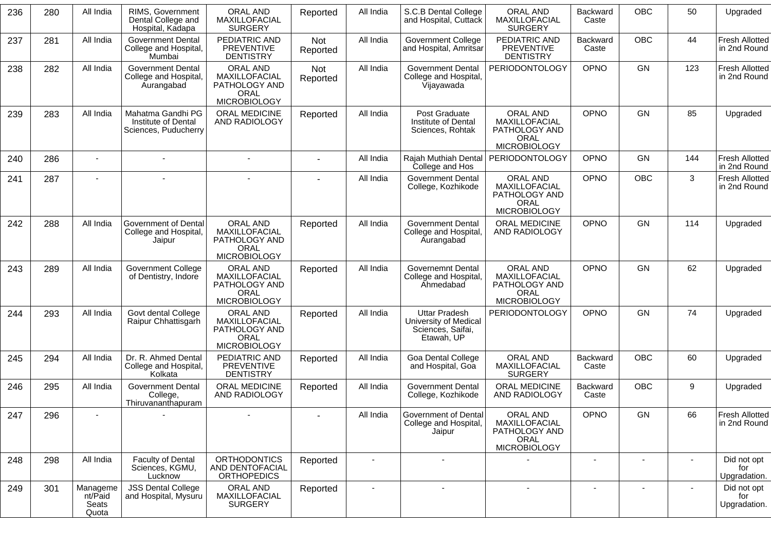| 236 | 280 | All India | RIMS, Government Dental College and Hospital, Kadapa | ORAL AND MAXILLOFACIAL SURGERY | Reported | All India | S.C.B Dental College and Hospital, Cuttack | ORAL AND MAXILLOFACIAL SURGERY | Backward Caste | OBC | 50 | Upgraded |
|---|---|---|---|---|---|---|---|---|---|---|---|---|
| 237 | 281 | All India | Government Dental College and Hospital, Mumbai | PEDIATRIC AND PREVENTIVE DENTISTRY | Not Reported | All India | Government College and Hospital, Amritsar | PEDIATRIC AND PREVENTIVE DENTISTRY | Backward Caste | OBC | 44 | Fresh Allotted in 2nd Round |
| 238 | 282 | All India | Government Dental College and Hospital, Aurangabad | ORAL AND MAXILLOFACIAL PATHOLOGY AND ORAL MICROBIOLOGY | Not Reported | All India | Government Dental College and Hospital, Vijayawada | PERIODONTOLOGY | OPNO | GN | 123 | Fresh Allotted in 2nd Round |
| 239 | 283 | All India | Mahatma Gandhi PG Institute of Dental Sciences, Puducherry | ORAL MEDICINE AND RADIOLOGY | Reported | All India | Post Graduate Institute of Dental Sciences, Rohtak | ORAL AND MAXILLOFACIAL PATHOLOGY AND ORAL MICROBIOLOGY | OPNO | GN | 85 | Upgraded |
| 240 | 286 | - | - | - | - | All India | Rajah Muthiah Dental College and Hos | PERIODONTOLOGY | OPNO | GN | 144 | Fresh Allotted in 2nd Round |
| 241 | 287 | - | - | - | - | All India | Government Dental College, Kozhikode | ORAL AND MAXILLOFACIAL PATHOLOGY AND ORAL MICROBIOLOGY | OPNO | OBC | 3 | Fresh Allotted in 2nd Round |
| 242 | 288 | All India | Government of Dental College and Hospital, Jaipur | ORAL AND MAXILLOFACIAL PATHOLOGY AND ORAL MICROBIOLOGY | Reported | All India | Government Dental College and Hospital, Aurangabad | ORAL MEDICINE AND RADIOLOGY | OPNO | GN | 114 | Upgraded |
| 243 | 289 | All India | Government College of Dentistry, Indore | ORAL AND MAXILLOFACIAL PATHOLOGY AND ORAL MICROBIOLOGY | Reported | All India | Governemnt Dental College and Hospital, Ahmedabad | ORAL AND MAXILLOFACIAL PATHOLOGY AND ORAL MICROBIOLOGY | OPNO | GN | 62 | Upgraded |
| 244 | 293 | All India | Govt dental College Raipur Chhattisgarh | ORAL AND MAXILLOFACIAL PATHOLOGY AND ORAL MICROBIOLOGY | Reported | All India | Uttar Pradesh University of Medical Sciences, Saifai, Etawah, UP | PERIODONTOLOGY | OPNO | GN | 74 | Upgraded |
| 245 | 294 | All India | Dr. R. Ahmed Dental College and Hospital, Kolkata | PEDIATRIC AND PREVENTIVE DENTISTRY | Reported | All India | Goa Dental College and Hospital, Goa | ORAL AND MAXILLOFACIAL SURGERY | Backward Caste | OBC | 60 | Upgraded |
| 246 | 295 | All India | Government Dental College, Thiruvananthapuram | ORAL MEDICINE AND RADIOLOGY | Reported | All India | Government Dental College, Kozhikode | ORAL MEDICINE AND RADIOLOGY | Backward Caste | OBC | 9 | Upgraded |
| 247 | 296 | - | - | - | - | All India | Government of Dental College and Hospital, Jaipur | ORAL AND MAXILLOFACIAL PATHOLOGY AND ORAL MICROBIOLOGY | OPNO | GN | 66 | Fresh Allotted in 2nd Round |
| 248 | 298 | All India | Faculty of Dental Sciences, KGMU, Lucknow | ORTHODONTICS AND DENTOFACIAL ORTHOPEDICS | Reported | - | - | - | - | - | - | Did not opt for Upgradation. |
| 249 | 301 | Management/Paid Seats Quota | JSS Dental College and Hospital, Mysuru | ORAL AND MAXILLOFACIAL SURGERY | Reported | - | - | - | - | - | - | Did not opt for Upgradation. |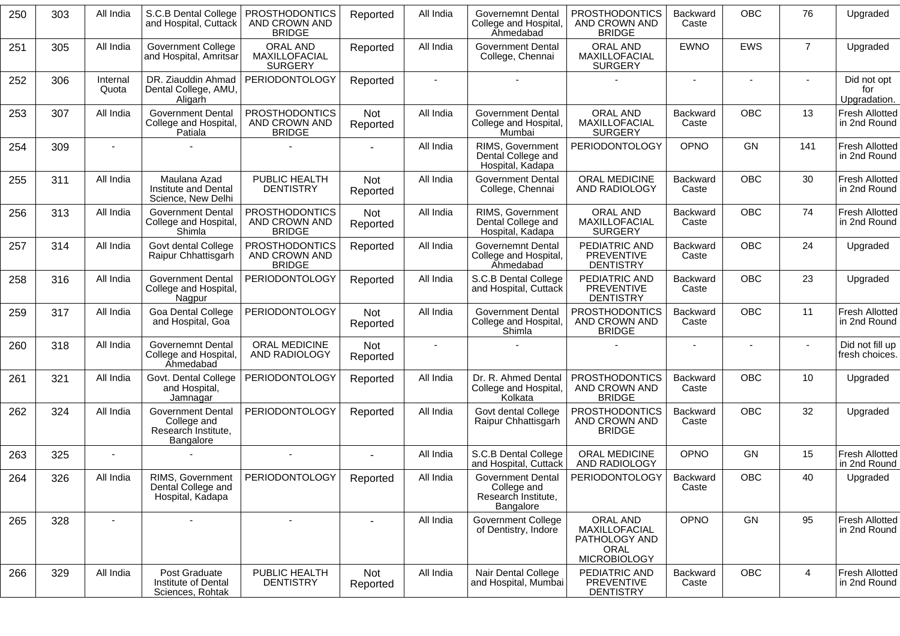| 250 | 303 | All India | S.C.B Dental College and Hospital, Cuttack | PROSTHODONTICS AND CROWN AND BRIDGE | Reported | All India | Governemnt Dental College and Hospital, Ahmedabad | PROSTHODONTICS AND CROWN AND BRIDGE | Backward Caste | OBC | 76 | Upgraded |
|---|---|---|---|---|---|---|---|---|---|---|---|---|
| 251 | 305 | All India | Government College and Hospital, Amritsar | ORAL AND MAXILLOFACIAL SURGERY | Reported | All India | Government Dental College, Chennai | ORAL AND MAXILLOFACIAL SURGERY | EWNO | EWS | 7 | Upgraded |
| 252 | 306 | Internal Quota | DR. Ziauddin Ahmad Dental College, AMU, Aligarh | PERIODONTOLOGY | Reported | - | - | - | - | - | - | Did not opt for Upgradation. |
| 253 | 307 | All India | Government Dental College and Hospital, Patiala | PROSTHODONTICS AND CROWN AND BRIDGE | Not Reported | All India | Government Dental College and Hospital, Mumbai | ORAL AND MAXILLOFACIAL SURGERY | Backward Caste | OBC | 13 | Fresh Allotted in 2nd Round |
| 254 | 309 | - | - | - | - | All India | RIMS, Government Dental College and Hospital, Kadapa | PERIODONTOLOGY | OPNO | GN | 141 | Fresh Allotted in 2nd Round |
| 255 | 311 | All India | Maulana Azad Institute and Dental Science, New Delhi | PUBLIC HEALTH DENTISTRY | Not Reported | All India | Government Dental College, Chennai | ORAL MEDICINE AND RADIOLOGY | Backward Caste | OBC | 30 | Fresh Allotted in 2nd Round |
| 256 | 313 | All India | Government Dental College and Hospital, Shimla | PROSTHODONTICS AND CROWN AND BRIDGE | Not Reported | All India | RIMS, Government Dental College and Hospital, Kadapa | ORAL AND MAXILLOFACIAL SURGERY | Backward Caste | OBC | 74 | Fresh Allotted in 2nd Round |
| 257 | 314 | All India | Govt dental College Raipur Chhattisgarh | PROSTHODONTICS AND CROWN AND BRIDGE | Reported | All India | Governemnt Dental College and Hospital, Ahmedabad | PEDIATRIC AND PREVENTIVE DENTISTRY | Backward Caste | OBC | 24 | Upgraded |
| 258 | 316 | All India | Government Dental College and Hospital, Nagpur | PERIODONTOLOGY | Reported | All India | S.C.B Dental College and Hospital, Cuttack | PEDIATRIC AND PREVENTIVE DENTISTRY | Backward Caste | OBC | 23 | Upgraded |
| 259 | 317 | All India | Goa Dental College and Hospital, Goa | PERIODONTOLOGY | Not Reported | All India | Government Dental College and Hospital, Shimla | PROSTHODONTICS AND CROWN AND BRIDGE | Backward Caste | OBC | 11 | Fresh Allotted in 2nd Round |
| 260 | 318 | All India | Governemnt Dental College and Hospital, Ahmedabad | ORAL MEDICINE AND RADIOLOGY | Not Reported | - | - | - | - | - | - | Did not fill up fresh choices. |
| 261 | 321 | All India | Govt. Dental College and Hospital, Jamnagar | PERIODONTOLOGY | Reported | All India | Dr. R. Ahmed Dental College and Hospital, Kolkata | PROSTHODONTICS AND CROWN AND BRIDGE | Backward Caste | OBC | 10 | Upgraded |
| 262 | 324 | All India | Government Dental College and Research Institute, Bangalore | PERIODONTOLOGY | Reported | All India | Govt dental College Raipur Chhattisgarh | PROSTHODONTICS AND CROWN AND BRIDGE | Backward Caste | OBC | 32 | Upgraded |
| 263 | 325 | - | - | - | - | All India | S.C.B Dental College and Hospital, Cuttack | ORAL MEDICINE AND RADIOLOGY | OPNO | GN | 15 | Fresh Allotted in 2nd Round |
| 264 | 326 | All India | RIMS, Government Dental College and Hospital, Kadapa | PERIODONTOLOGY | Reported | All India | Government Dental College and Research Institute, Bangalore | PERIODONTOLOGY | Backward Caste | OBC | 40 | Upgraded |
| 265 | 328 | - | - | - | - | All India | Government College of Dentistry, Indore | ORAL AND MAXILLOFACIAL PATHOLOGY AND ORAL MICROBIOLOGY | OPNO | GN | 95 | Fresh Allotted in 2nd Round |
| 266 | 329 | All India | Post Graduate Institute of Dental Sciences, Rohtak | PUBLIC HEALTH DENTISTRY | Not Reported | All India | Nair Dental College and Hospital, Mumbai | PEDIATRIC AND PREVENTIVE DENTISTRY | Backward Caste | OBC | 4 | Fresh Allotted in 2nd Round |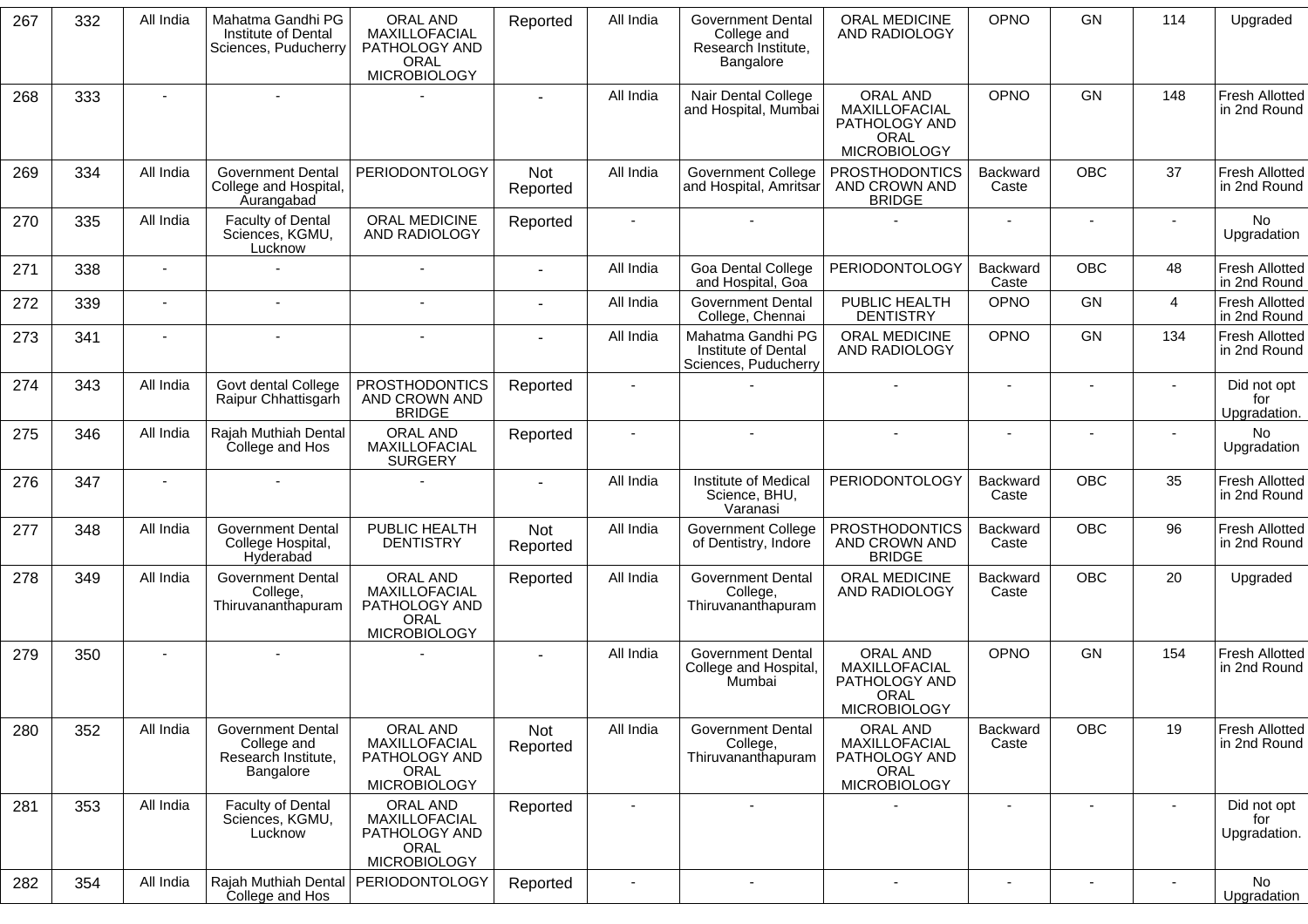| 267 | 332 | All India | Mahatma Gandhi PG Institute of Dental Sciences, Puducherry | ORAL AND MAXILLOFACIAL PATHOLOGY AND ORAL MICROBIOLOGY | Reported | All India | Government Dental College and Research Institute, Bangalore | ORAL MEDICINE AND RADIOLOGY | OPNO | GN | 114 | Upgraded |
|---|---|---|---|---|---|---|---|---|---|---|---|---|
| 268 | 333 | - | - | - | - | All India | Nair Dental College and Hospital, Mumbai | ORAL AND MAXILLOFACIAL PATHOLOGY AND ORAL MICROBIOLOGY | OPNO | GN | 148 | Fresh Allotted in 2nd Round |
| 269 | 334 | All India | Government Dental College and Hospital, Aurangabad | PERIODONTOLOGY | Not Reported | All India | Government College and Hospital, Amritsar | PROSTHODONTICS AND CROWN AND BRIDGE | Backward Caste | OBC | 37 | Fresh Allotted in 2nd Round |
| 270 | 335 | All India | Faculty of Dental Sciences, KGMU, Lucknow | ORAL MEDICINE AND RADIOLOGY | Reported | - | - | - | - | - | - | No Upgradation |
| 271 | 338 | - | - | - | - | All India | Goa Dental College and Hospital, Goa | PERIODONTOLOGY | Backward Caste | OBC | 48 | Fresh Allotted in 2nd Round |
| 272 | 339 | - | - | - | - | All India | Government Dental College, Chennai | PUBLIC HEALTH DENTISTRY | OPNO | GN | 4 | Fresh Allotted in 2nd Round |
| 273 | 341 | - | - | - | - | All India | Mahatma Gandhi PG Institute of Dental Sciences, Puducherry | ORAL MEDICINE AND RADIOLOGY | OPNO | GN | 134 | Fresh Allotted in 2nd Round |
| 274 | 343 | All India | Govt dental College Raipur Chhattisgarh | PROSTHODONTICS AND CROWN AND BRIDGE | Reported | - | - | - | - | - | - | Did not opt for Upgradation. |
| 275 | 346 | All India | Rajah Muthiah Dental College and Hos | ORAL AND MAXILLOFACIAL SURGERY | Reported | - | - | - | - | - | - | No Upgradation |
| 276 | 347 | - | - | - | - | All India | Institute of Medical Science, BHU, Varanasi | PERIODONTOLOGY | Backward Caste | OBC | 35 | Fresh Allotted in 2nd Round |
| 277 | 348 | All India | Government Dental College Hospital, Hyderabad | PUBLIC HEALTH DENTISTRY | Not Reported | All India | Government College of Dentistry, Indore | PROSTHODONTICS AND CROWN AND BRIDGE | Backward Caste | OBC | 96 | Fresh Allotted in 2nd Round |
| 278 | 349 | All India | Government Dental College, Thiruvananthapuram | ORAL AND MAXILLOFACIAL PATHOLOGY AND ORAL MICROBIOLOGY | Reported | All India | Government Dental College, Thiruvananthapuram | ORAL MEDICINE AND RADIOLOGY | Backward Caste | OBC | 20 | Upgraded |
| 279 | 350 | - | - | - | - | All India | Government Dental College and Hospital, Mumbai | ORAL AND MAXILLOFACIAL PATHOLOGY AND ORAL MICROBIOLOGY | OPNO | GN | 154 | Fresh Allotted in 2nd Round |
| 280 | 352 | All India | Government Dental College and Research Institute, Bangalore | ORAL AND MAXILLOFACIAL PATHOLOGY AND ORAL MICROBIOLOGY | Not Reported | All India | Government Dental College, Thiruvananthapuram | ORAL AND MAXILLOFACIAL PATHOLOGY AND ORAL MICROBIOLOGY | Backward Caste | OBC | 19 | Fresh Allotted in 2nd Round |
| 281 | 353 | All India | Faculty of Dental Sciences, KGMU, Lucknow | ORAL AND MAXILLOFACIAL PATHOLOGY AND ORAL MICROBIOLOGY | Reported | - | - | - | - | - | - | Did not opt for Upgradation. |
| 282 | 354 | All India | Rajah Muthiah Dental College and Hos | PERIODONTOLOGY | Reported | - | - | - | - | - | - | No Upgradation |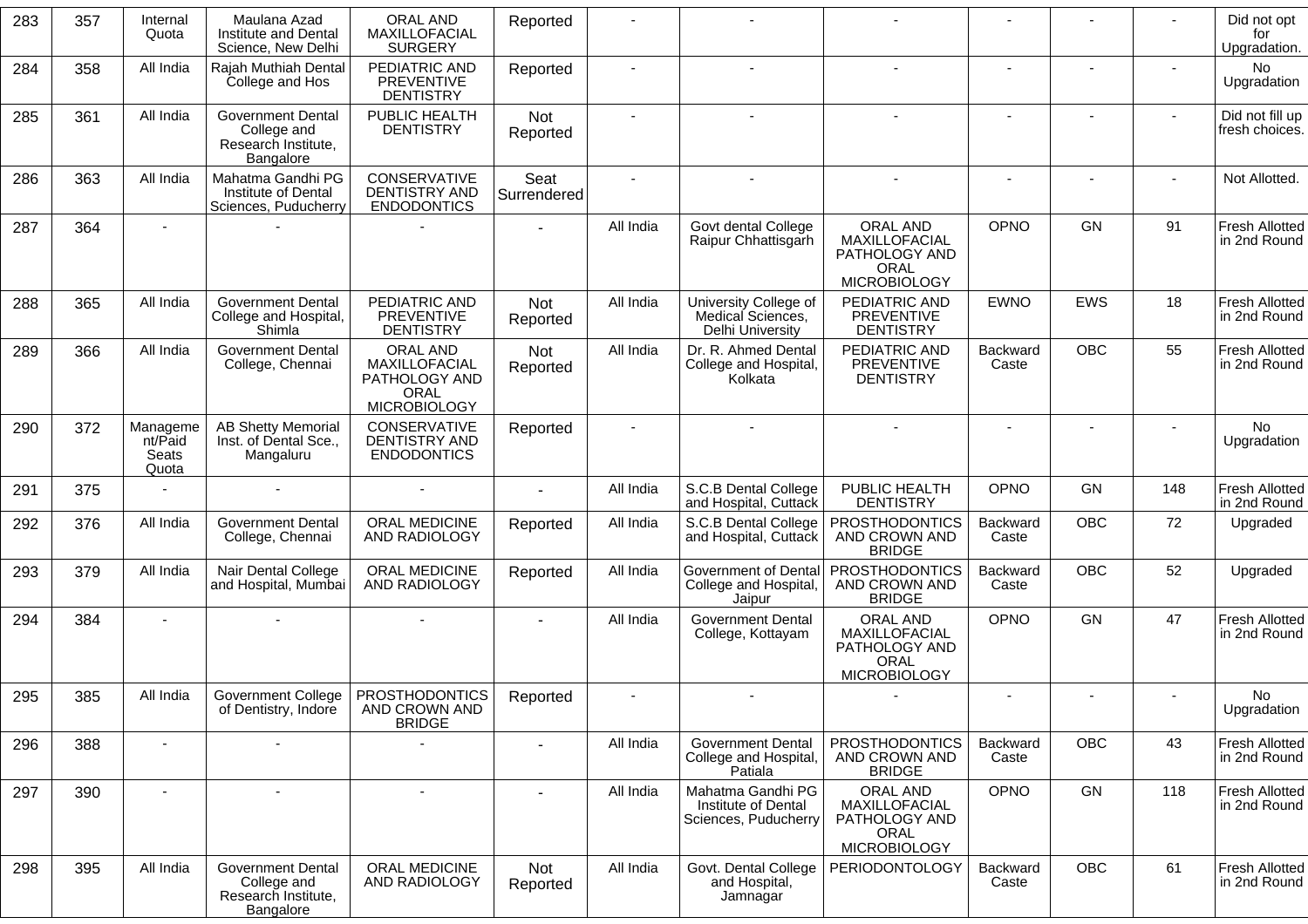| 283 | 357 | Internal Quota | Maulana Azad Institute and Dental Science, New Delhi | ORAL AND MAXILLOFACIAL SURGERY | Reported | - | - | - | - | - | - | Did not opt for Upgradation. |
|---|---|---|---|---|---|---|---|---|---|---|---|---|
| 284 | 358 | All India | Rajah Muthiah Dental College and Hos | PEDIATRIC AND PREVENTIVE DENTISTRY | Reported | - | - | - | - | - | - | No Upgradation |
| 285 | 361 | All India | Government Dental College and Research Institute, Bangalore | PUBLIC HEALTH DENTISTRY | Not Reported | - | - | - | - | - | - | Did not fill up fresh choices. |
| 286 | 363 | All India | Mahatma Gandhi PG Institute of Dental Sciences, Puducherry | CONSERVATIVE DENTISTRY AND ENDODONTICS | Seat Surrendered | - | - | - | - | - | - | Not Allotted. |
| 287 | 364 | - | - | - | - | All India | Govt dental College Raipur Chhattisgarh | ORAL AND MAXILLOFACIAL PATHOLOGY AND ORAL MICROBIOLOGY | OPNO | GN | 91 | Fresh Allotted in 2nd Round |
| 288 | 365 | All India | Government Dental College and Hospital, Shimla | PEDIATRIC AND PREVENTIVE DENTISTRY | Not Reported | All India | University College of Medical Sciences, Delhi University | PEDIATRIC AND PREVENTIVE DENTISTRY | EWNO | EWS | 18 | Fresh Allotted in 2nd Round |
| 289 | 366 | All India | Government Dental College, Chennai | ORAL AND MAXILLOFACIAL PATHOLOGY AND ORAL MICROBIOLOGY | Not Reported | All India | Dr. R. Ahmed Dental College and Hospital, Kolkata | PEDIATRIC AND PREVENTIVE DENTISTRY | Backward Caste | OBC | 55 | Fresh Allotted in 2nd Round |
| 290 | 372 | Management/Paid Seats Quota | AB Shetty Memorial Inst. of Dental Sce., Mangaluru | CONSERVATIVE DENTISTRY AND ENDODONTICS | Reported | - | - | - | - | - | - | No Upgradation |
| 291 | 375 | - | - | - | - | All India | S.C.B Dental College and Hospital, Cuttack | PUBLIC HEALTH DENTISTRY | OPNO | GN | 148 | Fresh Allotted in 2nd Round |
| 292 | 376 | All India | Government Dental College, Chennai | ORAL MEDICINE AND RADIOLOGY | Reported | All India | S.C.B Dental College and Hospital, Cuttack | PROSTHODONTICS AND CROWN AND BRIDGE | Backward Caste | OBC | 72 | Upgraded |
| 293 | 379 | All India | Nair Dental College and Hospital, Mumbai | ORAL MEDICINE AND RADIOLOGY | Reported | All India | Government of Dental College and Hospital, Jaipur | PROSTHODONTICS AND CROWN AND BRIDGE | Backward Caste | OBC | 52 | Upgraded |
| 294 | 384 | - | - | - | - | All India | Government Dental College, Kottayam | ORAL AND MAXILLOFACIAL PATHOLOGY AND ORAL MICROBIOLOGY | OPNO | GN | 47 | Fresh Allotted in 2nd Round |
| 295 | 385 | All India | Government College of Dentistry, Indore | PROSTHODONTICS AND CROWN AND BRIDGE | Reported | - | - | - | - | - | - | No Upgradation |
| 296 | 388 | - | - | - | - | All India | Government Dental College and Hospital, Patiala | PROSTHODONTICS AND CROWN AND BRIDGE | Backward Caste | OBC | 43 | Fresh Allotted in 2nd Round |
| 297 | 390 | - | - | - | - | All India | Mahatma Gandhi PG Institute of Dental Sciences, Puducherry | ORAL AND MAXILLOFACIAL PATHOLOGY AND ORAL MICROBIOLOGY | OPNO | GN | 118 | Fresh Allotted in 2nd Round |
| 298 | 395 | All India | Government Dental College and Research Institute, Bangalore | ORAL MEDICINE AND RADIOLOGY | Not Reported | All India | Govt. Dental College and Hospital, Jamnagar | PERIODONTOLOGY | Backward Caste | OBC | 61 | Fresh Allotted in 2nd Round |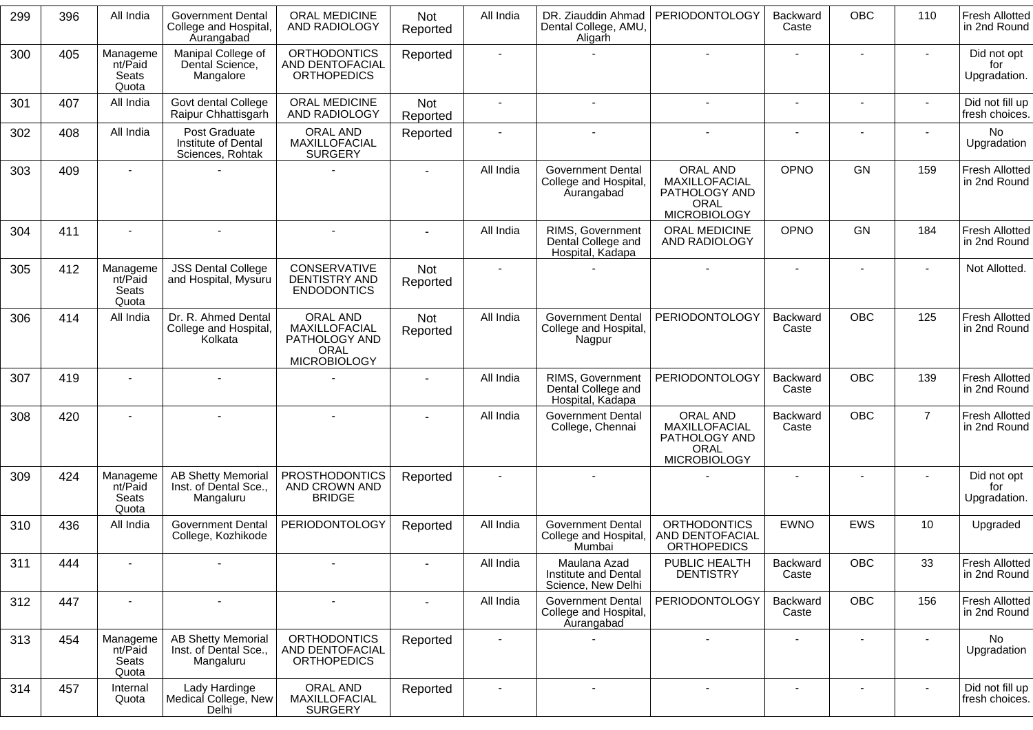| 299 | 396 | All India | Government Dental College and Hospital, Aurangabad | ORAL MEDICINE AND RADIOLOGY | Not Reported | All India | DR. Ziauddin Ahmad Dental College, AMU, Aligarh | PERIODONTOLOGY | Backward Caste | OBC | 110 | Fresh Allotted in 2nd Round |
|---|---|---|---|---|---|---|---|---|---|---|---|---|
| 300 | 405 | Management/Paid Seats Quota | Manipal College of Dental Science, Mangalore | ORTHODONTICS AND DENTOFACIAL ORTHOPEDICS | Reported | - | - | - | - | - | - | Did not opt for Upgradation. |
| 301 | 407 | All India | Govt dental College Raipur Chhattisgarh | ORAL MEDICINE AND RADIOLOGY | Not Reported | - | - | - | - | - | - | Did not fill up fresh choices. |
| 302 | 408 | All India | Post Graduate Institute of Dental Sciences, Rohtak | ORAL AND MAXILLOFACIAL SURGERY | Reported | - | - | - | - | - | - | No Upgradation |
| 303 | 409 | - | - | - | - | All India | Government Dental College and Hospital, Aurangabad | ORAL AND MAXILLOFACIAL PATHOLOGY AND ORAL MICROBIOLOGY | OPNO | GN | 159 | Fresh Allotted in 2nd Round |
| 304 | 411 | - | - | - | - | All India | RIMS, Government Dental College and Hospital, Kadapa | ORAL MEDICINE AND RADIOLOGY | OPNO | GN | 184 | Fresh Allotted in 2nd Round |
| 305 | 412 | Management/Paid Seats Quota | JSS Dental College and Hospital, Mysuru | CONSERVATIVE DENTISTRY AND ENDODONTICS | Not Reported | - | - | - | - | - | - | Not Allotted. |
| 306 | 414 | All India | Dr. R. Ahmed Dental College and Hospital, Kolkata | ORAL AND MAXILLOFACIAL PATHOLOGY AND ORAL MICROBIOLOGY | Not Reported | All India | Government Dental College and Hospital, Nagpur | PERIODONTOLOGY | Backward Caste | OBC | 125 | Fresh Allotted in 2nd Round |
| 307 | 419 | - | - | - | - | All India | RIMS, Government Dental College and Hospital, Kadapa | PERIODONTOLOGY | Backward Caste | OBC | 139 | Fresh Allotted in 2nd Round |
| 308 | 420 | - | - | - | - | All India | Government Dental College, Chennai | ORAL AND MAXILLOFACIAL PATHOLOGY AND ORAL MICROBIOLOGY | Backward Caste | OBC | 7 | Fresh Allotted in 2nd Round |
| 309 | 424 | Management/Paid Seats Quota | AB Shetty Memorial Inst. of Dental Sce., Mangaluru | PROSTHODONTICS AND CROWN AND BRIDGE | Reported | - | - | - | - | - | - | Did not opt for Upgradation. |
| 310 | 436 | All India | Government Dental College, Kozhikode | PERIODONTOLOGY | Reported | All India | Government Dental College and Hospital, Mumbai | ORTHODONTICS AND DENTOFACIAL ORTHOPEDICS | EWNO | EWS | 10 | Upgraded |
| 311 | 444 | - | - | - | - | All India | Maulana Azad Institute and Dental Science, New Delhi | PUBLIC HEALTH DENTISTRY | Backward Caste | OBC | 33 | Fresh Allotted in 2nd Round |
| 312 | 447 | - | - | - | - | All India | Government Dental College and Hospital, Aurangabad | PERIODONTOLOGY | Backward Caste | OBC | 156 | Fresh Allotted in 2nd Round |
| 313 | 454 | Management/Paid Seats Quota | AB Shetty Memorial Inst. of Dental Sce., Mangaluru | ORTHODONTICS AND DENTOFACIAL ORTHOPEDICS | Reported | - | - | - | - | - | - | No Upgradation |
| 314 | 457 | Internal Quota | Lady Hardinge Medical College, New Delhi | ORAL AND MAXILLOFACIAL SURGERY | Reported | - | - | - | - | - | - | Did not fill up fresh choices. |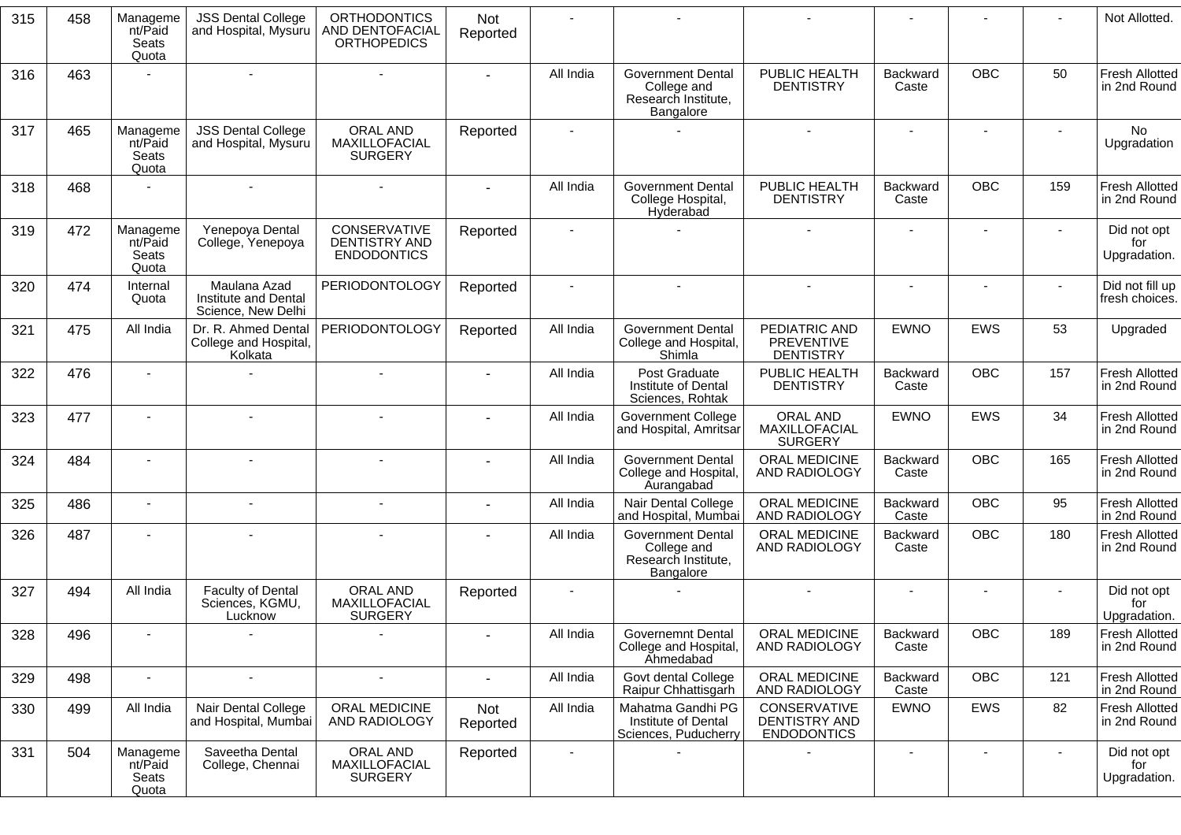| 315 | 458 | Management/Paid Seats Quota | JSS Dental College and Hospital, Mysuru | ORTHODONTICS AND DENTOFACIAL ORTHOPEDICS | Not Reported | - | - | - | - | - | - | Not Allotted. |
|---|---|---|---|---|---|---|---|---|---|---|---|---|
| 316 | 463 | - | - | - | - | All India | Government Dental College and Research Institute, Bangalore | PUBLIC HEALTH DENTISTRY | Backward Caste | OBC | 50 | Fresh Allotted in 2nd Round |
| 317 | 465 | Management/Paid Seats Quota | JSS Dental College and Hospital, Mysuru | ORAL AND MAXILLOFACIAL SURGERY | Reported | - | - | - | - | - | - | No Upgradation |
| 318 | 468 | - | - | - | - | All India | Government Dental College Hospital, Hyderabad | PUBLIC HEALTH DENTISTRY | Backward Caste | OBC | 159 | Fresh Allotted in 2nd Round |
| 319 | 472 | Management/Paid Seats Quota | Yenepoya Dental College, Yenepoya | CONSERVATIVE DENTISTRY AND ENDODONTICS | Reported | - | - | - | - | - | - | Did not opt for Upgradation. |
| 320 | 474 | Internal Quota | Maulana Azad Institute and Dental Science, New Delhi | PERIODONTOLOGY | Reported | - | - | - | - | - | - | Did not fill up fresh choices. |
| 321 | 475 | All India | Dr. R. Ahmed Dental College and Hospital, Kolkata | PERIODONTOLOGY | Reported | All India | Government Dental College and Hospital, Shimla | PEDIATRIC AND PREVENTIVE DENTISTRY | EWNO | EWS | 53 | Upgraded |
| 322 | 476 | - | - | - | - | All India | Post Graduate Institute of Dental Sciences, Rohtak | PUBLIC HEALTH DENTISTRY | Backward Caste | OBC | 157 | Fresh Allotted in 2nd Round |
| 323 | 477 | - | - | - | - | All India | Government College and Hospital, Amritsar | ORAL AND MAXILLOFACIAL SURGERY | EWNO | EWS | 34 | Fresh Allotted in 2nd Round |
| 324 | 484 | - | - | - | - | All India | Government Dental College and Hospital, Aurangabad | ORAL MEDICINE AND RADIOLOGY | Backward Caste | OBC | 165 | Fresh Allotted in 2nd Round |
| 325 | 486 | - | - | - | - | All India | Nair Dental College and Hospital, Mumbai | ORAL MEDICINE AND RADIOLOGY | Backward Caste | OBC | 95 | Fresh Allotted in 2nd Round |
| 326 | 487 | - | - | - | - | All India | Government Dental College and Research Institute, Bangalore | ORAL MEDICINE AND RADIOLOGY | Backward Caste | OBC | 180 | Fresh Allotted in 2nd Round |
| 327 | 494 | All India | Faculty of Dental Sciences, KGMU, Lucknow | ORAL AND MAXILLOFACIAL SURGERY | Reported | - | - | - | - | - | - | Did not opt for Upgradation. |
| 328 | 496 | - | - | - | - | All India | Governemnt Dental College and Hospital, Ahmedabad | ORAL MEDICINE AND RADIOLOGY | Backward Caste | OBC | 189 | Fresh Allotted in 2nd Round |
| 329 | 498 | - | - | - | - | All India | Govt dental College Raipur Chhattisgarh | ORAL MEDICINE AND RADIOLOGY | Backward Caste | OBC | 121 | Fresh Allotted in 2nd Round |
| 330 | 499 | All India | Nair Dental College and Hospital, Mumbai | ORAL MEDICINE AND RADIOLOGY | Not Reported | All India | Mahatma Gandhi PG Institute of Dental Sciences, Puducherry | CONSERVATIVE DENTISTRY AND ENDODONTICS | EWNO | EWS | 82 | Fresh Allotted in 2nd Round |
| 331 | 504 | Management/Paid Seats Quota | Saveetha Dental College, Chennai | ORAL AND MAXILLOFACIAL SURGERY | Reported | - | - | - | - | - | - | Did not opt for Upgradation. |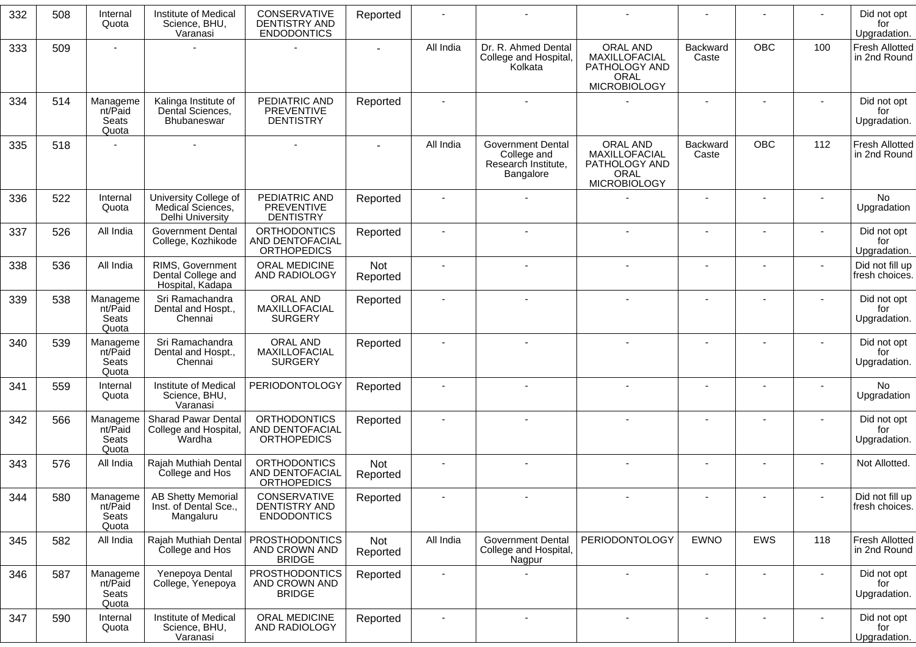| | | | | | | | | | | | | |
|---|---|---|---|---|---|---|---|---|---|---|---|---|
| 332 | 508 | Internal Quota | Institute of Medical Science, BHU, Varanasi | CONSERVATIVE DENTISTRY AND ENDODONTICS | Reported | - | - | - | - | - | - | Did not opt for Upgradation. |
| 333 | 509 | - | - | - | - | All India | Dr. R. Ahmed Dental College and Hospital, Kolkata | ORAL AND MAXILLOFACIAL PATHOLOGY AND ORAL MICROBIOLOGY | Backward Caste | OBC | 100 | Fresh Allotted in 2nd Round |
| 334 | 514 | Management/Paid Seats Quota | Kalinga Institute of Dental Sciences, Bhubaneswar | PEDIATRIC AND PREVENTIVE DENTISTRY | Reported | - | - | - | - | - | - | Did not opt for Upgradation. |
| 335 | 518 | - | - | - | - | All India | Government Dental College and Research Institute, Bangalore | ORAL AND MAXILLOFACIAL PATHOLOGY AND ORAL MICROBIOLOGY | Backward Caste | OBC | 112 | Fresh Allotted in 2nd Round |
| 336 | 522 | Internal Quota | University College of Medical Sciences, Delhi University | PEDIATRIC AND PREVENTIVE DENTISTRY | Reported | - | - | - | - | - | - | No Upgradation |
| 337 | 526 | All India | Government Dental College, Kozhikode | ORTHODONTICS AND DENTOFACIAL ORTHOPEDICS | Reported | - | - | - | - | - | - | Did not opt for Upgradation. |
| 338 | 536 | All India | RIMS, Government Dental College and Hospital, Kadapa | ORAL MEDICINE AND RADIOLOGY | Not Reported | - | - | - | - | - | - | Did not fill up fresh choices. |
| 339 | 538 | Management/Paid Seats Quota | Sri Ramachandra Dental and Hospt., Chennai | ORAL AND MAXILLOFACIAL SURGERY | Reported | - | - | - | - | - | - | Did not opt for Upgradation. |
| 340 | 539 | Management/Paid Seats Quota | Sri Ramachandra Dental and Hospt., Chennai | ORAL AND MAXILLOFACIAL SURGERY | Reported | - | - | - | - | - | - | Did not opt for Upgradation. |
| 341 | 559 | Internal Quota | Institute of Medical Science, BHU, Varanasi | PERIODONTOLOGY | Reported | - | - | - | - | - | - | No Upgradation |
| 342 | 566 | Management/Paid Seats Quota | Sharad Pawar Dental College and Hospital, Wardha | ORTHODONTICS AND DENTOFACIAL ORTHOPEDICS | Reported | - | - | - | - | - | - | Did not opt for Upgradation. |
| 343 | 576 | All India | Rajah Muthiah Dental College and Hos | ORTHODONTICS AND DENTOFACIAL ORTHOPEDICS | Not Reported | - | - | - | - | - | - | Not Allotted. |
| 344 | 580 | Management/Paid Seats Quota | AB Shetty Memorial Inst. of Dental Sce., Mangaluru | CONSERVATIVE DENTISTRY AND ENDODONTICS | Reported | - | - | - | - | - | - | Did not fill up fresh choices. |
| 345 | 582 | All India | Rajah Muthiah Dental College and Hos | PROSTHODONTICS AND CROWN AND BRIDGE | Not Reported | All India | Government Dental College and Hospital, Nagpur | PERIODONTOLOGY | EWNO | EWS | 118 | Fresh Allotted in 2nd Round |
| 346 | 587 | Management/Paid Seats Quota | Yenepoya Dental College, Yenepoya | PROSTHODONTICS AND CROWN AND BRIDGE | Reported | - | - | - | - | - | - | Did not opt for Upgradation. |
| 347 | 590 | Internal Quota | Institute of Medical Science, BHU, Varanasi | ORAL MEDICINE AND RADIOLOGY | Reported | - | - | - | - | - | - | Did not opt for Upgradation. |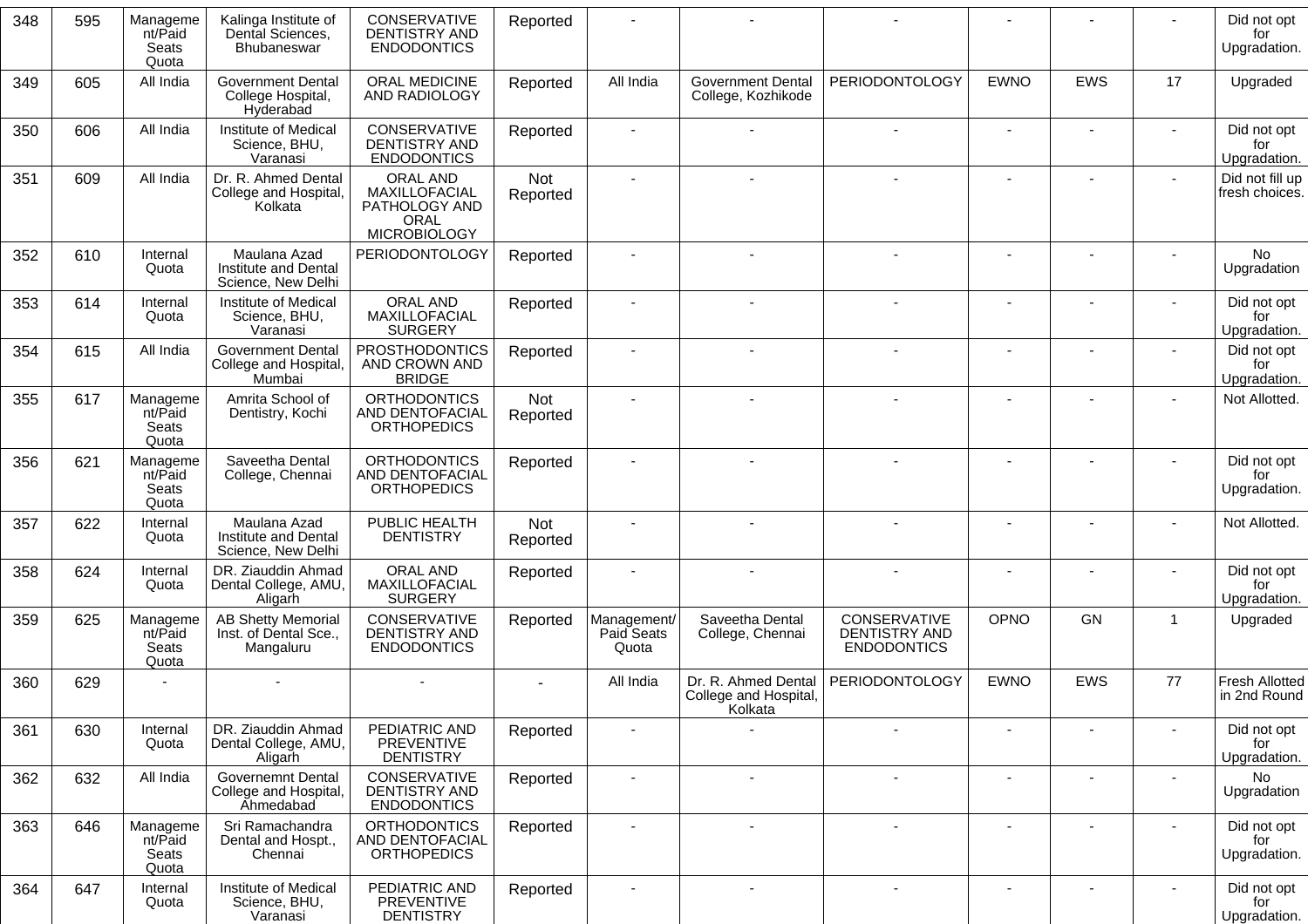| 348 | 595 | Management/Paid Seats Quota | Kalinga Institute of Dental Sciences, Bhubaneswar | CONSERVATIVE DENTISTRY AND ENDODONTICS | Reported | - | - | - | - | - | - | Did not opt for Upgradation. |
|---|---|---|---|---|---|---|---|---|---|---|---|---|
| 349 | 605 | All India | Government Dental College Hospital, Hyderabad | ORAL MEDICINE AND RADIOLOGY | Reported | All India | Government Dental College, Kozhikode | PERIODONTOLOGY | EWNO | EWS | 17 | Upgraded |
| 350 | 606 | All India | Institute of Medical Science, BHU, Varanasi | CONSERVATIVE DENTISTRY AND ENDODONTICS | Reported | - | - | - | - | - | - | Did not opt for Upgradation. |
| 351 | 609 | All India | Dr. R. Ahmed Dental College and Hospital, Kolkata | ORAL AND MAXILLOFACIAL PATHOLOGY AND ORAL MICROBIOLOGY | Not Reported | - | - | - | - | - | - | Did not fill up fresh choices. |
| 352 | 610 | Internal Quota | Maulana Azad Institute and Dental Science, New Delhi | PERIODONTOLOGY | Reported | - | - | - | - | - | - | No Upgradation |
| 353 | 614 | Internal Quota | Institute of Medical Science, BHU, Varanasi | ORAL AND MAXILLOFACIAL SURGERY | Reported | - | - | - | - | - | - | Did not opt for Upgradation. |
| 354 | 615 | All India | Government Dental College and Hospital, Mumbai | PROSTHODONTICS AND CROWN AND BRIDGE | Reported | - | - | - | - | - | - | Did not opt for Upgradation. |
| 355 | 617 | Management/Paid Seats Quota | Amrita School of Dentistry, Kochi | ORTHODONTICS AND DENTOFACIAL ORTHOPEDICS | Not Reported | - | - | - | - | - | - | Not Allotted. |
| 356 | 621 | Management/Paid Seats Quota | Saveetha Dental College, Chennai | ORTHODONTICS AND DENTOFACIAL ORTHOPEDICS | Reported | - | - | - | - | - | - | Did not opt for Upgradation. |
| 357 | 622 | Internal Quota | Maulana Azad Institute and Dental Science, New Delhi | PUBLIC HEALTH DENTISTRY | Not Reported | - | - | - | - | - | - | Not Allotted. |
| 358 | 624 | Internal Quota | DR. Ziauddin Ahmad Dental College, AMU, Aligarh | ORAL AND MAXILLOFACIAL SURGERY | Reported | - | - | - | - | - | - | Did not opt for Upgradation. |
| 359 | 625 | Management/Paid Seats Quota | AB Shetty Memorial Inst. of Dental Sce., Mangaluru | CONSERVATIVE DENTISTRY AND ENDODONTICS | Reported | Management/ Paid Seats Quota | Saveetha Dental College, Chennai | CONSERVATIVE DENTISTRY AND ENDODONTICS | OPNO | GN | 1 | Upgraded |
| 360 | 629 | - | - | - | - | All India | Dr. R. Ahmed Dental College and Hospital, Kolkata | PERIODONTOLOGY | EWNO | EWS | 77 | Fresh Allotted in 2nd Round |
| 361 | 630 | Internal Quota | DR. Ziauddin Ahmad Dental College, AMU, Aligarh | PEDIATRIC AND PREVENTIVE DENTISTRY | Reported | - | - | - | - | - | - | Did not opt for Upgradation. |
| 362 | 632 | All India | Governemnt Dental College and Hospital, Ahmedabad | CONSERVATIVE DENTISTRY AND ENDODONTICS | Reported | - | - | - | - | - | - | No Upgradation |
| 363 | 646 | Management/Paid Seats Quota | Sri Ramachandra Dental and Hospt., Chennai | ORTHODONTICS AND DENTOFACIAL ORTHOPEDICS | Reported | - | - | - | - | - | - | Did not opt for Upgradation. |
| 364 | 647 | Internal Quota | Institute of Medical Science, BHU, Varanasi | PEDIATRIC AND PREVENTIVE DENTISTRY | Reported | - | - | - | - | - | - | Did not opt for Upgradation. |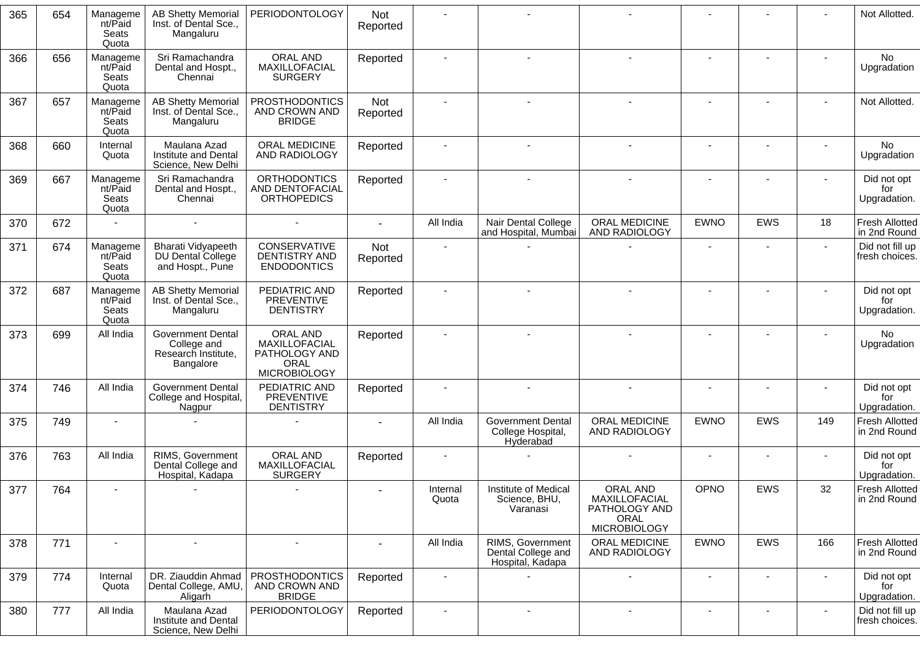| 365 | 654 | Management/Paid Seats Quota | AB Shetty Memorial Inst. of Dental Sce., Mangaluru | PERIODONTOLOGY | Not Reported | - | - | - | - | - | - | Not Allotted. |
|---|---|---|---|---|---|---|---|---|---|---|---|---|
| 366 | 656 | Management/Paid Seats Quota | Sri Ramachandra Dental and Hospt., Chennai | ORAL AND MAXILLOFACIAL SURGERY | Reported | - | - | - | - | - | - | No Upgradation |
| 367 | 657 | Management/Paid Seats Quota | AB Shetty Memorial Inst. of Dental Sce., Mangaluru | PROSTHODONTICS AND CROWN AND BRIDGE | Not Reported | - | - | - | - | - | - | Not Allotted. |
| 368 | 660 | Internal Quota | Maulana Azad Institute and Dental Science, New Delhi | ORAL MEDICINE AND RADIOLOGY | Reported | - | - | - | - | - | - | No Upgradation |
| 369 | 667 | Management/Paid Seats Quota | Sri Ramachandra Dental and Hospt., Chennai | ORTHODONTICS AND DENTOFACIAL ORTHOPEDICS | Reported | - | - | - | - | - | - | Did not opt for Upgradation. |
| 370 | 672 | - | - | - | - | All India | Nair Dental College and Hospital, Mumbai | ORAL MEDICINE AND RADIOLOGY | EWNO | EWS | 18 | Fresh Allotted in 2nd Round |
| 371 | 674 | Management/Paid Seats Quota | Bharati Vidyapeeth DU Dental College and Hospt., Pune | CONSERVATIVE DENTISTRY AND ENDODONTICS | Not Reported | - | - | - | - | - | - | Did not fill up fresh choices. |
| 372 | 687 | Management/Paid Seats Quota | AB Shetty Memorial Inst. of Dental Sce., Mangaluru | PEDIATRIC AND PREVENTIVE DENTISTRY | Reported | - | - | - | - | - | - | Did not opt for Upgradation. |
| 373 | 699 | All India | Government Dental College and Research Institute, Bangalore | ORAL AND MAXILLOFACIAL PATHOLOGY AND ORAL MICROBIOLOGY | Reported | - | - | - | - | - | - | No Upgradation |
| 374 | 746 | All India | Government Dental College and Hospital, Nagpur | PEDIATRIC AND PREVENTIVE DENTISTRY | Reported | - | - | - | - | - | - | Did not opt for Upgradation. |
| 375 | 749 | - | - | - | - | All India | Government Dental College Hospital, Hyderabad | ORAL MEDICINE AND RADIOLOGY | EWNO | EWS | 149 | Fresh Allotted in 2nd Round |
| 376 | 763 | All India | RIMS, Government Dental College and Hospital, Kadapa | ORAL AND MAXILLOFACIAL SURGERY | Reported | - | - | - | - | - | - | Did not opt for Upgradation. |
| 377 | 764 | - | - | - | - | Internal Quota | Institute of Medical Science, BHU, Varanasi | ORAL AND MAXILLOFACIAL PATHOLOGY AND ORAL MICROBIOLOGY | OPNO | EWS | 32 | Fresh Allotted in 2nd Round |
| 378 | 771 | - | - | - | - | All India | RIMS, Government Dental College and Hospital, Kadapa | ORAL MEDICINE AND RADIOLOGY | EWNO | EWS | 166 | Fresh Allotted in 2nd Round |
| 379 | 774 | Internal Quota | DR. Ziauddin Ahmad Dental College, AMU, Aligarh | PROSTHODONTICS AND CROWN AND BRIDGE | Reported | - | - | - | - | - | - | Did not opt for Upgradation. |
| 380 | 777 | All India | Maulana Azad Institute and Dental Science, New Delhi | PERIODONTOLOGY | Reported | - | - | - | - | - | - | Did not fill up fresh choices. |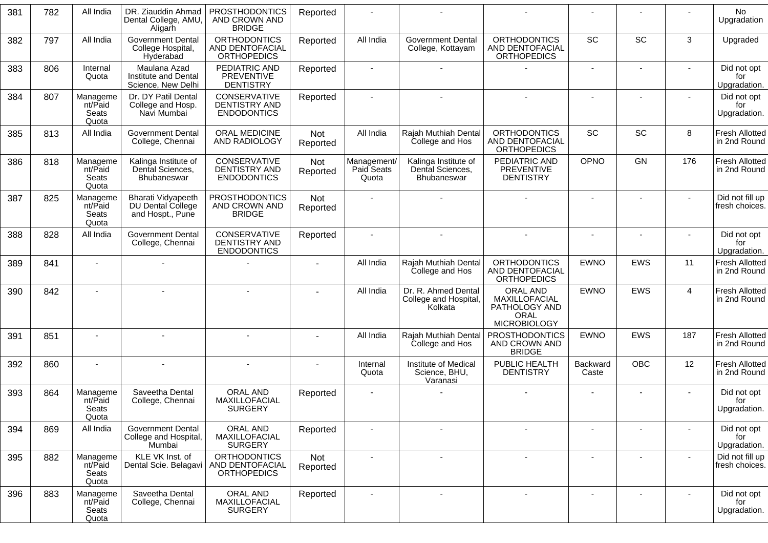| 381 | 782 | All India | DR. Ziauddin Ahmad Dental College, AMU, Aligarh | PROSTHODONTICS AND CROWN AND BRIDGE | Reported | - | - | - | - | - | - | No Upgradation |
|---|---|---|---|---|---|---|---|---|---|---|---|---|
| 382 | 797 | All India | Government Dental College Hospital, Hyderabad | ORTHODONTICS AND DENTOFACIAL ORTHOPEDICS | Reported | All India | Government Dental College, Kottayam | ORTHODONTICS AND DENTOFACIAL ORTHOPEDICS | SC | SC | 3 | Upgraded |
| 383 | 806 | Internal Quota | Maulana Azad Institute and Dental Science, New Delhi | PEDIATRIC AND PREVENTIVE DENTISTRY | Reported | - | - | - | - | - | - | Did not opt for Upgradation. |
| 384 | 807 | Management/Paid Seats Quota | Dr. DY Patil Dental College and Hosp. Navi Mumbai | CONSERVATIVE DENTISTRY AND ENDODONTICS | Reported | - | - | - | - | - | - | Did not opt for Upgradation. |
| 385 | 813 | All India | Government Dental College, Chennai | ORAL MEDICINE AND RADIOLOGY | Not Reported | All India | Rajah Muthiah Dental College and Hos | ORTHODONTICS AND DENTOFACIAL ORTHOPEDICS | SC | SC | 8 | Fresh Allotted in 2nd Round |
| 386 | 818 | Management/Paid Seats Quota | Kalinga Institute of Dental Sciences, Bhubaneswar | CONSERVATIVE DENTISTRY AND ENDODONTICS | Not Reported | Management/ Paid Seats Quota | Kalinga Institute of Dental Sciences, Bhubaneswar | PEDIATRIC AND PREVENTIVE DENTISTRY | OPNO | GN | 176 | Fresh Allotted in 2nd Round |
| 387 | 825 | Management/Paid Seats Quota | Bharati Vidyapeeth DU Dental College and Hospt., Pune | PROSTHODONTICS AND CROWN AND BRIDGE | Not Reported | - | - | - | - | - | - | Did not fill up fresh choices. |
| 388 | 828 | All India | Government Dental College, Chennai | CONSERVATIVE DENTISTRY AND ENDODONTICS | Reported | - | - | - | - | - | - | Did not opt for Upgradation. |
| 389 | 841 | - | - | - | - | All India | Rajah Muthiah Dental College and Hos | ORTHODONTICS AND DENTOFACIAL ORTHOPEDICS | EWNO | EWS | 11 | Fresh Allotted in 2nd Round |
| 390 | 842 | - | - | - | - | All India | Dr. R. Ahmed Dental College and Hospital, Kolkata | ORAL AND MAXILLOFACIAL PATHOLOGY AND ORAL MICROBIOLOGY | EWNO | EWS | 4 | Fresh Allotted in 2nd Round |
| 391 | 851 | - | - | - | - | All India | Rajah Muthiah Dental College and Hos | PROSTHODONTICS AND CROWN AND BRIDGE | EWNO | EWS | 187 | Fresh Allotted in 2nd Round |
| 392 | 860 | - | - | - | - | Internal Quota | Institute of Medical Science, BHU, Varanasi | PUBLIC HEALTH DENTISTRY | Backward Caste | OBC | 12 | Fresh Allotted in 2nd Round |
| 393 | 864 | Management/Paid Seats Quota | Saveetha Dental College, Chennai | ORAL AND MAXILLOFACIAL SURGERY | Reported | - | - | - | - | - | - | Did not opt for Upgradation. |
| 394 | 869 | All India | Government Dental College and Hospital, Mumbai | ORAL AND MAXILLOFACIAL SURGERY | Reported | - | - | - | - | - | - | Did not opt for Upgradation. |
| 395 | 882 | Management/Paid Seats Quota | KLE VK Inst. of Dental Scie. Belagavi | ORTHODONTICS AND DENTOFACIAL ORTHOPEDICS | Not Reported | - | - | - | - | - | - | Did not fill up fresh choices. |
| 396 | 883 | Management/Paid Seats Quota | Saveetha Dental College, Chennai | ORAL AND MAXILLOFACIAL SURGERY | Reported | - | - | - | - | - | - | Did not opt for Upgradation. |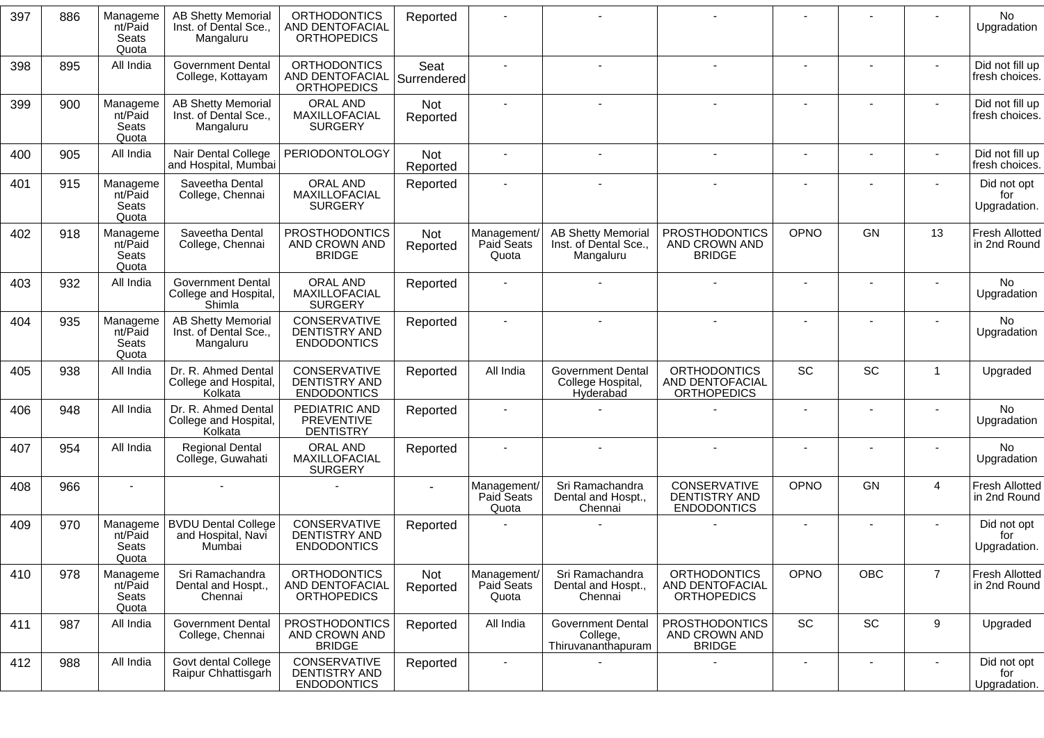| 397 | 886 | Management/Paid Seats Quota | AB Shetty Memorial Inst. of Dental Sce., Mangaluru | ORTHODONTICS AND DENTOFACIAL ORTHOPEDICS | Reported | - | - | - | - | - | - | No Upgradation |
|---|---|---|---|---|---|---|---|---|---|---|---|---|
| 398 | 895 | All India | Government Dental College, Kottayam | ORTHODONTICS AND DENTOFACIAL ORTHOPEDICS | Seat Surrendered | - | - | - | - | - | - | Did not fill up fresh choices. |
| 399 | 900 | Management/Paid Seats Quota | AB Shetty Memorial Inst. of Dental Sce., Mangaluru | ORAL AND MAXILLOFACIAL SURGERY | Not Reported | - | - | - | - | - | - | Did not fill up fresh choices. |
| 400 | 905 | All India | Nair Dental College and Hospital, Mumbai | PERIODONTOLOGY | Not Reported | - | - | - | - | - | - | Did not fill up fresh choices. |
| 401 | 915 | Management/Paid Seats Quota | Saveetha Dental College, Chennai | ORAL AND MAXILLOFACIAL SURGERY | Reported | - | - | - | - | - | - | Did not opt for Upgradation. |
| 402 | 918 | Management/Paid Seats Quota | Saveetha Dental College, Chennai | PROSTHODONTICS AND CROWN AND BRIDGE | Not Reported | Management/Paid Seats Quota | AB Shetty Memorial Inst. of Dental Sce., Mangaluru | PROSTHODONTICS AND CROWN AND BRIDGE | OPNO | GN | 13 | Fresh Allotted in 2nd Round |
| 403 | 932 | All India | Government Dental College and Hospital, Shimla | ORAL AND MAXILLOFACIAL SURGERY | Reported | - | - | - | - | - | - | No Upgradation |
| 404 | 935 | Management/Paid Seats Quota | AB Shetty Memorial Inst. of Dental Sce., Mangaluru | CONSERVATIVE DENTISTRY AND ENDODONTICS | Reported | - | - | - | - | - | - | No Upgradation |
| 405 | 938 | All India | Dr. R. Ahmed Dental College and Hospital, Kolkata | CONSERVATIVE DENTISTRY AND ENDODONTICS | Reported | All India | Government Dental College Hospital, Hyderabad | ORTHODONTICS AND DENTOFACIAL ORTHOPEDICS | SC | SC | 1 | Upgraded |
| 406 | 948 | All India | Dr. R. Ahmed Dental College and Hospital, Kolkata | PEDIATRIC AND PREVENTIVE DENTISTRY | Reported | - | - | - | - | - | - | No Upgradation |
| 407 | 954 | All India | Regional Dental College, Guwahati | ORAL AND MAXILLOFACIAL SURGERY | Reported | - | - | - | - | - | - | No Upgradation |
| 408 | 966 | - | - | - | - | Management/Paid Seats Quota | Sri Ramachandra Dental and Hospt., Chennai | CONSERVATIVE DENTISTRY AND ENDODONTICS | OPNO | GN | 4 | Fresh Allotted in 2nd Round |
| 409 | 970 | Management/Paid Seats Quota | BVDU Dental College and Hospital, Navi Mumbai | CONSERVATIVE DENTISTRY AND ENDODONTICS | Reported | - | - | - | - | - | - | Did not opt for Upgradation. |
| 410 | 978 | Management/Paid Seats Quota | Sri Ramachandra Dental and Hospt., Chennai | ORTHODONTICS AND DENTOFACIAL ORTHOPEDICS | Not Reported | Management/Paid Seats Quota | Sri Ramachandra Dental and Hospt., Chennai | ORTHODONTICS AND DENTOFACIAL ORTHOPEDICS | OPNO | OBC | 7 | Fresh Allotted in 2nd Round |
| 411 | 987 | All India | Government Dental College, Chennai | PROSTHODONTICS AND CROWN AND BRIDGE | Reported | All India | Government Dental College, Thiruvananthapuram | PROSTHODONTICS AND CROWN AND BRIDGE | SC | SC | 9 | Upgraded |
| 412 | 988 | All India | Govt dental College Raipur Chhattisgarh | CONSERVATIVE DENTISTRY AND ENDODONTICS | Reported | - | - | - | - | - | - | Did not opt for Upgradation. |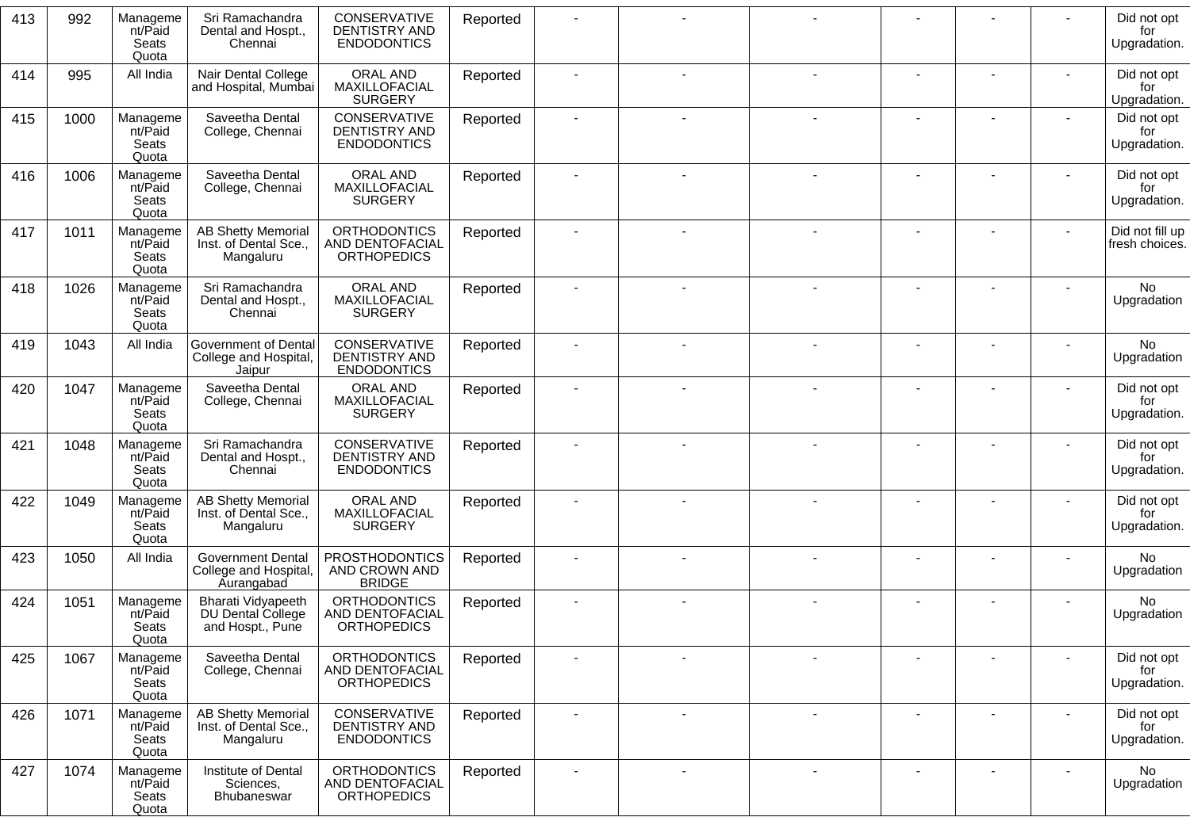| 413 | 992 | Management/Paid Seats Quota | Sri Ramachandra Dental and Hospt., Chennai | CONSERVATIVE DENTISTRY AND ENDODONTICS | Reported | - | - | - | - | - | - | Did not opt for Upgradation. |
|---|---|---|---|---|---|---|---|---|---|---|---|---|
| 414 | 995 | All India | Nair Dental College and Hospital, Mumbai | ORAL AND MAXILLOFACIAL SURGERY | Reported | - | - | - | - | - | - | Did not opt for Upgradation. |
| 415 | 1000 | Management/Paid Seats Quota | Saveetha Dental College, Chennai | CONSERVATIVE DENTISTRY AND ENDODONTICS | Reported | - | - | - | - | - | - | Did not opt for Upgradation. |
| 416 | 1006 | Management/Paid Seats Quota | Saveetha Dental College, Chennai | ORAL AND MAXILLOFACIAL SURGERY | Reported | - | - | - | - | - | - | Did not opt for Upgradation. |
| 417 | 1011 | Management/Paid Seats Quota | AB Shetty Memorial Inst. of Dental Sce., Mangaluru | ORTHODONTICS AND DENTOFACIAL ORTHOPEDICS | Reported | - | - | - | - | - | - | Did not fill up fresh choices. |
| 418 | 1026 | Management/Paid Seats Quota | Sri Ramachandra Dental and Hospt., Chennai | ORAL AND MAXILLOFACIAL SURGERY | Reported | - | - | - | - | - | - | No Upgradation |
| 419 | 1043 | All India | Government of Dental College and Hospital, Jaipur | CONSERVATIVE DENTISTRY AND ENDODONTICS | Reported | - | - | - | - | - | - | No Upgradation |
| 420 | 1047 | Management/Paid Seats Quota | Saveetha Dental College, Chennai | ORAL AND MAXILLOFACIAL SURGERY | Reported | - | - | - | - | - | - | Did not opt for Upgradation. |
| 421 | 1048 | Management/Paid Seats Quota | Sri Ramachandra Dental and Hospt., Chennai | CONSERVATIVE DENTISTRY AND ENDODONTICS | Reported | - | - | - | - | - | - | Did not opt for Upgradation. |
| 422 | 1049 | Management/Paid Seats Quota | AB Shetty Memorial Inst. of Dental Sce., Mangaluru | ORAL AND MAXILLOFACIAL SURGERY | Reported | - | - | - | - | - | - | Did not opt for Upgradation. |
| 423 | 1050 | All India | Government Dental College and Hospital, Aurangabad | PROSTHODONTICS AND CROWN AND BRIDGE | Reported | - | - | - | - | - | - | No Upgradation |
| 424 | 1051 | Management/Paid Seats Quota | Bharati Vidyapeeth DU Dental College and Hospt., Pune | ORTHODONTICS AND DENTOFACIAL ORTHOPEDICS | Reported | - | - | - | - | - | - | No Upgradation |
| 425 | 1067 | Management/Paid Seats Quota | Saveetha Dental College, Chennai | ORTHODONTICS AND DENTOFACIAL ORTHOPEDICS | Reported | - | - | - | - | - | - | Did not opt for Upgradation. |
| 426 | 1071 | Management/Paid Seats Quota | AB Shetty Memorial Inst. of Dental Sce., Mangaluru | CONSERVATIVE DENTISTRY AND ENDODONTICS | Reported | - | - | - | - | - | - | Did not opt for Upgradation. |
| 427 | 1074 | Management/Paid Seats Quota | Institute of Dental Sciences, Bhubaneswar | ORTHODONTICS AND DENTOFACIAL ORTHOPEDICS | Reported | - | - | - | - | - | - | No Upgradation |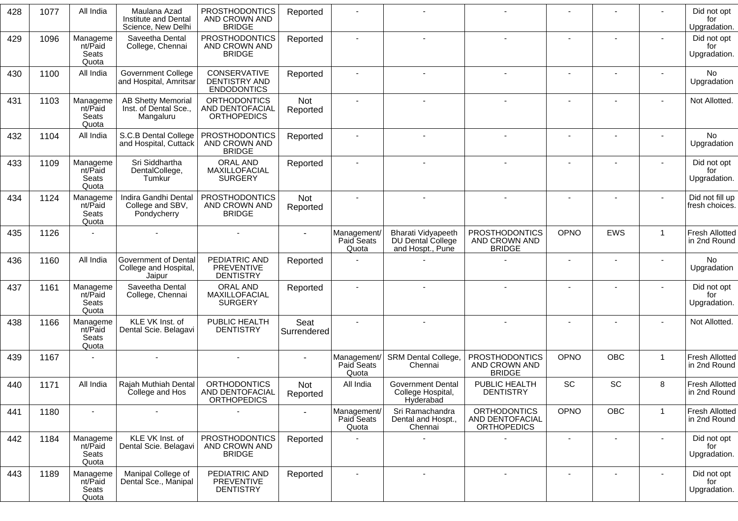| 428 | 1077 | All India | Maulana Azad Institute and Dental Science, New Delhi | PROSTHODONTICS AND CROWN AND BRIDGE | Reported | - | - | - | - | - | - | Did not opt for Upgradation. |
|---|---|---|---|---|---|---|---|---|---|---|---|---|
| 429 | 1096 | Management/Paid Seats Quota | Saveetha Dental College, Chennai | PROSTHODONTICS AND CROWN AND BRIDGE | Reported | - | - | - | - | - | - | Did not opt for Upgradation. |
| 430 | 1100 | All India | Government College and Hospital, Amritsar | CONSERVATIVE DENTISTRY AND ENDODONTICS | Reported | - | - | - | - | - | - | No Upgradation |
| 431 | 1103 | Management/Paid Seats Quota | AB Shetty Memorial Inst. of Dental Sce., Mangaluru | ORTHODONTICS AND DENTOFACIAL ORTHOPEDICS | Not Reported | - | - | - | - | - | - | Not Allotted. |
| 432 | 1104 | All India | S.C.B Dental College and Hospital, Cuttack | PROSTHODONTICS AND CROWN AND BRIDGE | Reported | - | - | - | - | - | - | No Upgradation |
| 433 | 1109 | Management/Paid Seats Quota | Sri Siddhartha DentalCollege, Tumkur | ORAL AND MAXILLOFACIAL SURGERY | Reported | - | - | - | - | - | - | Did not opt for Upgradation. |
| 434 | 1124 | Management/Paid Seats Quota | Indira Gandhi Dental College and SBV, Pondycherry | PROSTHODONTICS AND CROWN AND BRIDGE | Not Reported | - | - | - | - | - | - | Did not fill up fresh choices. |
| 435 | 1126 | - | - | - | - | Management/ Paid Seats Quota | Bharati Vidyapeeth DU Dental College and Hospt., Pune | PROSTHODONTICS AND CROWN AND BRIDGE | OPNO | EWS | 1 | Fresh Allotted in 2nd Round |
| 436 | 1160 | All India | Government of Dental College and Hospital, Jaipur | PEDIATRIC AND PREVENTIVE DENTISTRY | Reported | - | - | - | - | - | - | No Upgradation |
| 437 | 1161 | Management/Paid Seats Quota | Saveetha Dental College, Chennai | ORAL AND MAXILLOFACIAL SURGERY | Reported | - | - | - | - | - | - | Did not opt for Upgradation. |
| 438 | 1166 | Management/Paid Seats Quota | KLE VK Inst. of Dental Scie. Belagavi | PUBLIC HEALTH DENTISTRY | Seat Surrendered | - | - | - | - | - | - | Not Allotted. |
| 439 | 1167 | - | - | - | - | Management/ Paid Seats Quota | SRM Dental College, Chennai | PROSTHODONTICS AND CROWN AND BRIDGE | OPNO | OBC | 1 | Fresh Allotted in 2nd Round |
| 440 | 1171 | All India | Rajah Muthiah Dental College and Hos | ORTHODONTICS AND DENTOFACIAL ORTHOPEDICS | Not Reported | All India | Government Dental College Hospital, Hyderabad | PUBLIC HEALTH DENTISTRY | SC | SC | 8 | Fresh Allotted in 2nd Round |
| 441 | 1180 | - | - | - | - | Management/ Paid Seats Quota | Sri Ramachandra Dental and Hospt., Chennai | ORTHODONTICS AND DENTOFACIAL ORTHOPEDICS | OPNO | OBC | 1 | Fresh Allotted in 2nd Round |
| 442 | 1184 | Management/Paid Seats Quota | KLE VK Inst. of Dental Scie. Belagavi | PROSTHODONTICS AND CROWN AND BRIDGE | Reported | - | - | - | - | - | - | Did not opt for Upgradation. |
| 443 | 1189 | Management/Paid Seats Quota | Manipal College of Dental Sce., Manipal | PEDIATRIC AND PREVENTIVE DENTISTRY | Reported | - | - | - | - | - | - | Did not opt for Upgradation. |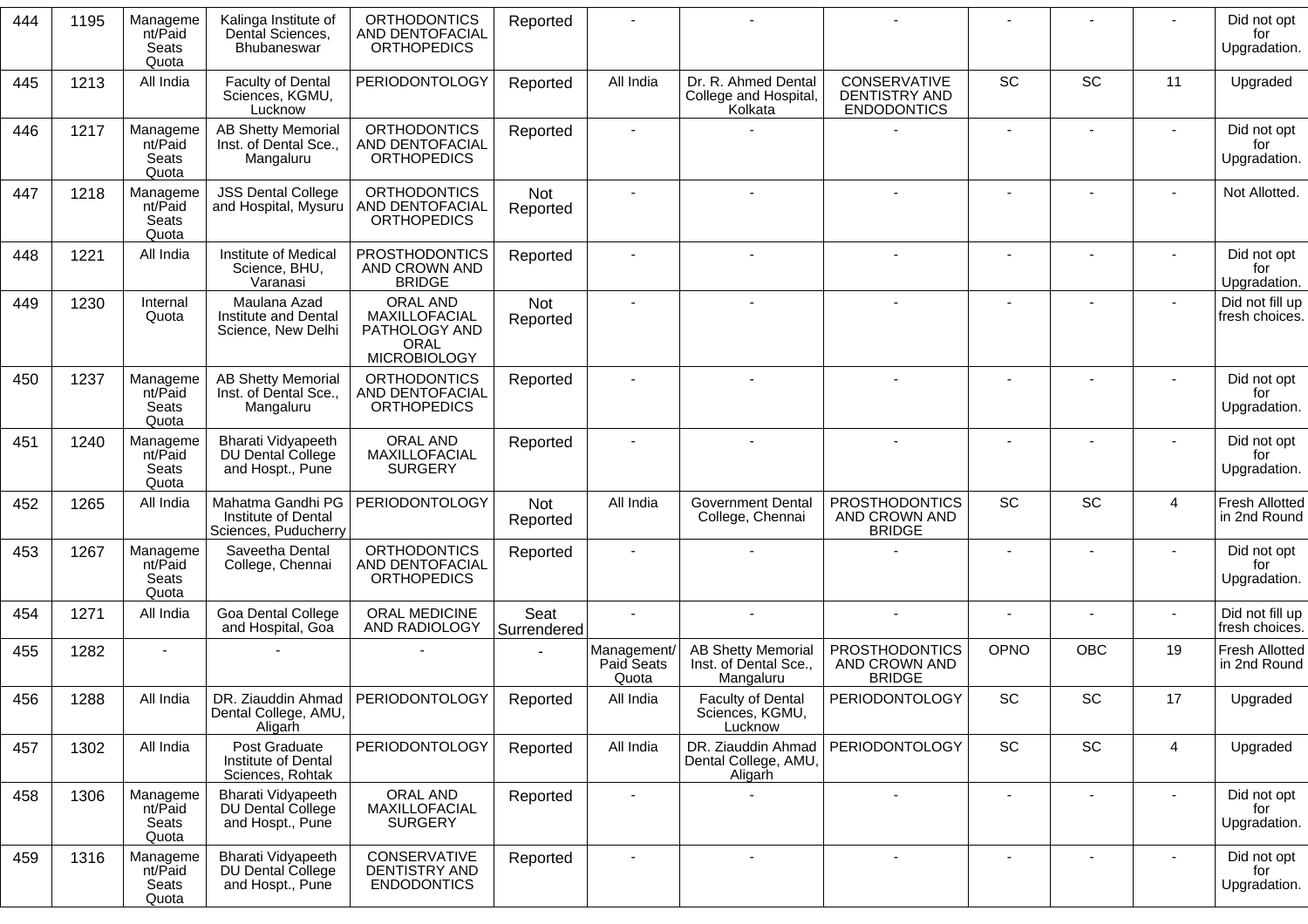| 444 | 1195 | Management/Paid Seats Quota | Kalinga Institute of Dental Sciences, Bhubaneswar | ORTHODONTICS AND DENTOFACIAL ORTHOPEDICS | Reported | - | - | - | - | - | - | Did not opt for Upgradation. |
|---|---|---|---|---|---|---|---|---|---|---|---|---|
| 445 | 1213 | All India | Faculty of Dental Sciences, KGMU, Lucknow | PERIODONTOLOGY | Reported | All India | Dr. R. Ahmed Dental College and Hospital, Kolkata | CONSERVATIVE DENTISTRY AND ENDODONTICS | SC | SC | 11 | Upgraded |
| 446 | 1217 | Management/Paid Seats Quota | AB Shetty Memorial Inst. of Dental Sce., Mangaluru | ORTHODONTICS AND DENTOFACIAL ORTHOPEDICS | Reported | - | - | - | - | - | - | Did not opt for Upgradation. |
| 447 | 1218 | Management/Paid Seats Quota | JSS Dental College and Hospital, Mysuru | ORTHODONTICS AND DENTOFACIAL ORTHOPEDICS | Not Reported | - | - | - | - | - | - | Not Allotted. |
| 448 | 1221 | All India | Institute of Medical Science, BHU, Varanasi | PROSTHODONTICS AND CROWN AND BRIDGE | Reported | - | - | - | - | - | - | Did not opt for Upgradation. |
| 449 | 1230 | Internal Quota | Maulana Azad Institute and Dental Science, New Delhi | ORAL AND MAXILLOFACIAL PATHOLOGY AND ORAL MICROBIOLOGY | Not Reported | - | - | - | - | - | - | Did not fill up fresh choices. |
| 450 | 1237 | Management/Paid Seats Quota | AB Shetty Memorial Inst. of Dental Sce., Mangaluru | ORTHODONTICS AND DENTOFACIAL ORTHOPEDICS | Reported | - | - | - | - | - | - | Did not opt for Upgradation. |
| 451 | 1240 | Management/Paid Seats Quota | Bharati Vidyapeeth DU Dental College and Hospt., Pune | ORAL AND MAXILLOFACIAL SURGERY | Reported | - | - | - | - | - | - | Did not opt for Upgradation. |
| 452 | 1265 | All India | Mahatma Gandhi PG Institute of Dental Sciences, Puducherry | PERIODONTOLOGY | Not Reported | All India | Government Dental College, Chennai | PROSTHODONTICS AND CROWN AND BRIDGE | SC | SC | 4 | Fresh Allotted in 2nd Round |
| 453 | 1267 | Management/Paid Seats Quota | Saveetha Dental College, Chennai | ORTHODONTICS AND DENTOFACIAL ORTHOPEDICS | Reported | - | - | - | - | - | - | Did not opt for Upgradation. |
| 454 | 1271 | All India | Goa Dental College and Hospital, Goa | ORAL MEDICINE AND RADIOLOGY | Seat Surrendered | - | - | - | - | - | - | Did not fill up fresh choices. |
| 455 | 1282 | - | - | - | - | Management/Paid Seats Quota | AB Shetty Memorial Inst. of Dental Sce., Mangaluru | PROSTHODONTICS AND CROWN AND BRIDGE | OPNO | OBC | 19 | Fresh Allotted in 2nd Round |
| 456 | 1288 | All India | DR. Ziauddin Ahmad Dental College, AMU, Aligarh | PERIODONTOLOGY | Reported | All India | Faculty of Dental Sciences, KGMU, Lucknow | PERIODONTOLOGY | SC | SC | 17 | Upgraded |
| 457 | 1302 | All India | Post Graduate Institute of Dental Sciences, Rohtak | PERIODONTOLOGY | Reported | All India | DR. Ziauddin Ahmad Dental College, AMU, Aligarh | PERIODONTOLOGY | SC | SC | 4 | Upgraded |
| 458 | 1306 | Management/Paid Seats Quota | Bharati Vidyapeeth DU Dental College and Hospt., Pune | ORAL AND MAXILLOFACIAL SURGERY | Reported | - | - | - | - | - | - | Did not opt for Upgradation. |
| 459 | 1316 | Management/Paid Seats Quota | Bharati Vidyapeeth DU Dental College and Hospt., Pune | CONSERVATIVE DENTISTRY AND ENDODONTICS | Reported | - | - | - | - | - | - | Did not opt for Upgradation. |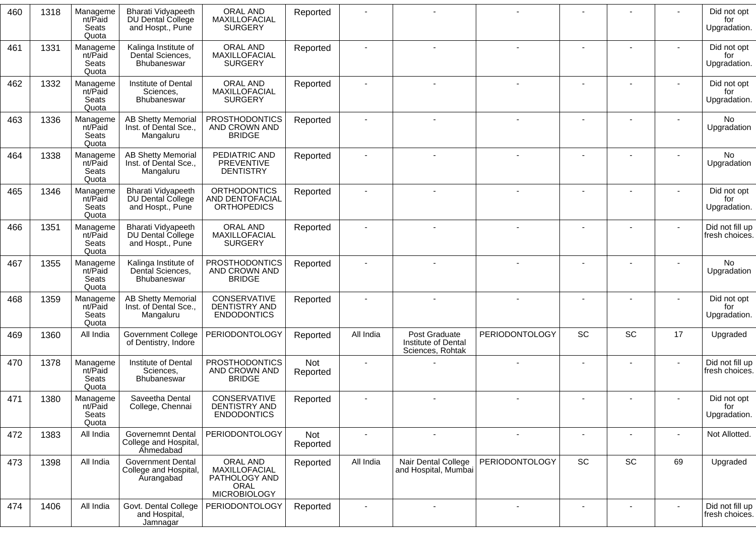| 460 | 1318 | Management/Paid Seats Quota | Bharati Vidyapeeth DU Dental College and Hospt., Pune | ORAL AND MAXILLOFACIAL SURGERY | Reported | - | - | - | - | - | - | Did not opt for Upgradation. |
|---|---|---|---|---|---|---|---|---|---|---|---|---|
| 461 | 1331 | Management/Paid Seats Quota | Kalinga Institute of Dental Sciences, Bhubaneswar | ORAL AND MAXILLOFACIAL SURGERY | Reported | - | - | - | - | - | - | Did not opt for Upgradation. |
| 462 | 1332 | Management/Paid Seats Quota | Institute of Dental Sciences, Bhubaneswar | ORAL AND MAXILLOFACIAL SURGERY | Reported | - | - | - | - | - | - | Did not opt for Upgradation. |
| 463 | 1336 | Management/Paid Seats Quota | AB Shetty Memorial Inst. of Dental Sce., Mangaluru | PROSTHODONTICS AND CROWN AND BRIDGE | Reported | - | - | - | - | - | - | No Upgradation |
| 464 | 1338 | Management/Paid Seats Quota | AB Shetty Memorial Inst. of Dental Sce., Mangaluru | PEDIATRIC AND PREVENTIVE DENTISTRY | Reported | - | - | - | - | - | - | No Upgradation |
| 465 | 1346 | Management/Paid Seats Quota | Bharati Vidyapeeth DU Dental College and Hospt., Pune | ORTHODONTICS AND DENTOFACIAL ORTHOPEDICS | Reported | - | - | - | - | - | - | Did not opt for Upgradation. |
| 466 | 1351 | Management/Paid Seats Quota | Bharati Vidyapeeth DU Dental College and Hospt., Pune | ORAL AND MAXILLOFACIAL SURGERY | Reported | - | - | - | - | - | - | Did not fill up fresh choices. |
| 467 | 1355 | Management/Paid Seats Quota | Kalinga Institute of Dental Sciences, Bhubaneswar | PROSTHODONTICS AND CROWN AND BRIDGE | Reported | - | - | - | - | - | - | No Upgradation |
| 468 | 1359 | Management/Paid Seats Quota | AB Shetty Memorial Inst. of Dental Sce., Mangaluru | CONSERVATIVE DENTISTRY AND ENDODONTICS | Reported | - | - | - | - | - | - | Did not opt for Upgradation. |
| 469 | 1360 | All India | Government College of Dentistry, Indore | PERIODONTOLOGY | Reported | All India | Post Graduate Institute of Dental Sciences, Rohtak | PERIODONTOLOGY | SC | SC | 17 | Upgraded |
| 470 | 1378 | Management/Paid Seats Quota | Institute of Dental Sciences, Bhubaneswar | PROSTHODONTICS AND CROWN AND BRIDGE | Not Reported | - | - | - | - | - | - | Did not fill up fresh choices. |
| 471 | 1380 | Management/Paid Seats Quota | Saveetha Dental College, Chennai | CONSERVATIVE DENTISTRY AND ENDODONTICS | Reported | - | - | - | - | - | - | Did not opt for Upgradation. |
| 472 | 1383 | All India | Governemnt Dental College and Hospital, Ahmedabad | PERIODONTOLOGY | Not Reported | - | - | - | - | - | - | Not Allotted. |
| 473 | 1398 | All India | Government Dental College and Hospital, Aurangabad | ORAL AND MAXILLOFACIAL PATHOLOGY AND ORAL MICROBIOLOGY | Reported | All India | Nair Dental College and Hospital, Mumbai | PERIODONTOLOGY | SC | SC | 69 | Upgraded |
| 474 | 1406 | All India | Govt. Dental College and Hospital, Jamnagar | PERIODONTOLOGY | Reported | - | - | - | - | - | - | Did not fill up fresh choices. |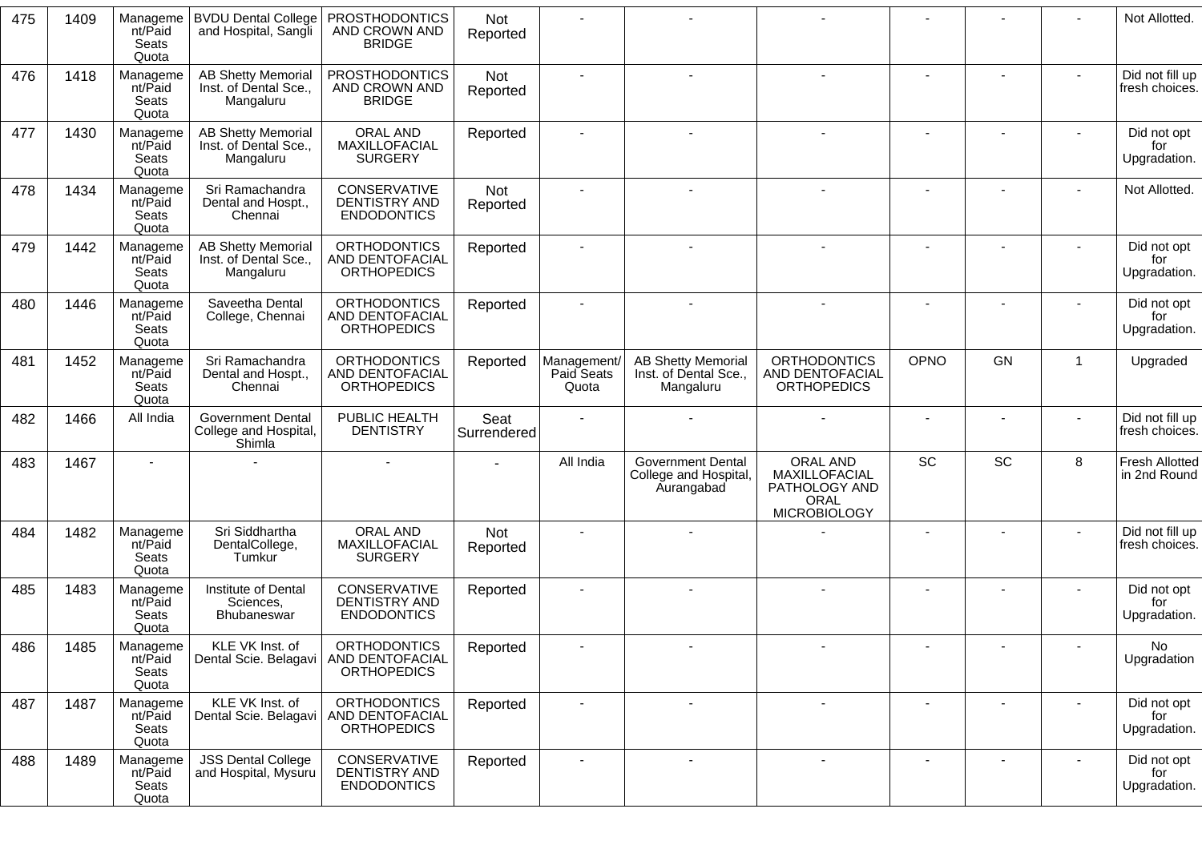| 475 | 1409 | Management/Paid Seats Quota | BVDU Dental College and Hospital, Sangli | PROSTHODONTICS AND CROWN AND BRIDGE | Not Reported | - | - | - | - | - | - | Not Allotted. |
|---|---|---|---|---|---|---|---|---|---|---|---|---|
| 476 | 1418 | Management/Paid Seats Quota | AB Shetty Memorial Inst. of Dental Sce., Mangaluru | PROSTHODONTICS AND CROWN AND BRIDGE | Not Reported | - | - | - | - | - | - | Did not fill up fresh choices. |
| 477 | 1430 | Management/Paid Seats Quota | AB Shetty Memorial Inst. of Dental Sce., Mangaluru | ORAL AND MAXILLOFACIAL SURGERY | Reported | - | - | - | - | - | - | Did not opt for Upgradation. |
| 478 | 1434 | Management/Paid Seats Quota | Sri Ramachandra Dental and Hospt., Chennai | CONSERVATIVE DENTISTRY AND ENDODONTICS | Not Reported | - | - | - | - | - | - | Not Allotted. |
| 479 | 1442 | Management/Paid Seats Quota | AB Shetty Memorial Inst. of Dental Sce., Mangaluru | ORTHODONTICS AND DENTOFACIAL ORTHOPEDICS | Reported | - | - | - | - | - | - | Did not opt for Upgradation. |
| 480 | 1446 | Management/Paid Seats Quota | Saveetha Dental College, Chennai | ORTHODONTICS AND DENTOFACIAL ORTHOPEDICS | Reported | - | - | - | - | - | - | Did not opt for Upgradation. |
| 481 | 1452 | Management/Paid Seats Quota | Sri Ramachandra Dental and Hospt., Chennai | ORTHODONTICS AND DENTOFACIAL ORTHOPEDICS | Reported | Management/ Paid Seats Quota | AB Shetty Memorial Inst. of Dental Sce., Mangaluru | ORTHODONTICS AND DENTOFACIAL ORTHOPEDICS | OPNO | GN | 1 | Upgraded |
| 482 | 1466 | All India | Government Dental College and Hospital, Shimla | PUBLIC HEALTH DENTISTRY | Seat Surrendered | - | - | - | - | - | - | Did not fill up fresh choices. |
| 483 | 1467 | - | - | - | - | All India | Government Dental College and Hospital, Aurangabad | ORAL AND MAXILLOFACIAL PATHOLOGY AND ORAL MICROBIOLOGY | SC | SC | 8 | Fresh Allotted in 2nd Round |
| 484 | 1482 | Management/Paid Seats Quota | Sri Siddhartha DentalCollege, Tumkur | ORAL AND MAXILLOFACIAL SURGERY | Not Reported | - | - | - | - | - | - | Did not fill up fresh choices. |
| 485 | 1483 | Management/Paid Seats Quota | Institute of Dental Sciences, Bhubaneswar | CONSERVATIVE DENTISTRY AND ENDODONTICS | Reported | - | - | - | - | - | - | Did not opt for Upgradation. |
| 486 | 1485 | Management/Paid Seats Quota | KLE VK Inst. of Dental Scie. Belagavi | ORTHODONTICS AND DENTOFACIAL ORTHOPEDICS | Reported | - | - | - | - | - | - | No Upgradation |
| 487 | 1487 | Management/Paid Seats Quota | KLE VK Inst. of Dental Scie. Belagavi | ORTHODONTICS AND DENTOFACIAL ORTHOPEDICS | Reported | - | - | - | - | - | - | Did not opt for Upgradation. |
| 488 | 1489 | Management/Paid Seats Quota | JSS Dental College and Hospital, Mysuru | CONSERVATIVE DENTISTRY AND ENDODONTICS | Reported | - | - | - | - | - | - | Did not opt for Upgradation. |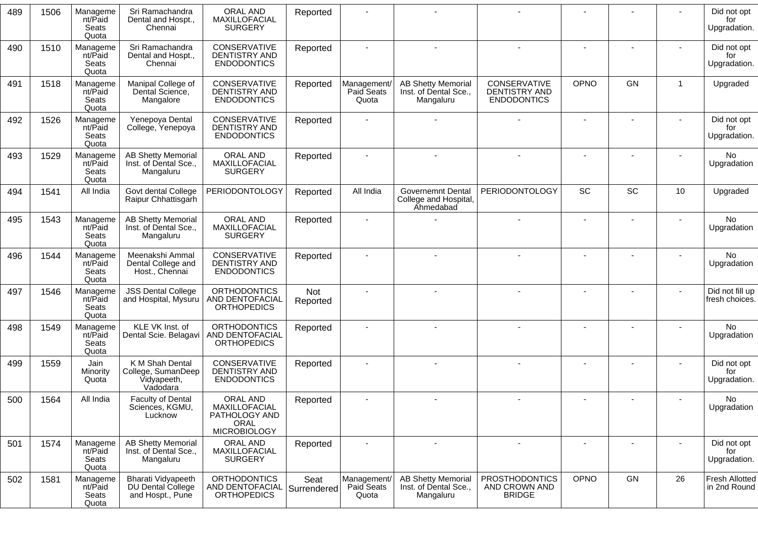| 489 | 1506 | Management/Paid Seats Quota | Sri Ramachandra Dental and Hospt., Chennai | ORAL AND MAXILLOFACIAL SURGERY | Reported | - | - | - | - | - | - | Did not opt for Upgradation. |
|---|---|---|---|---|---|---|---|---|---|---|---|---|
| 490 | 1510 | Management/Paid Seats Quota | Sri Ramachandra Dental and Hospt., Chennai | CONSERVATIVE DENTISTRY AND ENDODONTICS | Reported | - | - | - | - | - | - | Did not opt for Upgradation. |
| 491 | 1518 | Management/Paid Seats Quota | Manipal College of Dental Science, Mangalore | CONSERVATIVE DENTISTRY AND ENDODONTICS | Reported | Management/ Paid Seats Quota | AB Shetty Memorial Inst. of Dental Sce., Mangaluru | CONSERVATIVE DENTISTRY AND ENDODONTICS | OPNO | GN | 1 | Upgraded |
| 492 | 1526 | Management/Paid Seats Quota | Yenepoya Dental College, Yenepoya | CONSERVATIVE DENTISTRY AND ENDODONTICS | Reported | - | - | - | - | - | - | Did not opt for Upgradation. |
| 493 | 1529 | Management/Paid Seats Quota | AB Shetty Memorial Inst. of Dental Sce., Mangaluru | ORAL AND MAXILLOFACIAL SURGERY | Reported | - | - | - | - | - | - | No Upgradation |
| 494 | 1541 | All India | Govt dental College Raipur Chhattisgarh | PERIODONTOLOGY | Reported | All India | Governemnt Dental College and Hospital, Ahmedabad | PERIODONTOLOGY | SC | SC | 10 | Upgraded |
| 495 | 1543 | Management/Paid Seats Quota | AB Shetty Memorial Inst. of Dental Sce., Mangaluru | ORAL AND MAXILLOFACIAL SURGERY | Reported | - | - | - | - | - | - | No Upgradation |
| 496 | 1544 | Management/Paid Seats Quota | Meenakshi Ammal Dental College and Host., Chennai | CONSERVATIVE DENTISTRY AND ENDODONTICS | Reported | - | - | - | - | - | - | No Upgradation |
| 497 | 1546 | Management/Paid Seats Quota | JSS Dental College and Hospital, Mysuru | ORTHODONTICS AND DENTOFACIAL ORTHOPEDICS | Not Reported | - | - | - | - | - | - | Did not fill up fresh choices. |
| 498 | 1549 | Management/Paid Seats Quota | KLE VK Inst. of Dental Scie. Belagavi | ORTHODONTICS AND DENTOFACIAL ORTHOPEDICS | Reported | - | - | - | - | - | - | No Upgradation |
| 499 | 1559 | Jain Minority Quota | K M Shah Dental College, SumanDeep Vidyapeeth, Vadodara | CONSERVATIVE DENTISTRY AND ENDODONTICS | Reported | - | - | - | - | - | - | Did not opt for Upgradation. |
| 500 | 1564 | All India | Faculty of Dental Sciences, KGMU, Lucknow | ORAL AND MAXILLOFACIAL PATHOLOGY AND ORAL MICROBIOLOGY | Reported | - | - | - | - | - | - | No Upgradation |
| 501 | 1574 | Management/Paid Seats Quota | AB Shetty Memorial Inst. of Dental Sce., Mangaluru | ORAL AND MAXILLOFACIAL SURGERY | Reported | - | - | - | - | - | - | Did not opt for Upgradation. |
| 502 | 1581 | Management/Paid Seats Quota | Bharati Vidyapeeth DU Dental College and Hospt., Pune | ORTHODONTICS AND DENTOFACIAL ORTHOPEDICS | Seat Surrendered | Management/ Paid Seats Quota | AB Shetty Memorial Inst. of Dental Sce., Mangaluru | PROSTHODONTICS AND CROWN AND BRIDGE | OPNO | GN | 26 | Fresh Allotted in 2nd Round |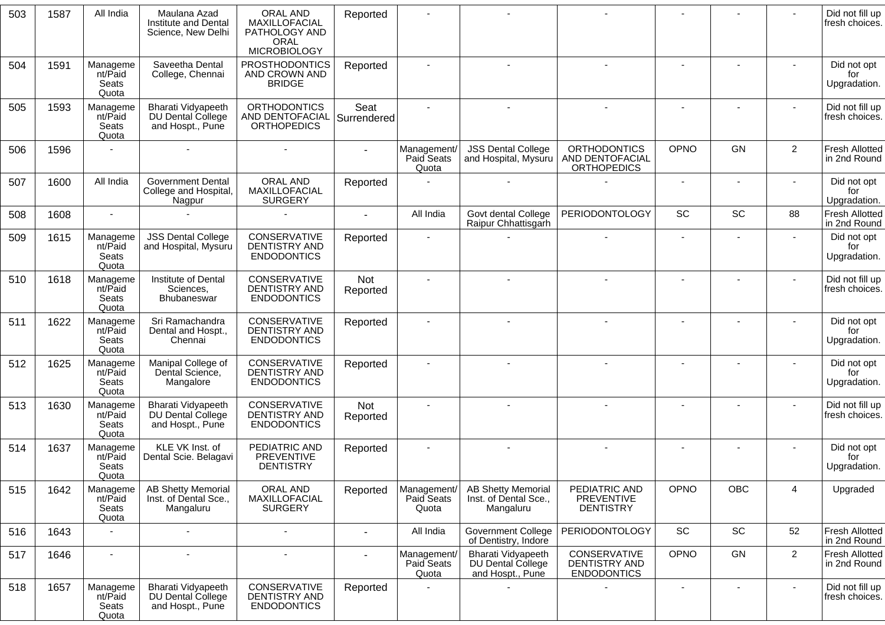| 503 | 1587 | All India | Maulana Azad Institute and Dental Science, New Delhi | ORAL AND MAXILLOFACIAL PATHOLOGY AND ORAL MICROBIOLOGY | Reported | - | - | - | - | - | - | Did not fill up fresh choices. |
|---|---|---|---|---|---|---|---|---|---|---|---|---|
| 504 | 1591 | Management/Paid Seats Quota | Saveetha Dental College, Chennai | PROSTHODONTICS AND CROWN AND BRIDGE | Reported | - | - | - | - | - | - | Did not opt for Upgradation. |
| 505 | 1593 | Management/Paid Seats Quota | Bharati Vidyapeeth DU Dental College and Hospt., Pune | ORTHODONTICS AND DENTOFACIAL ORTHOPEDICS | Seat Surrendered | - | - | - | - | - | - | Did not fill up fresh choices. |
| 506 | 1596 | - | - | - | - | Management/ Paid Seats Quota | JSS Dental College and Hospital, Mysuru | ORTHODONTICS AND DENTOFACIAL ORTHOPEDICS | OPNO | GN | 2 | Fresh Allotted in 2nd Round |
| 507 | 1600 | All India | Government Dental College and Hospital, Nagpur | ORAL AND MAXILLOFACIAL SURGERY | Reported | - | - | - | - | - | - | Did not opt for Upgradation. |
| 508 | 1608 | - | - | - | - | All India | Govt dental College Raipur Chhattisgarh | PERIODONTOLOGY | SC | SC | 88 | Fresh Allotted in 2nd Round |
| 509 | 1615 | Management/Paid Seats Quota | JSS Dental College and Hospital, Mysuru | CONSERVATIVE DENTISTRY AND ENDODONTICS | Reported | - | - | - | - | - | - | Did not opt for Upgradation. |
| 510 | 1618 | Management/Paid Seats Quota | Institute of Dental Sciences, Bhubaneswar | CONSERVATIVE DENTISTRY AND ENDODONTICS | Not Reported | - | - | - | - | - | - | Did not fill up fresh choices. |
| 511 | 1622 | Management/Paid Seats Quota | Sri Ramachandra Dental and Hospt., Chennai | CONSERVATIVE DENTISTRY AND ENDODONTICS | Reported | - | - | - | - | - | - | Did not opt for Upgradation. |
| 512 | 1625 | Management/Paid Seats Quota | Manipal College of Dental Science, Mangalore | CONSERVATIVE DENTISTRY AND ENDODONTICS | Reported | - | - | - | - | - | - | Did not opt for Upgradation. |
| 513 | 1630 | Management/Paid Seats Quota | Bharati Vidyapeeth DU Dental College and Hospt., Pune | CONSERVATIVE DENTISTRY AND ENDODONTICS | Not Reported | - | - | - | - | - | - | Did not fill up fresh choices. |
| 514 | 1637 | Management/Paid Seats Quota | KLE VK Inst. of Dental Scie. Belagavi | PEDIATRIC AND PREVENTIVE DENTISTRY | Reported | - | - | - | - | - | - | Did not opt for Upgradation. |
| 515 | 1642 | Management/Paid Seats Quota | AB Shetty Memorial Inst. of Dental Sce., Mangaluru | ORAL AND MAXILLOFACIAL SURGERY | Reported | Management/ Paid Seats Quota | AB Shetty Memorial Inst. of Dental Sce., Mangaluru | PEDIATRIC AND PREVENTIVE DENTISTRY | OPNO | OBC | 4 | Upgraded |
| 516 | 1643 | - | - | - | - | All India | Government College of Dentistry, Indore | PERIODONTOLOGY | SC | SC | 52 | Fresh Allotted in 2nd Round |
| 517 | 1646 | - | - | - | - | Management/ Paid Seats Quota | Bharati Vidyapeeth DU Dental College and Hospt., Pune | CONSERVATIVE DENTISTRY AND ENDODONTICS | OPNO | GN | 2 | Fresh Allotted in 2nd Round |
| 518 | 1657 | Management/Paid Seats Quota | Bharati Vidyapeeth DU Dental College and Hospt., Pune | CONSERVATIVE DENTISTRY AND ENDODONTICS | Reported | - | - | - | - | - | - | Did not fill up fresh choices. |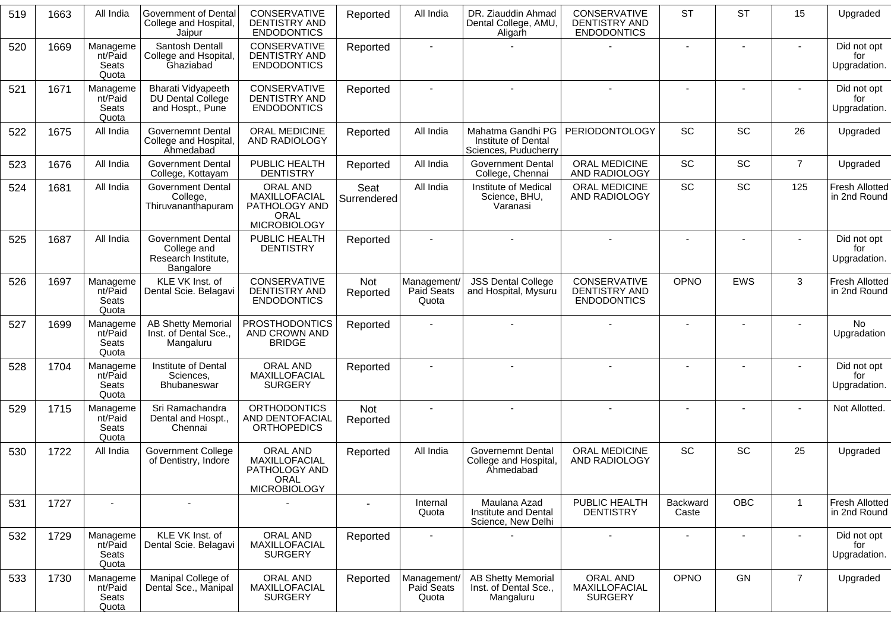| 519 | 1663 | All India | Government of Dental College and Hospital, Jaipur | CONSERVATIVE DENTISTRY AND ENDODONTICS | Reported | All India | DR. Ziauddin Ahmad Dental College, AMU, Aligarh | CONSERVATIVE DENTISTRY AND ENDODONTICS | ST | ST | 15 | Upgraded |
|---|---|---|---|---|---|---|---|---|---|---|---|---|
| 520 | 1669 | Management/Paid Seats Quota | Santosh Dentall College and Hsopital, Ghaziabad | CONSERVATIVE DENTISTRY AND ENDODONTICS | Reported | - | - | - | - | - | - | Did not opt for Upgradation. |
| 521 | 1671 | Management/Paid Seats Quota | Bharati Vidyapeeth DU Dental College and Hospt., Pune | CONSERVATIVE DENTISTRY AND ENDODONTICS | Reported | - | - | - | - | - | - | Did not opt for Upgradation. |
| 522 | 1675 | All India | Governemnt Dental College and Hospital, Ahmedabad | ORAL MEDICINE AND RADIOLOGY | Reported | All India | Mahatma Gandhi PG Institute of Dental Sciences, Puducherry | PERIODONTOLOGY | SC | SC | 26 | Upgraded |
| 523 | 1676 | All India | Government Dental College, Kottayam | PUBLIC HEALTH DENTISTRY | Reported | All India | Government Dental College, Chennai | ORAL MEDICINE AND RADIOLOGY | SC | SC | 7 | Upgraded |
| 524 | 1681 | All India | Government Dental College, Thiruvananthapuram | ORAL AND MAXILLOFACIAL PATHOLOGY AND ORAL MICROBIOLOGY | Seat Surrendered | All India | Institute of Medical Science, BHU, Varanasi | ORAL MEDICINE AND RADIOLOGY | SC | SC | 125 | Fresh Allotted in 2nd Round |
| 525 | 1687 | All India | Government Dental College and Research Institute, Bangalore | PUBLIC HEALTH DENTISTRY | Reported | - | - | - | - | - | - | Did not opt for Upgradation. |
| 526 | 1697 | Management/Paid Seats Quota | KLE VK Inst. of Dental Scie. Belagavi | CONSERVATIVE DENTISTRY AND ENDODONTICS | Not Reported | Management/ Paid Seats Quota | JSS Dental College and Hospital, Mysuru | CONSERVATIVE DENTISTRY AND ENDODONTICS | OPNO | EWS | 3 | Fresh Allotted in 2nd Round |
| 527 | 1699 | Management/Paid Seats Quota | AB Shetty Memorial Inst. of Dental Sce., Mangaluru | PROSTHODONTICS AND CROWN AND BRIDGE | Reported | - | - | - | - | - | - | No Upgradation |
| 528 | 1704 | Management/Paid Seats Quota | Institute of Dental Sciences, Bhubaneswar | ORAL AND MAXILLOFACIAL SURGERY | Reported | - | - | - | - | - | - | Did not opt for Upgradation. |
| 529 | 1715 | Management/Paid Seats Quota | Sri Ramachandra Dental and Hospt., Chennai | ORTHODONTICS AND DENTOFACIAL ORTHOPEDICS | Not Reported | - | - | - | - | - | - | Not Allotted. |
| 530 | 1722 | All India | Government College of Dentistry, Indore | ORAL AND MAXILLOFACIAL PATHOLOGY AND ORAL MICROBIOLOGY | Reported | All India | Governemnt Dental College and Hospital, Ahmedabad | ORAL MEDICINE AND RADIOLOGY | SC | SC | 25 | Upgraded |
| 531 | 1727 | - | - | - | - | Internal Quota | Maulana Azad Institute and Dental Science, New Delhi | PUBLIC HEALTH DENTISTRY | Backward Caste | OBC | 1 | Fresh Allotted in 2nd Round |
| 532 | 1729 | Management/Paid Seats Quota | KLE VK Inst. of Dental Scie. Belagavi | ORAL AND MAXILLOFACIAL SURGERY | Reported | - | - | - | - | - | - | Did not opt for Upgradation. |
| 533 | 1730 | Management/Paid Seats Quota | Manipal College of Dental Sce., Manipal | ORAL AND MAXILLOFACIAL SURGERY | Reported | Management/ Paid Seats Quota | AB Shetty Memorial Inst. of Dental Sce., Mangaluru | ORAL AND MAXILLOFACIAL SURGERY | OPNO | GN | 7 | Upgraded |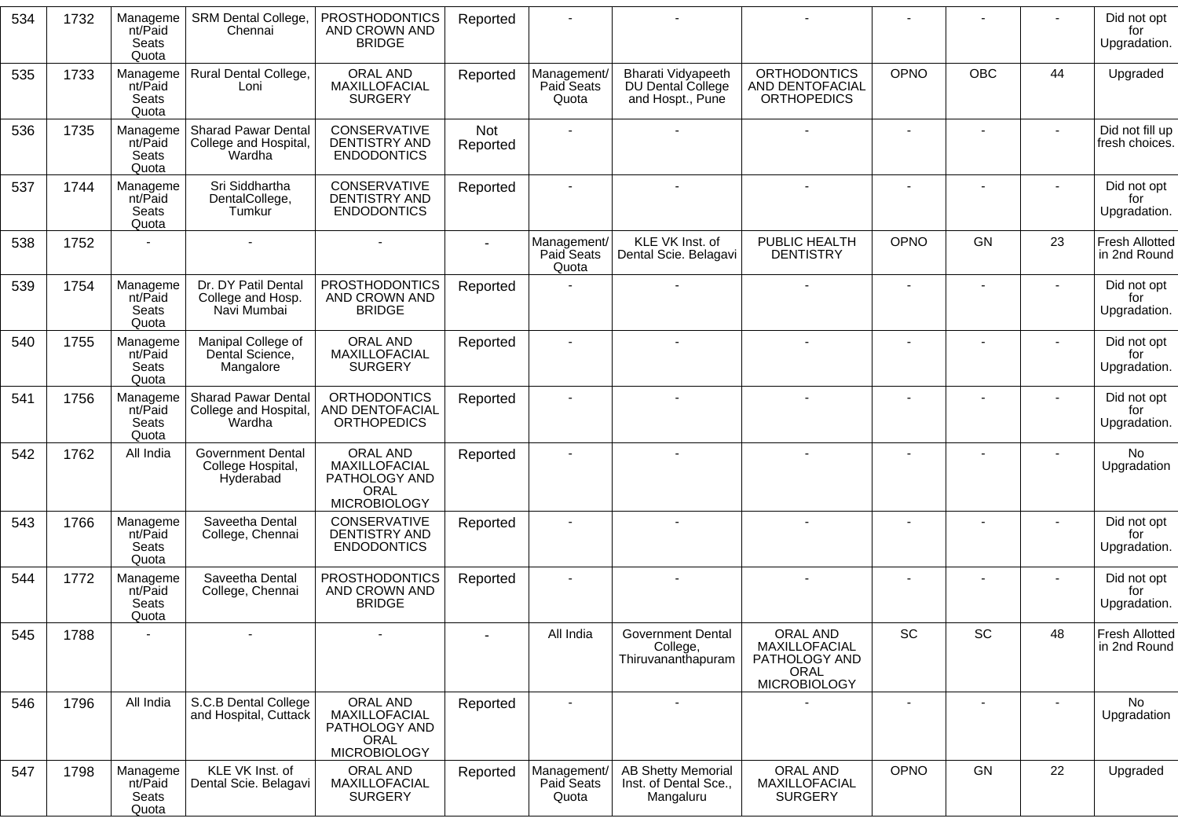| 534 | 1732 | Management/Paid Seats Quota | SRM Dental College, Chennai | PROSTHODONTICS AND CROWN AND BRIDGE | Reported | - | - | - | - | - | - | Did not opt for Upgradation. |
|---|---|---|---|---|---|---|---|---|---|---|---|---|
| 535 | 1733 | Management/Paid Seats Quota | Rural Dental College, Loni | ORAL AND MAXILLOFACIAL SURGERY | Reported | Management/ Paid Seats Quota | Bharati Vidyapeeth DU Dental College and Hospt., Pune | ORTHODONTICS AND DENTOFACIAL ORTHOPEDICS | OPNO | OBC | 44 | Upgraded |
| 536 | 1735 | Management/Paid Seats Quota | Sharad Pawar Dental College and Hospital, Wardha | CONSERVATIVE DENTISTRY AND ENDODONTICS | Not Reported | - | - | - | - | - | - | Did not fill up fresh choices. |
| 537 | 1744 | Management/Paid Seats Quota | Sri Siddhartha DentalCollege, Tumkur | CONSERVATIVE DENTISTRY AND ENDODONTICS | Reported | - | - | - | - | - | - | Did not opt for Upgradation. |
| 538 | 1752 | - | - | - | - | Management/ Paid Seats Quota | KLE VK Inst. of Dental Scie. Belagavi | PUBLIC HEALTH DENTISTRY | OPNO | GN | 23 | Fresh Allotted in 2nd Round |
| 539 | 1754 | Management/Paid Seats Quota | Dr. DY Patil Dental College and Hosp. Navi Mumbai | PROSTHODONTICS AND CROWN AND BRIDGE | Reported | - | - | - | - | - | - | Did not opt for Upgradation. |
| 540 | 1755 | Management/Paid Seats Quota | Manipal College of Dental Science, Mangalore | ORAL AND MAXILLOFACIAL SURGERY | Reported | - | - | - | - | - | - | Did not opt for Upgradation. |
| 541 | 1756 | Management/Paid Seats Quota | Sharad Pawar Dental College and Hospital, Wardha | ORTHODONTICS AND DENTOFACIAL ORTHOPEDICS | Reported | - | - | - | - | - | - | Did not opt for Upgradation. |
| 542 | 1762 | All India | Government Dental College Hospital, Hyderabad | ORAL AND MAXILLOFACIAL PATHOLOGY AND ORAL MICROBIOLOGY | Reported | - | - | - | - | - | - | No Upgradation |
| 543 | 1766 | Management/Paid Seats Quota | Saveetha Dental College, Chennai | CONSERVATIVE DENTISTRY AND ENDODONTICS | Reported | - | - | - | - | - | - | Did not opt for Upgradation. |
| 544 | 1772 | Management/Paid Seats Quota | Saveetha Dental College, Chennai | PROSTHODONTICS AND CROWN AND BRIDGE | Reported | - | - | - | - | - | - | Did not opt for Upgradation. |
| 545 | 1788 | - | - | - | - | All India | Government Dental College, Thiruvananthapuram | ORAL AND MAXILLOFACIAL PATHOLOGY AND ORAL MICROBIOLOGY | SC | SC | 48 | Fresh Allotted in 2nd Round |
| 546 | 1796 | All India | S.C.B Dental College and Hospital, Cuttack | ORAL AND MAXILLOFACIAL PATHOLOGY AND ORAL MICROBIOLOGY | Reported | - | - | - | - | - | - | No Upgradation |
| 547 | 1798 | Management/Paid Seats Quota | KLE VK Inst. of Dental Scie. Belagavi | ORAL AND MAXILLOFACIAL SURGERY | Reported | Management/ Paid Seats Quota | AB Shetty Memorial Inst. of Dental Sce., Mangaluru | ORAL AND MAXILLOFACIAL SURGERY | OPNO | GN | 22 | Upgraded |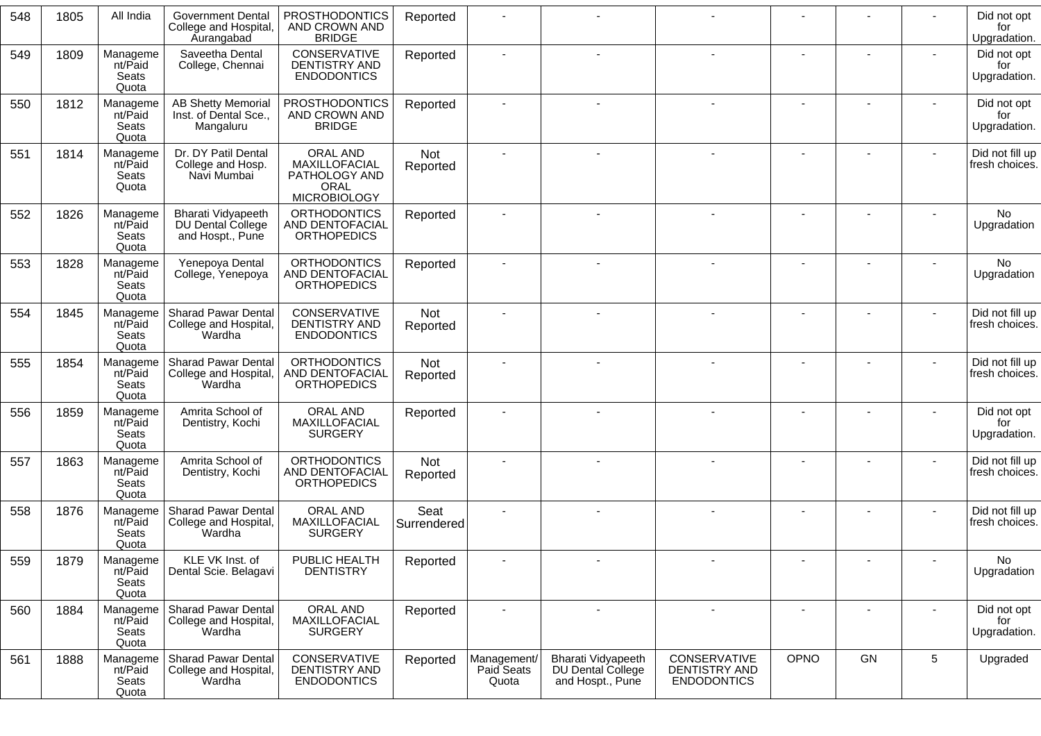| 548 | 1805 | All India | Government Dental College and Hospital, Aurangabad | PROSTHODONTICS AND CROWN AND BRIDGE | Reported | - | - | - | - | - | - | Did not opt for Upgradation. |
|---|---|---|---|---|---|---|---|---|---|---|---|---|
| 549 | 1809 | Management/Paid Seats Quota | Saveetha Dental College, Chennai | CONSERVATIVE DENTISTRY AND ENDODONTICS | Reported | - | - | - | - | - | - | Did not opt for Upgradation. |
| 550 | 1812 | Management/Paid Seats Quota | AB Shetty Memorial Inst. of Dental Sce., Mangaluru | PROSTHODONTICS AND CROWN AND BRIDGE | Reported | - | - | - | - | - | - | Did not opt for Upgradation. |
| 551 | 1814 | Management/Paid Seats Quota | Dr. DY Patil Dental College and Hosp. Navi Mumbai | ORAL AND MAXILLOFACIAL PATHOLOGY AND ORAL MICROBIOLOGY | Not Reported | - | - | - | - | - | - | Did not fill up fresh choices. |
| 552 | 1826 | Management/Paid Seats Quota | Bharati Vidyapeeth DU Dental College and Hospt., Pune | ORTHODONTICS AND DENTOFACIAL ORTHOPEDICS | Reported | - | - | - | - | - | - | No Upgradation |
| 553 | 1828 | Management/Paid Seats Quota | Yenepoya Dental College, Yenepoya | ORTHODONTICS AND DENTOFACIAL ORTHOPEDICS | Reported | - | - | - | - | - | - | No Upgradation |
| 554 | 1845 | Management/Paid Seats Quota | Sharad Pawar Dental College and Hospital, Wardha | CONSERVATIVE DENTISTRY AND ENDODONTICS | Not Reported | - | - | - | - | - | - | Did not fill up fresh choices. |
| 555 | 1854 | Management/Paid Seats Quota | Sharad Pawar Dental College and Hospital, Wardha | ORTHODONTICS AND DENTOFACIAL ORTHOPEDICS | Not Reported | - | - | - | - | - | - | Did not fill up fresh choices. |
| 556 | 1859 | Management/Paid Seats Quota | Amrita School of Dentistry, Kochi | ORAL AND MAXILLOFACIAL SURGERY | Reported | - | - | - | - | - | - | Did not opt for Upgradation. |
| 557 | 1863 | Management/Paid Seats Quota | Amrita School of Dentistry, Kochi | ORTHODONTICS AND DENTOFACIAL ORTHOPEDICS | Not Reported | - | - | - | - | - | - | Did not fill up fresh choices. |
| 558 | 1876 | Management/Paid Seats Quota | Sharad Pawar Dental College and Hospital, Wardha | ORAL AND MAXILLOFACIAL SURGERY | Seat Surrendered | - | - | - | - | - | - | Did not fill up fresh choices. |
| 559 | 1879 | Management/Paid Seats Quota | KLE VK Inst. of Dental Scie. Belagavi | PUBLIC HEALTH DENTISTRY | Reported | - | - | - | - | - | - | No Upgradation |
| 560 | 1884 | Management/Paid Seats Quota | Sharad Pawar Dental College and Hospital, Wardha | ORAL AND MAXILLOFACIAL SURGERY | Reported | - | - | - | - | - | - | Did not opt for Upgradation. |
| 561 | 1888 | Management/Paid Seats Quota | Sharad Pawar Dental College and Hospital, Wardha | CONSERVATIVE DENTISTRY AND ENDODONTICS | Reported | Management/Paid Seats Quota | Bharati Vidyapeeth DU Dental College and Hospt., Pune | CONSERVATIVE DENTISTRY AND ENDODONTICS | OPNO | GN | 5 | Upgraded |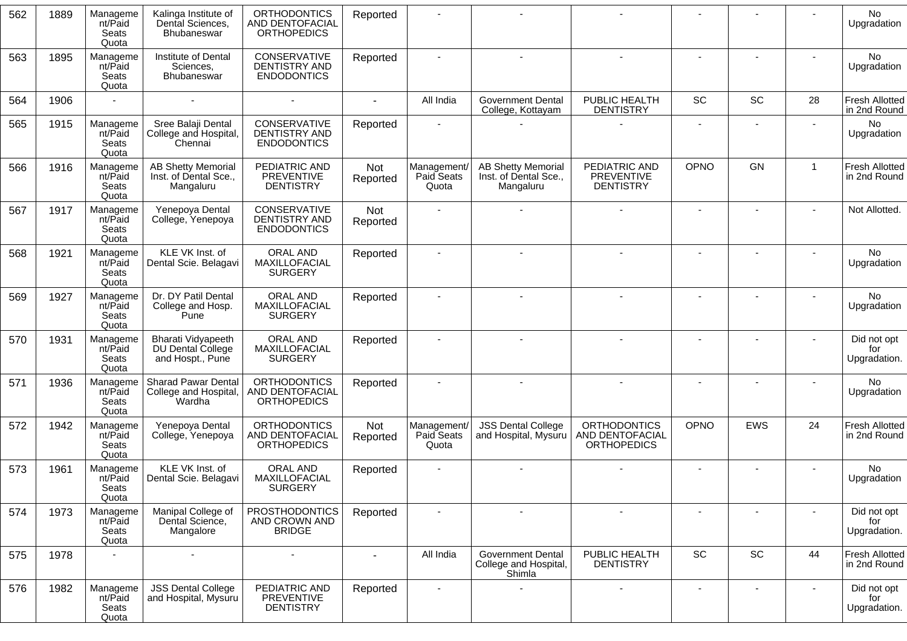| 562 | 1889 | Management/Paid Seats Quota | Kalinga Institute of Dental Sciences, Bhubaneswar | ORTHODONTICS AND DENTOFACIAL ORTHOPEDICS | Reported | - | - | - | - | - | - | No Upgradation |
|---|---|---|---|---|---|---|---|---|---|---|---|---|
| 563 | 1895 | Management/Paid Seats Quota | Institute of Dental Sciences, Bhubaneswar | CONSERVATIVE DENTISTRY AND ENDODONTICS | Reported | - | - | - | - | - | - | No Upgradation |
| 564 | 1906 | - | - | - | - | All India | Government Dental College, Kottayam | PUBLIC HEALTH DENTISTRY | SC | SC | 28 | Fresh Allotted in 2nd Round |
| 565 | 1915 | Management/Paid Seats Quota | Sree Balaji Dental College and Hospital, Chennai | CONSERVATIVE DENTISTRY AND ENDODONTICS | Reported | - | - | - | - | - | - | No Upgradation |
| 566 | 1916 | Management/Paid Seats Quota | AB Shetty Memorial Inst. of Dental Sce., Mangaluru | PEDIATRIC AND PREVENTIVE DENTISTRY | Not Reported | Management/ Paid Seats Quota | AB Shetty Memorial Inst. of Dental Sce., Mangaluru | PEDIATRIC AND PREVENTIVE DENTISTRY | OPNO | GN | 1 | Fresh Allotted in 2nd Round |
| 567 | 1917 | Management/Paid Seats Quota | Yenepoya Dental College, Yenepoya | CONSERVATIVE DENTISTRY AND ENDODONTICS | Not Reported | - | - | - | - | - | - | Not Allotted. |
| 568 | 1921 | Management/Paid Seats Quota | KLE VK Inst. of Dental Scie. Belagavi | ORAL AND MAXILLOFACIAL SURGERY | Reported | - | - | - | - | - | - | No Upgradation |
| 569 | 1927 | Management/Paid Seats Quota | Dr. DY Patil Dental College and Hosp. Pune | ORAL AND MAXILLOFACIAL SURGERY | Reported | - | - | - | - | - | - | No Upgradation |
| 570 | 1931 | Management/Paid Seats Quota | Bharati Vidyapeeth DU Dental College and Hospt., Pune | ORAL AND MAXILLOFACIAL SURGERY | Reported | - | - | - | - | - | - | Did not opt for Upgradation. |
| 571 | 1936 | Management/Paid Seats Quota | Sharad Pawar Dental College and Hospital, Wardha | ORTHODONTICS AND DENTOFACIAL ORTHOPEDICS | Reported | - | - | - | - | - | - | No Upgradation |
| 572 | 1942 | Management/Paid Seats Quota | Yenepoya Dental College, Yenepoya | ORTHODONTICS AND DENTOFACIAL ORTHOPEDICS | Not Reported | Management/ Paid Seats Quota | JSS Dental College and Hospital, Mysuru | ORTHODONTICS AND DENTOFACIAL ORTHOPEDICS | OPNO | EWS | 24 | Fresh Allotted in 2nd Round |
| 573 | 1961 | Management/Paid Seats Quota | KLE VK Inst. of Dental Scie. Belagavi | ORAL AND MAXILLOFACIAL SURGERY | Reported | - | - | - | - | - | - | No Upgradation |
| 574 | 1973 | Management/Paid Seats Quota | Manipal College of Dental Science, Mangalore | PROSTHODONTICS AND CROWN AND BRIDGE | Reported | - | - | - | - | - | - | Did not opt for Upgradation. |
| 575 | 1978 | - | - | - | - | All India | Government Dental College and Hospital, Shimla | PUBLIC HEALTH DENTISTRY | SC | SC | 44 | Fresh Allotted in 2nd Round |
| 576 | 1982 | Management/Paid Seats Quota | JSS Dental College and Hospital, Mysuru | PEDIATRIC AND PREVENTIVE DENTISTRY | Reported | - | - | - | - | - | - | Did not opt for Upgradation. |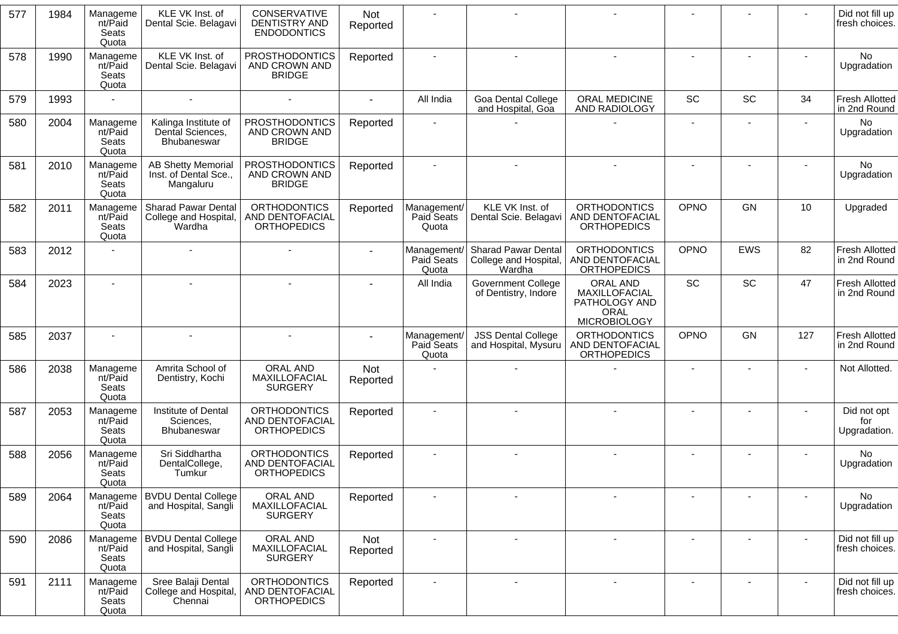| 577 | 1984 | Management/Paid Seats Quota | KLE VK Inst. of Dental Scie. Belagavi | CONSERVATIVE DENTISTRY AND ENDODONTICS | Not Reported | - | - | - | - | - | - | Did not fill up fresh choices. |
|---|---|---|---|---|---|---|---|---|---|---|---|---|
| 578 | 1990 | Management/Paid Seats Quota | KLE VK Inst. of Dental Scie. Belagavi | PROSTHODONTICS AND CROWN AND BRIDGE | Reported | - | - | - | - | - | - | No Upgradation |
| 579 | 1993 | - | - | - | - | All India | Goa Dental College and Hospital, Goa | ORAL MEDICINE AND RADIOLOGY | SC | SC | 34 | Fresh Allotted in 2nd Round |
| 580 | 2004 | Management/Paid Seats Quota | Kalinga Institute of Dental Sciences, Bhubaneswar | PROSTHODONTICS AND CROWN AND BRIDGE | Reported | - | - | - | - | - | - | No Upgradation |
| 581 | 2010 | Management/Paid Seats Quota | AB Shetty Memorial Inst. of Dental Sce., Mangaluru | PROSTHODONTICS AND CROWN AND BRIDGE | Reported | - | - | - | - | - | - | No Upgradation |
| 582 | 2011 | Management/Paid Seats Quota | Sharad Pawar Dental College and Hospital, Wardha | ORTHODONTICS AND DENTOFACIAL ORTHOPEDICS | Reported | Management/ Paid Seats Quota | KLE VK Inst. of Dental Scie. Belagavi | ORTHODONTICS AND DENTOFACIAL ORTHOPEDICS | OPNO | GN | 10 | Upgraded |
| 583 | 2012 | - | - | - | - | Management/ Paid Seats Quota | Sharad Pawar Dental College and Hospital, Wardha | ORTHODONTICS AND DENTOFACIAL ORTHOPEDICS | OPNO | EWS | 82 | Fresh Allotted in 2nd Round |
| 584 | 2023 | - | - | - | - | All India | Government College of Dentistry, Indore | ORAL AND MAXILLOFACIAL PATHOLOGY AND ORAL MICROBIOLOGY | SC | SC | 47 | Fresh Allotted in 2nd Round |
| 585 | 2037 | - | - | - | - | Management/ Paid Seats Quota | JSS Dental College and Hospital, Mysuru | ORTHODONTICS AND DENTOFACIAL ORTHOPEDICS | OPNO | GN | 127 | Fresh Allotted in 2nd Round |
| 586 | 2038 | Management/Paid Seats Quota | Amrita School of Dentistry, Kochi | ORAL AND MAXILLOFACIAL SURGERY | Not Reported | - | - | - | - | - | - | Not Allotted. |
| 587 | 2053 | Management/Paid Seats Quota | Institute of Dental Sciences, Bhubaneswar | ORTHODONTICS AND DENTOFACIAL ORTHOPEDICS | Reported | - | - | - | - | - | - | Did not opt for Upgradation. |
| 588 | 2056 | Management/Paid Seats Quota | Sri Siddhartha DentalCollege, Tumkur | ORTHODONTICS AND DENTOFACIAL ORTHOPEDICS | Reported | - | - | - | - | - | - | No Upgradation |
| 589 | 2064 | Management/Paid Seats Quota | BVDU Dental College and Hospital, Sangli | ORAL AND MAXILLOFACIAL SURGERY | Reported | - | - | - | - | - | - | No Upgradation |
| 590 | 2086 | Management/Paid Seats Quota | BVDU Dental College and Hospital, Sangli | ORAL AND MAXILLOFACIAL SURGERY | Not Reported | - | - | - | - | - | - | Did not fill up fresh choices. |
| 591 | 2111 | Management/Paid Seats Quota | Sree Balaji Dental College and Hospital, Chennai | ORTHODONTICS AND DENTOFACIAL ORTHOPEDICS | Reported | - | - | - | - | - | - | Did not fill up fresh choices. |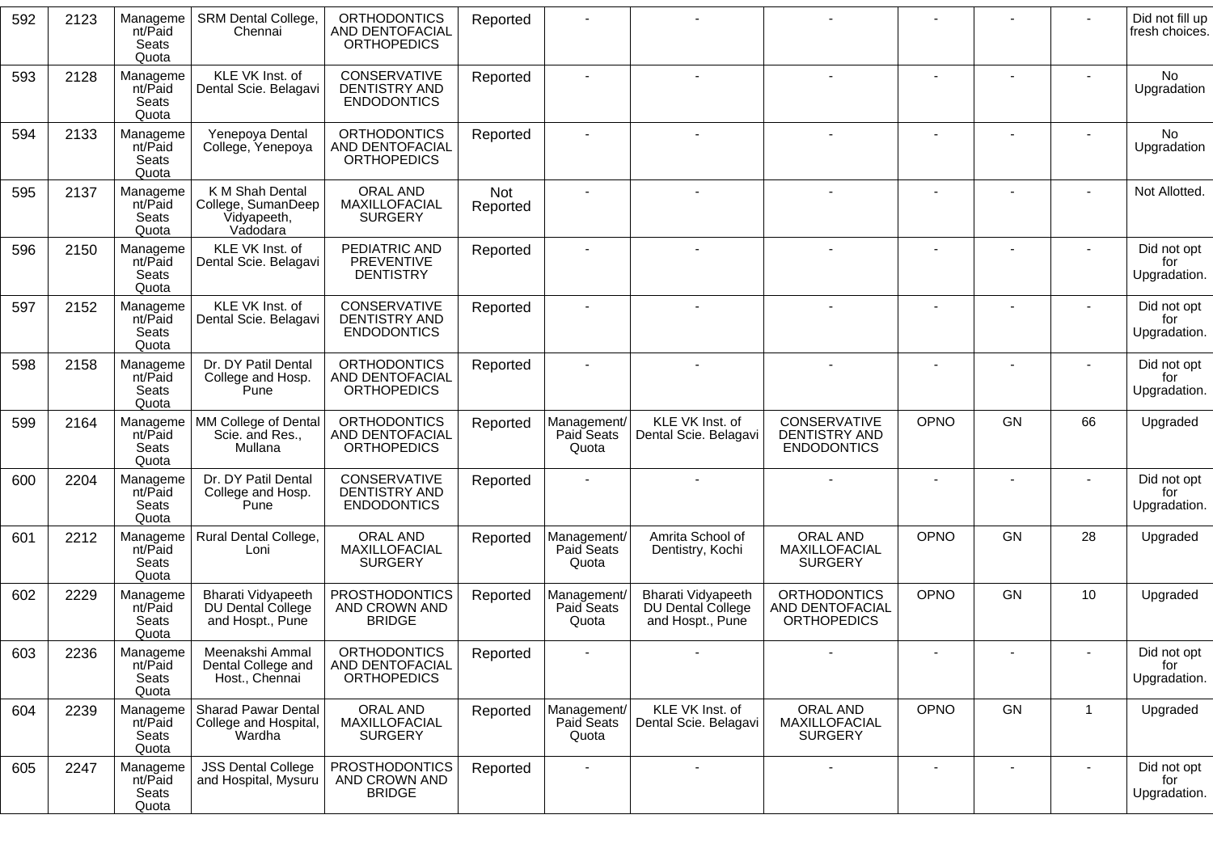| 592 | 2123 | Management/Paid Seats Quota | SRM Dental College, Chennai | ORTHODONTICS AND DENTOFACIAL ORTHOPEDICS | Reported | - | - | - | - | - | - | Did not fill up fresh choices. |
|---|---|---|---|---|---|---|---|---|---|---|---|---|
| 593 | 2128 | Management/Paid Seats Quota | KLE VK Inst. of Dental Scie. Belagavi | CONSERVATIVE DENTISTRY AND ENDODONTICS | Reported | - | - | - | - | - | - | No Upgradation |
| 594 | 2133 | Management/Paid Seats Quota | Yenepoya Dental College, Yenepoya | ORTHODONTICS AND DENTOFACIAL ORTHOPEDICS | Reported | - | - | - | - | - | - | No Upgradation |
| 595 | 2137 | Management/Paid Seats Quota | K M Shah Dental College, SumanDeep Vidyapeeth, Vadodara | ORAL AND MAXILLOFACIAL SURGERY | Not Reported | - | - | - | - | - | - | Not Allotted. |
| 596 | 2150 | Management/Paid Seats Quota | KLE VK Inst. of Dental Scie. Belagavi | PEDIATRIC AND PREVENTIVE DENTISTRY | Reported | - | - | - | - | - | - | Did not opt for Upgradation. |
| 597 | 2152 | Management/Paid Seats Quota | KLE VK Inst. of Dental Scie. Belagavi | CONSERVATIVE DENTISTRY AND ENDODONTICS | Reported | - | - | - | - | - | - | Did not opt for Upgradation. |
| 598 | 2158 | Management/Paid Seats Quota | Dr. DY Patil Dental College and Hosp. Pune | ORTHODONTICS AND DENTOFACIAL ORTHOPEDICS | Reported | - | - | - | - | - | - | Did not opt for Upgradation. |
| 599 | 2164 | Management/Paid Seats Quota | MM College of Dental Scie. and Res., Mullana | ORTHODONTICS AND DENTOFACIAL ORTHOPEDICS | Reported | Management/ Paid Seats Quota | KLE VK Inst. of Dental Scie. Belagavi | CONSERVATIVE DENTISTRY AND ENDODONTICS | OPNO | GN | 66 | Upgraded |
| 600 | 2204 | Management/Paid Seats Quota | Dr. DY Patil Dental College and Hosp. Pune | CONSERVATIVE DENTISTRY AND ENDODONTICS | Reported | - | - | - | - | - | - | Did not opt for Upgradation. |
| 601 | 2212 | Management/Paid Seats Quota | Rural Dental College, Loni | ORAL AND MAXILLOFACIAL SURGERY | Reported | Management/ Paid Seats Quota | Amrita School of Dentistry, Kochi | ORAL AND MAXILLOFACIAL SURGERY | OPNO | GN | 28 | Upgraded |
| 602 | 2229 | Management/Paid Seats Quota | Bharati Vidyapeeth DU Dental College and Hospt., Pune | PROSTHODONTICS AND CROWN AND BRIDGE | Reported | Management/ Paid Seats Quota | Bharati Vidyapeeth DU Dental College and Hospt., Pune | ORTHODONTICS AND DENTOFACIAL ORTHOPEDICS | OPNO | GN | 10 | Upgraded |
| 603 | 2236 | Management/Paid Seats Quota | Meenakshi Ammal Dental College and Host., Chennai | ORTHODONTICS AND DENTOFACIAL ORTHOPEDICS | Reported | - | - | - | - | - | - | Did not opt for Upgradation. |
| 604 | 2239 | Management/Paid Seats Quota | Sharad Pawar Dental College and Hospital, Wardha | ORAL AND MAXILLOFACIAL SURGERY | Reported | Management/ Paid Seats Quota | KLE VK Inst. of Dental Scie. Belagavi | ORAL AND MAXILLOFACIAL SURGERY | OPNO | GN | 1 | Upgraded |
| 605 | 2247 | Management/Paid Seats Quota | JSS Dental College and Hospital, Mysuru | PROSTHODONTICS AND CROWN AND BRIDGE | Reported | - | - | - | - | - | - | Did not opt for Upgradation. |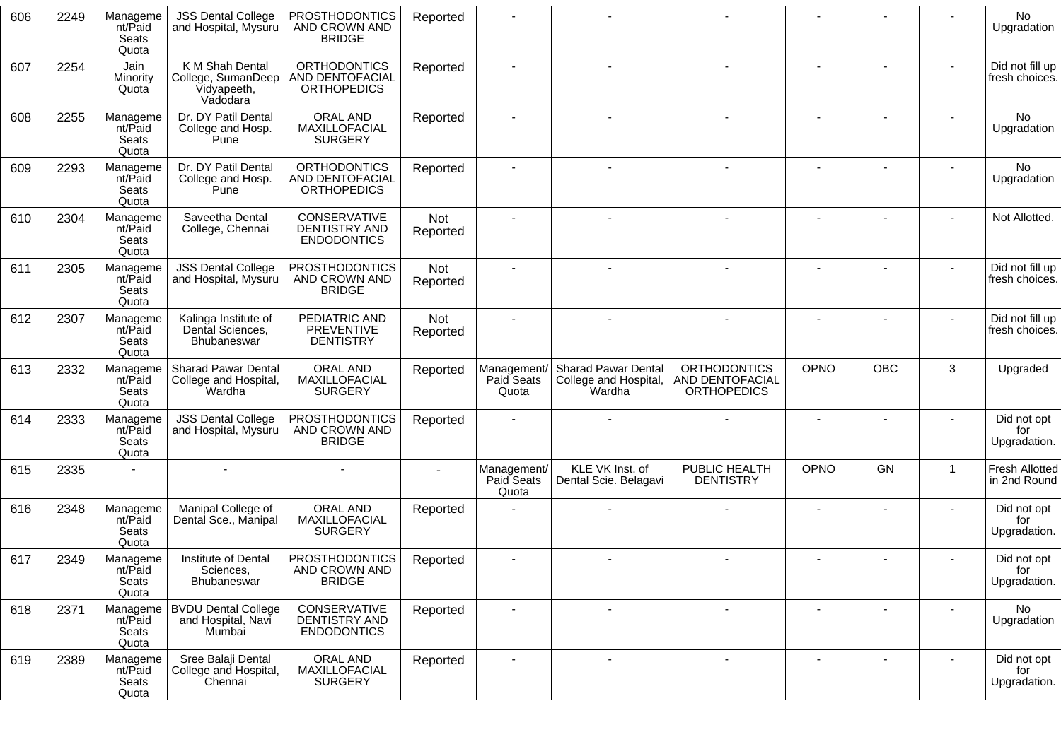| 606 | 2249 | Management/Paid Seats Quota | JSS Dental College and Hospital, Mysuru | PROSTHODONTICS AND CROWN AND BRIDGE | Reported | - | - | - | - | - | - | No Upgradation |
|---|---|---|---|---|---|---|---|---|---|---|---|---|
| 607 | 2254 | Jain Minority Quota | K M Shah Dental College, SumanDeep Vidyapeeth, Vadodara | ORTHODONTICS AND DENTOFACIAL ORTHOPEDICS | Reported | - | - | - | - | - | - | Did not fill up fresh choices. |
| 608 | 2255 | Management/Paid Seats Quota | Dr. DY Patil Dental College and Hosp. Pune | ORAL AND MAXILLOFACIAL SURGERY | Reported | - | - | - | - | - | - | No Upgradation |
| 609 | 2293 | Management/Paid Seats Quota | Dr. DY Patil Dental College and Hosp. Pune | ORTHODONTICS AND DENTOFACIAL ORTHOPEDICS | Reported | - | - | - | - | - | - | No Upgradation |
| 610 | 2304 | Management/Paid Seats Quota | Saveetha Dental College, Chennai | CONSERVATIVE DENTISTRY AND ENDODONTICS | Not Reported | - | - | - | - | - | - | Not Allotted. |
| 611 | 2305 | Management/Paid Seats Quota | JSS Dental College and Hospital, Mysuru | PROSTHODONTICS AND CROWN AND BRIDGE | Not Reported | - | - | - | - | - | - | Did not fill up fresh choices. |
| 612 | 2307 | Management/Paid Seats Quota | Kalinga Institute of Dental Sciences, Bhubaneswar | PEDIATRIC AND PREVENTIVE DENTISTRY | Not Reported | - | - | - | - | - | - | Did not fill up fresh choices. |
| 613 | 2332 | Management/Paid Seats Quota | Sharad Pawar Dental College and Hospital, Wardha | ORAL AND MAXILLOFACIAL SURGERY | Reported | Management/Paid Seats Quota | Sharad Pawar Dental College and Hospital, Wardha | ORTHODONTICS AND DENTOFACIAL ORTHOPEDICS | OPNO | OBC | 3 | Upgraded |
| 614 | 2333 | Management/Paid Seats Quota | JSS Dental College and Hospital, Mysuru | PROSTHODONTICS AND CROWN AND BRIDGE | Reported | - | - | - | - | - | - | Did not opt for Upgradation. |
| 615 | 2335 | - | - | - | - | Management/Paid Seats Quota | KLE VK Inst. of Dental Scie. Belagavi | PUBLIC HEALTH DENTISTRY | OPNO | GN | 1 | Fresh Allotted in 2nd Round |
| 616 | 2348 | Management/Paid Seats Quota | Manipal College of Dental Sce., Manipal | ORAL AND MAXILLOFACIAL SURGERY | Reported | - | - | - | - | - | - | Did not opt for Upgradation. |
| 617 | 2349 | Management/Paid Seats Quota | Institute of Dental Sciences, Bhubaneswar | PROSTHODONTICS AND CROWN AND BRIDGE | Reported | - | - | - | - | - | - | Did not opt for Upgradation. |
| 618 | 2371 | Management/Paid Seats Quota | BVDU Dental College and Hospital, Navi Mumbai | CONSERVATIVE DENTISTRY AND ENDODONTICS | Reported | - | - | - | - | - | - | No Upgradation |
| 619 | 2389 | Management/Paid Seats Quota | Sree Balaji Dental College and Hospital, Chennai | ORAL AND MAXILLOFACIAL SURGERY | Reported | - | - | - | - | - | - | Did not opt for Upgradation. |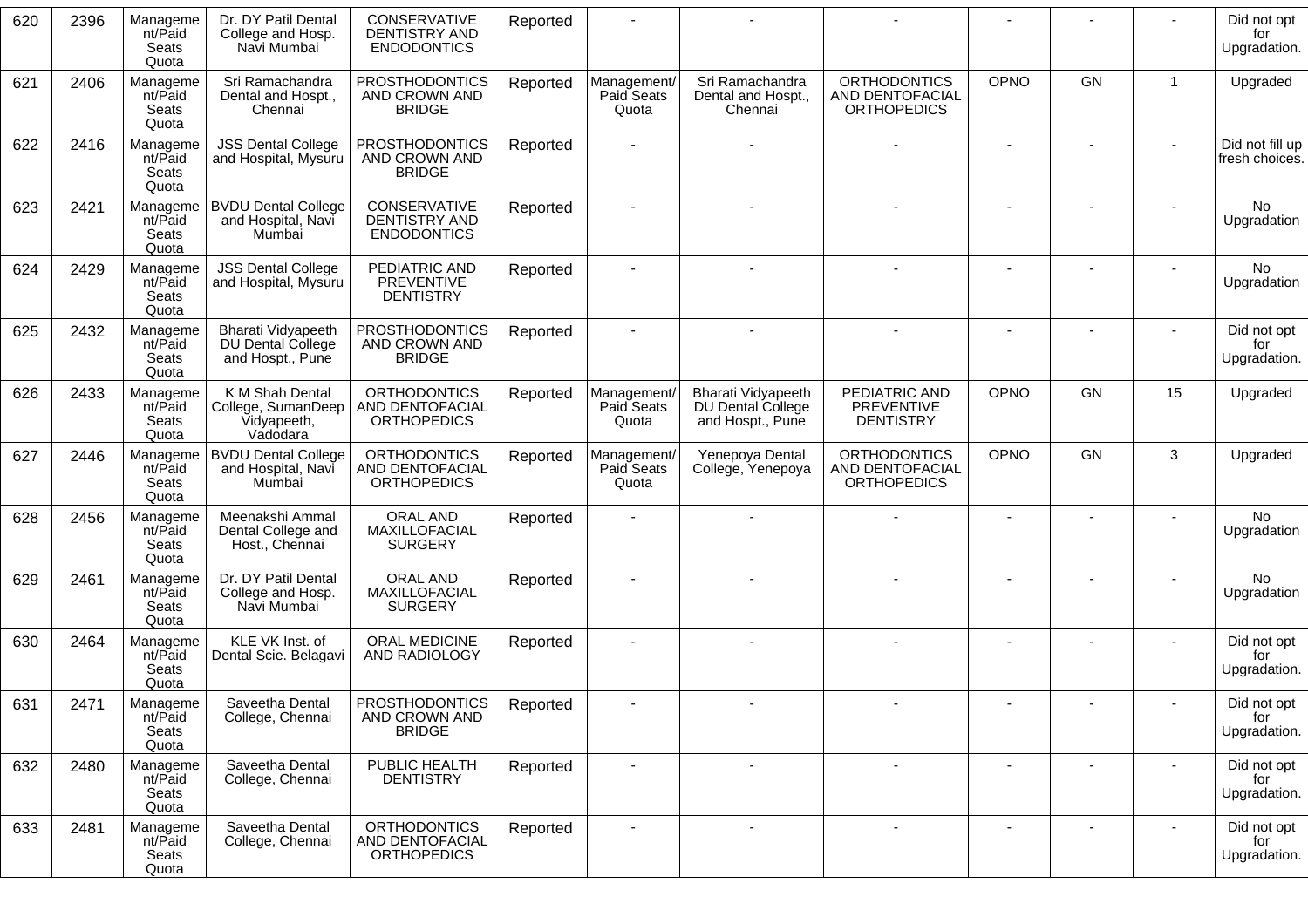| 620 | 2396 | Management/Paid Seats Quota | Dr. DY Patil Dental College and Hosp. Navi Mumbai | CONSERVATIVE DENTISTRY AND ENDODONTICS | Reported | - | - | - | - | - | - | Did not opt for Upgradation. |
|---|---|---|---|---|---|---|---|---|---|---|---|---|
| 621 | 2406 | Management/Paid Seats Quota | Sri Ramachandra Dental and Hospt., Chennai | PROSTHODONTICS AND CROWN AND BRIDGE | Reported | Management/ Paid Seats Quota | Sri Ramachandra Dental and Hospt., Chennai | ORTHODONTICS AND DENTOFACIAL ORTHOPEDICS | OPNO | GN | 1 | Upgraded |
| 622 | 2416 | Management/Paid Seats Quota | JSS Dental College and Hospital, Mysuru | PROSTHODONTICS AND CROWN AND BRIDGE | Reported | - | - | - | - | - | - | Did not fill up fresh choices. |
| 623 | 2421 | Management/Paid Seats Quota | BVDU Dental College and Hospital, Navi Mumbai | CONSERVATIVE DENTISTRY AND ENDODONTICS | Reported | - | - | - | - | - | - | No Upgradation |
| 624 | 2429 | Management/Paid Seats Quota | JSS Dental College and Hospital, Mysuru | PEDIATRIC AND PREVENTIVE DENTISTRY | Reported | - | - | - | - | - | - | No Upgradation |
| 625 | 2432 | Management/Paid Seats Quota | Bharati Vidyapeeth DU Dental College and Hospt., Pune | PROSTHODONTICS AND CROWN AND BRIDGE | Reported | - | - | - | - | - | - | Did not opt for Upgradation. |
| 626 | 2433 | Management/Paid Seats Quota | K M Shah Dental College, SumanDeep Vidyapeeth, Vadodara | ORTHODONTICS AND DENTOFACIAL ORTHOPEDICS | Reported | Management/ Paid Seats Quota | Bharati Vidyapeeth DU Dental College and Hospt., Pune | PEDIATRIC AND PREVENTIVE DENTISTRY | OPNO | GN | 15 | Upgraded |
| 627 | 2446 | Management/Paid Seats Quota | BVDU Dental College and Hospital, Navi Mumbai | ORTHODONTICS AND DENTOFACIAL ORTHOPEDICS | Reported | Management/ Paid Seats Quota | Yenepoya Dental College, Yenepoya | ORTHODONTICS AND DENTOFACIAL ORTHOPEDICS | OPNO | GN | 3 | Upgraded |
| 628 | 2456 | Management/Paid Seats Quota | Meenakshi Ammal Dental College and Host., Chennai | ORAL AND MAXILLOFACIAL SURGERY | Reported | - | - | - | - | - | - | No Upgradation |
| 629 | 2461 | Management/Paid Seats Quota | Dr. DY Patil Dental College and Hosp. Navi Mumbai | ORAL AND MAXILLOFACIAL SURGERY | Reported | - | - | - | - | - | - | No Upgradation |
| 630 | 2464 | Management/Paid Seats Quota | KLE VK Inst. of Dental Scie. Belagavi | ORAL MEDICINE AND RADIOLOGY | Reported | - | - | - | - | - | - | Did not opt for Upgradation. |
| 631 | 2471 | Management/Paid Seats Quota | Saveetha Dental College, Chennai | PROSTHODONTICS AND CROWN AND BRIDGE | Reported | - | - | - | - | - | - | Did not opt for Upgradation. |
| 632 | 2480 | Management/Paid Seats Quota | Saveetha Dental College, Chennai | PUBLIC HEALTH DENTISTRY | Reported | - | - | - | - | - | - | Did not opt for Upgradation. |
| 633 | 2481 | Management/Paid Seats Quota | Saveetha Dental College, Chennai | ORTHODONTICS AND DENTOFACIAL ORTHOPEDICS | Reported | - | - | - | - | - | - | Did not opt for Upgradation. |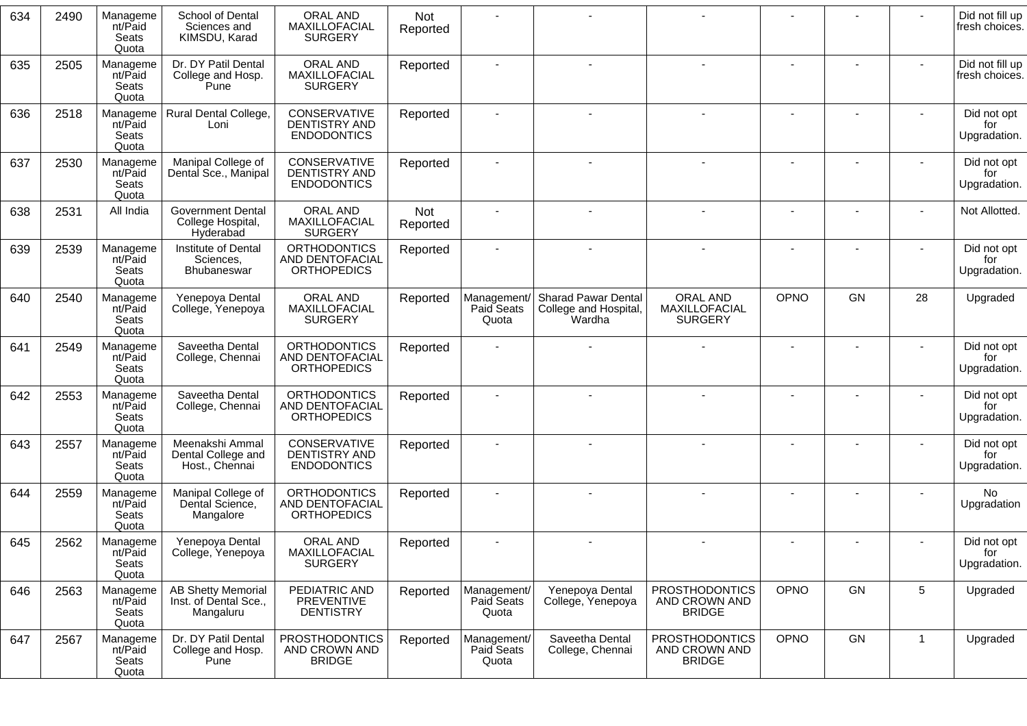| 634 | 2490 | Management/Paid Seats Quota | School of Dental Sciences and KIMSDU, Karad | ORAL AND MAXILLOFACIAL SURGERY | Not Reported | - | - | - | - | - | - | Did not fill up fresh choices. |
|---|---|---|---|---|---|---|---|---|---|---|---|---|
| 635 | 2505 | Management/Paid Seats Quota | Dr. DY Patil Dental College and Hosp. Pune | ORAL AND MAXILLOFACIAL SURGERY | Reported | - | - | - | - | - | - | Did not fill up fresh choices. |
| 636 | 2518 | Management/Paid Seats Quota | Rural Dental College, Loni | CONSERVATIVE DENTISTRY AND ENDODONTICS | Reported | - | - | - | - | - | - | Did not opt for Upgradation. |
| 637 | 2530 | Management/Paid Seats Quota | Manipal College of Dental Sce., Manipal | CONSERVATIVE DENTISTRY AND ENDODONTICS | Reported | - | - | - | - | - | - | Did not opt for Upgradation. |
| 638 | 2531 | All India | Government Dental College Hospital, Hyderabad | ORAL AND MAXILLOFACIAL SURGERY | Not Reported | - | - | - | - | - | - | Not Allotted. |
| 639 | 2539 | Management/Paid Seats Quota | Institute of Dental Sciences, Bhubaneswar | ORTHODONTICS AND DENTOFACIAL ORTHOPEDICS | Reported | - | - | - | - | - | - | Did not opt for Upgradation. |
| 640 | 2540 | Management/Paid Seats Quota | Yenepoya Dental College, Yenepoya | ORAL AND MAXILLOFACIAL SURGERY | Reported | Management/ Paid Seats Quota | Sharad Pawar Dental College and Hospital, Wardha | ORAL AND MAXILLOFACIAL SURGERY | OPNO | GN | 28 | Upgraded |
| 641 | 2549 | Management/Paid Seats Quota | Saveetha Dental College, Chennai | ORTHODONTICS AND DENTOFACIAL ORTHOPEDICS | Reported | - | - | - | - | - | - | Did not opt for Upgradation. |
| 642 | 2553 | Management/Paid Seats Quota | Saveetha Dental College, Chennai | ORTHODONTICS AND DENTOFACIAL ORTHOPEDICS | Reported | - | - | - | - | - | - | Did not opt for Upgradation. |
| 643 | 2557 | Management/Paid Seats Quota | Meenakshi Ammal Dental College and Host., Chennai | CONSERVATIVE DENTISTRY AND ENDODONTICS | Reported | - | - | - | - | - | - | Did not opt for Upgradation. |
| 644 | 2559 | Management/Paid Seats Quota | Manipal College of Dental Science, Mangalore | ORTHODONTICS AND DENTOFACIAL ORTHOPEDICS | Reported | - | - | - | - | - | - | No Upgradation |
| 645 | 2562 | Management/Paid Seats Quota | Yenepoya Dental College, Yenepoya | ORAL AND MAXILLOFACIAL SURGERY | Reported | - | - | - | - | - | - | Did not opt for Upgradation. |
| 646 | 2563 | Management/Paid Seats Quota | AB Shetty Memorial Inst. of Dental Sce., Mangaluru | PEDIATRIC AND PREVENTIVE DENTISTRY | Reported | Management/ Paid Seats Quota | Yenepoya Dental College, Yenepoya | PROSTHODONTICS AND CROWN AND BRIDGE | OPNO | GN | 5 | Upgraded |
| 647 | 2567 | Management/Paid Seats Quota | Dr. DY Patil Dental College and Hosp. Pune | PROSTHODONTICS AND CROWN AND BRIDGE | Reported | Management/ Paid Seats Quota | Saveetha Dental College, Chennai | PROSTHODONTICS AND CROWN AND BRIDGE | OPNO | GN | 1 | Upgraded |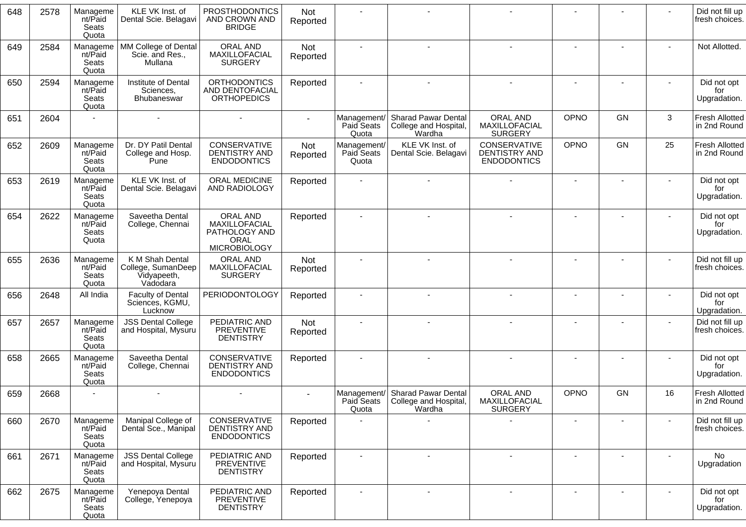| 648 | 2578 | Management/Paid Seats Quota | KLE VK Inst. of Dental Scie. Belagavi | PROSTHODONTICS AND CROWN AND BRIDGE | Not Reported | - | - | - | - | - | - | Did not fill up fresh choices. |
|---|---|---|---|---|---|---|---|---|---|---|---|---|
| 649 | 2584 | Management/Paid Seats Quota | MM College of Dental Scie. and Res., Mullana | ORAL AND MAXILLOFACIAL SURGERY | Not Reported | - | - | - | - | - | - | Not Allotted. |
| 650 | 2594 | Management/Paid Seats Quota | Institute of Dental Sciences, Bhubaneswar | ORTHODONTICS AND DENTOFACIAL ORTHOPEDICS | Reported | - | - | - | - | - | - | Did not opt for Upgradation. |
| 651 | 2604 | - | - | - | - | Management/ Paid Seats Quota | Sharad Pawar Dental College and Hospital, Wardha | ORAL AND MAXILLOFACIAL SURGERY | OPNO | GN | 3 | Fresh Allotted in 2nd Round |
| 652 | 2609 | Management/Paid Seats Quota | Dr. DY Patil Dental College and Hosp. Pune | CONSERVATIVE DENTISTRY AND ENDODONTICS | Not Reported | Management/ Paid Seats Quota | KLE VK Inst. of Dental Scie. Belagavi | CONSERVATIVE DENTISTRY AND ENDODONTICS | OPNO | GN | 25 | Fresh Allotted in 2nd Round |
| 653 | 2619 | Management/Paid Seats Quota | KLE VK Inst. of Dental Scie. Belagavi | ORAL MEDICINE AND RADIOLOGY | Reported | - | - | - | - | - | - | Did not opt for Upgradation. |
| 654 | 2622 | Management/Paid Seats Quota | Saveetha Dental College, Chennai | ORAL AND MAXILLOFACIAL PATHOLOGY AND ORAL MICROBIOLOGY | Reported | - | - | - | - | - | - | Did not opt for Upgradation. |
| 655 | 2636 | Management/Paid Seats Quota | K M Shah Dental College, SumanDeep Vidyapeeth, Vadodara | ORAL AND MAXILLOFACIAL SURGERY | Not Reported | - | - | - | - | - | - | Did not fill up fresh choices. |
| 656 | 2648 | All India | Faculty of Dental Sciences, KGMU, Lucknow | PERIODONTOLOGY | Reported | - | - | - | - | - | - | Did not opt for Upgradation. |
| 657 | 2657 | Management/Paid Seats Quota | JSS Dental College and Hospital, Mysuru | PEDIATRIC AND PREVENTIVE DENTISTRY | Not Reported | - | - | - | - | - | - | Did not fill up fresh choices. |
| 658 | 2665 | Management/Paid Seats Quota | Saveetha Dental College, Chennai | CONSERVATIVE DENTISTRY AND ENDODONTICS | Reported | - | - | - | - | - | - | Did not opt for Upgradation. |
| 659 | 2668 | - | - | - | - | Management/ Paid Seats Quota | Sharad Pawar Dental College and Hospital, Wardha | ORAL AND MAXILLOFACIAL SURGERY | OPNO | GN | 16 | Fresh Allotted in 2nd Round |
| 660 | 2670 | Management/Paid Seats Quota | Manipal College of Dental Sce., Manipal | CONSERVATIVE DENTISTRY AND ENDODONTICS | Reported | - | - | - | - | - | - | Did not fill up fresh choices. |
| 661 | 2671 | Management/Paid Seats Quota | JSS Dental College and Hospital, Mysuru | PEDIATRIC AND PREVENTIVE DENTISTRY | Reported | - | - | - | - | - | - | No Upgradation |
| 662 | 2675 | Management/Paid Seats Quota | Yenepoya Dental College, Yenepoya | PEDIATRIC AND PREVENTIVE DENTISTRY | Reported | - | - | - | - | - | - | Did not opt for Upgradation. |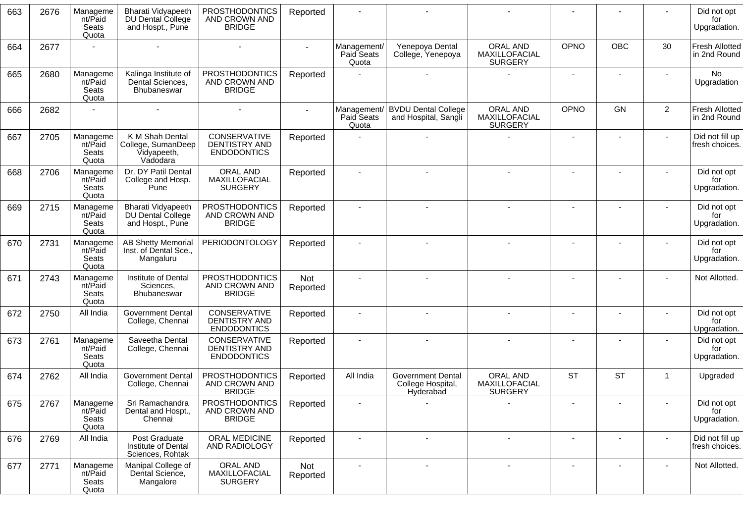| 663 | 2676 | Management/Paid Seats Quota | Bharati Vidyapeeth DU Dental College and Hospt., Pune | PROSTHODONTICS AND CROWN AND BRIDGE | Reported | - | - | - | - | - | - | Did not opt for Upgradation. |
|---|---|---|---|---|---|---|---|---|---|---|---|---|
| 664 | 2677 | - | - | - | - | Management/ Paid Seats Quota | Yenepoya Dental College, Yenepoya | ORAL AND MAXILLOFACIAL SURGERY | OPNO | OBC | 30 | Fresh Allotted in 2nd Round |
| 665 | 2680 | Management/Paid Seats Quota | Kalinga Institute of Dental Sciences, Bhubaneswar | PROSTHODONTICS AND CROWN AND BRIDGE | Reported | - | - | - | - | - | - | No Upgradation |
| 666 | 2682 | - | - | - | - | Management/ Paid Seats Quota | BVDU Dental College and Hospital, Sangli | ORAL AND MAXILLOFACIAL SURGERY | OPNO | GN | 2 | Fresh Allotted in 2nd Round |
| 667 | 2705 | Management/Paid Seats Quota | K M Shah Dental College, SumanDeep Vidyapeeth, Vadodara | CONSERVATIVE DENTISTRY AND ENDODONTICS | Reported | - | - | - | - | - | - | Did not fill up fresh choices. |
| 668 | 2706 | Management/Paid Seats Quota | Dr. DY Patil Dental College and Hosp. Pune | ORAL AND MAXILLOFACIAL SURGERY | Reported | - | - | - | - | - | - | Did not opt for Upgradation. |
| 669 | 2715 | Management/Paid Seats Quota | Bharati Vidyapeeth DU Dental College and Hospt., Pune | PROSTHODONTICS AND CROWN AND BRIDGE | Reported | - | - | - | - | - | - | Did not opt for Upgradation. |
| 670 | 2731 | Management/Paid Seats Quota | AB Shetty Memorial Inst. of Dental Sce., Mangaluru | PERIODONTOLOGY | Reported | - | - | - | - | - | - | Did not opt for Upgradation. |
| 671 | 2743 | Management/Paid Seats Quota | Institute of Dental Sciences, Bhubaneswar | PROSTHODONTICS AND CROWN AND BRIDGE | Not Reported | - | - | - | - | - | - | Not Allotted. |
| 672 | 2750 | All India | Government Dental College, Chennai | CONSERVATIVE DENTISTRY AND ENDODONTICS | Reported | - | - | - | - | - | - | Did not opt for Upgradation. |
| 673 | 2761 | Management/Paid Seats Quota | Saveetha Dental College, Chennai | CONSERVATIVE DENTISTRY AND ENDODONTICS | Reported | - | - | - | - | - | - | Did not opt for Upgradation. |
| 674 | 2762 | All India | Government Dental College, Chennai | PROSTHODONTICS AND CROWN AND BRIDGE | Reported | All India | Government Dental College Hospital, Hyderabad | ORAL AND MAXILLOFACIAL SURGERY | ST | ST | 1 | Upgraded |
| 675 | 2767 | Management/Paid Seats Quota | Sri Ramachandra Dental and Hospt., Chennai | PROSTHODONTICS AND CROWN AND BRIDGE | Reported | - | - | - | - | - | - | Did not opt for Upgradation. |
| 676 | 2769 | All India | Post Graduate Institute of Dental Sciences, Rohtak | ORAL MEDICINE AND RADIOLOGY | Reported | - | - | - | - | - | - | Did not fill up fresh choices. |
| 677 | 2771 | Management/Paid Seats Quota | Manipal College of Dental Science, Mangalore | ORAL AND MAXILLOFACIAL SURGERY | Not Reported | - | - | - | - | - | - | Not Allotted. |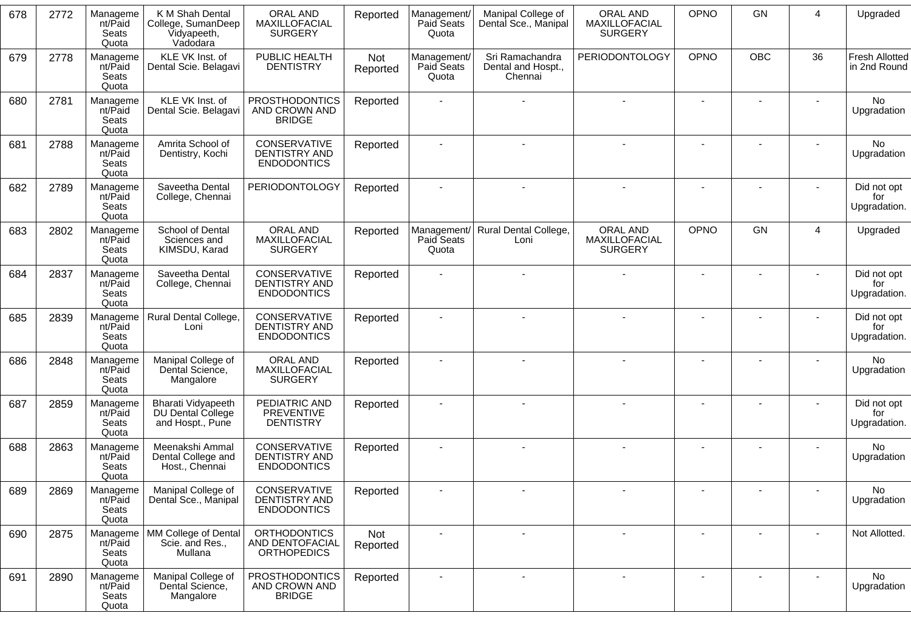| 678 | 2772 | Management/Paid Seats Quota | K M Shah Dental College, SumanDeep Vidyapeeth, Vadodara | ORAL AND MAXILLOFACIAL SURGERY | Reported | Management/ Paid Seats Quota | Manipal College of Dental Sce., Manipal | ORAL AND MAXILLOFACIAL SURGERY | OPNO | GN | 4 | Upgraded |
|---|---|---|---|---|---|---|---|---|---|---|---|---|
| 679 | 2778 | Management/Paid Seats Quota | KLE VK Inst. of Dental Scie. Belagavi | PUBLIC HEALTH DENTISTRY | Not Reported | Management/ Paid Seats Quota | Sri Ramachandra Dental and Hospt., Chennai | PERIODONTOLOGY | OPNO | OBC | 36 | Fresh Allotted in 2nd Round |
| 680 | 2781 | Management/Paid Seats Quota | KLE VK Inst. of Dental Scie. Belagavi | PROSTHODONTICS AND CROWN AND BRIDGE | Reported | - | - | - | - | - | - | No Upgradation |
| 681 | 2788 | Management/Paid Seats Quota | Amrita School of Dentistry, Kochi | CONSERVATIVE DENTISTRY AND ENDODONTICS | Reported | - | - | - | - | - | - | No Upgradation |
| 682 | 2789 | Management/Paid Seats Quota | Saveetha Dental College, Chennai | PERIODONTOLOGY | Reported | - | - | - | - | - | - | Did not opt for Upgradation. |
| 683 | 2802 | Management/Paid Seats Quota | School of Dental Sciences and KIMSDU, Karad | ORAL AND MAXILLOFACIAL SURGERY | Reported | Management/ Paid Seats Quota | Rural Dental College, Loni | ORAL AND MAXILLOFACIAL SURGERY | OPNO | GN | 4 | Upgraded |
| 684 | 2837 | Management/Paid Seats Quota | Saveetha Dental College, Chennai | CONSERVATIVE DENTISTRY AND ENDODONTICS | Reported | - | - | - | - | - | - | Did not opt for Upgradation. |
| 685 | 2839 | Management/Paid Seats Quota | Rural Dental College, Loni | CONSERVATIVE DENTISTRY AND ENDODONTICS | Reported | - | - | - | - | - | - | Did not opt for Upgradation. |
| 686 | 2848 | Management/Paid Seats Quota | Manipal College of Dental Science, Mangalore | ORAL AND MAXILLOFACIAL SURGERY | Reported | - | - | - | - | - | - | No Upgradation |
| 687 | 2859 | Management/Paid Seats Quota | Bharati Vidyapeeth DU Dental College and Hospt., Pune | PEDIATRIC AND PREVENTIVE DENTISTRY | Reported | - | - | - | - | - | - | Did not opt for Upgradation. |
| 688 | 2863 | Management/Paid Seats Quota | Meenakshi Ammal Dental College and Host., Chennai | CONSERVATIVE DENTISTRY AND ENDODONTICS | Reported | - | - | - | - | - | - | No Upgradation |
| 689 | 2869 | Management/Paid Seats Quota | Manipal College of Dental Sce., Manipal | CONSERVATIVE DENTISTRY AND ENDODONTICS | Reported | - | - | - | - | - | - | No Upgradation |
| 690 | 2875 | Management/Paid Seats Quota | MM College of Dental Scie. and Res., Mullana | ORTHODONTICS AND DENTOFACIAL ORTHOPEDICS | Not Reported | - | - | - | - | - | - | Not Allotted. |
| 691 | 2890 | Management/Paid Seats Quota | Manipal College of Dental Science, Mangalore | PROSTHODONTICS AND CROWN AND BRIDGE | Reported | - | - | - | - | - | - | No Upgradation |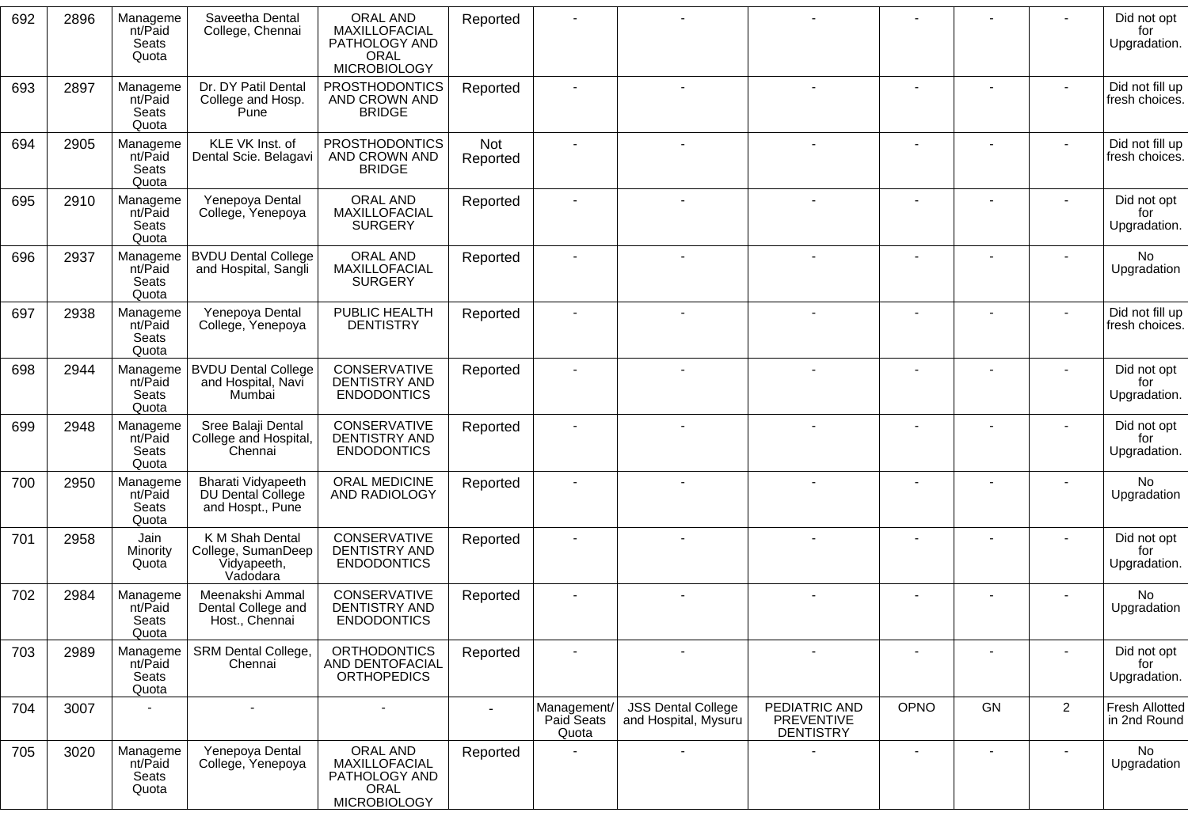| 692 | 2896 | Management/Paid Seats Quota | Saveetha Dental College, Chennai | ORAL AND MAXILLOFACIAL PATHOLOGY AND ORAL MICROBIOLOGY | Reported | - | - | - | - | - | - | Did not opt for Upgradation. |
|---|---|---|---|---|---|---|---|---|---|---|---|---|
| 693 | 2897 | Management/Paid Seats Quota | Dr. DY Patil Dental College and Hosp. Pune | PROSTHODONTICS AND CROWN AND BRIDGE | Reported | - | - | - | - | - | - | Did not fill up fresh choices. |
| 694 | 2905 | Management/Paid Seats Quota | KLE VK Inst. of Dental Scie. Belagavi | PROSTHODONTICS AND CROWN AND BRIDGE | Not Reported | - | - | - | - | - | - | Did not fill up fresh choices. |
| 695 | 2910 | Management/Paid Seats Quota | Yenepoya Dental College, Yenepoya | ORAL AND MAXILLOFACIAL SURGERY | Reported | - | - | - | - | - | - | Did not opt for Upgradation. |
| 696 | 2937 | Management/Paid Seats Quota | BVDU Dental College and Hospital, Sangli | ORAL AND MAXILLOFACIAL SURGERY | Reported | - | - | - | - | - | - | No Upgradation |
| 697 | 2938 | Management/Paid Seats Quota | Yenepoya Dental College, Yenepoya | PUBLIC HEALTH DENTISTRY | Reported | - | - | - | - | - | - | Did not fill up fresh choices. |
| 698 | 2944 | Management/Paid Seats Quota | BVDU Dental College and Hospital, Navi Mumbai | CONSERVATIVE DENTISTRY AND ENDODONTICS | Reported | - | - | - | - | - | - | Did not opt for Upgradation. |
| 699 | 2948 | Management/Paid Seats Quota | Sree Balaji Dental College and Hospital, Chennai | CONSERVATIVE DENTISTRY AND ENDODONTICS | Reported | - | - | - | - | - | - | Did not opt for Upgradation. |
| 700 | 2950 | Management/Paid Seats Quota | Bharati Vidyapeeth DU Dental College and Hospt., Pune | ORAL MEDICINE AND RADIOLOGY | Reported | - | - | - | - | - | - | No Upgradation |
| 701 | 2958 | Jain Minority Quota | K M Shah Dental College, SumanDeep Vidyapeeth, Vadodara | CONSERVATIVE DENTISTRY AND ENDODONTICS | Reported | - | - | - | - | - | - | Did not opt for Upgradation. |
| 702 | 2984 | Management/Paid Seats Quota | Meenakshi Ammal Dental College and Host., Chennai | CONSERVATIVE DENTISTRY AND ENDODONTICS | Reported | - | - | - | - | - | - | No Upgradation |
| 703 | 2989 | Management/Paid Seats Quota | SRM Dental College, Chennai | ORTHODONTICS AND DENTOFACIAL ORTHOPEDICS | Reported | - | - | - | - | - | - | Did not opt for Upgradation. |
| 704 | 3007 | - | - | - | - | Management/ Paid Seats Quota | JSS Dental College and Hospital, Mysuru | PEDIATRIC AND PREVENTIVE DENTISTRY | OPNO | GN | 2 | Fresh Allotted in 2nd Round |
| 705 | 3020 | Management/Paid Seats Quota | Yenepoya Dental College, Yenepoya | ORAL AND MAXILLOFACIAL PATHOLOGY AND ORAL MICROBIOLOGY | Reported | - | - | - | - | - | - | No Upgradation |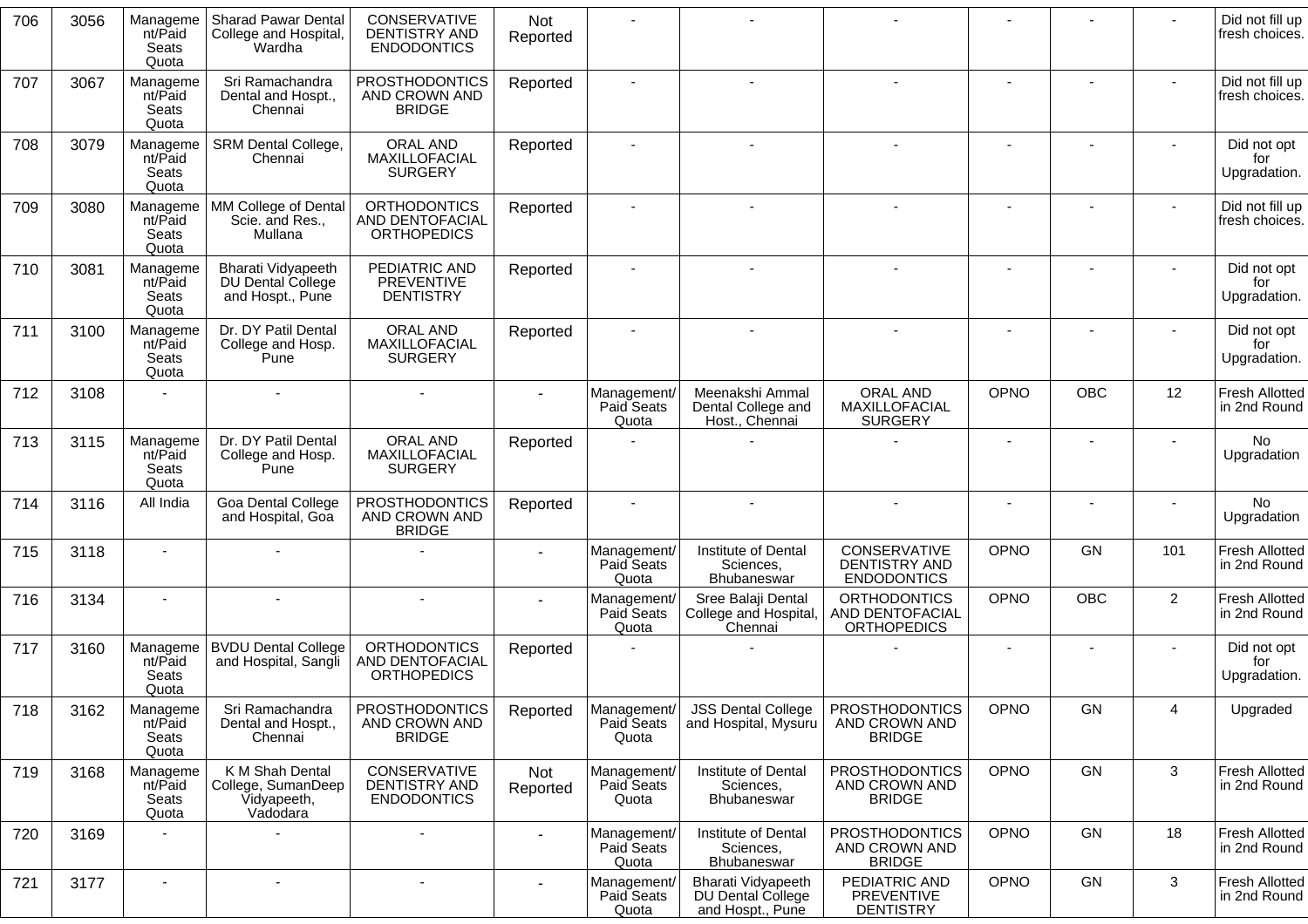| 706 | 3056 | Management/Paid Seats Quota | Sharad Pawar Dental College and Hospital, Wardha | CONSERVATIVE DENTISTRY AND ENDODONTICS | Not Reported | - | - | - | - | - | - | Did not fill up fresh choices. |
|---|---|---|---|---|---|---|---|---|---|---|---|---|
| 707 | 3067 | Management/Paid Seats Quota | Sri Ramachandra Dental and Hospt., Chennai | PROSTHODONTICS AND CROWN AND BRIDGE | Reported | - | - | - | - | - | - | Did not fill up fresh choices. |
| 708 | 3079 | Management/Paid Seats Quota | SRM Dental College, Chennai | ORAL AND MAXILLOFACIAL SURGERY | Reported | - | - | - | - | - | - | Did not opt for Upgradation. |
| 709 | 3080 | Management/Paid Seats Quota | MM College of Dental Scie. and Res., Mullana | ORTHODONTICS AND DENTOFACIAL ORTHOPEDICS | Reported | - | - | - | - | - | - | Did not fill up fresh choices. |
| 710 | 3081 | Management/Paid Seats Quota | Bharati Vidyapeeth DU Dental College and Hospt., Pune | PEDIATRIC AND PREVENTIVE DENTISTRY | Reported | - | - | - | - | - | - | Did not opt for Upgradation. |
| 711 | 3100 | Management/Paid Seats Quota | Dr. DY Patil Dental College and Hosp. Pune | ORAL AND MAXILLOFACIAL SURGERY | Reported | - | - | - | - | - | - | Did not opt for Upgradation. |
| 712 | 3108 | - | - | - | - | Management/Paid Seats Quota | Meenakshi Ammal Dental College and Host., Chennai | ORAL AND MAXILLOFACIAL SURGERY | OPNO | OBC | 12 | Fresh Allotted in 2nd Round |
| 713 | 3115 | Management/Paid Seats Quota | Dr. DY Patil Dental College and Hosp. Pune | ORAL AND MAXILLOFACIAL SURGERY | Reported | - | - | - | - | - | - | No Upgradation |
| 714 | 3116 | All India | Goa Dental College and Hospital, Goa | PROSTHODONTICS AND CROWN AND BRIDGE | Reported | - | - | - | - | - | - | No Upgradation |
| 715 | 3118 | - | - | - | - | Management/Paid Seats Quota | Institute of Dental Sciences, Bhubaneswar | CONSERVATIVE DENTISTRY AND ENDODONTICS | OPNO | GN | 101 | Fresh Allotted in 2nd Round |
| 716 | 3134 | - | - | - | - | Management/Paid Seats Quota | Sree Balaji Dental College and Hospital, Chennai | ORTHODONTICS AND DENTOFACIAL ORTHOPEDICS | OPNO | OBC | 2 | Fresh Allotted in 2nd Round |
| 717 | 3160 | Management/Paid Seats Quota | BVDU Dental College and Hospital, Sangli | ORTHODONTICS AND DENTOFACIAL ORTHOPEDICS | Reported | - | - | - | - | - | - | Did not opt for Upgradation. |
| 718 | 3162 | Management/Paid Seats Quota | Sri Ramachandra Dental and Hospt., Chennai | PROSTHODONTICS AND CROWN AND BRIDGE | Reported | Management/Paid Seats Quota | JSS Dental College and Hospital, Mysuru | PROSTHODONTICS AND CROWN AND BRIDGE | OPNO | GN | 4 | Upgraded |
| 719 | 3168 | Management/Paid Seats Quota | K M Shah Dental College, SumanDeep Vidyapeeth, Vadodara | CONSERVATIVE DENTISTRY AND ENDODONTICS | Not Reported | Management/Paid Seats Quota | Institute of Dental Sciences, Bhubaneswar | PROSTHODONTICS AND CROWN AND BRIDGE | OPNO | GN | 3 | Fresh Allotted in 2nd Round |
| 720 | 3169 | - | - | - | - | Management/Paid Seats Quota | Institute of Dental Sciences, Bhubaneswar | PROSTHODONTICS AND CROWN AND BRIDGE | OPNO | GN | 18 | Fresh Allotted in 2nd Round |
| 721 | 3177 | - | - | - | - | Management/Paid Seats Quota | Bharati Vidyapeeth DU Dental College and Hospt., Pune | PEDIATRIC AND PREVENTIVE DENTISTRY | OPNO | GN | 3 | Fresh Allotted in 2nd Round |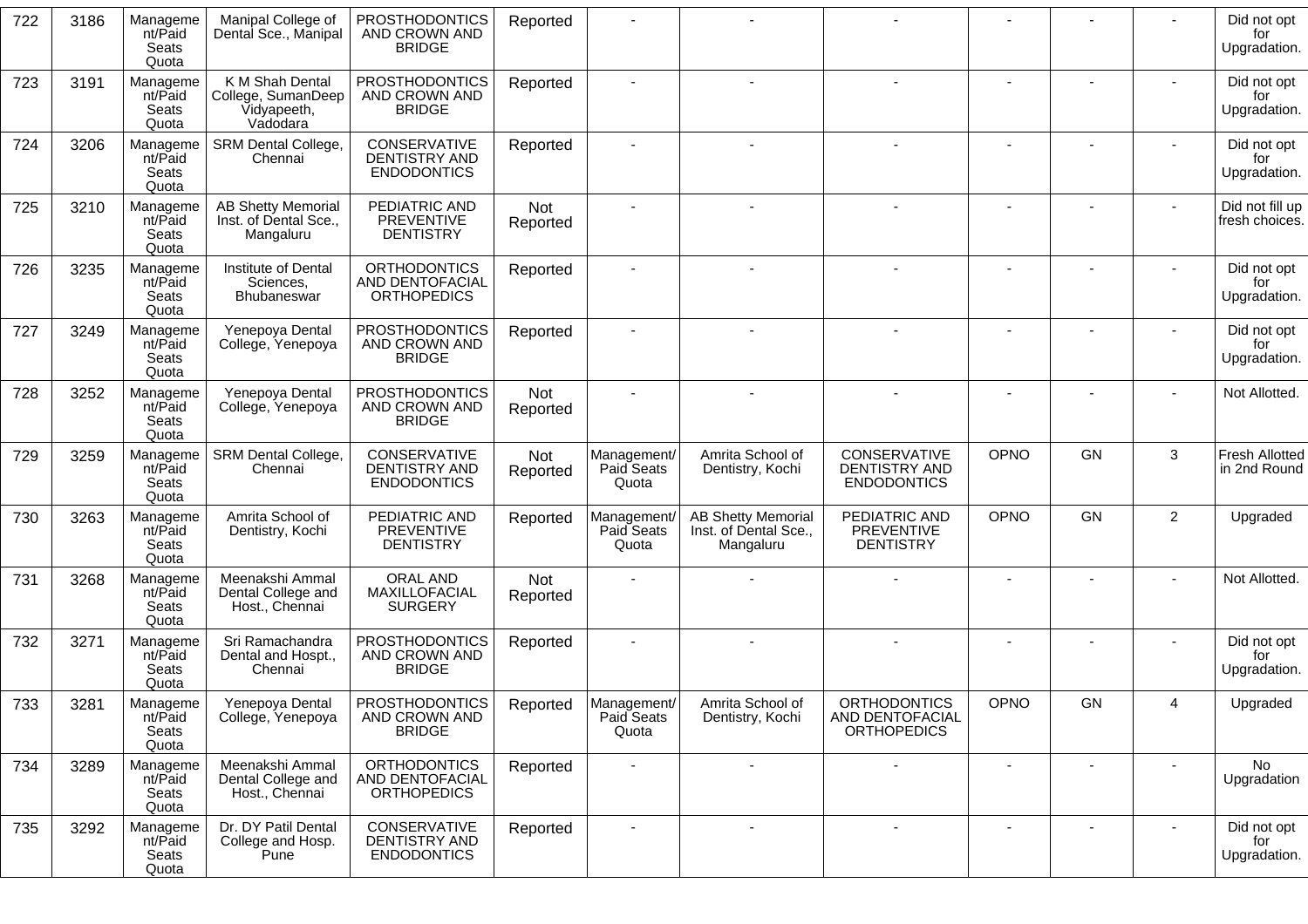| 722 | 3186 | Management/Paid Seats Quota | Manipal College of Dental Sce., Manipal | PROSTHODONTICS AND CROWN AND BRIDGE | Reported | - | - | - | - | - | - | Did not opt for Upgradation. |
|---|---|---|---|---|---|---|---|---|---|---|---|---|
| 723 | 3191 | Management/Paid Seats Quota | K M Shah Dental College, SumanDeep Vidyapeeth, Vadodara | PROSTHODONTICS AND CROWN AND BRIDGE | Reported | - | - | - | - | - | - | Did not opt for Upgradation. |
| 724 | 3206 | Management/Paid Seats Quota | SRM Dental College, Chennai | CONSERVATIVE DENTISTRY AND ENDODONTICS | Reported | - | - | - | - | - | - | Did not opt for Upgradation. |
| 725 | 3210 | Management/Paid Seats Quota | AB Shetty Memorial Inst. of Dental Sce., Mangaluru | PEDIATRIC AND PREVENTIVE DENTISTRY | Not Reported | - | - | - | - | - | - | Did not fill up fresh choices. |
| 726 | 3235 | Management/Paid Seats Quota | Institute of Dental Sciences, Bhubaneswar | ORTHODONTICS AND DENTOFACIAL ORTHOPEDICS | Reported | - | - | - | - | - | - | Did not opt for Upgradation. |
| 727 | 3249 | Management/Paid Seats Quota | Yenepoya Dental College, Yenepoya | PROSTHODONTICS AND CROWN AND BRIDGE | Reported | - | - | - | - | - | - | Did not opt for Upgradation. |
| 728 | 3252 | Management/Paid Seats Quota | Yenepoya Dental College, Yenepoya | PROSTHODONTICS AND CROWN AND BRIDGE | Not Reported | - | - | - | - | - | - | Not Allotted. |
| 729 | 3259 | Management/Paid Seats Quota | SRM Dental College, Chennai | CONSERVATIVE DENTISTRY AND ENDODONTICS | Not Reported | Management/ Paid Seats Quota | Amrita School of Dentistry, Kochi | CONSERVATIVE DENTISTRY AND ENDODONTICS | OPNO | GN | 3 | Fresh Allotted in 2nd Round |
| 730 | 3263 | Management/Paid Seats Quota | Amrita School of Dentistry, Kochi | PEDIATRIC AND PREVENTIVE DENTISTRY | Reported | Management/ Paid Seats Quota | AB Shetty Memorial Inst. of Dental Sce., Mangaluru | PEDIATRIC AND PREVENTIVE DENTISTRY | OPNO | GN | 2 | Upgraded |
| 731 | 3268 | Management/Paid Seats Quota | Meenakshi Ammal Dental College and Host., Chennai | ORAL AND MAXILLOFACIAL SURGERY | Not Reported | - | - | - | - | - | - | Not Allotted. |
| 732 | 3271 | Management/Paid Seats Quota | Sri Ramachandra Dental and Hospt., Chennai | PROSTHODONTICS AND CROWN AND BRIDGE | Reported | - | - | - | - | - | - | Did not opt for Upgradation. |
| 733 | 3281 | Management/Paid Seats Quota | Yenepoya Dental College, Yenepoya | PROSTHODONTICS AND CROWN AND BRIDGE | Reported | Management/ Paid Seats Quota | Amrita School of Dentistry, Kochi | ORTHODONTICS AND DENTOFACIAL ORTHOPEDICS | OPNO | GN | 4 | Upgraded |
| 734 | 3289 | Management/Paid Seats Quota | Meenakshi Ammal Dental College and Host., Chennai | ORTHODONTICS AND DENTOFACIAL ORTHOPEDICS | Reported | - | - | - | - | - | - | No Upgradation |
| 735 | 3292 | Management/Paid Seats Quota | Dr. DY Patil Dental College and Hosp. Pune | CONSERVATIVE DENTISTRY AND ENDODONTICS | Reported | - | - | - | - | - | - | Did not opt for Upgradation. |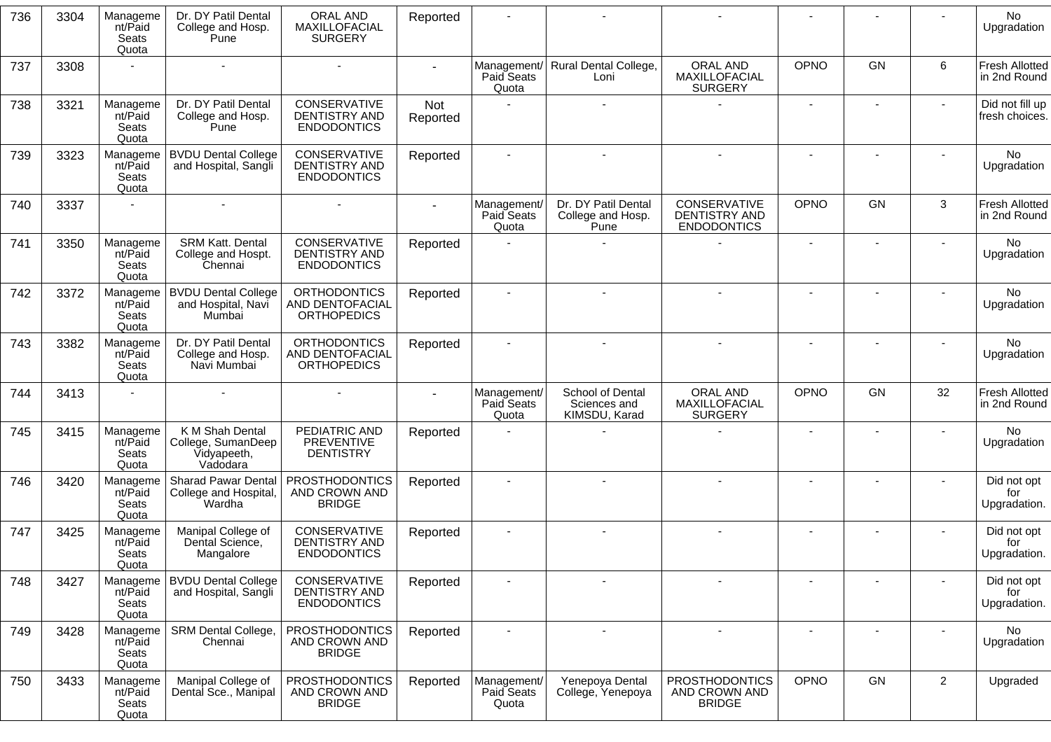| 736 | 3304 | Management/Paid Seats Quota | Dr. DY Patil Dental College and Hosp. Pune | ORAL AND MAXILLOFACIAL SURGERY | Reported | - | - | - | - | - | - | No Upgradation |
|---|---|---|---|---|---|---|---|---|---|---|---|---|
| 737 | 3308 | - | - | - | - | Management/ Paid Seats Quota | Rural Dental College, Loni | ORAL AND MAXILLOFACIAL SURGERY | OPNO | GN | 6 | Fresh Allotted in 2nd Round |
| 738 | 3321 | Management/Paid Seats Quota | Dr. DY Patil Dental College and Hosp. Pune | CONSERVATIVE DENTISTRY AND ENDODONTICS | Not Reported | - | - | - | - | - | - | Did not fill up fresh choices. |
| 739 | 3323 | Management/Paid Seats Quota | BVDU Dental College and Hospital, Sangli | CONSERVATIVE DENTISTRY AND ENDODONTICS | Reported | - | - | - | - | - | - | No Upgradation |
| 740 | 3337 | - | - | - | - | Management/ Paid Seats Quota | Dr. DY Patil Dental College and Hosp. Pune | CONSERVATIVE DENTISTRY AND ENDODONTICS | OPNO | GN | 3 | Fresh Allotted in 2nd Round |
| 741 | 3350 | Management/Paid Seats Quota | SRM Katt. Dental College and Hospt. Chennai | CONSERVATIVE DENTISTRY AND ENDODONTICS | Reported | - | - | - | - | - | - | No Upgradation |
| 742 | 3372 | Management/Paid Seats Quota | BVDU Dental College and Hospital, Navi Mumbai | ORTHODONTICS AND DENTOFACIAL ORTHOPEDICS | Reported | - | - | - | - | - | - | No Upgradation |
| 743 | 3382 | Management/Paid Seats Quota | Dr. DY Patil Dental College and Hosp. Navi Mumbai | ORTHODONTICS AND DENTOFACIAL ORTHOPEDICS | Reported | - | - | - | - | - | - | No Upgradation |
| 744 | 3413 | - | - | - | - | Management/ Paid Seats Quota | School of Dental Sciences and KIMSDU, Karad | ORAL AND MAXILLOFACIAL SURGERY | OPNO | GN | 32 | Fresh Allotted in 2nd Round |
| 745 | 3415 | Management/Paid Seats Quota | K M Shah Dental College, SumanDeep Vidyapeeth, Vadodara | PEDIATRIC AND PREVENTIVE DENTISTRY | Reported | - | - | - | - | - | - | No Upgradation |
| 746 | 3420 | Management/Paid Seats Quota | Sharad Pawar Dental College and Hospital, Wardha | PROSTHODONTICS AND CROWN AND BRIDGE | Reported | - | - | - | - | - | - | Did not opt for Upgradation. |
| 747 | 3425 | Management/Paid Seats Quota | Manipal College of Dental Science, Mangalore | CONSERVATIVE DENTISTRY AND ENDODONTICS | Reported | - | - | - | - | - | - | Did not opt for Upgradation. |
| 748 | 3427 | Management/Paid Seats Quota | BVDU Dental College and Hospital, Sangli | CONSERVATIVE DENTISTRY AND ENDODONTICS | Reported | - | - | - | - | - | - | Did not opt for Upgradation. |
| 749 | 3428 | Management/Paid Seats Quota | SRM Dental College, Chennai | PROSTHODONTICS AND CROWN AND BRIDGE | Reported | - | - | - | - | - | - | No Upgradation |
| 750 | 3433 | Management/Paid Seats Quota | Manipal College of Dental Sce., Manipal | PROSTHODONTICS AND CROWN AND BRIDGE | Reported | Management/ Paid Seats Quota | Yenepoya Dental College, Yenepoya | PROSTHODONTICS AND CROWN AND BRIDGE | OPNO | GN | 2 | Upgraded |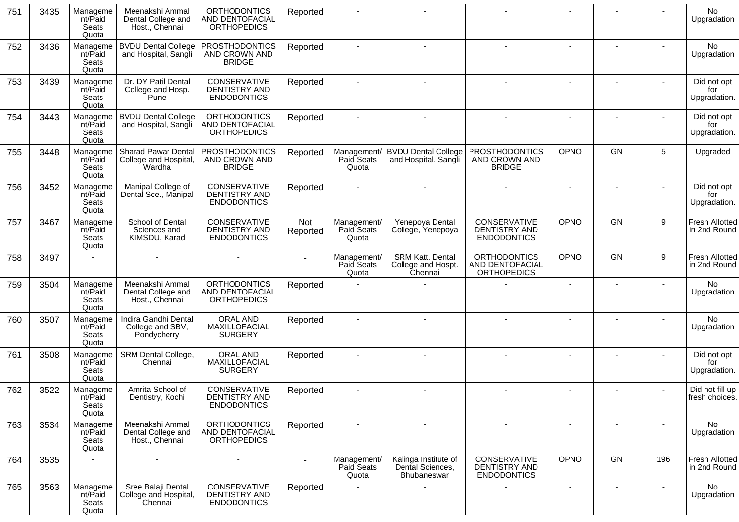| 751 | 3435 | Management/Paid Seats Quota | Meenakshi Ammal Dental College and Host., Chennai | ORTHODONTICS AND DENTOFACIAL ORTHOPEDICS | Reported | - | - | - | - | - | - | No Upgradation |
|---|---|---|---|---|---|---|---|---|---|---|---|---|
| 752 | 3436 | Management/Paid Seats Quota | BVDU Dental College and Hospital, Sangli | PROSTHODONTICS AND CROWN AND BRIDGE | Reported | - | - | - | - | - | - | No Upgradation |
| 753 | 3439 | Management/Paid Seats Quota | Dr. DY Patil Dental College and Hosp. Pune | CONSERVATIVE DENTISTRY AND ENDODONTICS | Reported | - | - | - | - | - | - | Did not opt for Upgradation. |
| 754 | 3443 | Management/Paid Seats Quota | BVDU Dental College and Hospital, Sangli | ORTHODONTICS AND DENTOFACIAL ORTHOPEDICS | Reported | - | - | - | - | - | - | Did not opt for Upgradation. |
| 755 | 3448 | Management/Paid Seats Quota | Sharad Pawar Dental College and Hospital, Wardha | PROSTHODONTICS AND CROWN AND BRIDGE | Reported | Management/ Paid Seats Quota | BVDU Dental College and Hospital, Sangli | PROSTHODONTICS AND CROWN AND BRIDGE | OPNO | GN | 5 | Upgraded |
| 756 | 3452 | Management/Paid Seats Quota | Manipal College of Dental Sce., Manipal | CONSERVATIVE DENTISTRY AND ENDODONTICS | Reported | - | - | - | - | - | - | Did not opt for Upgradation. |
| 757 | 3467 | Management/Paid Seats Quota | School of Dental Sciences and KIMSDU, Karad | CONSERVATIVE DENTISTRY AND ENDODONTICS | Not Reported | Management/ Paid Seats Quota | Yenepoya Dental College, Yenepoya | CONSERVATIVE DENTISTRY AND ENDODONTICS | OPNO | GN | 9 | Fresh Allotted in 2nd Round |
| 758 | 3497 | - | - | - | - | Management/ Paid Seats Quota | SRM Katt. Dental College and Hospt. Chennai | ORTHODONTICS AND DENTOFACIAL ORTHOPEDICS | OPNO | GN | 9 | Fresh Allotted in 2nd Round |
| 759 | 3504 | Management/Paid Seats Quota | Meenakshi Ammal Dental College and Host., Chennai | ORTHODONTICS AND DENTOFACIAL ORTHOPEDICS | Reported | - | - | - | - | - | - | No Upgradation |
| 760 | 3507 | Management/Paid Seats Quota | Indira Gandhi Dental College and SBV, Pondycherry | ORAL AND MAXILLOFACIAL SURGERY | Reported | - | - | - | - | - | - | No Upgradation |
| 761 | 3508 | Management/Paid Seats Quota | SRM Dental College, Chennai | ORAL AND MAXILLOFACIAL SURGERY | Reported | - | - | - | - | - | - | Did not opt for Upgradation. |
| 762 | 3522 | Management/Paid Seats Quota | Amrita School of Dentistry, Kochi | CONSERVATIVE DENTISTRY AND ENDODONTICS | Reported | - | - | - | - | - | - | Did not fill up fresh choices. |
| 763 | 3534 | Management/Paid Seats Quota | Meenakshi Ammal Dental College and Host., Chennai | ORTHODONTICS AND DENTOFACIAL ORTHOPEDICS | Reported | - | - | - | - | - | - | No Upgradation |
| 764 | 3535 | - | - | - | - | Management/ Paid Seats Quota | Kalinga Institute of Dental Sciences, Bhubaneswar | CONSERVATIVE DENTISTRY AND ENDODONTICS | OPNO | GN | 196 | Fresh Allotted in 2nd Round |
| 765 | 3563 | Management/Paid Seats Quota | Sree Balaji Dental College and Hospital, Chennai | CONSERVATIVE DENTISTRY AND ENDODONTICS | Reported | - | - | - | - | - | - | No Upgradation |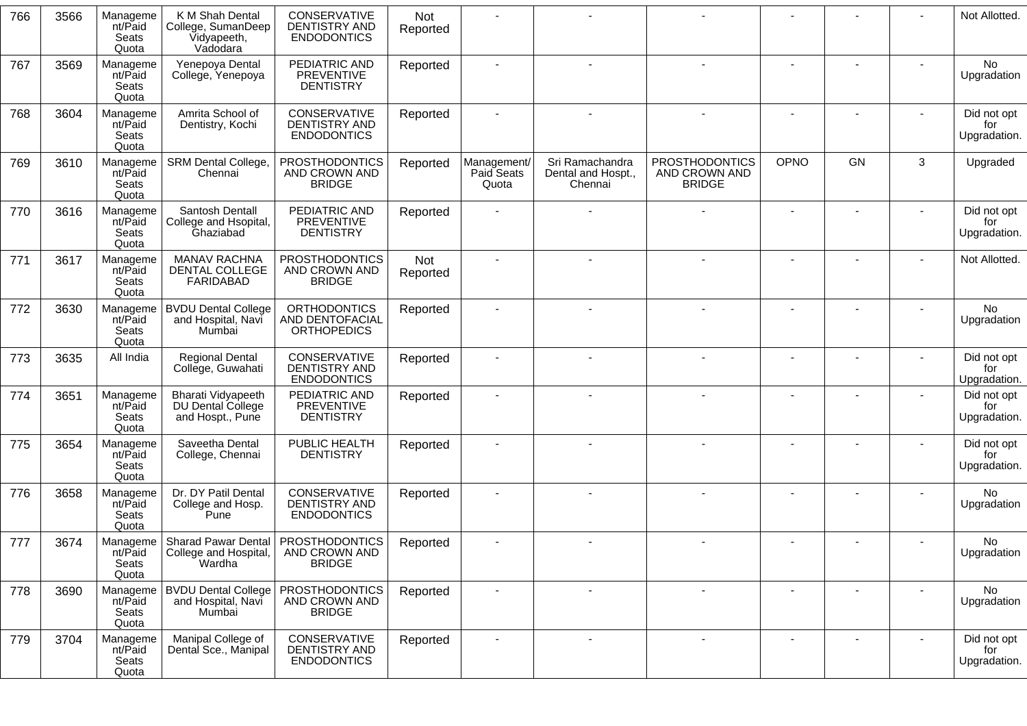| 766 | 3566 | Management/Paid Seats Quota | K M Shah Dental College, SumanDeep Vidyapeeth, Vadodara | CONSERVATIVE DENTISTRY AND ENDODONTICS | Not Reported | - | - | - | - | - | - | Not Allotted. |
|---|---|---|---|---|---|---|---|---|---|---|---|---|
| 767 | 3569 | Management/Paid Seats Quota | Yenepoya Dental College, Yenepoya | PEDIATRIC AND PREVENTIVE DENTISTRY | Reported | - | - | - | - | - | - | No Upgradation |
| 768 | 3604 | Management/Paid Seats Quota | Amrita School of Dentistry, Kochi | CONSERVATIVE DENTISTRY AND ENDODONTICS | Reported | - | - | - | - | - | - | Did not opt for Upgradation. |
| 769 | 3610 | Management/Paid Seats Quota | SRM Dental College, Chennai | PROSTHODONTICS AND CROWN AND BRIDGE | Reported | Management/ Paid Seats Quota | Sri Ramachandra Dental and Hospt., Chennai | PROSTHODONTICS AND CROWN AND BRIDGE | OPNO | GN | 3 | Upgraded |
| 770 | 3616 | Management/Paid Seats Quota | Santosh Dentall College and Hsopital, Ghaziabad | PEDIATRIC AND PREVENTIVE DENTISTRY | Reported | - | - | - | - | - | - | Did not opt for Upgradation. |
| 771 | 3617 | Management/Paid Seats Quota | MANAV RACHNA DENTAL COLLEGE FARIDABAD | PROSTHODONTICS AND CROWN AND BRIDGE | Not Reported | - | - | - | - | - | - | Not Allotted. |
| 772 | 3630 | Management/Paid Seats Quota | BVDU Dental College and Hospital, Navi Mumbai | ORTHODONTICS AND DENTOFACIAL ORTHOPEDICS | Reported | - | - | - | - | - | - | No Upgradation |
| 773 | 3635 | All India | Regional Dental College, Guwahati | CONSERVATIVE DENTISTRY AND ENDODONTICS | Reported | - | - | - | - | - | - | Did not opt for Upgradation. |
| 774 | 3651 | Management/Paid Seats Quota | Bharati Vidyapeeth DU Dental College and Hospt., Pune | PEDIATRIC AND PREVENTIVE DENTISTRY | Reported | - | - | - | - | - | - | Did not opt for Upgradation. |
| 775 | 3654 | Management/Paid Seats Quota | Saveetha Dental College, Chennai | PUBLIC HEALTH DENTISTRY | Reported | - | - | - | - | - | - | Did not opt for Upgradation. |
| 776 | 3658 | Management/Paid Seats Quota | Dr. DY Patil Dental College and Hosp. Pune | CONSERVATIVE DENTISTRY AND ENDODONTICS | Reported | - | - | - | - | - | - | No Upgradation |
| 777 | 3674 | Management/Paid Seats Quota | Sharad Pawar Dental College and Hospital, Wardha | PROSTHODONTICS AND CROWN AND BRIDGE | Reported | - | - | - | - | - | - | No Upgradation |
| 778 | 3690 | Management/Paid Seats Quota | BVDU Dental College and Hospital, Navi Mumbai | PROSTHODONTICS AND CROWN AND BRIDGE | Reported | - | - | - | - | - | - | No Upgradation |
| 779 | 3704 | Management/Paid Seats Quota | Manipal College of Dental Sce., Manipal | CONSERVATIVE DENTISTRY AND ENDODONTICS | Reported | - | - | - | - | - | - | Did not opt for Upgradation. |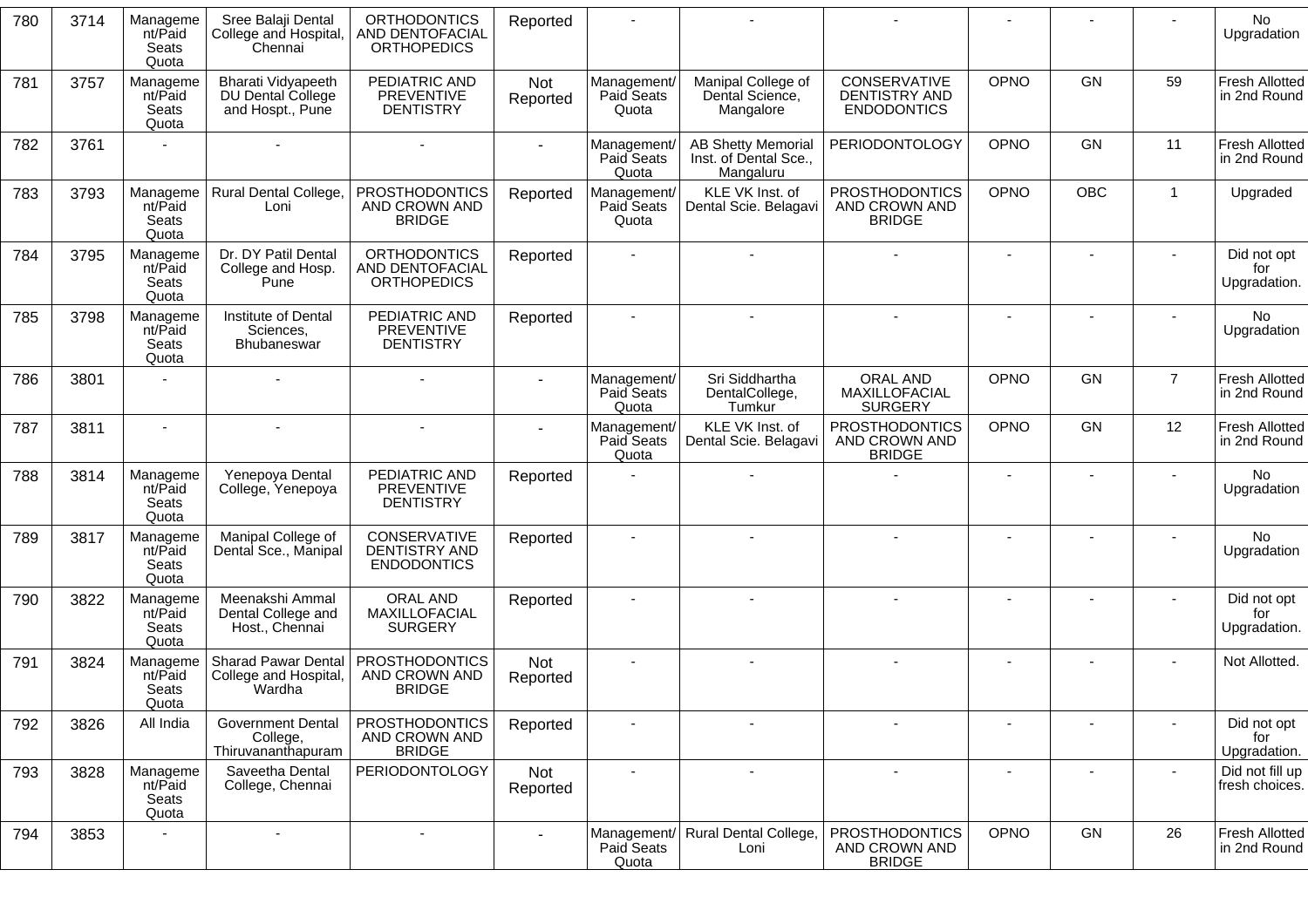| 780 | 3714 | Management/Paid Seats Quota | Sree Balaji Dental College and Hospital, Chennai | ORTHODONTICS AND DENTOFACIAL ORTHOPEDICS | Reported | - | - | - | - | - | - | No Upgradation |
|---|---|---|---|---|---|---|---|---|---|---|---|---|
| 781 | 3757 | Management/Paid Seats Quota | Bharati Vidyapeeth DU Dental College and Hospt., Pune | PEDIATRIC AND PREVENTIVE DENTISTRY | Not Reported | Management/ Paid Seats Quota | Manipal College of Dental Science, Mangalore | CONSERVATIVE DENTISTRY AND ENDODONTICS | OPNO | GN | 59 | Fresh Allotted in 2nd Round |
| 782 | 3761 | - | - | - | - | Management/ Paid Seats Quota | AB Shetty Memorial Inst. of Dental Sce., Mangaluru | PERIODONTOLOGY | OPNO | GN | 11 | Fresh Allotted in 2nd Round |
| 783 | 3793 | Management/Paid Seats Quota | Rural Dental College, Loni | PROSTHODONTICS AND CROWN AND BRIDGE | Reported | Management/ Paid Seats Quota | KLE VK Inst. of Dental Scie. Belagavi | PROSTHODONTICS AND CROWN AND BRIDGE | OPNO | OBC | 1 | Upgraded |
| 784 | 3795 | Management/Paid Seats Quota | Dr. DY Patil Dental College and Hosp. Pune | ORTHODONTICS AND DENTOFACIAL ORTHOPEDICS | Reported | - | - | - | - | - | - | Did not opt for Upgradation. |
| 785 | 3798 | Management/Paid Seats Quota | Institute of Dental Sciences, Bhubaneswar | PEDIATRIC AND PREVENTIVE DENTISTRY | Reported | - | - | - | - | - | - | No Upgradation |
| 786 | 3801 | - | - | - | - | Management/ Paid Seats Quota | Sri Siddhartha DentalCollege, Tumkur | ORAL AND MAXILLOFACIAL SURGERY | OPNO | GN | 7 | Fresh Allotted in 2nd Round |
| 787 | 3811 | - | - | - | - | Management/ Paid Seats Quota | KLE VK Inst. of Dental Scie. Belagavi | PROSTHODONTICS AND CROWN AND BRIDGE | OPNO | GN | 12 | Fresh Allotted in 2nd Round |
| 788 | 3814 | Management/Paid Seats Quota | Yenepoya Dental College, Yenepoya | PEDIATRIC AND PREVENTIVE DENTISTRY | Reported | - | - | - | - | - | - | No Upgradation |
| 789 | 3817 | Management/Paid Seats Quota | Manipal College of Dental Sce., Manipal | CONSERVATIVE DENTISTRY AND ENDODONTICS | Reported | - | - | - | - | - | - | No Upgradation |
| 790 | 3822 | Management/Paid Seats Quota | Meenakshi Ammal Dental College and Host., Chennai | ORAL AND MAXILLOFACIAL SURGERY | Reported | - | - | - | - | - | - | Did not opt for Upgradation. |
| 791 | 3824 | Management/Paid Seats Quota | Sharad Pawar Dental College and Hospital, Wardha | PROSTHODONTICS AND CROWN AND BRIDGE | Not Reported | - | - | - | - | - | - | Not Allotted. |
| 792 | 3826 | All India | Government Dental College, Thiruvananthapuram | PROSTHODONTICS AND CROWN AND BRIDGE | Reported | - | - | - | - | - | - | Did not opt for Upgradation. |
| 793 | 3828 | Management/Paid Seats Quota | Saveetha Dental College, Chennai | PERIODONTOLOGY | Not Reported | - | - | - | - | - | - | Did not fill up fresh choices. |
| 794 | 3853 | - | - | - | - | Management/ Paid Seats Quota | Rural Dental College, Loni | PROSTHODONTICS AND CROWN AND BRIDGE | OPNO | GN | 26 | Fresh Allotted in 2nd Round |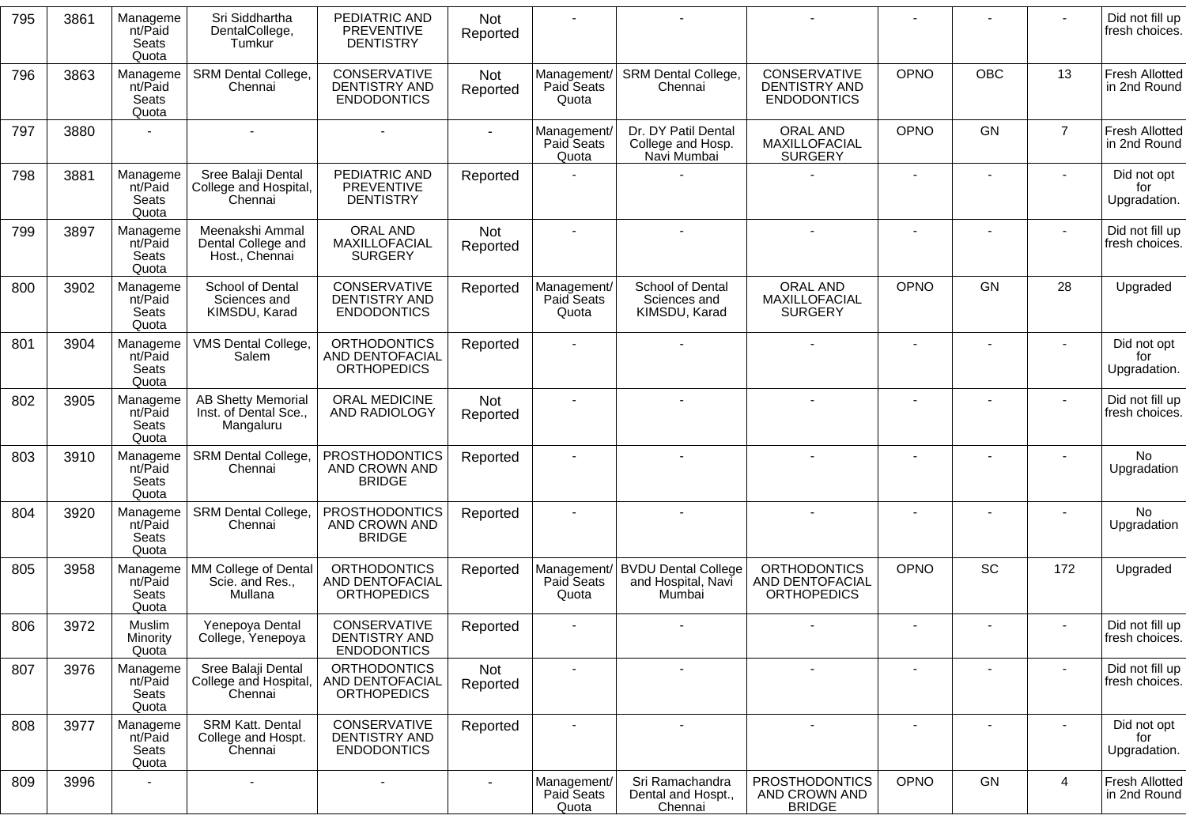| 795 | 3861 | Management/Paid Seats Quota | Sri Siddhartha DentalCollege, Tumkur | PEDIATRIC AND PREVENTIVE DENTISTRY | Not Reported | - | - | - | - | - | - | Did not fill up fresh choices. |
|---|---|---|---|---|---|---|---|---|---|---|---|---|
| 796 | 3863 | Management/Paid Seats Quota | SRM Dental College, Chennai | CONSERVATIVE DENTISTRY AND ENDODONTICS | Not Reported | Management/ Paid Seats Quota | SRM Dental College, Chennai | CONSERVATIVE DENTISTRY AND ENDODONTICS | OPNO | OBC | 13 | Fresh Allotted in 2nd Round |
| 797 | 3880 | - | - | - | - | Management/ Paid Seats Quota | Dr. DY Patil Dental College and Hosp. Navi Mumbai | ORAL AND MAXILLOFACIAL SURGERY | OPNO | GN | 7 | Fresh Allotted in 2nd Round |
| 798 | 3881 | Management/Paid Seats Quota | Sree Balaji Dental College and Hospital, Chennai | PEDIATRIC AND PREVENTIVE DENTISTRY | Reported | - | - | - | - | - | - | Did not opt for Upgradation. |
| 799 | 3897 | Management/Paid Seats Quota | Meenakshi Ammal Dental College and Host., Chennai | ORAL AND MAXILLOFACIAL SURGERY | Not Reported | - | - | - | - | - | - | Did not fill up fresh choices. |
| 800 | 3902 | Management/Paid Seats Quota | School of Dental Sciences and KIMSDU, Karad | CONSERVATIVE DENTISTRY AND ENDODONTICS | Reported | Management/ Paid Seats Quota | School of Dental Sciences and KIMSDU, Karad | ORAL AND MAXILLOFACIAL SURGERY | OPNO | GN | 28 | Upgraded |
| 801 | 3904 | Management/Paid Seats Quota | VMS Dental College, Salem | ORTHODONTICS AND DENTOFACIAL ORTHOPEDICS | Reported | - | - | - | - | - | - | Did not opt for Upgradation. |
| 802 | 3905 | Management/Paid Seats Quota | AB Shetty Memorial Inst. of Dental Sce., Mangaluru | ORAL MEDICINE AND RADIOLOGY | Not Reported | - | - | - | - | - | - | Did not fill up fresh choices. |
| 803 | 3910 | Management/Paid Seats Quota | SRM Dental College, Chennai | PROSTHODONTICS AND CROWN AND BRIDGE | Reported | - | - | - | - | - | - | No Upgradation |
| 804 | 3920 | Management/Paid Seats Quota | SRM Dental College, Chennai | PROSTHODONTICS AND CROWN AND BRIDGE | Reported | - | - | - | - | - | - | No Upgradation |
| 805 | 3958 | Management/Paid Seats Quota | MM College of Dental Scie. and Res., Mullana | ORTHODONTICS AND DENTOFACIAL ORTHOPEDICS | Reported | Management/ Paid Seats Quota | BVDU Dental College and Hospital, Navi Mumbai | ORTHODONTICS AND DENTOFACIAL ORTHOPEDICS | OPNO | SC | 172 | Upgraded |
| 806 | 3972 | Muslim Minority Quota | Yenepoya Dental College, Yenepoya | CONSERVATIVE DENTISTRY AND ENDODONTICS | Reported | - | - | - | - | - | - | Did not fill up fresh choices. |
| 807 | 3976 | Management/Paid Seats Quota | Sree Balaji Dental College and Hospital, Chennai | ORTHODONTICS AND DENTOFACIAL ORTHOPEDICS | Not Reported | - | - | - | - | - | - | Did not fill up fresh choices. |
| 808 | 3977 | Management/Paid Seats Quota | SRM Katt. Dental College and Hospt. Chennai | CONSERVATIVE DENTISTRY AND ENDODONTICS | Reported | - | - | - | - | - | - | Did not opt for Upgradation. |
| 809 | 3996 | - | - | - | - | Management/ Paid Seats Quota | Sri Ramachandra Dental and Hospt., Chennai | PROSTHODONTICS AND CROWN AND BRIDGE | OPNO | GN | 4 | Fresh Allotted in 2nd Round |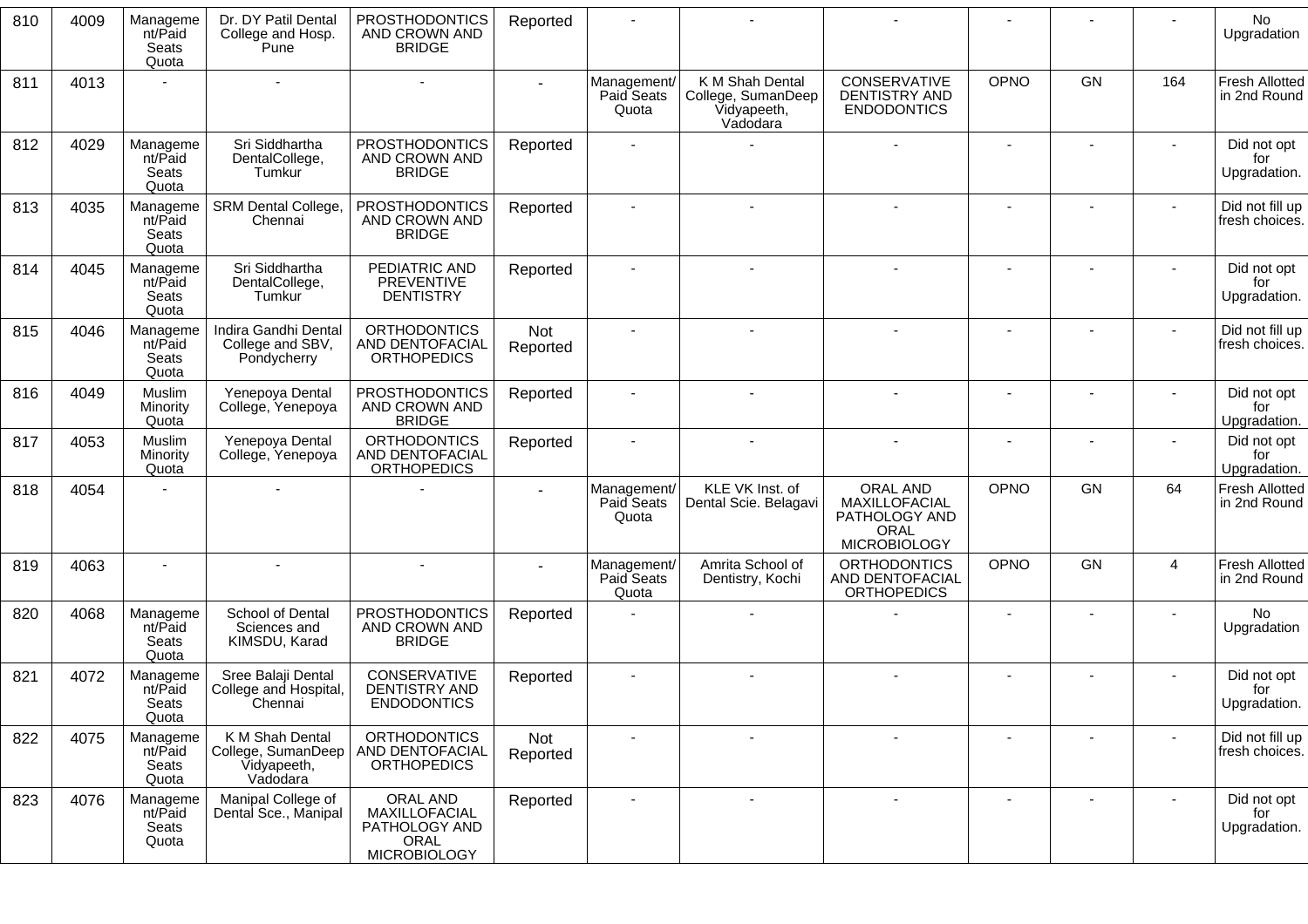| 810 | 4009 | Management/Paid Seats Quota | Dr. DY Patil Dental College and Hosp. Pune | PROSTHODONTICS AND CROWN AND BRIDGE | Reported | - | - | - | - | - | - | No Upgradation |
|---|---|---|---|---|---|---|---|---|---|---|---|---|
| 811 | 4013 | - | - | - | - | Management/ Paid Seats Quota | K M Shah Dental College, SumanDeep Vidyapeeth, Vadodara | CONSERVATIVE DENTISTRY AND ENDODONTICS | OPNO | GN | 164 | Fresh Allotted in 2nd Round |
| 812 | 4029 | Management/Paid Seats Quota | Sri Siddhartha DentalCollege, Tumkur | PROSTHODONTICS AND CROWN AND BRIDGE | Reported | - | - | - | - | - | - | Did not opt for Upgradation. |
| 813 | 4035 | Management/Paid Seats Quota | SRM Dental College, Chennai | PROSTHODONTICS AND CROWN AND BRIDGE | Reported | - | - | - | - | - | - | Did not fill up fresh choices. |
| 814 | 4045 | Management/Paid Seats Quota | Sri Siddhartha DentalCollege, Tumkur | PEDIATRIC AND PREVENTIVE DENTISTRY | Reported | - | - | - | - | - | - | Did not opt for Upgradation. |
| 815 | 4046 | Management/Paid Seats Quota | Indira Gandhi Dental College and SBV, Pondycherry | ORTHODONTICS AND DENTOFACIAL ORTHOPEDICS | Not Reported | - | - | - | - | - | - | Did not fill up fresh choices. |
| 816 | 4049 | Muslim Minority Quota | Yenepoya Dental College, Yenepoya | PROSTHODONTICS AND CROWN AND BRIDGE | Reported | - | - | - | - | - | - | Did not opt for Upgradation. |
| 817 | 4053 | Muslim Minority Quota | Yenepoya Dental College, Yenepoya | ORTHODONTICS AND DENTOFACIAL ORTHOPEDICS | Reported | - | - | - | - | - | - | Did not opt for Upgradation. |
| 818 | 4054 | - | - | - | - | Management/ Paid Seats Quota | KLE VK Inst. of Dental Scie. Belagavi | ORAL AND MAXILLOFACIAL PATHOLOGY AND ORAL MICROBIOLOGY | OPNO | GN | 64 | Fresh Allotted in 2nd Round |
| 819 | 4063 | - | - | - | - | Management/ Paid Seats Quota | Amrita School of Dentistry, Kochi | ORTHODONTICS AND DENTOFACIAL ORTHOPEDICS | OPNO | GN | 4 | Fresh Allotted in 2nd Round |
| 820 | 4068 | Management/Paid Seats Quota | School of Dental Sciences and KIMSDU, Karad | PROSTHODONTICS AND CROWN AND BRIDGE | Reported | - | - | - | - | - | - | No Upgradation |
| 821 | 4072 | Management/Paid Seats Quota | Sree Balaji Dental College and Hospital, Chennai | CONSERVATIVE DENTISTRY AND ENDODONTICS | Reported | - | - | - | - | - | - | Did not opt for Upgradation. |
| 822 | 4075 | Management/Paid Seats Quota | K M Shah Dental College, SumanDeep Vidyapeeth, Vadodara | ORTHODONTICS AND DENTOFACIAL ORTHOPEDICS | Not Reported | - | - | - | - | - | - | Did not fill up fresh choices. |
| 823 | 4076 | Management/Paid Seats Quota | Manipal College of Dental Sce., Manipal | ORAL AND MAXILLOFACIAL PATHOLOGY AND ORAL MICROBIOLOGY | Reported | - | - | - | - | - | - | Did not opt for Upgradation. |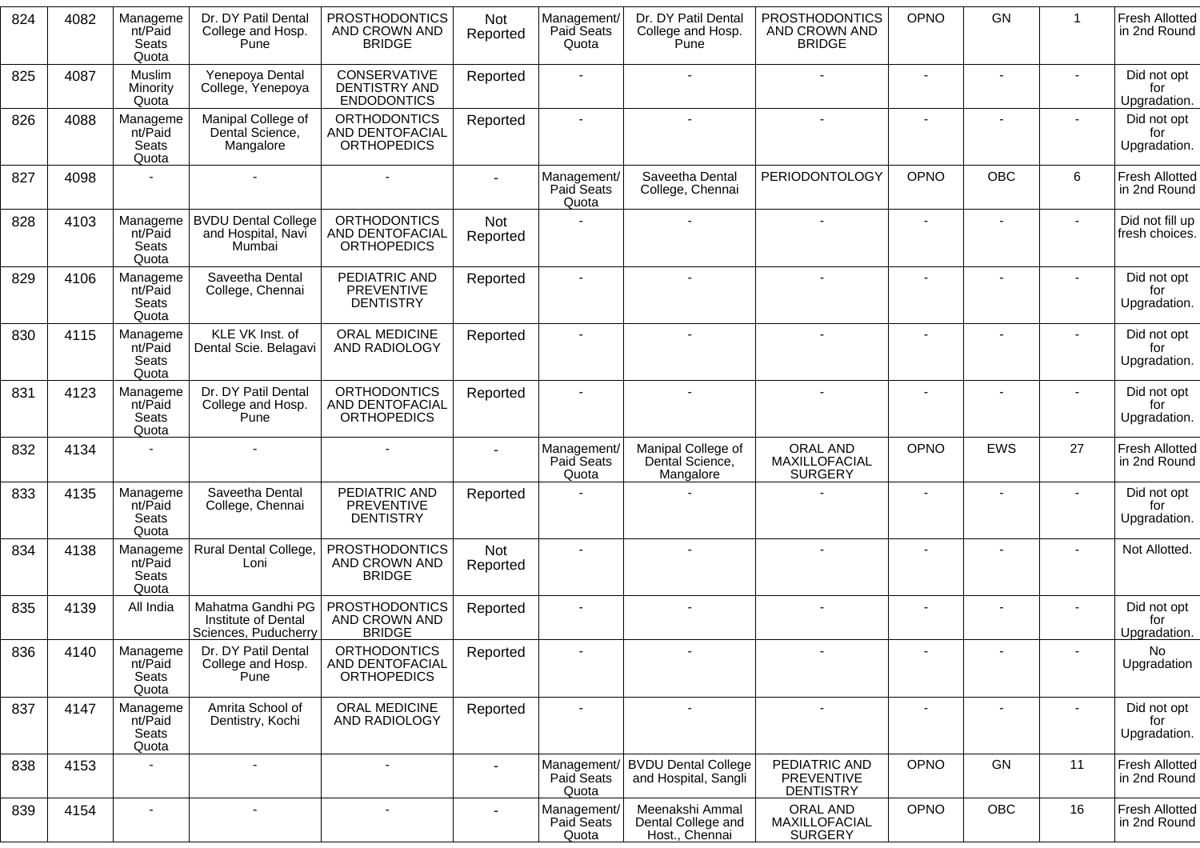| 824 | 4082 | Management/Paid Seats Quota | Dr. DY Patil Dental College and Hosp. Pune | PROSTHODONTICS AND CROWN AND BRIDGE | Not Reported | Management/ Paid Seats Quota | Dr. DY Patil Dental College and Hosp. Pune | PROSTHODONTICS AND CROWN AND BRIDGE | OPNO | GN | 1 | Fresh Allotted in 2nd Round |
|---|---|---|---|---|---|---|---|---|---|---|---|---|
| 825 | 4087 | Muslim Minority Quota | Yenepoya Dental College, Yenepoya | CONSERVATIVE DENTISTRY AND ENDODONTICS | Reported | - | - | - | - | - | - | Did not opt for Upgradation. |
| 826 | 4088 | Management/Paid Seats Quota | Manipal College of Dental Science, Mangalore | ORTHODONTICS AND DENTOFACIAL ORTHOPEDICS | Reported | - | - | - | - | - | - | Did not opt for Upgradation. |
| 827 | 4098 | - | - | - | - | Management/ Paid Seats Quota | Saveetha Dental College, Chennai | PERIODONTOLOGY | OPNO | OBC | 6 | Fresh Allotted in 2nd Round |
| 828 | 4103 | Management/Paid Seats Quota | BVDU Dental College and Hospital, Navi Mumbai | ORTHODONTICS AND DENTOFACIAL ORTHOPEDICS | Not Reported | - | - | - | - | - | - | Did not fill up fresh choices. |
| 829 | 4106 | Management/Paid Seats Quota | Saveetha Dental College, Chennai | PEDIATRIC AND PREVENTIVE DENTISTRY | Reported | - | - | - | - | - | - | Did not opt for Upgradation. |
| 830 | 4115 | Management/Paid Seats Quota | KLE VK Inst. of Dental Scie. Belagavi | ORAL MEDICINE AND RADIOLOGY | Reported | - | - | - | - | - | - | Did not opt for Upgradation. |
| 831 | 4123 | Management/Paid Seats Quota | Dr. DY Patil Dental College and Hosp. Pune | ORTHODONTICS AND DENTOFACIAL ORTHOPEDICS | Reported | - | - | - | - | - | - | Did not opt for Upgradation. |
| 832 | 4134 | - | - | - | - | Management/ Paid Seats Quota | Manipal College of Dental Science, Mangalore | ORAL AND MAXILLOFACIAL SURGERY | OPNO | EWS | 27 | Fresh Allotted in 2nd Round |
| 833 | 4135 | Management/Paid Seats Quota | Saveetha Dental College, Chennai | PEDIATRIC AND PREVENTIVE DENTISTRY | Reported | - | - | - | - | - | - | Did not opt for Upgradation. |
| 834 | 4138 | Management/Paid Seats Quota | Rural Dental College, Loni | PROSTHODONTICS AND CROWN AND BRIDGE | Not Reported | - | - | - | - | - | - | Not Allotted. |
| 835 | 4139 | All India | Mahatma Gandhi PG Institute of Dental Sciences, Puducherry | PROSTHODONTICS AND CROWN AND BRIDGE | Reported | - | - | - | - | - | - | Did not opt for Upgradation. |
| 836 | 4140 | Management/Paid Seats Quota | Dr. DY Patil Dental College and Hosp. Pune | ORTHODONTICS AND DENTOFACIAL ORTHOPEDICS | Reported | - | - | - | - | - | - | No Upgradation |
| 837 | 4147 | Management/Paid Seats Quota | Amrita School of Dentistry, Kochi | ORAL MEDICINE AND RADIOLOGY | Reported | - | - | - | - | - | - | Did not opt for Upgradation. |
| 838 | 4153 | - | - | - | - | Management/ Paid Seats Quota | BVDU Dental College and Hospital, Sangli | PEDIATRIC AND PREVENTIVE DENTISTRY | OPNO | GN | 11 | Fresh Allotted in 2nd Round |
| 839 | 4154 | - | - | - | - | Management/ Paid Seats Quota | Meenakshi Ammal Dental College and Host., Chennai | ORAL AND MAXILLOFACIAL SURGERY | OPNO | OBC | 16 | Fresh Allotted in 2nd Round |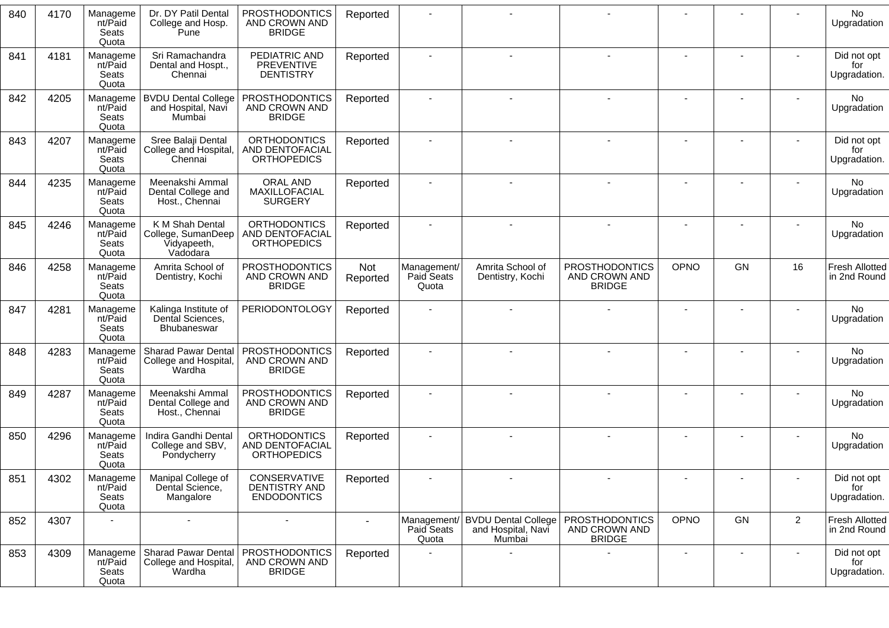| 840 | 4170 | Management/Paid Seats Quota | Dr. DY Patil Dental College and Hosp. Pune | PROSTHODONTICS AND CROWN AND BRIDGE | Reported | - | - | - | - | - | - | No Upgradation |
|---|---|---|---|---|---|---|---|---|---|---|---|---|
| 841 | 4181 | Management/Paid Seats Quota | Sri Ramachandra Dental and Hospt., Chennai | PEDIATRIC AND PREVENTIVE DENTISTRY | Reported | - | - | - | - | - | - | Did not opt for Upgradation. |
| 842 | 4205 | Management/Paid Seats Quota | BVDU Dental College and Hospital, Navi Mumbai | PROSTHODONTICS AND CROWN AND BRIDGE | Reported | - | - | - | - | - | - | No Upgradation |
| 843 | 4207 | Management/Paid Seats Quota | Sree Balaji Dental College and Hospital, Chennai | ORTHODONTICS AND DENTOFACIAL ORTHOPEDICS | Reported | - | - | - | - | - | - | Did not opt for Upgradation. |
| 844 | 4235 | Management/Paid Seats Quota | Meenakshi Ammal Dental College and Host., Chennai | ORAL AND MAXILLOFACIAL SURGERY | Reported | - | - | - | - | - | - | No Upgradation |
| 845 | 4246 | Management/Paid Seats Quota | K M Shah Dental College, SumanDeep Vidyapeeth, Vadodara | ORTHODONTICS AND DENTOFACIAL ORTHOPEDICS | Reported | - | - | - | - | - | - | No Upgradation |
| 846 | 4258 | Management/Paid Seats Quota | Amrita School of Dentistry, Kochi | PROSTHODONTICS AND CROWN AND BRIDGE | Not Reported | Management/Paid Seats Quota | Amrita School of Dentistry, Kochi | PROSTHODONTICS AND CROWN AND BRIDGE | OPNO | GN | 16 | Fresh Allotted in 2nd Round |
| 847 | 4281 | Management/Paid Seats Quota | Kalinga Institute of Dental Sciences, Bhubaneswar | PERIODONTOLOGY | Reported | - | - | - | - | - | - | No Upgradation |
| 848 | 4283 | Management/Paid Seats Quota | Sharad Pawar Dental College and Hospital, Wardha | PROSTHODONTICS AND CROWN AND BRIDGE | Reported | - | - | - | - | - | - | No Upgradation |
| 849 | 4287 | Management/Paid Seats Quota | Meenakshi Ammal Dental College and Host., Chennai | PROSTHODONTICS AND CROWN AND BRIDGE | Reported | - | - | - | - | - | - | No Upgradation |
| 850 | 4296 | Management/Paid Seats Quota | Indira Gandhi Dental College and SBV, Pondycherry | ORTHODONTICS AND DENTOFACIAL ORTHOPEDICS | Reported | - | - | - | - | - | - | No Upgradation |
| 851 | 4302 | Management/Paid Seats Quota | Manipal College of Dental Science, Mangalore | CONSERVATIVE DENTISTRY AND ENDODONTICS | Reported | - | - | - | - | - | - | Did not opt for Upgradation. |
| 852 | 4307 | - | - | - | - | Management/Paid Seats Quota | BVDU Dental College and Hospital, Navi Mumbai | PROSTHODONTICS AND CROWN AND BRIDGE | OPNO | GN | 2 | Fresh Allotted in 2nd Round |
| 853 | 4309 | Management/Paid Seats Quota | Sharad Pawar Dental College and Hospital, Wardha | PROSTHODONTICS AND CROWN AND BRIDGE | Reported | - | - | - | - | - | - | Did not opt for Upgradation. |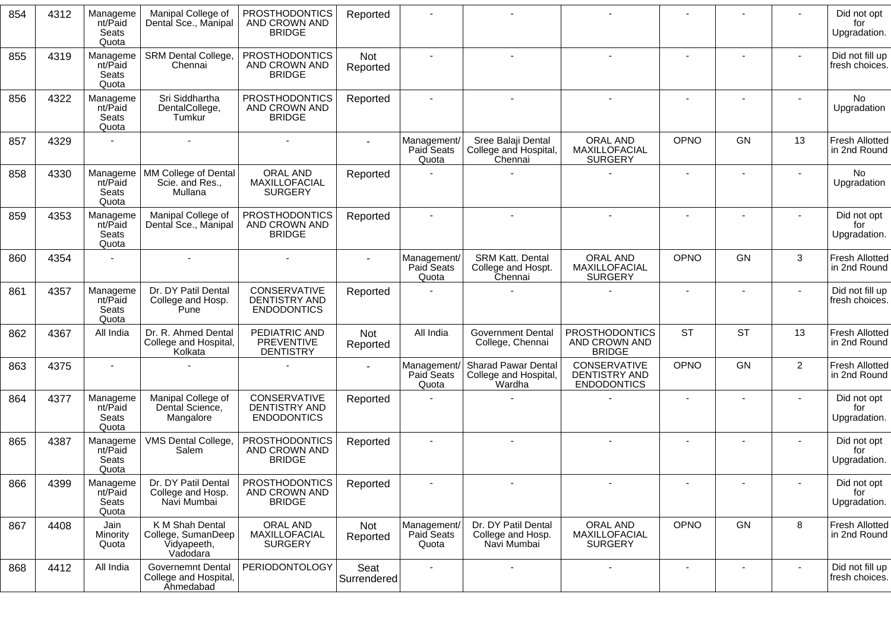| 854 | 4312 | Management/Paid Seats Quota | Manipal College of Dental Sce., Manipal | PROSTHODONTICS AND CROWN AND BRIDGE | Reported | - | - | - | - | - | - | Did not opt for Upgradation. |
|---|---|---|---|---|---|---|---|---|---|---|---|---|
| 855 | 4319 | Management/Paid Seats Quota | SRM Dental College, Chennai | PROSTHODONTICS AND CROWN AND BRIDGE | Not Reported | - | - | - | - | - | - | Did not fill up fresh choices. |
| 856 | 4322 | Management/Paid Seats Quota | Sri Siddhartha DentalCollege, Tumkur | PROSTHODONTICS AND CROWN AND BRIDGE | Reported | - | - | - | - | - | - | No Upgradation |
| 857 | 4329 | - | - | - | - | Management/ Paid Seats Quota | Sree Balaji Dental College and Hospital, Chennai | ORAL AND MAXILLOFACIAL SURGERY | OPNO | GN | 13 | Fresh Allotted in 2nd Round |
| 858 | 4330 | Management/Paid Seats Quota | MM College of Dental Scie. and Res., Mullana | ORAL AND MAXILLOFACIAL SURGERY | Reported | - | - | - | - | - | - | No Upgradation |
| 859 | 4353 | Management/Paid Seats Quota | Manipal College of Dental Sce., Manipal | PROSTHODONTICS AND CROWN AND BRIDGE | Reported | - | - | - | - | - | - | Did not opt for Upgradation. |
| 860 | 4354 | - | - | - | - | Management/ Paid Seats Quota | SRM Katt. Dental College and Hospt. Chennai | ORAL AND MAXILLOFACIAL SURGERY | OPNO | GN | 3 | Fresh Allotted in 2nd Round |
| 861 | 4357 | Management/Paid Seats Quota | Dr. DY Patil Dental College and Hosp. Pune | CONSERVATIVE DENTISTRY AND ENDODONTICS | Reported | - | - | - | - | - | - | Did not fill up fresh choices. |
| 862 | 4367 | All India | Dr. R. Ahmed Dental College and Hospital, Kolkata | PEDIATRIC AND PREVENTIVE DENTISTRY | Not Reported | All India | Government Dental College, Chennai | PROSTHODONTICS AND CROWN AND BRIDGE | ST | ST | 13 | Fresh Allotted in 2nd Round |
| 863 | 4375 | - | - | - | - | Management/ Paid Seats Quota | Sharad Pawar Dental College and Hospital, Wardha | CONSERVATIVE DENTISTRY AND ENDODONTICS | OPNO | GN | 2 | Fresh Allotted in 2nd Round |
| 864 | 4377 | Management/Paid Seats Quota | Manipal College of Dental Science, Mangalore | CONSERVATIVE DENTISTRY AND ENDODONTICS | Reported | - | - | - | - | - | - | Did not opt for Upgradation. |
| 865 | 4387 | Management/Paid Seats Quota | VMS Dental College, Salem | PROSTHODONTICS AND CROWN AND BRIDGE | Reported | - | - | - | - | - | - | Did not opt for Upgradation. |
| 866 | 4399 | Management/Paid Seats Quota | Dr. DY Patil Dental College and Hosp. Navi Mumbai | PROSTHODONTICS AND CROWN AND BRIDGE | Reported | - | - | - | - | - | - | Did not opt for Upgradation. |
| 867 | 4408 | Jain Minority Quota | K M Shah Dental College, SumanDeep Vidyapeeth, Vadodara | ORAL AND MAXILLOFACIAL SURGERY | Not Reported | Management/ Paid Seats Quota | Dr. DY Patil Dental College and Hosp. Navi Mumbai | ORAL AND MAXILLOFACIAL SURGERY | OPNO | GN | 8 | Fresh Allotted in 2nd Round |
| 868 | 4412 | All India | Governemnt Dental College and Hospital, Ahmedabad | PERIODONTOLOGY | Seat Surrendered | - | - | - | - | - | - | Did not fill up fresh choices. |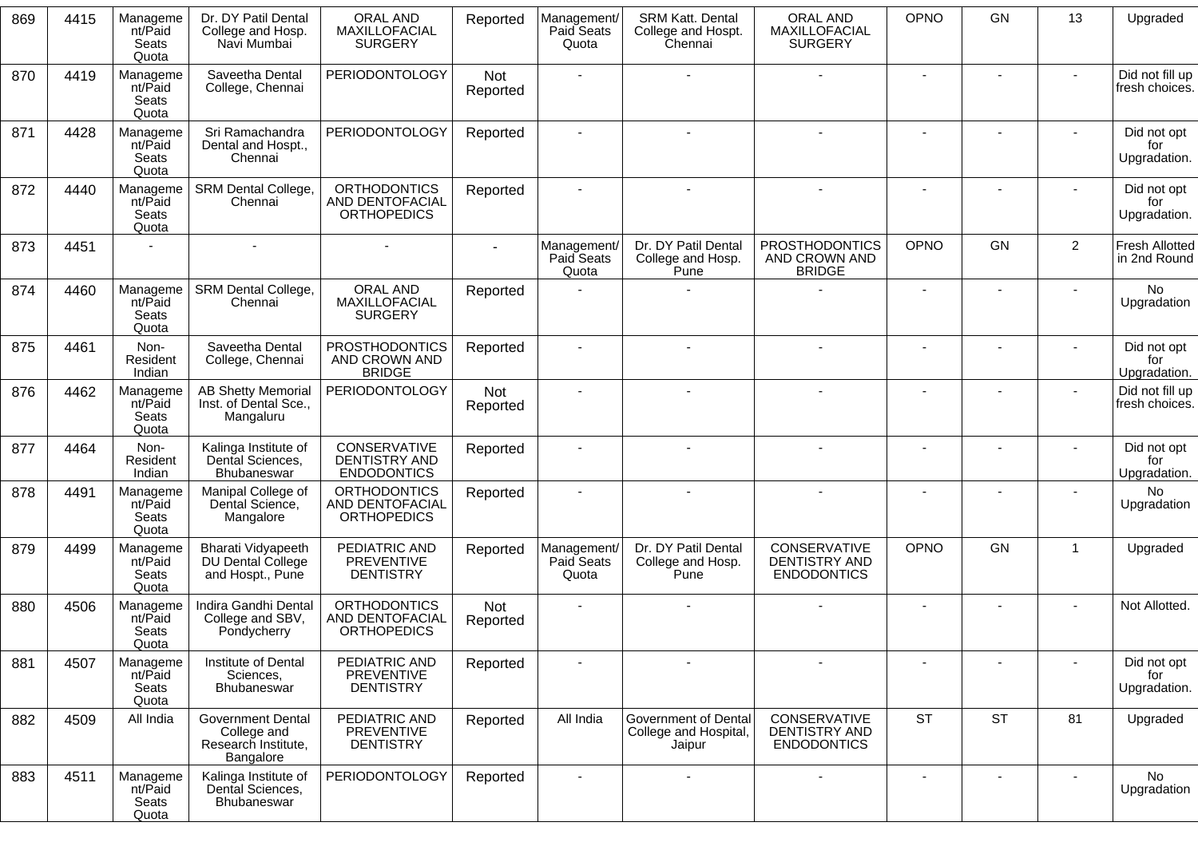| 869 | 4415 | Management/Paid Seats Quota | Dr. DY Patil Dental College and Hosp. Navi Mumbai | ORAL AND MAXILLOFACIAL SURGERY | Reported | Management/ Paid Seats Quota | SRM Katt. Dental College and Hospt. Chennai | ORAL AND MAXILLOFACIAL SURGERY | OPNO | GN | 13 | Upgraded |
|---|---|---|---|---|---|---|---|---|---|---|---|---|
| 870 | 4419 | Management/Paid Seats Quota | Saveetha Dental College, Chennai | PERIODONTOLOGY | Not Reported | - | - | - | - | - | - | Did not fill up fresh choices. |
| 871 | 4428 | Management/Paid Seats Quota | Sri Ramachandra Dental and Hospt., Chennai | PERIODONTOLOGY | Reported | - | - | - | - | - | - | Did not opt for Upgradation. |
| 872 | 4440 | Management/Paid Seats Quota | SRM Dental College, Chennai | ORTHODONTICS AND DENTOFACIAL ORTHOPEDICS | Reported | - | - | - | - | - | - | Did not opt for Upgradation. |
| 873 | 4451 | - | - | - | - | Management/ Paid Seats Quota | Dr. DY Patil Dental College and Hosp. Pune | PROSTHODONTICS AND CROWN AND BRIDGE | OPNO | GN | 2 | Fresh Allotted in 2nd Round |
| 874 | 4460 | Management/Paid Seats Quota | SRM Dental College, Chennai | ORAL AND MAXILLOFACIAL SURGERY | Reported | - | - | - | - | - | - | No Upgradation |
| 875 | 4461 | Non-Resident Indian | Saveetha Dental College, Chennai | PROSTHODONTICS AND CROWN AND BRIDGE | Reported | - | - | - | - | - | - | Did not opt for Upgradation. |
| 876 | 4462 | Management/Paid Seats Quota | AB Shetty Memorial Inst. of Dental Sce., Mangaluru | PERIODONTOLOGY | Not Reported | - | - | - | - | - | - | Did not fill up fresh choices. |
| 877 | 4464 | Non-Resident Indian | Kalinga Institute of Dental Sciences, Bhubaneswar | CONSERVATIVE DENTISTRY AND ENDODONTICS | Reported | - | - | - | - | - | - | Did not opt for Upgradation. |
| 878 | 4491 | Management/Paid Seats Quota | Manipal College of Dental Science, Mangalore | ORTHODONTICS AND DENTOFACIAL ORTHOPEDICS | Reported | - | - | - | - | - | - | No Upgradation |
| 879 | 4499 | Management/Paid Seats Quota | Bharati Vidyapeeth DU Dental College and Hospt., Pune | PEDIATRIC AND PREVENTIVE DENTISTRY | Reported | Management/ Paid Seats Quota | Dr. DY Patil Dental College and Hosp. Pune | CONSERVATIVE DENTISTRY AND ENDODONTICS | OPNO | GN | 1 | Upgraded |
| 880 | 4506 | Management/Paid Seats Quota | Indira Gandhi Dental College and SBV, Pondycherry | ORTHODONTICS AND DENTOFACIAL ORTHOPEDICS | Not Reported | - | - | - | - | - | - | Not Allotted. |
| 881 | 4507 | Management/Paid Seats Quota | Institute of Dental Sciences, Bhubaneswar | PEDIATRIC AND PREVENTIVE DENTISTRY | Reported | - | - | - | - | - | - | Did not opt for Upgradation. |
| 882 | 4509 | All India | Government Dental College and Research Institute, Bangalore | PEDIATRIC AND PREVENTIVE DENTISTRY | Reported | All India | Government of Dental College and Hospital, Jaipur | CONSERVATIVE DENTISTRY AND ENDODONTICS | ST | ST | 81 | Upgraded |
| 883 | 4511 | Management/Paid Seats Quota | Kalinga Institute of Dental Sciences, Bhubaneswar | PERIODONTOLOGY | Reported | - | - | - | - | - | - | No Upgradation |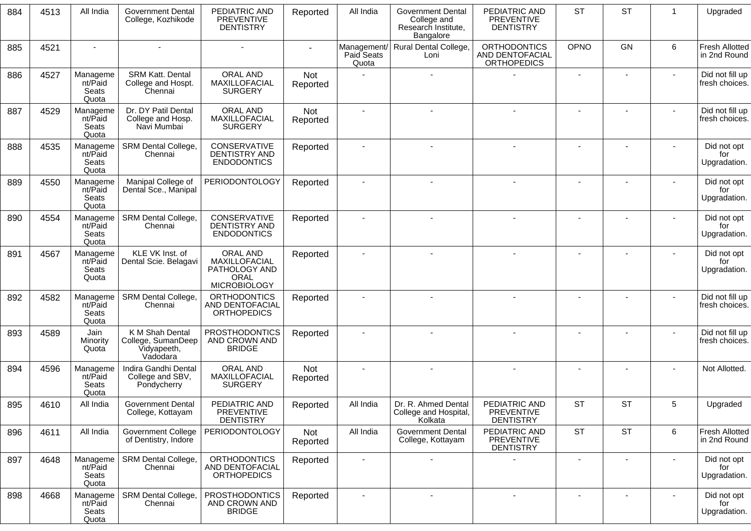| 884 | 4513 | All India | Government Dental College, Kozhikode | PEDIATRIC AND PREVENTIVE DENTISTRY | Reported | All India | Government Dental College and Research Institute, Bangalore | PEDIATRIC AND PREVENTIVE DENTISTRY | ST | ST | 1 | Upgraded |
|---|---|---|---|---|---|---|---|---|---|---|---|---|
| 885 | 4521 | - | - | - | - | Management/ Paid Seats Quota | Rural Dental College, Loni | ORTHODONTICS AND DENTOFACIAL ORTHOPEDICS | OPNO | GN | 6 | Fresh Allotted in 2nd Round |
| 886 | 4527 | Management/Paid Seats Quota | SRM Katt. Dental College and Hospt. Chennai | ORAL AND MAXILLOFACIAL SURGERY | Not Reported | - | - | - | - | - | - | Did not fill up fresh choices. |
| 887 | 4529 | Management/Paid Seats Quota | Dr. DY Patil Dental College and Hosp. Navi Mumbai | ORAL AND MAXILLOFACIAL SURGERY | Not Reported | - | - | - | - | - | - | Did not fill up fresh choices. |
| 888 | 4535 | Management/Paid Seats Quota | SRM Dental College, Chennai | CONSERVATIVE DENTISTRY AND ENDODONTICS | Reported | - | - | - | - | - | - | Did not opt for Upgradation. |
| 889 | 4550 | Management/Paid Seats Quota | Manipal College of Dental Sce., Manipal | PERIODONTOLOGY | Reported | - | - | - | - | - | - | Did not opt for Upgradation. |
| 890 | 4554 | Management/Paid Seats Quota | SRM Dental College, Chennai | CONSERVATIVE DENTISTRY AND ENDODONTICS | Reported | - | - | - | - | - | - | Did not opt for Upgradation. |
| 891 | 4567 | Management/Paid Seats Quota | KLE VK Inst. of Dental Scie. Belagavi | ORAL AND MAXILLOFACIAL PATHOLOGY AND ORAL MICROBIOLOGY | Reported | - | - | - | - | - | - | Did not opt for Upgradation. |
| 892 | 4582 | Management/Paid Seats Quota | SRM Dental College, Chennai | ORTHODONTICS AND DENTOFACIAL ORTHOPEDICS | Reported | - | - | - | - | - | - | Did not fill up fresh choices. |
| 893 | 4589 | Jain Minority Quota | K M Shah Dental College, SumanDeep Vidyapeeth, Vadodara | PROSTHODONTICS AND CROWN AND BRIDGE | Reported | - | - | - | - | - | - | Did not fill up fresh choices. |
| 894 | 4596 | Management/Paid Seats Quota | Indira Gandhi Dental College and SBV, Pondycherry | ORAL AND MAXILLOFACIAL SURGERY | Not Reported | - | - | - | - | - | - | Not Allotted. |
| 895 | 4610 | All India | Government Dental College, Kottayam | PEDIATRIC AND PREVENTIVE DENTISTRY | Reported | All India | Dr. R. Ahmed Dental College and Hospital, Kolkata | PEDIATRIC AND PREVENTIVE DENTISTRY | ST | ST | 5 | Upgraded |
| 896 | 4611 | All India | Government College of Dentistry, Indore | PERIODONTOLOGY | Not Reported | All India | Government Dental College, Kottayam | PEDIATRIC AND PREVENTIVE DENTISTRY | ST | ST | 6 | Fresh Allotted in 2nd Round |
| 897 | 4648 | Management/Paid Seats Quota | SRM Dental College, Chennai | ORTHODONTICS AND DENTOFACIAL ORTHOPEDICS | Reported | - | - | - | - | - | - | Did not opt for Upgradation. |
| 898 | 4668 | Management/Paid Seats Quota | SRM Dental College, Chennai | PROSTHODONTICS AND CROWN AND BRIDGE | Reported | - | - | - | - | - | - | Did not opt for Upgradation. |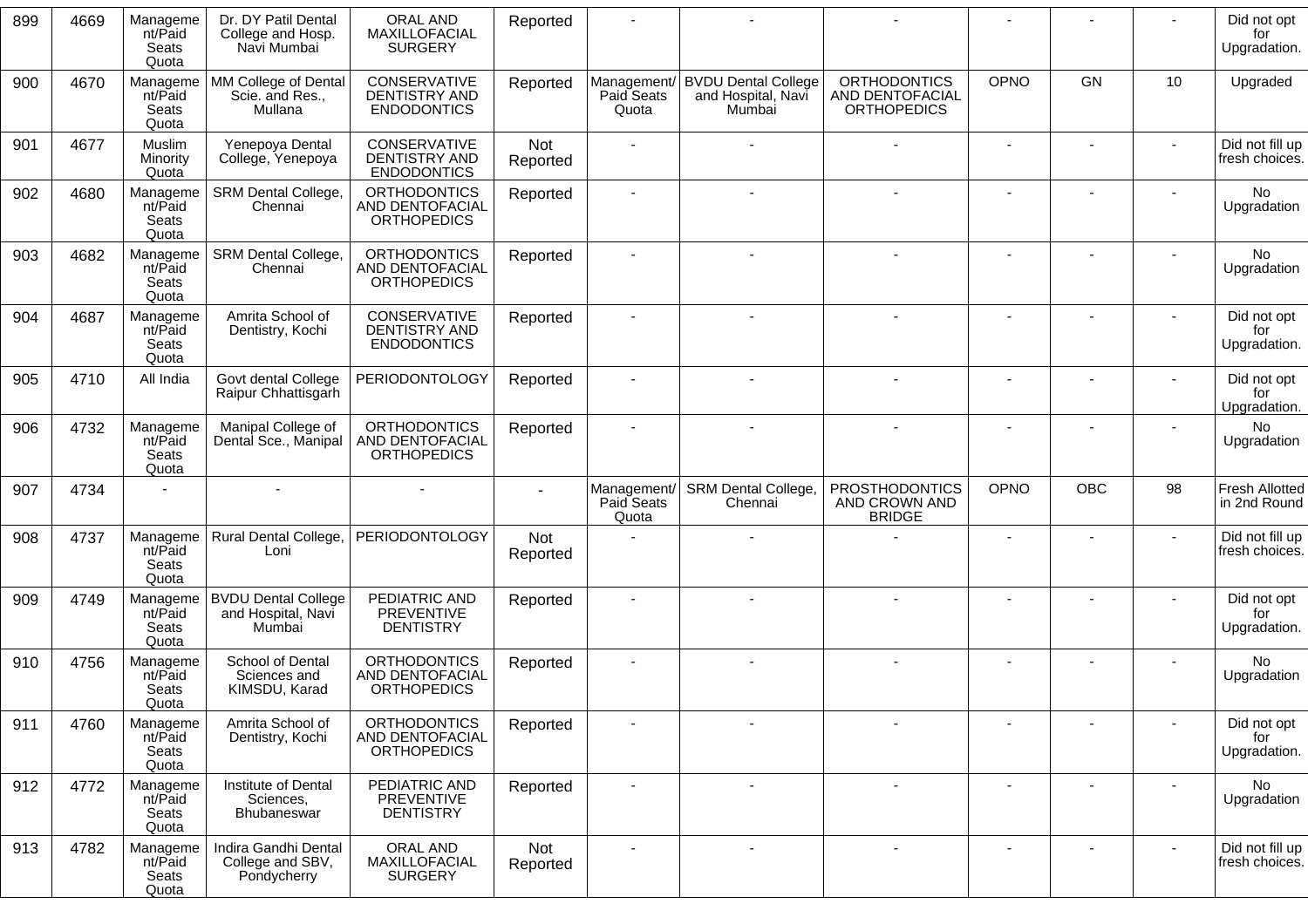| 899 | 4669 | Management/Paid Seats Quota | Dr. DY Patil Dental College and Hosp. Navi Mumbai | ORAL AND MAXILLOFACIAL SURGERY | Reported | - | - | - | - | - | - | Did not opt for Upgradation. |
|---|---|---|---|---|---|---|---|---|---|---|---|---|
| 900 | 4670 | Management/Paid Seats Quota | MM College of Dental Scie. and Res., Mullana | CONSERVATIVE DENTISTRY AND ENDODONTICS | Reported | Management/ Paid Seats Quota | BVDU Dental College and Hospital, Navi Mumbai | ORTHODONTICS AND DENTOFACIAL ORTHOPEDICS | OPNO | GN | 10 | Upgraded |
| 901 | 4677 | Muslim Minority Quota | Yenepoya Dental College, Yenepoya | CONSERVATIVE DENTISTRY AND ENDODONTICS | Not Reported | - | - | - | - | - | - | Did not fill up fresh choices. |
| 902 | 4680 | Management/Paid Seats Quota | SRM Dental College, Chennai | ORTHODONTICS AND DENTOFACIAL ORTHOPEDICS | Reported | - | - | - | - | - | - | No Upgradation |
| 903 | 4682 | Management/Paid Seats Quota | SRM Dental College, Chennai | ORTHODONTICS AND DENTOFACIAL ORTHOPEDICS | Reported | - | - | - | - | - | - | No Upgradation |
| 904 | 4687 | Management/Paid Seats Quota | Amrita School of Dentistry, Kochi | CONSERVATIVE DENTISTRY AND ENDODONTICS | Reported | - | - | - | - | - | - | Did not opt for Upgradation. |
| 905 | 4710 | All India | Govt dental College Raipur Chhattisgarh | PERIODONTOLOGY | Reported | - | - | - | - | - | - | Did not opt for Upgradation. |
| 906 | 4732 | Management/Paid Seats Quota | Manipal College of Dental Sce., Manipal | ORTHODONTICS AND DENTOFACIAL ORTHOPEDICS | Reported | - | - | - | - | - | - | No Upgradation |
| 907 | 4734 | - | - | - | - | Management/ Paid Seats Quota | SRM Dental College, Chennai | PROSTHODONTICS AND CROWN AND BRIDGE | OPNO | OBC | 98 | Fresh Allotted in 2nd Round |
| 908 | 4737 | Management/Paid Seats Quota | Rural Dental College, Loni | PERIODONTOLOGY | Not Reported | - | - | - | - | - | - | Did not fill up fresh choices. |
| 909 | 4749 | Management/Paid Seats Quota | BVDU Dental College and Hospital, Navi Mumbai | PEDIATRIC AND PREVENTIVE DENTISTRY | Reported | - | - | - | - | - | - | Did not opt for Upgradation. |
| 910 | 4756 | Management/Paid Seats Quota | School of Dental Sciences and KIMSDU, Karad | ORTHODONTICS AND DENTOFACIAL ORTHOPEDICS | Reported | - | - | - | - | - | - | No Upgradation |
| 911 | 4760 | Management/Paid Seats Quota | Amrita School of Dentistry, Kochi | ORTHODONTICS AND DENTOFACIAL ORTHOPEDICS | Reported | - | - | - | - | - | - | Did not opt for Upgradation. |
| 912 | 4772 | Management/Paid Seats Quota | Institute of Dental Sciences, Bhubaneswar | PEDIATRIC AND PREVENTIVE DENTISTRY | Reported | - | - | - | - | - | - | No Upgradation |
| 913 | 4782 | Management/Paid Seats Quota | Indira Gandhi Dental College and SBV, Pondycherry | ORAL AND MAXILLOFACIAL SURGERY | Not Reported | - | - | - | - | - | - | Did not fill up fresh choices. |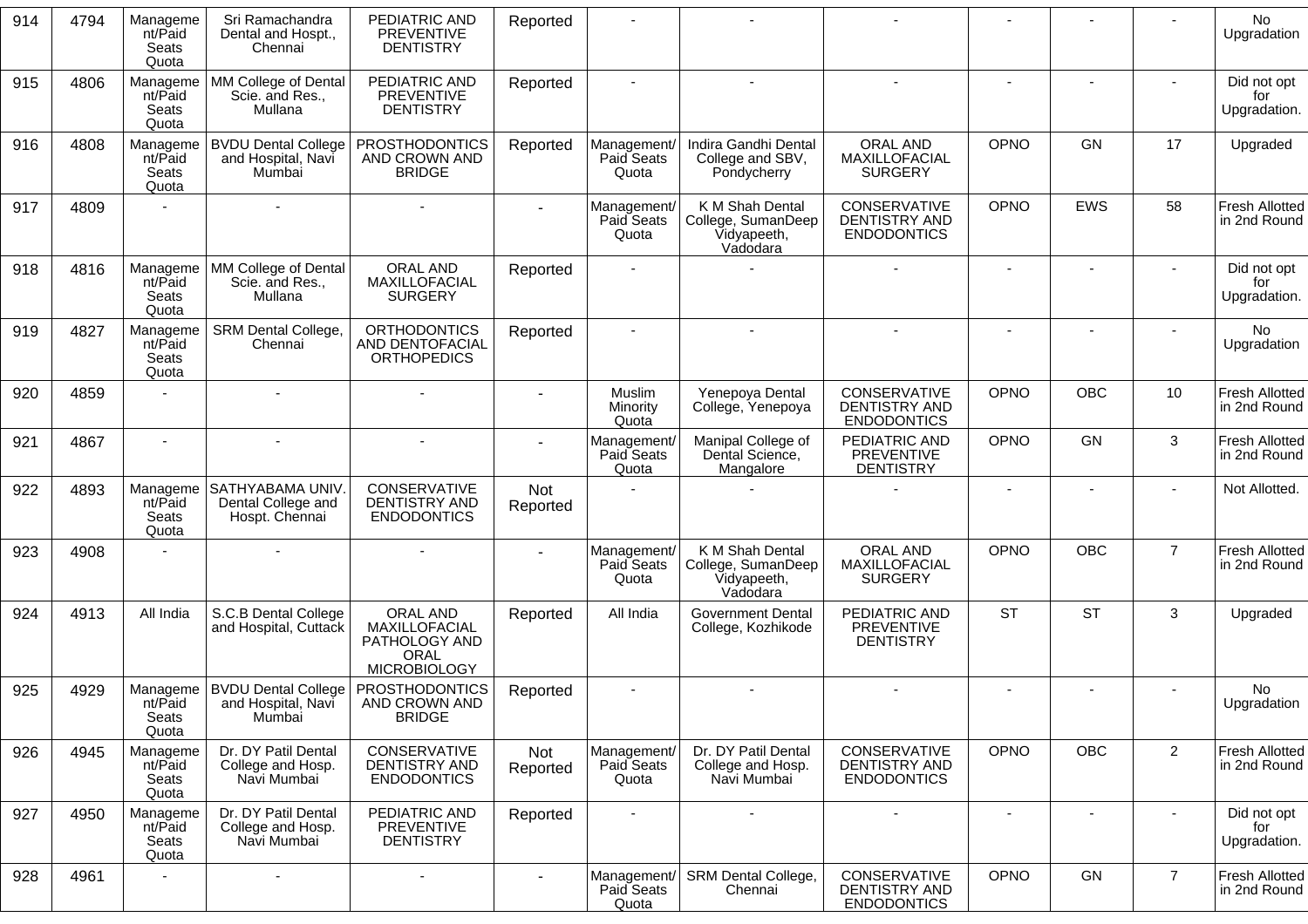| | | | | | | | | | | | | |
|---|---|---|---|---|---|---|---|---|---|---|---|---|
| 914 | 4794 | Management/Paid Seats Quota | Sri Ramachandra Dental and Hospt., Chennai | PEDIATRIC AND PREVENTIVE DENTISTRY | Reported | - | - | - | - | - | - | No Upgradation |
| 915 | 4806 | Management/Paid Seats Quota | MM College of Dental Scie. and Res., Mullana | PEDIATRIC AND PREVENTIVE DENTISTRY | Reported | - | - | - | - | - | - | Did not opt for Upgradation. |
| 916 | 4808 | Management/Paid Seats Quota | BVDU Dental College and Hospital, Navi Mumbai | PROSTHODONTICS AND CROWN AND BRIDGE | Reported | Management/ Paid Seats Quota | Indira Gandhi Dental College and SBV, Pondycherry | ORAL AND MAXILLOFACIAL SURGERY | OPNO | GN | 17 | Upgraded |
| 917 | 4809 | - | - | - | - | Management/ Paid Seats Quota | K M Shah Dental College, SumanDeep Vidyapeeth, Vadodara | CONSERVATIVE DENTISTRY AND ENDODONTICS | OPNO | EWS | 58 | Fresh Allotted in 2nd Round |
| 918 | 4816 | Management/Paid Seats Quota | MM College of Dental Scie. and Res., Mullana | ORAL AND MAXILLOFACIAL SURGERY | Reported | - | - | - | - | - | - | Did not opt for Upgradation. |
| 919 | 4827 | Management/Paid Seats Quota | SRM Dental College, Chennai | ORTHODONTICS AND DENTOFACIAL ORTHOPEDICS | Reported | - | - | - | - | - | - | No Upgradation |
| 920 | 4859 | - | - | - | - | Muslim Minority Quota | Yenepoya Dental College, Yenepoya | CONSERVATIVE DENTISTRY AND ENDODONTICS | OPNO | OBC | 10 | Fresh Allotted in 2nd Round |
| 921 | 4867 | - | - | - | - | Management/ Paid Seats Quota | Manipal College of Dental Science, Mangalore | PEDIATRIC AND PREVENTIVE DENTISTRY | OPNO | GN | 3 | Fresh Allotted in 2nd Round |
| 922 | 4893 | Management/Paid Seats Quota | SATHYABAMA UNIV. Dental College and Hospt. Chennai | CONSERVATIVE DENTISTRY AND ENDODONTICS | Not Reported | - | - | - | - | - | - | Not Allotted. |
| 923 | 4908 | - | - | - | - | Management/ Paid Seats Quota | K M Shah Dental College, SumanDeep Vidyapeeth, Vadodara | ORAL AND MAXILLOFACIAL SURGERY | OPNO | OBC | 7 | Fresh Allotted in 2nd Round |
| 924 | 4913 | All India | S.C.B Dental College and Hospital, Cuttack | ORAL AND MAXILLOFACIAL PATHOLOGY AND ORAL MICROBIOLOGY | Reported | All India | Government Dental College, Kozhikode | PEDIATRIC AND PREVENTIVE DENTISTRY | ST | ST | 3 | Upgraded |
| 925 | 4929 | Management/Paid Seats Quota | BVDU Dental College and Hospital, Navi Mumbai | PROSTHODONTICS AND CROWN AND BRIDGE | Reported | - | - | - | - | - | - | No Upgradation |
| 926 | 4945 | Management/Paid Seats Quota | Dr. DY Patil Dental College and Hosp. Navi Mumbai | CONSERVATIVE DENTISTRY AND ENDODONTICS | Not Reported | Management/ Paid Seats Quota | Dr. DY Patil Dental College and Hosp. Navi Mumbai | CONSERVATIVE DENTISTRY AND ENDODONTICS | OPNO | OBC | 2 | Fresh Allotted in 2nd Round |
| 927 | 4950 | Management/Paid Seats Quota | Dr. DY Patil Dental College and Hosp. Navi Mumbai | PEDIATRIC AND PREVENTIVE DENTISTRY | Reported | - | - | - | - | - | - | Did not opt for Upgradation. |
| 928 | 4961 | - | - | - | - | Management/ Paid Seats Quota | SRM Dental College, Chennai | CONSERVATIVE DENTISTRY AND ENDODONTICS | OPNO | GN | 7 | Fresh Allotted in 2nd Round |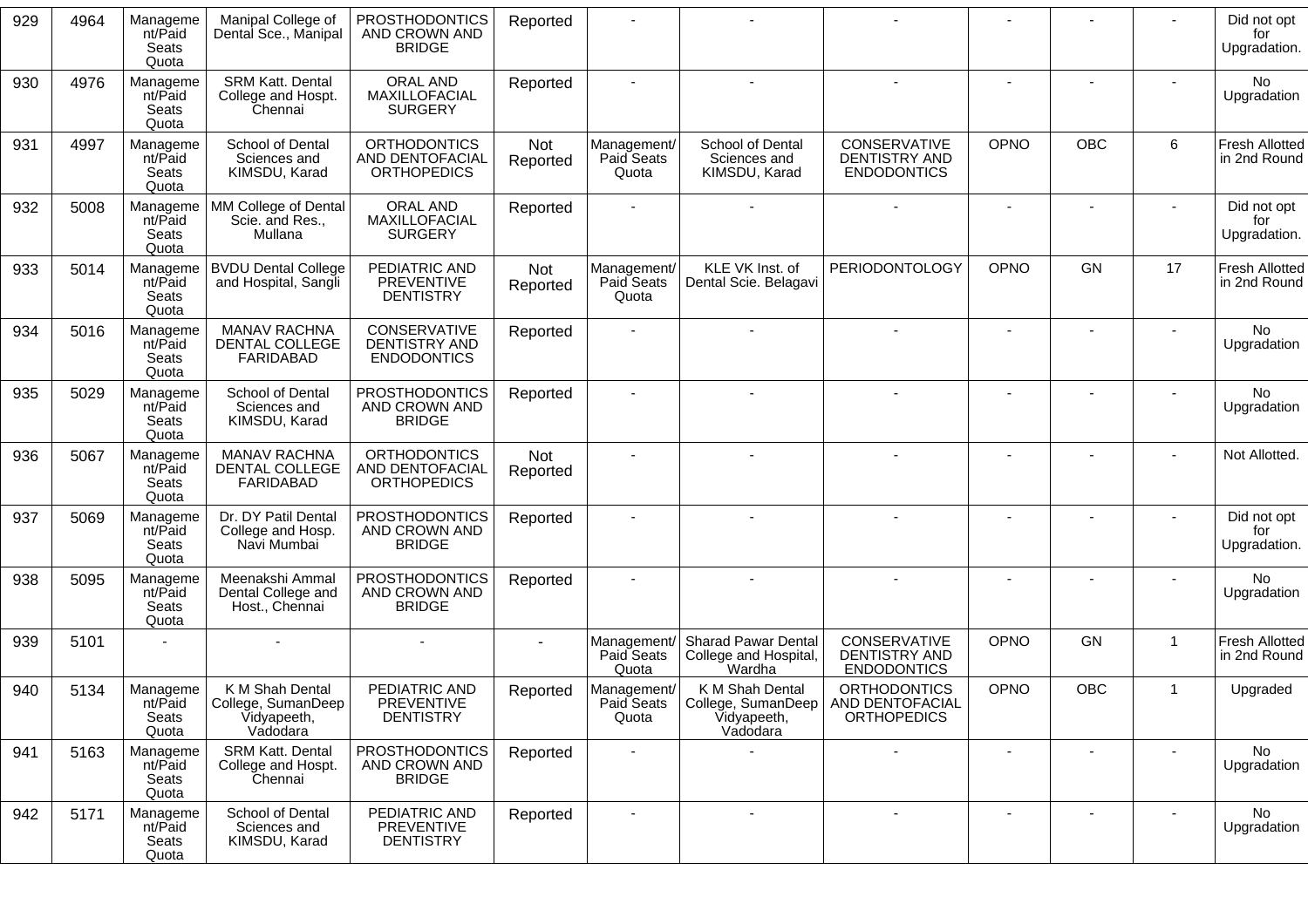| 929 | 4964 | Management/Paid Seats Quota | Manipal College of Dental Sce., Manipal | PROSTHODONTICS AND CROWN AND BRIDGE | Reported | - | - | - | - | - | - | Did not opt for Upgradation. |
|---|---|---|---|---|---|---|---|---|---|---|---|---|
| 930 | 4976 | Management/Paid Seats Quota | SRM Katt. Dental College and Hospt. Chennai | ORAL AND MAXILLOFACIAL SURGERY | Reported | - | - | - | - | - | - | No Upgradation |
| 931 | 4997 | Management/Paid Seats Quota | School of Dental Sciences and KIMSDU, Karad | ORTHODONTICS AND DENTOFACIAL ORTHOPEDICS | Not Reported | Management/ Paid Seats Quota | School of Dental Sciences and KIMSDU, Karad | CONSERVATIVE DENTISTRY AND ENDODONTICS | OPNO | OBC | 6 | Fresh Allotted in 2nd Round |
| 932 | 5008 | Management/Paid Seats Quota | MM College of Dental Scie. and Res., Mullana | ORAL AND MAXILLOFACIAL SURGERY | Reported | - | - | - | - | - | - | Did not opt for Upgradation. |
| 933 | 5014 | Management/Paid Seats Quota | BVDU Dental College and Hospital, Sangli | PEDIATRIC AND PREVENTIVE DENTISTRY | Not Reported | Management/ Paid Seats Quota | KLE VK Inst. of Dental Scie. Belagavi | PERIODONTOLOGY | OPNO | GN | 17 | Fresh Allotted in 2nd Round |
| 934 | 5016 | Management/Paid Seats Quota | MANAV RACHNA DENTAL COLLEGE FARIDABAD | CONSERVATIVE DENTISTRY AND ENDODONTICS | Reported | - | - | - | - | - | - | No Upgradation |
| 935 | 5029 | Management/Paid Seats Quota | School of Dental Sciences and KIMSDU, Karad | PROSTHODONTICS AND CROWN AND BRIDGE | Reported | - | - | - | - | - | - | No Upgradation |
| 936 | 5067 | Management/Paid Seats Quota | MANAV RACHNA DENTAL COLLEGE FARIDABAD | ORTHODONTICS AND DENTOFACIAL ORTHOPEDICS | Not Reported | - | - | - | - | - | - | Not Allotted. |
| 937 | 5069 | Management/Paid Seats Quota | Dr. DY Patil Dental College and Hosp. Navi Mumbai | PROSTHODONTICS AND CROWN AND BRIDGE | Reported | - | - | - | - | - | - | Did not opt for Upgradation. |
| 938 | 5095 | Management/Paid Seats Quota | Meenakshi Ammal Dental College and Host., Chennai | PROSTHODONTICS AND CROWN AND BRIDGE | Reported | - | - | - | - | - | - | No Upgradation |
| 939 | 5101 | - | - | - | - | Management/ Paid Seats Quota | Sharad Pawar Dental College and Hospital, Wardha | CONSERVATIVE DENTISTRY AND ENDODONTICS | OPNO | GN | 1 | Fresh Allotted in 2nd Round |
| 940 | 5134 | Management/Paid Seats Quota | K M Shah Dental College, SumanDeep Vidyapeeth, Vadodara | PEDIATRIC AND PREVENTIVE DENTISTRY | Reported | Management/ Paid Seats Quota | K M Shah Dental College, SumanDeep Vidyapeeth, Vadodara | ORTHODONTICS AND DENTOFACIAL ORTHOPEDICS | OPNO | OBC | 1 | Upgraded |
| 941 | 5163 | Management/Paid Seats Quota | SRM Katt. Dental College and Hospt. Chennai | PROSTHODONTICS AND CROWN AND BRIDGE | Reported | - | - | - | - | - | - | No Upgradation |
| 942 | 5171 | Management/Paid Seats Quota | School of Dental Sciences and KIMSDU, Karad | PEDIATRIC AND PREVENTIVE DENTISTRY | Reported | - | - | - | - | - | - | No Upgradation |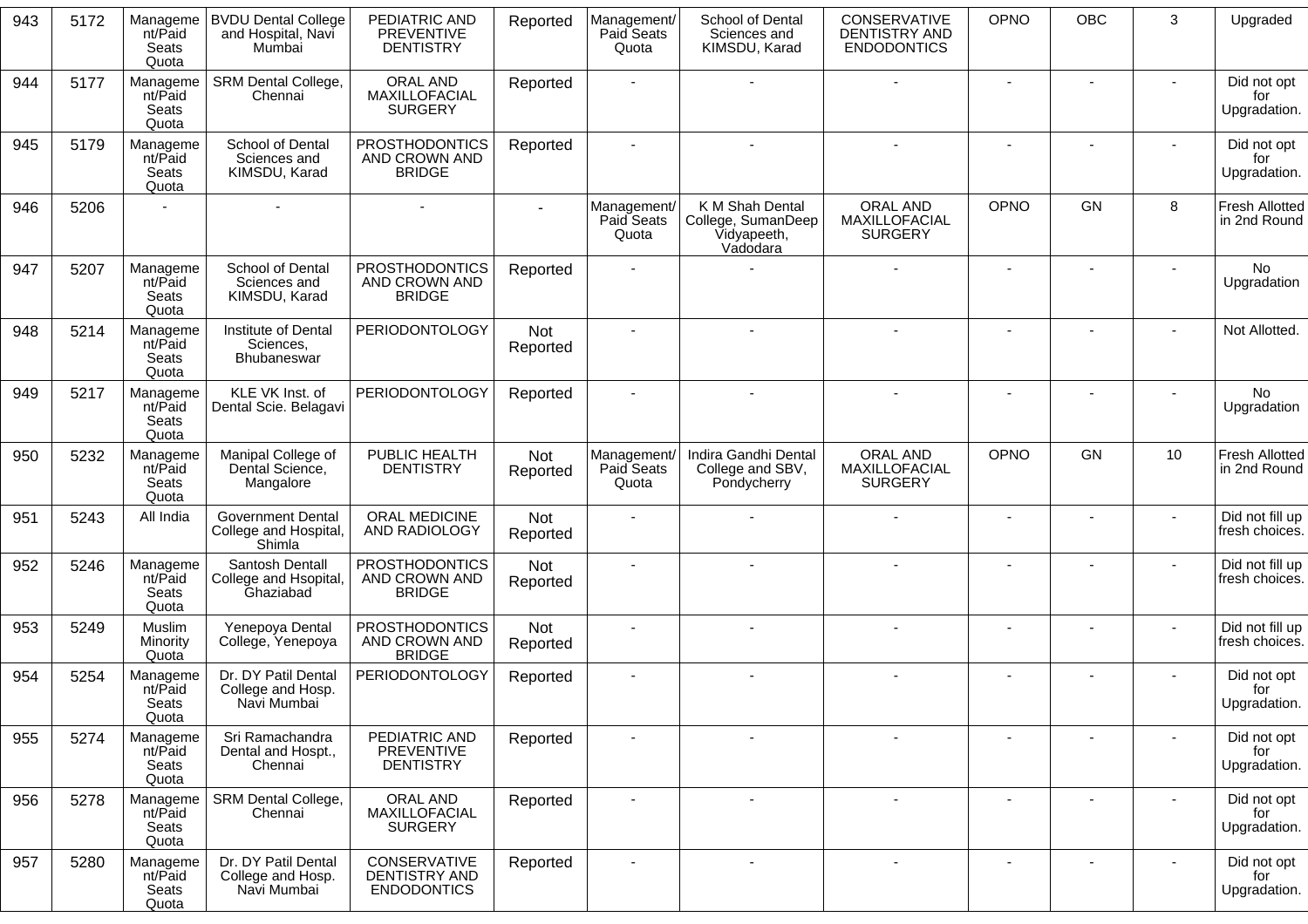| 943 | 5172 | Management/Paid Seats Quota | BVDU Dental College and Hospital, Navi Mumbai | PEDIATRIC AND PREVENTIVE DENTISTRY | Reported | Management/ Paid Seats Quota | School of Dental Sciences and KIMSDU, Karad | CONSERVATIVE DENTISTRY AND ENDODONTICS | OPNO | OBC | 3 | Upgraded |
|---|---|---|---|---|---|---|---|---|---|---|---|---|
| 944 | 5177 | Management/Paid Seats Quota | SRM Dental College, Chennai | ORAL AND MAXILLOFACIAL SURGERY | Reported | - | - | - | - | - | - | Did not opt for Upgradation. |
| 945 | 5179 | Management/Paid Seats Quota | School of Dental Sciences and KIMSDU, Karad | PROSTHODONTICS AND CROWN AND BRIDGE | Reported | - | - | - | - | - | - | Did not opt for Upgradation. |
| 946 | 5206 | - | - | - | - | Management/ Paid Seats Quota | K M Shah Dental College, SumanDeep Vidyapeeth, Vadodara | ORAL AND MAXILLOFACIAL SURGERY | OPNO | GN | 8 | Fresh Allotted in 2nd Round |
| 947 | 5207 | Management/Paid Seats Quota | School of Dental Sciences and KIMSDU, Karad | PROSTHODONTICS AND CROWN AND BRIDGE | Reported | - | - | - | - | - | - | No Upgradation |
| 948 | 5214 | Management/Paid Seats Quota | Institute of Dental Sciences, Bhubaneswar | PERIODONTOLOGY | Not Reported | - | - | - | - | - | - | Not Allotted. |
| 949 | 5217 | Management/Paid Seats Quota | KLE VK Inst. of Dental Scie. Belagavi | PERIODONTOLOGY | Reported | - | - | - | - | - | - | No Upgradation |
| 950 | 5232 | Management/Paid Seats Quota | Manipal College of Dental Science, Mangalore | PUBLIC HEALTH DENTISTRY | Not Reported | Management/ Paid Seats Quota | Indira Gandhi Dental College and SBV, Pondycherry | ORAL AND MAXILLOFACIAL SURGERY | OPNO | GN | 10 | Fresh Allotted in 2nd Round |
| 951 | 5243 | All India | Government Dental College and Hospital, Shimla | ORAL MEDICINE AND RADIOLOGY | Not Reported | - | - | - | - | - | - | Did not fill up fresh choices. |
| 952 | 5246 | Management/Paid Seats Quota | Santosh Dentall College and Hsopital, Ghaziabad | PROSTHODONTICS AND CROWN AND BRIDGE | Not Reported | - | - | - | - | - | - | Did not fill up fresh choices. |
| 953 | 5249 | Muslim Minority Quota | Yenepoya Dental College, Yenepoya | PROSTHODONTICS AND CROWN AND BRIDGE | Not Reported | - | - | - | - | - | - | Did not fill up fresh choices. |
| 954 | 5254 | Management/Paid Seats Quota | Dr. DY Patil Dental College and Hosp. Navi Mumbai | PERIODONTOLOGY | Reported | - | - | - | - | - | - | Did not opt for Upgradation. |
| 955 | 5274 | Management/Paid Seats Quota | Sri Ramachandra Dental and Hospt., Chennai | PEDIATRIC AND PREVENTIVE DENTISTRY | Reported | - | - | - | - | - | - | Did not opt for Upgradation. |
| 956 | 5278 | Management/Paid Seats Quota | SRM Dental College, Chennai | ORAL AND MAXILLOFACIAL SURGERY | Reported | - | - | - | - | - | - | Did not opt for Upgradation. |
| 957 | 5280 | Management/Paid Seats Quota | Dr. DY Patil Dental College and Hosp. Navi Mumbai | CONSERVATIVE DENTISTRY AND ENDODONTICS | Reported | - | - | - | - | - | - | Did not opt for Upgradation. |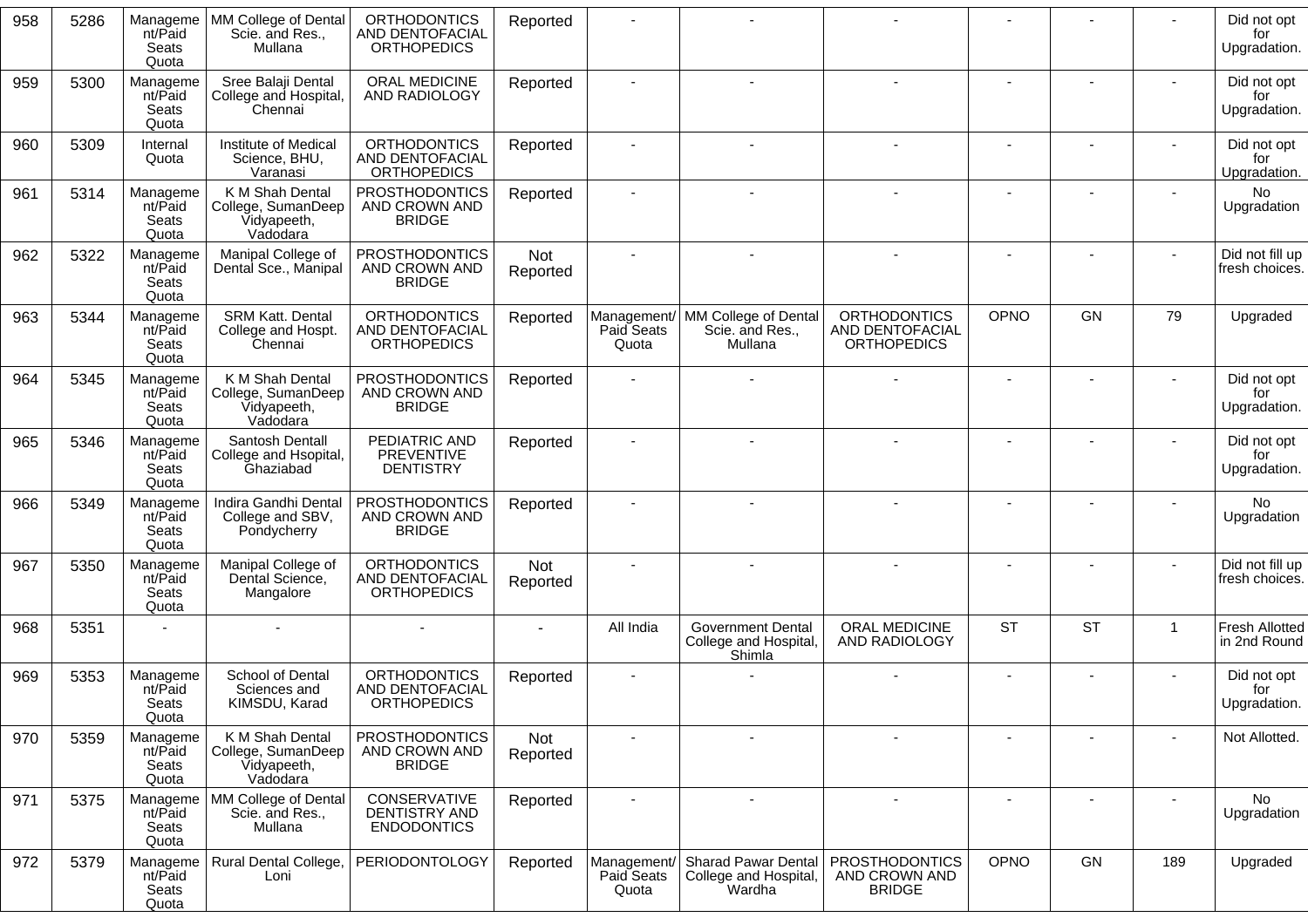| 958 | 5286 | Management/Paid Seats Quota | MM College of Dental Scie. and Res., Mullana | ORTHODONTICS AND DENTOFACIAL ORTHOPEDICS | Reported | - | - | - | - | - | - | Did not opt for Upgradation. |
|---|---|---|---|---|---|---|---|---|---|---|---|---|
| 959 | 5300 | Management/Paid Seats Quota | Sree Balaji Dental College and Hospital, Chennai | ORAL MEDICINE AND RADIOLOGY | Reported | - | - | - | - | - | - | Did not opt for Upgradation. |
| 960 | 5309 | Internal Quota | Institute of Medical Science, BHU, Varanasi | ORTHODONTICS AND DENTOFACIAL ORTHOPEDICS | Reported | - | - | - | - | - | - | Did not opt for Upgradation. |
| 961 | 5314 | Management/Paid Seats Quota | K M Shah Dental College, SumanDeep Vidyapeeth, Vadodara | PROSTHODONTICS AND CROWN AND BRIDGE | Reported | - | - | - | - | - | - | No Upgradation |
| 962 | 5322 | Management/Paid Seats Quota | Manipal College of Dental Sce., Manipal | PROSTHODONTICS AND CROWN AND BRIDGE | Not Reported | - | - | - | - | - | - | Did not fill up fresh choices. |
| 963 | 5344 | Management/Paid Seats Quota | SRM Katt. Dental College and Hospt. Chennai | ORTHODONTICS AND DENTOFACIAL ORTHOPEDICS | Reported | Management/ Paid Seats Quota | MM College of Dental Scie. and Res., Mullana | ORTHODONTICS AND DENTOFACIAL ORTHOPEDICS | OPNO | GN | 79 | Upgraded |
| 964 | 5345 | Management/Paid Seats Quota | K M Shah Dental College, SumanDeep Vidyapeeth, Vadodara | PROSTHODONTICS AND CROWN AND BRIDGE | Reported | - | - | - | - | - | - | Did not opt for Upgradation. |
| 965 | 5346 | Management/Paid Seats Quota | Santosh Dentall College and Hsopital, Ghaziabad | PEDIATRIC AND PREVENTIVE DENTISTRY | Reported | - | - | - | - | - | - | Did not opt for Upgradation. |
| 966 | 5349 | Management/Paid Seats Quota | Indira Gandhi Dental College and SBV, Pondycherry | PROSTHODONTICS AND CROWN AND BRIDGE | Reported | - | - | - | - | - | - | No Upgradation |
| 967 | 5350 | Management/Paid Seats Quota | Manipal College of Dental Science, Mangalore | ORTHODONTICS AND DENTOFACIAL ORTHOPEDICS | Not Reported | - | - | - | - | - | - | Did not fill up fresh choices. |
| 968 | 5351 | - | - | - | - | All India | Government Dental College and Hospital, Shimla | ORAL MEDICINE AND RADIOLOGY | ST | ST | 1 | Fresh Allotted in 2nd Round |
| 969 | 5353 | Management/Paid Seats Quota | School of Dental Sciences and KIMSDU, Karad | ORTHODONTICS AND DENTOFACIAL ORTHOPEDICS | Reported | - | - | - | - | - | - | Did not opt for Upgradation. |
| 970 | 5359 | Management/Paid Seats Quota | K M Shah Dental College, SumanDeep Vidyapeeth, Vadodara | PROSTHODONTICS AND CROWN AND BRIDGE | Not Reported | - | - | - | - | - | - | Not Allotted. |
| 971 | 5375 | Management/Paid Seats Quota | MM College of Dental Scie. and Res., Mullana | CONSERVATIVE DENTISTRY AND ENDODONTICS | Reported | - | - | - | - | - | - | No Upgradation |
| 972 | 5379 | Management/Paid Seats Quota | Rural Dental College, Loni | PERIODONTOLOGY | Reported | Management/ Paid Seats Quota | Sharad Pawar Dental College and Hospital, Wardha | PROSTHODONTICS AND CROWN AND BRIDGE | OPNO | GN | 189 | Upgraded |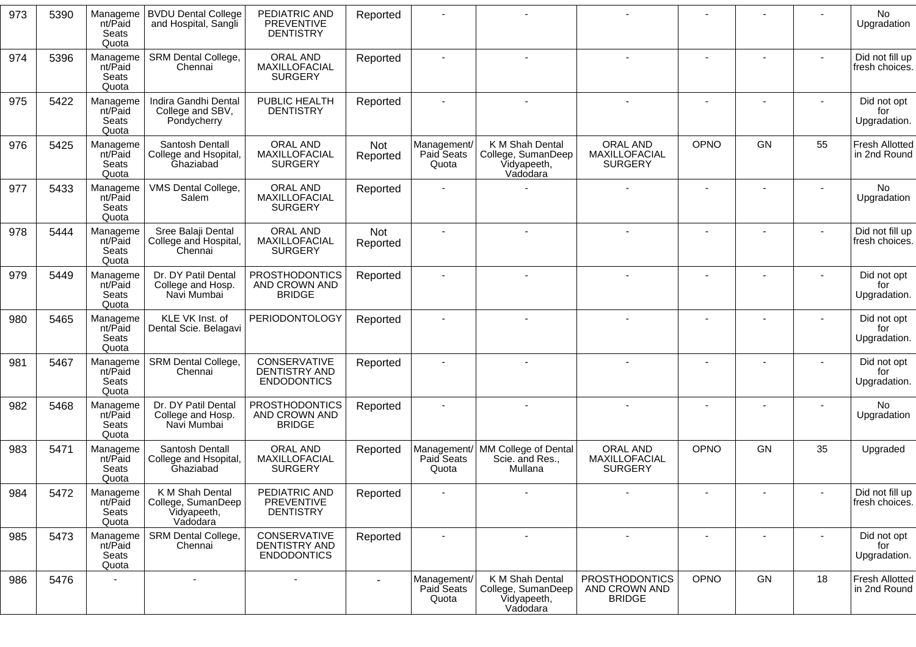| 973 | 5390 | Management/Paid Seats Quota | BVDU Dental College and Hospital, Sangli | PEDIATRIC AND PREVENTIVE DENTISTRY | Reported | - | - | - | - | - | - | No Upgradation |
|---|---|---|---|---|---|---|---|---|---|---|---|---|
| 974 | 5396 | Management/Paid Seats Quota | SRM Dental College, Chennai | ORAL AND MAXILLOFACIAL SURGERY | Reported | - | - | - | - | - | - | Did not fill up fresh choices. |
| 975 | 5422 | Management/Paid Seats Quota | Indira Gandhi Dental College and SBV, Pondycherry | PUBLIC HEALTH DENTISTRY | Reported | - | - | - | - | - | - | Did not opt for Upgradation. |
| 976 | 5425 | Management/Paid Seats Quota | Santosh Dentall College and Hsopital, Ghaziabad | ORAL AND MAXILLOFACIAL SURGERY | Not Reported | Management/ Paid Seats Quota | K M Shah Dental College, SumanDeep Vidyapeeth, Vadodara | ORAL AND MAXILLOFACIAL SURGERY | OPNO | GN | 55 | Fresh Allotted in 2nd Round |
| 977 | 5433 | Management/Paid Seats Quota | VMS Dental College, Salem | ORAL AND MAXILLOFACIAL SURGERY | Reported | - | - | - | - | - | - | No Upgradation |
| 978 | 5444 | Management/Paid Seats Quota | Sree Balaji Dental College and Hospital, Chennai | ORAL AND MAXILLOFACIAL SURGERY | Not Reported | - | - | - | - | - | - | Did not fill up fresh choices. |
| 979 | 5449 | Management/Paid Seats Quota | Dr. DY Patil Dental College and Hosp. Navi Mumbai | PROSTHODONTICS AND CROWN AND BRIDGE | Reported | - | - | - | - | - | - | Did not opt for Upgradation. |
| 980 | 5465 | Management/Paid Seats Quota | KLE VK Inst. of Dental Scie. Belagavi | PERIODONTOLOGY | Reported | - | - | - | - | - | - | Did not opt for Upgradation. |
| 981 | 5467 | Management/Paid Seats Quota | SRM Dental College, Chennai | CONSERVATIVE DENTISTRY AND ENDODONTICS | Reported | - | - | - | - | - | - | Did not opt for Upgradation. |
| 982 | 5468 | Management/Paid Seats Quota | Dr. DY Patil Dental College and Hosp. Navi Mumbai | PROSTHODONTICS AND CROWN AND BRIDGE | Reported | - | - | - | - | - | - | No Upgradation |
| 983 | 5471 | Management/Paid Seats Quota | Santosh Dentall College and Hsopital, Ghaziabad | ORAL AND MAXILLOFACIAL SURGERY | Reported | Management/ Paid Seats Quota | MM College of Dental Scie. and Res., Mullana | ORAL AND MAXILLOFACIAL SURGERY | OPNO | GN | 35 | Upgraded |
| 984 | 5472 | Management/Paid Seats Quota | K M Shah Dental College, SumanDeep Vidyapeeth, Vadodara | PEDIATRIC AND PREVENTIVE DENTISTRY | Reported | - | - | - | - | - | - | Did not fill up fresh choices. |
| 985 | 5473 | Management/Paid Seats Quota | SRM Dental College, Chennai | CONSERVATIVE DENTISTRY AND ENDODONTICS | Reported | - | - | - | - | - | - | Did not opt for Upgradation. |
| 986 | 5476 | - | - | - | - | Management/ Paid Seats Quota | K M Shah Dental College, SumanDeep Vidyapeeth, Vadodara | PROSTHODONTICS AND CROWN AND BRIDGE | OPNO | GN | 18 | Fresh Allotted in 2nd Round |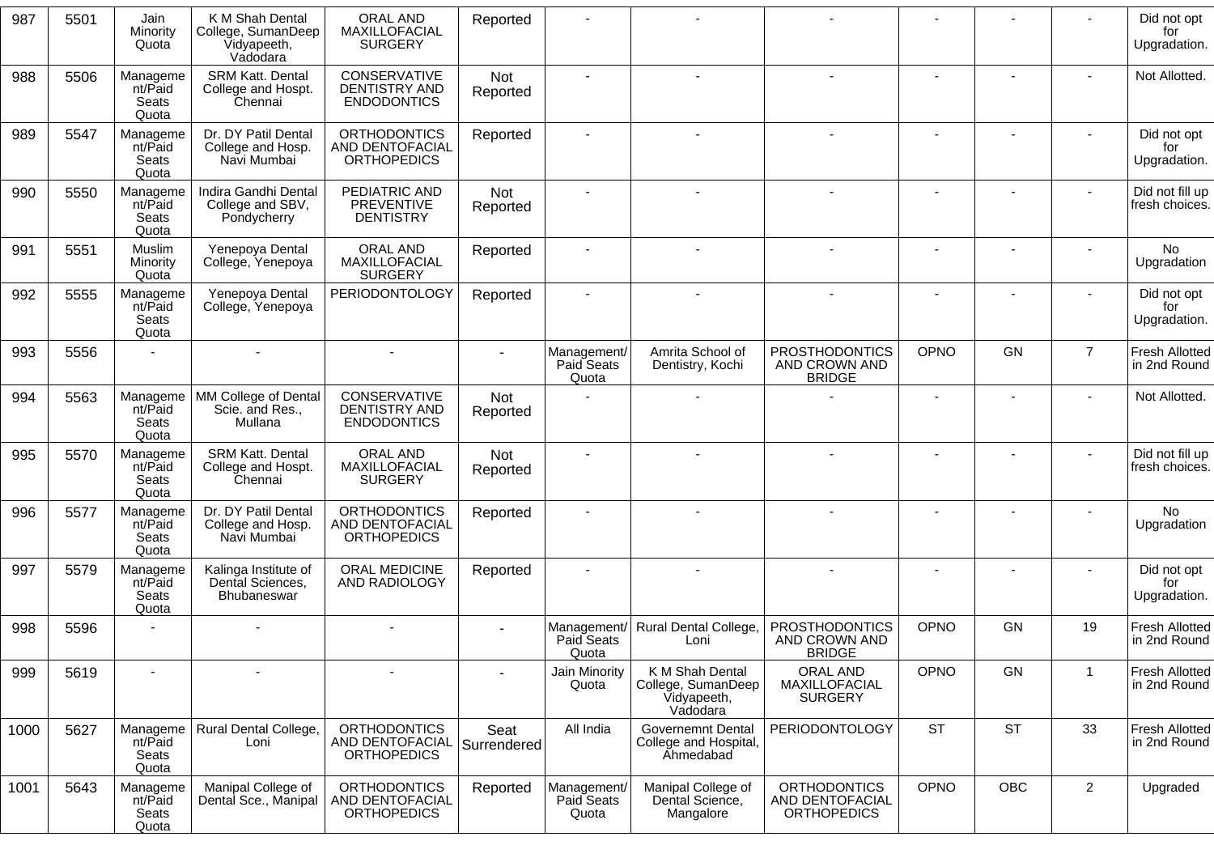| 987 | 5501 | Jain Minority Quota | K M Shah Dental College, SumanDeep Vidyapeeth, Vadodara | ORAL AND MAXILLOFACIAL SURGERY | Reported | - | - | - | - | - | - | Did not opt for Upgradation. |
|---|---|---|---|---|---|---|---|---|---|---|---|---|
| 988 | 5506 | Management/Paid Seats Quota | SRM Katt. Dental College and Hospt. Chennai | CONSERVATIVE DENTISTRY AND ENDODONTICS | Not Reported | - | - | - | - | - | - | Not Allotted. |
| 989 | 5547 | Management/Paid Seats Quota | Dr. DY Patil Dental College and Hosp. Navi Mumbai | ORTHODONTICS AND DENTOFACIAL ORTHOPEDICS | Reported | - | - | - | - | - | - | Did not opt for Upgradation. |
| 990 | 5550 | Management/Paid Seats Quota | Indira Gandhi Dental College and SBV, Pondycherry | PEDIATRIC AND PREVENTIVE DENTISTRY | Not Reported | - | - | - | - | - | - | Did not fill up fresh choices. |
| 991 | 5551 | Muslim Minority Quota | Yenepoya Dental College, Yenepoya | ORAL AND MAXILLOFACIAL SURGERY | Reported | - | - | - | - | - | - | No Upgradation |
| 992 | 5555 | Management/Paid Seats Quota | Yenepoya Dental College, Yenepoya | PERIODONTOLOGY | Reported | - | - | - | - | - | - | Did not opt for Upgradation. |
| 993 | 5556 | - | - | - | - | Management/ Paid Seats Quota | Amrita School of Dentistry, Kochi | PROSTHODONTICS AND CROWN AND BRIDGE | OPNO | GN | 7 | Fresh Allotted in 2nd Round |
| 994 | 5563 | Management/Paid Seats Quota | MM College of Dental Scie. and Res., Mullana | CONSERVATIVE DENTISTRY AND ENDODONTICS | Not Reported | - | - | - | - | - | - | Not Allotted. |
| 995 | 5570 | Management/Paid Seats Quota | SRM Katt. Dental College and Hospt. Chennai | ORAL AND MAXILLOFACIAL SURGERY | Not Reported | - | - | - | - | - | - | Did not fill up fresh choices. |
| 996 | 5577 | Management/Paid Seats Quota | Dr. DY Patil Dental College and Hosp. Navi Mumbai | ORTHODONTICS AND DENTOFACIAL ORTHOPEDICS | Reported | - | - | - | - | - | - | No Upgradation |
| 997 | 5579 | Management/Paid Seats Quota | Kalinga Institute of Dental Sciences, Bhubaneswar | ORAL MEDICINE AND RADIOLOGY | Reported | - | - | - | - | - | - | Did not opt for Upgradation. |
| 998 | 5596 | - | - | - | - | Management/ Paid Seats Quota | Rural Dental College, Loni | PROSTHODONTICS AND CROWN AND BRIDGE | OPNO | GN | 19 | Fresh Allotted in 2nd Round |
| 999 | 5619 | - | - | - | - | Jain Minority Quota | K M Shah Dental College, SumanDeep Vidyapeeth, Vadodara | ORAL AND MAXILLOFACIAL SURGERY | OPNO | GN | 1 | Fresh Allotted in 2nd Round |
| 1000 | 5627 | Management/Paid Seats Quota | Rural Dental College, Loni | ORTHODONTICS AND DENTOFACIAL ORTHOPEDICS | Seat Surrendered | All India | Governemnt Dental College and Hospital, Ahmedabad | PERIODONTOLOGY | ST | ST | 33 | Fresh Allotted in 2nd Round |
| 1001 | 5643 | Management/Paid Seats Quota | Manipal College of Dental Sce., Manipal | ORTHODONTICS AND DENTOFACIAL ORTHOPEDICS | Reported | Management/ Paid Seats Quota | Manipal College of Dental Science, Mangalore | ORTHODONTICS AND DENTOFACIAL ORTHOPEDICS | OPNO | OBC | 2 | Upgraded |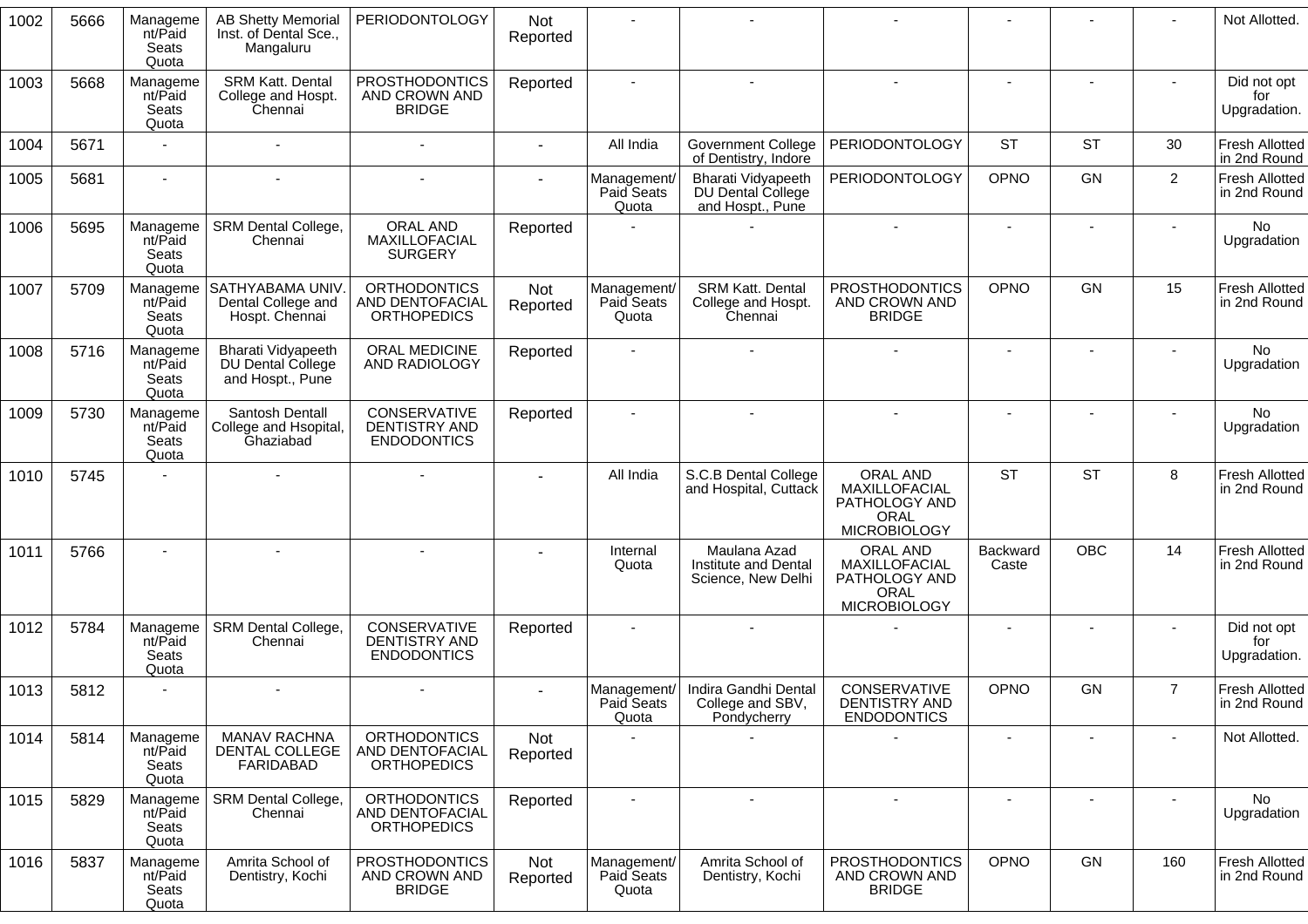| 1002 | 5666 | Management/Paid Seats Quota | AB Shetty Memorial Inst. of Dental Sce., Mangaluru | PERIODONTOLOGY | Not Reported | - | - | - | - | - | - | Not Allotted. |
|---|---|---|---|---|---|---|---|---|---|---|---|---|
| 1003 | 5668 | Management/Paid Seats Quota | SRM Katt. Dental College and Hospt. Chennai | PROSTHODONTICS AND CROWN AND BRIDGE | Reported | - | - | - | - | - | - | Did not opt for Upgradation. |
| 1004 | 5671 | - | - | - | - | All India | Government College of Dentistry, Indore | PERIODONTOLOGY | ST | ST | 30 | Fresh Allotted in 2nd Round |
| 1005 | 5681 | - | - | - | - | Management/ Paid Seats Quota | Bharati Vidyapeeth DU Dental College and Hospt., Pune | PERIODONTOLOGY | OPNO | GN | 2 | Fresh Allotted in 2nd Round |
| 1006 | 5695 | Management/Paid Seats Quota | SRM Dental College, Chennai | ORAL AND MAXILLOFACIAL SURGERY | Reported | - | - | - | - | - | - | No Upgradation |
| 1007 | 5709 | Management/Paid Seats Quota | SATHYABAMA UNIV. Dental College and Hospt. Chennai | ORTHODONTICS AND DENTOFACIAL ORTHOPEDICS | Not Reported | Management/ Paid Seats Quota | SRM Katt. Dental College and Hospt. Chennai | PROSTHODONTICS AND CROWN AND BRIDGE | OPNO | GN | 15 | Fresh Allotted in 2nd Round |
| 1008 | 5716 | Management/Paid Seats Quota | Bharati Vidyapeeth DU Dental College and Hospt., Pune | ORAL MEDICINE AND RADIOLOGY | Reported | - | - | - | - | - | - | No Upgradation |
| 1009 | 5730 | Management/Paid Seats Quota | Santosh Dentall College and Hsopital, Ghaziabad | CONSERVATIVE DENTISTRY AND ENDODONTICS | Reported | - | - | - | - | - | - | No Upgradation |
| 1010 | 5745 | - | - | - | - | All India | S.C.B Dental College and Hospital, Cuttack | ORAL AND MAXILLOFACIAL PATHOLOGY AND ORAL MICROBIOLOGY | ST | ST | 8 | Fresh Allotted in 2nd Round |
| 1011 | 5766 | - | - | - | - | Internal Quota | Maulana Azad Institute and Dental Science, New Delhi | ORAL AND MAXILLOFACIAL PATHOLOGY AND ORAL MICROBIOLOGY | Backward Caste | OBC | 14 | Fresh Allotted in 2nd Round |
| 1012 | 5784 | Management/Paid Seats Quota | SRM Dental College, Chennai | CONSERVATIVE DENTISTRY AND ENDODONTICS | Reported | - | - | - | - | - | - | Did not opt for Upgradation. |
| 1013 | 5812 | - | - | - | - | Management/ Paid Seats Quota | Indira Gandhi Dental College and SBV, Pondycherry | CONSERVATIVE DENTISTRY AND ENDODONTICS | OPNO | GN | 7 | Fresh Allotted in 2nd Round |
| 1014 | 5814 | Management/Paid Seats Quota | MANAV RACHNA DENTAL COLLEGE FARIDABAD | ORTHODONTICS AND DENTOFACIAL ORTHOPEDICS | Not Reported | - | - | - | - | - | - | Not Allotted. |
| 1015 | 5829 | Management/Paid Seats Quota | SRM Dental College, Chennai | ORTHODONTICS AND DENTOFACIAL ORTHOPEDICS | Reported | - | - | - | - | - | - | No Upgradation |
| 1016 | 5837 | Management/Paid Seats Quota | Amrita School of Dentistry, Kochi | PROSTHODONTICS AND CROWN AND BRIDGE | Not Reported | Management/ Paid Seats Quota | Amrita School of Dentistry, Kochi | PROSTHODONTICS AND CROWN AND BRIDGE | OPNO | GN | 160 | Fresh Allotted in 2nd Round |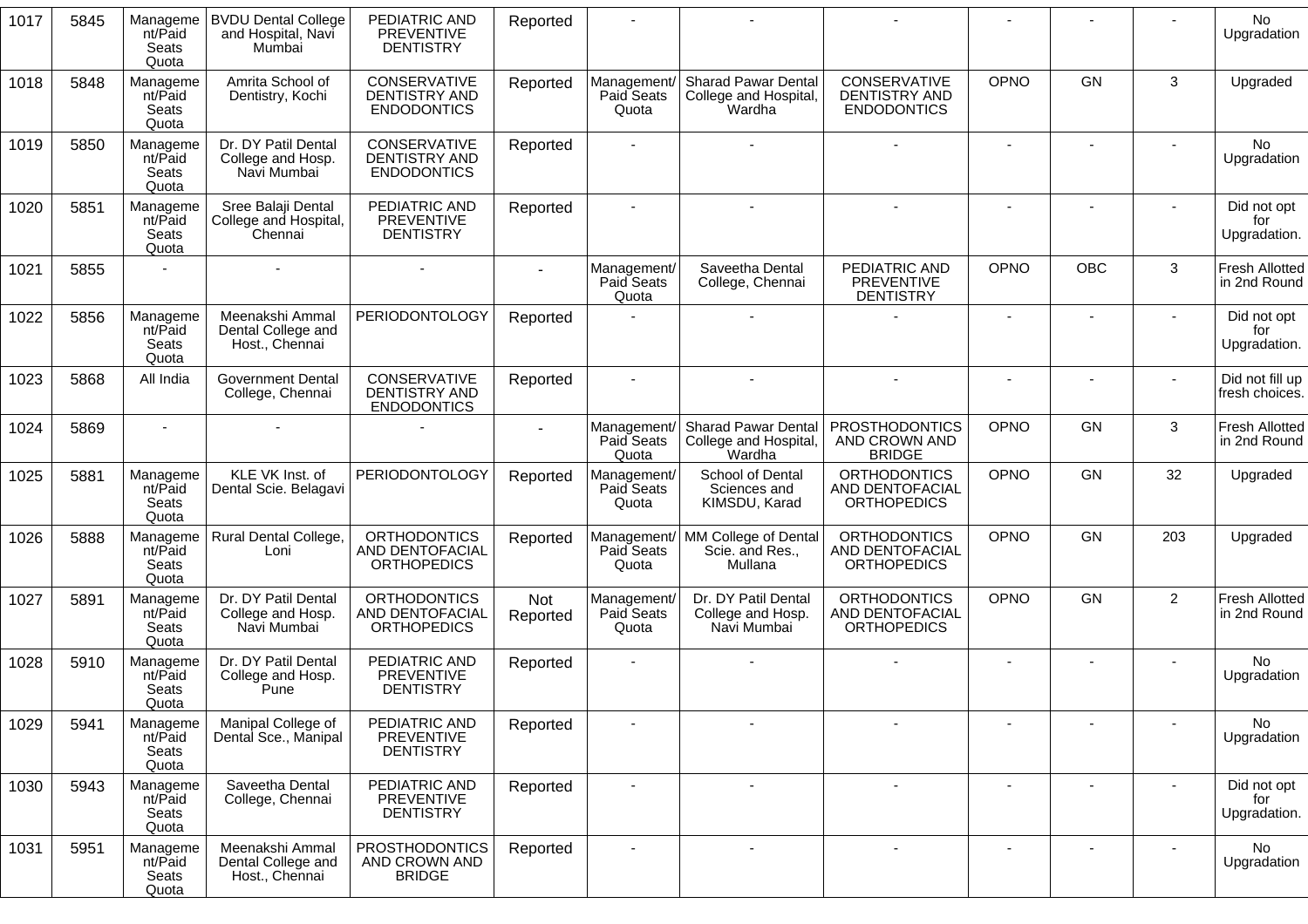| 1017 | 5845 | Management/Paid Seats Quota | BVDU Dental College and Hospital, Navi Mumbai | PEDIATRIC AND PREVENTIVE DENTISTRY | Reported | - | - | - | - | - | - | No Upgradation |
|---|---|---|---|---|---|---|---|---|---|---|---|---|
| 1018 | 5848 | Management/Paid Seats Quota | Amrita School of Dentistry, Kochi | CONSERVATIVE DENTISTRY AND ENDODONTICS | Reported | Management/ Paid Seats Quota | Sharad Pawar Dental College and Hospital, Wardha | CONSERVATIVE DENTISTRY AND ENDODONTICS | OPNO | GN | 3 | Upgraded |
| 1019 | 5850 | Management/Paid Seats Quota | Dr. DY Patil Dental College and Hosp. Navi Mumbai | CONSERVATIVE DENTISTRY AND ENDODONTICS | Reported | - | - | - | - | - | - | No Upgradation |
| 1020 | 5851 | Management/Paid Seats Quota | Sree Balaji Dental College and Hospital, Chennai | PEDIATRIC AND PREVENTIVE DENTISTRY | Reported | - | - | - | - | - | - | Did not opt for Upgradation. |
| 1021 | 5855 | - | - | - | - | Management/ Paid Seats Quota | Saveetha Dental College, Chennai | PEDIATRIC AND PREVENTIVE DENTISTRY | OPNO | OBC | 3 | Fresh Allotted in 2nd Round |
| 1022 | 5856 | Management/Paid Seats Quota | Meenakshi Ammal Dental College and Host., Chennai | PERIODONTOLOGY | Reported | - | - | - | - | - | - | Did not opt for Upgradation. |
| 1023 | 5868 | All India | Government Dental College, Chennai | CONSERVATIVE DENTISTRY AND ENDODONTICS | Reported | - | - | - | - | - | - | Did not fill up fresh choices. |
| 1024 | 5869 | - | - | - | - | Management/ Paid Seats Quota | Sharad Pawar Dental College and Hospital, Wardha | PROSTHODONTICS AND CROWN AND BRIDGE | OPNO | GN | 3 | Fresh Allotted in 2nd Round |
| 1025 | 5881 | Management/Paid Seats Quota | KLE VK Inst. of Dental Scie. Belagavi | PERIODONTOLOGY | Reported | Management/ Paid Seats Quota | School of Dental Sciences and KIMSDU, Karad | ORTHODONTICS AND DENTOFACIAL ORTHOPEDICS | OPNO | GN | 32 | Upgraded |
| 1026 | 5888 | Management/Paid Seats Quota | Rural Dental College, Loni | ORTHODONTICS AND DENTOFACIAL ORTHOPEDICS | Reported | Management/ Paid Seats Quota | MM College of Dental Scie. and Res., Mullana | ORTHODONTICS AND DENTOFACIAL ORTHOPEDICS | OPNO | GN | 203 | Upgraded |
| 1027 | 5891 | Management/Paid Seats Quota | Dr. DY Patil Dental College and Hosp. Navi Mumbai | ORTHODONTICS AND DENTOFACIAL ORTHOPEDICS | Not Reported | Management/ Paid Seats Quota | Dr. DY Patil Dental College and Hosp. Navi Mumbai | ORTHODONTICS AND DENTOFACIAL ORTHOPEDICS | OPNO | GN | 2 | Fresh Allotted in 2nd Round |
| 1028 | 5910 | Management/Paid Seats Quota | Dr. DY Patil Dental College and Hosp. Pune | PEDIATRIC AND PREVENTIVE DENTISTRY | Reported | - | - | - | - | - | - | No Upgradation |
| 1029 | 5941 | Management/Paid Seats Quota | Manipal College of Dental Sce., Manipal | PEDIATRIC AND PREVENTIVE DENTISTRY | Reported | - | - | - | - | - | - | No Upgradation |
| 1030 | 5943 | Management/Paid Seats Quota | Saveetha Dental College, Chennai | PEDIATRIC AND PREVENTIVE DENTISTRY | Reported | - | - | - | - | - | - | Did not opt for Upgradation. |
| 1031 | 5951 | Management/Paid Seats Quota | Meenakshi Ammal Dental College and Host., Chennai | PROSTHODONTICS AND CROWN AND BRIDGE | Reported | - | - | - | - | - | - | No Upgradation |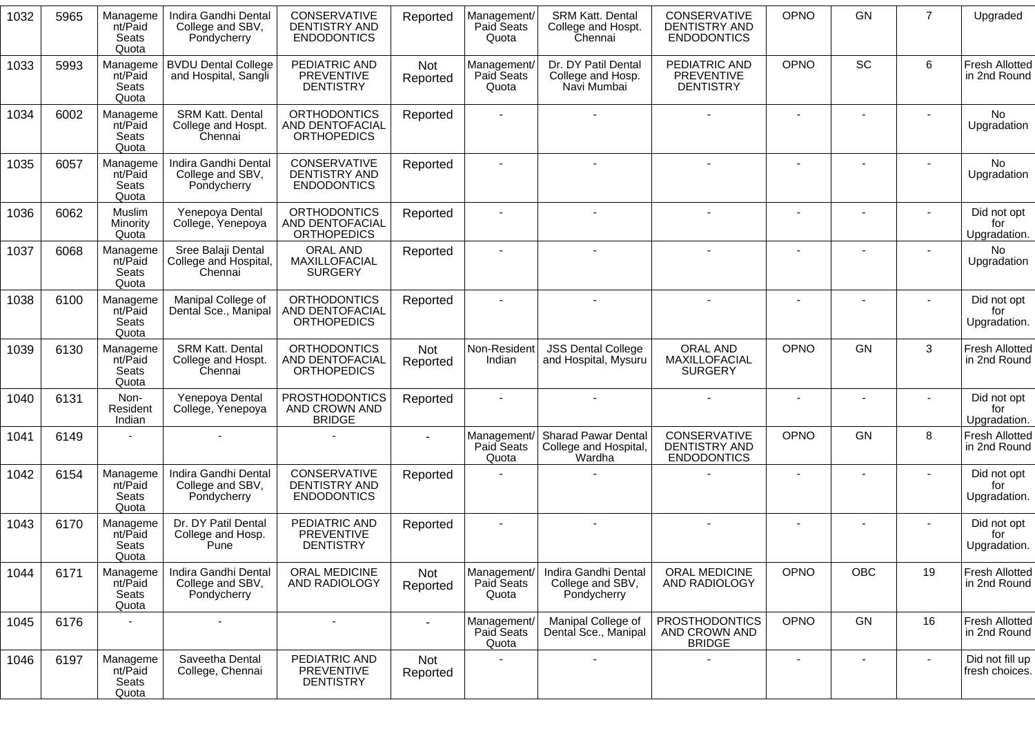| 1032 | 5965 | Management/Paid Seats Quota | Indira Gandhi Dental College and SBV, Pondycherry | CONSERVATIVE DENTISTRY AND ENDODONTICS | Reported | Management/ Paid Seats Quota | SRM Katt. Dental College and Hospt. Chennai | CONSERVATIVE DENTISTRY AND ENDODONTICS | OPNO | GN | 7 | Upgraded |
|---|---|---|---|---|---|---|---|---|---|---|---|---|
| 1033 | 5993 | Management/Paid Seats Quota | BVDU Dental College and Hospital, Sangli | PEDIATRIC AND PREVENTIVE DENTISTRY | Not Reported | Management/ Paid Seats Quota | Dr. DY Patil Dental College and Hosp. Navi Mumbai | PEDIATRIC AND PREVENTIVE DENTISTRY | OPNO | SC | 6 | Fresh Allotted in 2nd Round |
| 1034 | 6002 | Management/Paid Seats Quota | SRM Katt. Dental College and Hospt. Chennai | ORTHODONTICS AND DENTOFACIAL ORTHOPEDICS | Reported | - | - | - | - | - | - | No Upgradation |
| 1035 | 6057 | Management/Paid Seats Quota | Indira Gandhi Dental College and SBV, Pondycherry | CONSERVATIVE DENTISTRY AND ENDODONTICS | Reported | - | - | - | - | - | - | No Upgradation |
| 1036 | 6062 | Muslim Minority Quota | Yenepoya Dental College, Yenepoya | ORTHODONTICS AND DENTOFACIAL ORTHOPEDICS | Reported | - | - | - | - | - | - | Did not opt for Upgradation. |
| 1037 | 6068 | Management/Paid Seats Quota | Sree Balaji Dental College and Hospital, Chennai | ORAL AND MAXILLOFACIAL SURGERY | Reported | - | - | - | - | - | - | No Upgradation |
| 1038 | 6100 | Management/Paid Seats Quota | Manipal College of Dental Sce., Manipal | ORTHODONTICS AND DENTOFACIAL ORTHOPEDICS | Reported | - | - | - | - | - | - | Did not opt for Upgradation. |
| 1039 | 6130 | Management/Paid Seats Quota | SRM Katt. Dental College and Hospt. Chennai | ORTHODONTICS AND DENTOFACIAL ORTHOPEDICS | Not Reported | Non-Resident Indian | JSS Dental College and Hospital, Mysuru | ORAL AND MAXILLOFACIAL SURGERY | OPNO | GN | 3 | Fresh Allotted in 2nd Round |
| 1040 | 6131 | Non-Resident Indian | Yenepoya Dental College, Yenepoya | PROSTHODONTICS AND CROWN AND BRIDGE | Reported | - | - | - | - | - | - | Did not opt for Upgradation. |
| 1041 | 6149 | - | - | - | - | Management/ Paid Seats Quota | Sharad Pawar Dental College and Hospital, Wardha | CONSERVATIVE DENTISTRY AND ENDODONTICS | OPNO | GN | 8 | Fresh Allotted in 2nd Round |
| 1042 | 6154 | Management/Paid Seats Quota | Indira Gandhi Dental College and SBV, Pondycherry | CONSERVATIVE DENTISTRY AND ENDODONTICS | Reported | - | - | - | - | - | - | Did not opt for Upgradation. |
| 1043 | 6170 | Management/Paid Seats Quota | Dr. DY Patil Dental College and Hosp. Pune | PEDIATRIC AND PREVENTIVE DENTISTRY | Reported | - | - | - | - | - | - | Did not opt for Upgradation. |
| 1044 | 6171 | Management/Paid Seats Quota | Indira Gandhi Dental College and SBV, Pondycherry | ORAL MEDICINE AND RADIOLOGY | Not Reported | Management/ Paid Seats Quota | Indira Gandhi Dental College and SBV, Pondycherry | ORAL MEDICINE AND RADIOLOGY | OPNO | OBC | 19 | Fresh Allotted in 2nd Round |
| 1045 | 6176 | - | - | - | - | Management/ Paid Seats Quota | Manipal College of Dental Sce., Manipal | PROSTHODONTICS AND CROWN AND BRIDGE | OPNO | GN | 16 | Fresh Allotted in 2nd Round |
| 1046 | 6197 | Management/Paid Seats Quota | Saveetha Dental College, Chennai | PEDIATRIC AND PREVENTIVE DENTISTRY | Not Reported | - | - | - | - | - | - | Did not fill up fresh choices. |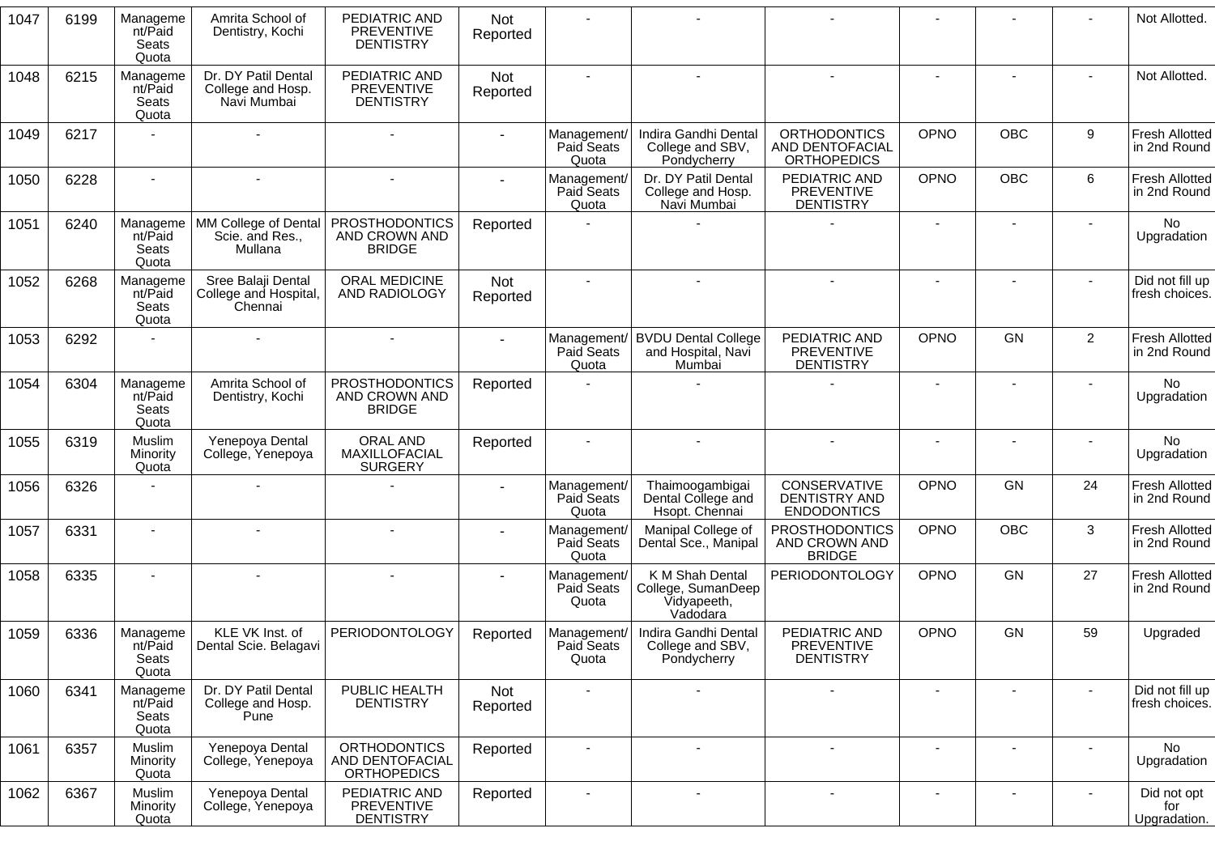| 1047 | 6199 | Management/Paid Seats Quota | Amrita School of Dentistry, Kochi | PEDIATRIC AND PREVENTIVE DENTISTRY | Not Reported | - | - | - | - | - | - | Not Allotted. |
|---|---|---|---|---|---|---|---|---|---|---|---|---|
| 1048 | 6215 | Management/Paid Seats Quota | Dr. DY Patil Dental College and Hosp. Navi Mumbai | PEDIATRIC AND PREVENTIVE DENTISTRY | Not Reported | - | - | - | - | - | - | Not Allotted. |
| 1049 | 6217 | - | - | - | - | Management/ Paid Seats Quota | Indira Gandhi Dental College and SBV, Pondycherry | ORTHODONTICS AND DENTOFACIAL ORTHOPEDICS | OPNO | OBC | 9 | Fresh Allotted in 2nd Round |
| 1050 | 6228 | - | - | - | - | Management/ Paid Seats Quota | Dr. DY Patil Dental College and Hosp. Navi Mumbai | PEDIATRIC AND PREVENTIVE DENTISTRY | OPNO | OBC | 6 | Fresh Allotted in 2nd Round |
| 1051 | 6240 | Management/Paid Seats Quota | MM College of Dental Scie. and Res., Mullana | PROSTHODONTICS AND CROWN AND BRIDGE | Reported | - | - | - | - | - | - | No Upgradation |
| 1052 | 6268 | Management/Paid Seats Quota | Sree Balaji Dental College and Hospital, Chennai | ORAL MEDICINE AND RADIOLOGY | Not Reported | - | - | - | - | - | - | Did not fill up fresh choices. |
| 1053 | 6292 | - | - | - | - | Management/ Paid Seats Quota | BVDU Dental College and Hospital, Navi Mumbai | PEDIATRIC AND PREVENTIVE DENTISTRY | OPNO | GN | 2 | Fresh Allotted in 2nd Round |
| 1054 | 6304 | Management/Paid Seats Quota | Amrita School of Dentistry, Kochi | PROSTHODONTICS AND CROWN AND BRIDGE | Reported | - | - | - | - | - | - | No Upgradation |
| 1055 | 6319 | Muslim Minority Quota | Yenepoya Dental College, Yenepoya | ORAL AND MAXILLOFACIAL SURGERY | Reported | - | - | - | - | - | - | No Upgradation |
| 1056 | 6326 | - | - | - | - | Management/ Paid Seats Quota | Thaimoogambigai Dental College and Hsopt. Chennai | CONSERVATIVE DENTISTRY AND ENDODONTICS | OPNO | GN | 24 | Fresh Allotted in 2nd Round |
| 1057 | 6331 | - | - | - | - | Management/ Paid Seats Quota | Manipal College of Dental Sce., Manipal | PROSTHODONTICS AND CROWN AND BRIDGE | OPNO | OBC | 3 | Fresh Allotted in 2nd Round |
| 1058 | 6335 | - | - | - | - | Management/ Paid Seats Quota | K M Shah Dental College, SumanDeep Vidyapeeth, Vadodara | PERIODONTOLOGY | OPNO | GN | 27 | Fresh Allotted in 2nd Round |
| 1059 | 6336 | Management/Paid Seats Quota | KLE VK Inst. of Dental Scie. Belagavi | PERIODONTOLOGY | Reported | Management/ Paid Seats Quota | Indira Gandhi Dental College and SBV, Pondycherry | PEDIATRIC AND PREVENTIVE DENTISTRY | OPNO | GN | 59 | Upgraded |
| 1060 | 6341 | Management/Paid Seats Quota | Dr. DY Patil Dental College and Hosp. Pune | PUBLIC HEALTH DENTISTRY | Not Reported | - | - | - | - | - | - | Did not fill up fresh choices. |
| 1061 | 6357 | Muslim Minority Quota | Yenepoya Dental College, Yenepoya | ORTHODONTICS AND DENTOFACIAL ORTHOPEDICS | Reported | - | - | - | - | - | - | No Upgradation |
| 1062 | 6367 | Muslim Minority Quota | Yenepoya Dental College, Yenepoya | PEDIATRIC AND PREVENTIVE DENTISTRY | Reported | - | - | - | - | - | - | Did not opt for Upgradation. |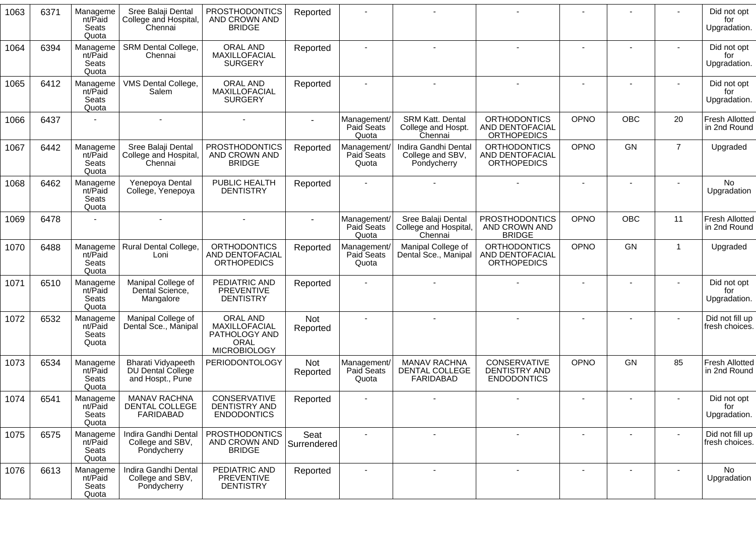| 1063 | 6371 | Management/Paid Seats Quota | Sree Balaji Dental College and Hospital, Chennai | PROSTHODONTICS AND CROWN AND BRIDGE | Reported | - | - | - | - | - | - | Did not opt for Upgradation. |
|---|---|---|---|---|---|---|---|---|---|---|---|---|
| 1064 | 6394 | Management/Paid Seats Quota | SRM Dental College, Chennai | ORAL AND MAXILLOFACIAL SURGERY | Reported | - | - | - | - | - | - | Did not opt for Upgradation. |
| 1065 | 6412 | Management/Paid Seats Quota | VMS Dental College, Salem | ORAL AND MAXILLOFACIAL SURGERY | Reported | - | - | - | - | - | - | Did not opt for Upgradation. |
| 1066 | 6437 | - | - | - | - | Management/ Paid Seats Quota | SRM Katt. Dental College and Hospt. Chennai | ORTHODONTICS AND DENTOFACIAL ORTHOPEDICS | OPNO | OBC | 20 | Fresh Allotted in 2nd Round |
| 1067 | 6442 | Management/Paid Seats Quota | Sree Balaji Dental College and Hospital, Chennai | PROSTHODONTICS AND CROWN AND BRIDGE | Reported | Management/ Paid Seats Quota | Indira Gandhi Dental College and SBV, Pondycherry | ORTHODONTICS AND DENTOFACIAL ORTHOPEDICS | OPNO | GN | 7 | Upgraded |
| 1068 | 6462 | Management/Paid Seats Quota | Yenepoya Dental College, Yenepoya | PUBLIC HEALTH DENTISTRY | Reported | - | - | - | - | - | - | No Upgradation |
| 1069 | 6478 | - | - | - | - | Management/ Paid Seats Quota | Sree Balaji Dental College and Hospital, Chennai | PROSTHODONTICS AND CROWN AND BRIDGE | OPNO | OBC | 11 | Fresh Allotted in 2nd Round |
| 1070 | 6488 | Management/Paid Seats Quota | Rural Dental College, Loni | ORTHODONTICS AND DENTOFACIAL ORTHOPEDICS | Reported | Management/ Paid Seats Quota | Manipal College of Dental Sce., Manipal | ORTHODONTICS AND DENTOFACIAL ORTHOPEDICS | OPNO | GN | 1 | Upgraded |
| 1071 | 6510 | Management/Paid Seats Quota | Manipal College of Dental Science, Mangalore | PEDIATRIC AND PREVENTIVE DENTISTRY | Reported | - | - | - | - | - | - | Did not opt for Upgradation. |
| 1072 | 6532 | Management/Paid Seats Quota | Manipal College of Dental Sce., Manipal | ORAL AND MAXILLOFACIAL PATHOLOGY AND ORAL MICROBIOLOGY | Not Reported | - | - | - | - | - | - | Did not fill up fresh choices. |
| 1073 | 6534 | Management/Paid Seats Quota | Bharati Vidyapeeth DU Dental College and Hospt., Pune | PERIODONTOLOGY | Not Reported | Management/ Paid Seats Quota | MANAV RACHNA DENTAL COLLEGE FARIDABAD | CONSERVATIVE DENTISTRY AND ENDODONTICS | OPNO | GN | 85 | Fresh Allotted in 2nd Round |
| 1074 | 6541 | Management/Paid Seats Quota | MANAV RACHNA DENTAL COLLEGE FARIDABAD | CONSERVATIVE DENTISTRY AND ENDODONTICS | Reported | - | - | - | - | - | - | Did not opt for Upgradation. |
| 1075 | 6575 | Management/Paid Seats Quota | Indira Gandhi Dental College and SBV, Pondycherry | PROSTHODONTICS AND CROWN AND BRIDGE | Seat Surrendered | - | - | - | - | - | - | Did not fill up fresh choices. |
| 1076 | 6613 | Management/Paid Seats Quota | Indira Gandhi Dental College and SBV, Pondycherry | PEDIATRIC AND PREVENTIVE DENTISTRY | Reported | - | - | - | - | - | - | No Upgradation |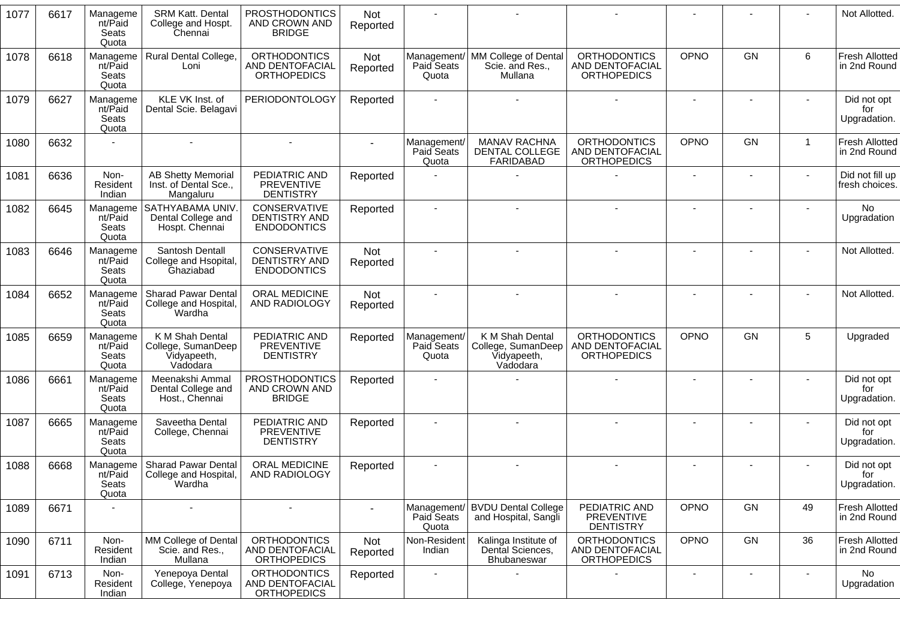| 1077 | 6617 | Management/Paid Seats Quota | SRM Katt. Dental College and Hospt. Chennai | PROSTHODONTICS AND CROWN AND BRIDGE | Not Reported | - | - | - | - | - | - | Not Allotted. |
|---|---|---|---|---|---|---|---|---|---|---|---|---|
| 1078 | 6618 | Management/Paid Seats Quota | Rural Dental College, Loni | ORTHODONTICS AND DENTOFACIAL ORTHOPEDICS | Not Reported | Management/ Paid Seats Quota | MM College of Dental Scie. and Res., Mullana | ORTHODONTICS AND DENTOFACIAL ORTHOPEDICS | OPNO | GN | 6 | Fresh Allotted in 2nd Round |
| 1079 | 6627 | Management/Paid Seats Quota | KLE VK Inst. of Dental Scie. Belagavi | PERIODONTOLOGY | Reported | - | - | - | - | - | - | Did not opt for Upgradation. |
| 1080 | 6632 | - | - | - | - | Management/ Paid Seats Quota | MANAV RACHNA DENTAL COLLEGE FARIDABAD | ORTHODONTICS AND DENTOFACIAL ORTHOPEDICS | OPNO | GN | 1 | Fresh Allotted in 2nd Round |
| 1081 | 6636 | Non-Resident Indian | AB Shetty Memorial Inst. of Dental Sce., Mangaluru | PEDIATRIC AND PREVENTIVE DENTISTRY | Reported | - | - | - | - | - | - | Did not fill up fresh choices. |
| 1082 | 6645 | Management/Paid Seats Quota | SATHYABAMA UNIV. Dental College and Hospt. Chennai | CONSERVATIVE DENTISTRY AND ENDODONTICS | Reported | - | - | - | - | - | - | No Upgradation |
| 1083 | 6646 | Management/Paid Seats Quota | Santosh Dentall College and Hsopital, Ghaziabad | CONSERVATIVE DENTISTRY AND ENDODONTICS | Not Reported | - | - | - | - | - | - | Not Allotted. |
| 1084 | 6652 | Management/Paid Seats Quota | Sharad Pawar Dental College and Hospital, Wardha | ORAL MEDICINE AND RADIOLOGY | Not Reported | - | - | - | - | - | - | Not Allotted. |
| 1085 | 6659 | Management/Paid Seats Quota | K M Shah Dental College, SumanDeep Vidyapeeth, Vadodara | PEDIATRIC AND PREVENTIVE DENTISTRY | Reported | Management/ Paid Seats Quota | K M Shah Dental College, SumanDeep Vidyapeeth, Vadodara | ORTHODONTICS AND DENTOFACIAL ORTHOPEDICS | OPNO | GN | 5 | Upgraded |
| 1086 | 6661 | Management/Paid Seats Quota | Meenakshi Ammal Dental College and Host., Chennai | PROSTHODONTICS AND CROWN AND BRIDGE | Reported | - | - | - | - | - | - | Did not opt for Upgradation. |
| 1087 | 6665 | Management/Paid Seats Quota | Saveetha Dental College, Chennai | PEDIATRIC AND PREVENTIVE DENTISTRY | Reported | - | - | - | - | - | - | Did not opt for Upgradation. |
| 1088 | 6668 | Management/Paid Seats Quota | Sharad Pawar Dental College and Hospital, Wardha | ORAL MEDICINE AND RADIOLOGY | Reported | - | - | - | - | - | - | Did not opt for Upgradation. |
| 1089 | 6671 | - | - | - | - | Management/ Paid Seats Quota | BVDU Dental College and Hospital, Sangli | PEDIATRIC AND PREVENTIVE DENTISTRY | OPNO | GN | 49 | Fresh Allotted in 2nd Round |
| 1090 | 6711 | Non-Resident Indian | MM College of Dental Scie. and Res., Mullana | ORTHODONTICS AND DENTOFACIAL ORTHOPEDICS | Not Reported | Non-Resident Indian | Kalinga Institute of Dental Sciences, Bhubaneswar | ORTHODONTICS AND DENTOFACIAL ORTHOPEDICS | OPNO | GN | 36 | Fresh Allotted in 2nd Round |
| 1091 | 6713 | Non-Resident Indian | Yenepoya Dental College, Yenepoya | ORTHODONTICS AND DENTOFACIAL ORTHOPEDICS | Reported | - | - | - | - | - | - | No Upgradation |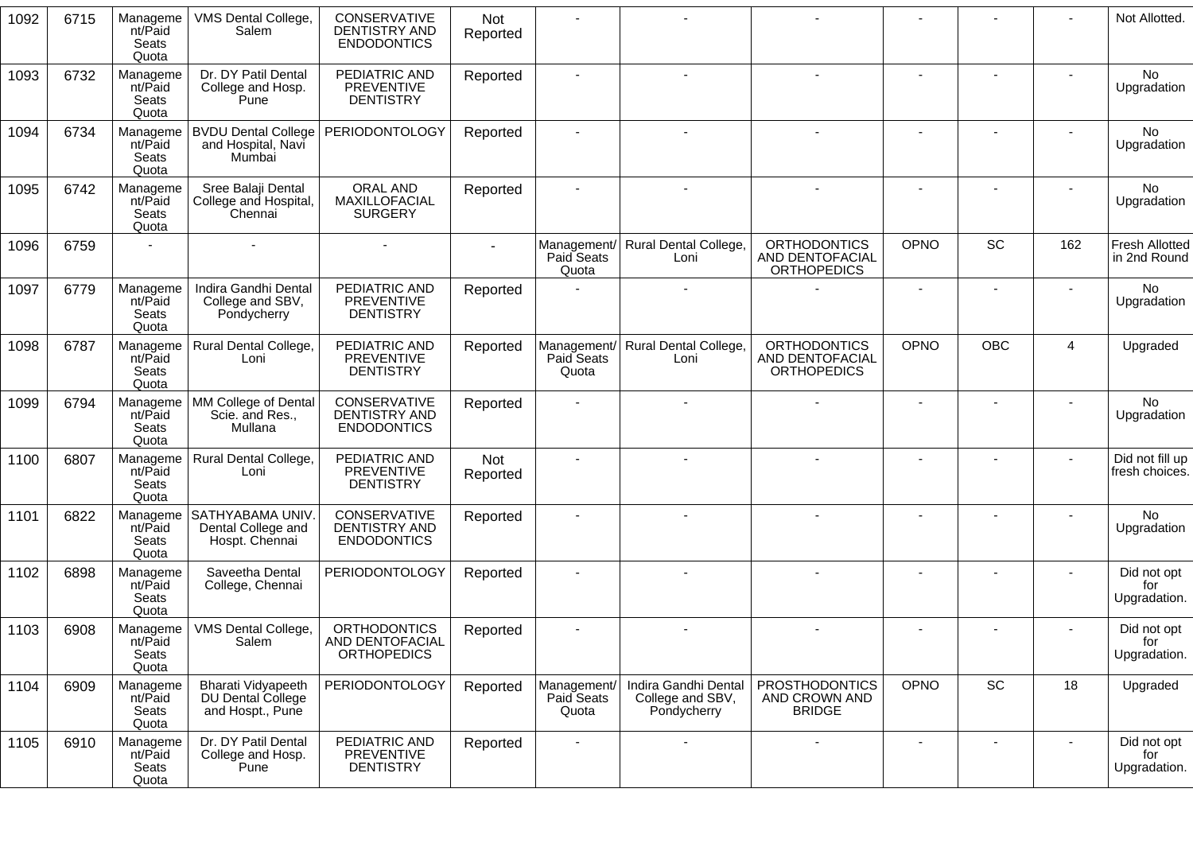| 1092 | 6715 | Management/Paid Seats Quota | VMS Dental College, Salem | CONSERVATIVE DENTISTRY AND ENDODONTICS | Not Reported | - | - | - | - | - | - | Not Allotted. |
|---|---|---|---|---|---|---|---|---|---|---|---|---|
| 1093 | 6732 | Management/Paid Seats Quota | Dr. DY Patil Dental College and Hosp. Pune | PEDIATRIC AND PREVENTIVE DENTISTRY | Reported | - | - | - | - | - | - | No Upgradation |
| 1094 | 6734 | Management/Paid Seats Quota | BVDU Dental College and Hospital, Navi Mumbai | PERIODONTOLOGY | Reported | - | - | - | - | - | - | No Upgradation |
| 1095 | 6742 | Management/Paid Seats Quota | Sree Balaji Dental College and Hospital, Chennai | ORAL AND MAXILLOFACIAL SURGERY | Reported | - | - | - | - | - | - | No Upgradation |
| 1096 | 6759 | - | - | - | - | Management/ Paid Seats Quota | Rural Dental College, Loni | ORTHODONTICS AND DENTOFACIAL ORTHOPEDICS | OPNO | SC | 162 | Fresh Allotted in 2nd Round |
| 1097 | 6779 | Management/Paid Seats Quota | Indira Gandhi Dental College and SBV, Pondycherry | PEDIATRIC AND PREVENTIVE DENTISTRY | Reported | - | - | - | - | - | - | No Upgradation |
| 1098 | 6787 | Management/Paid Seats Quota | Rural Dental College, Loni | PEDIATRIC AND PREVENTIVE DENTISTRY | Reported | Management/ Paid Seats Quota | Rural Dental College, Loni | ORTHODONTICS AND DENTOFACIAL ORTHOPEDICS | OPNO | OBC | 4 | Upgraded |
| 1099 | 6794 | Management/Paid Seats Quota | MM College of Dental Scie. and Res., Mullana | CONSERVATIVE DENTISTRY AND ENDODONTICS | Reported | - | - | - | - | - | - | No Upgradation |
| 1100 | 6807 | Management/Paid Seats Quota | Rural Dental College, Loni | PEDIATRIC AND PREVENTIVE DENTISTRY | Not Reported | - | - | - | - | - | - | Did not fill up fresh choices. |
| 1101 | 6822 | Management/Paid Seats Quota | SATHYABAMA UNIV. Dental College and Hospt. Chennai | CONSERVATIVE DENTISTRY AND ENDODONTICS | Reported | - | - | - | - | - | - | No Upgradation |
| 1102 | 6898 | Management/Paid Seats Quota | Saveetha Dental College, Chennai | PERIODONTOLOGY | Reported | - | - | - | - | - | - | Did not opt for Upgradation. |
| 1103 | 6908 | Management/Paid Seats Quota | VMS Dental College, Salem | ORTHODONTICS AND DENTOFACIAL ORTHOPEDICS | Reported | - | - | - | - | - | - | Did not opt for Upgradation. |
| 1104 | 6909 | Management/Paid Seats Quota | Bharati Vidyapeeth DU Dental College and Hospt., Pune | PERIODONTOLOGY | Reported | Management/ Paid Seats Quota | Indira Gandhi Dental College and SBV, Pondycherry | PROSTHODONTICS AND CROWN AND BRIDGE | OPNO | SC | 18 | Upgraded |
| 1105 | 6910 | Management/Paid Seats Quota | Dr. DY Patil Dental College and Hosp. Pune | PEDIATRIC AND PREVENTIVE DENTISTRY | Reported | - | - | - | - | - | - | Did not opt for Upgradation. |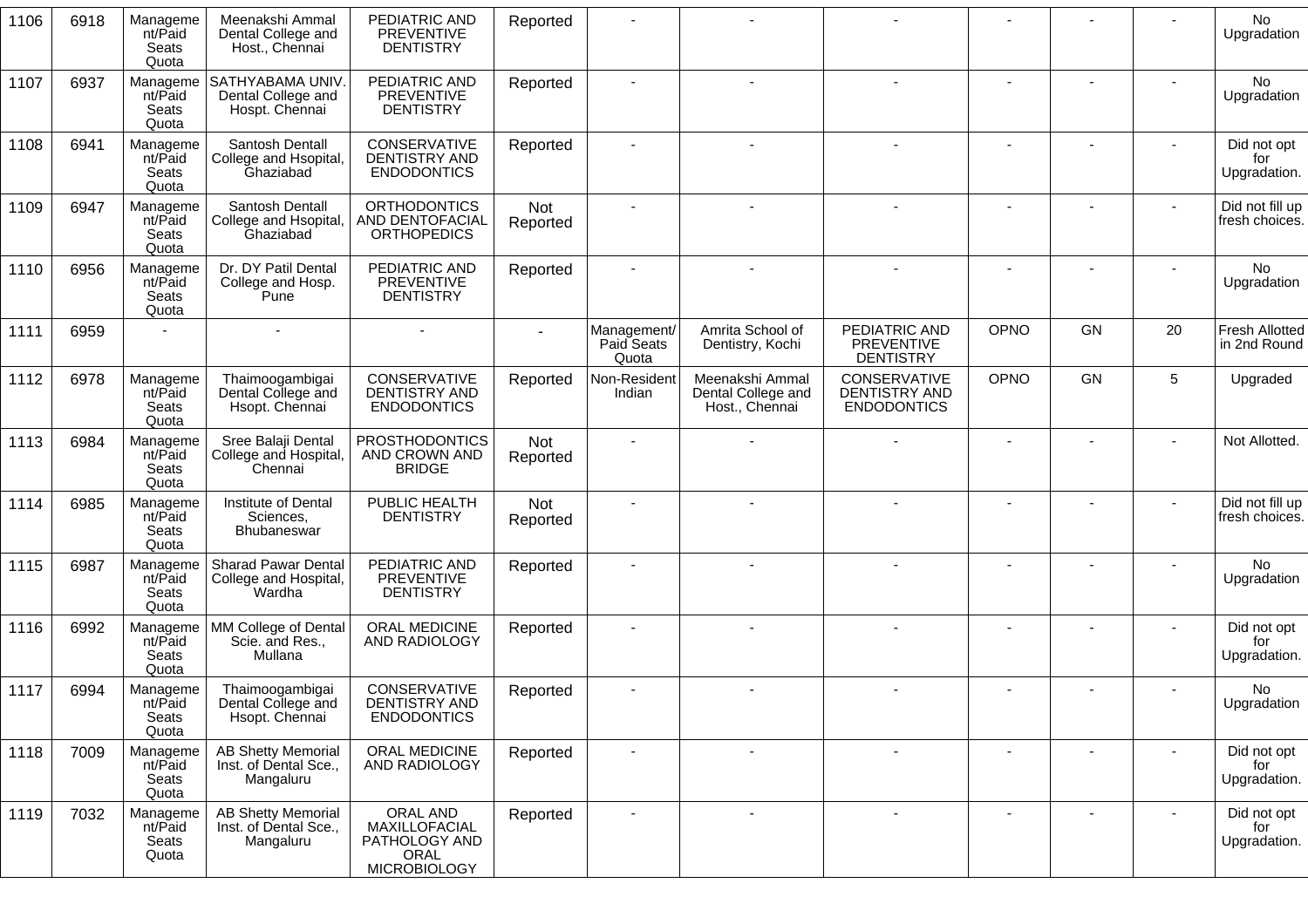| 1106 | 6918 | Management/Paid Seats Quota | Meenakshi Ammal Dental College and Host., Chennai | PEDIATRIC AND PREVENTIVE DENTISTRY | Reported | - | - | - | - | - | - | No Upgradation |
|---|---|---|---|---|---|---|---|---|---|---|---|---|
| 1107 | 6937 | Management/Paid Seats Quota | SATHYABAMA UNIV. Dental College and Hospt. Chennai | PEDIATRIC AND PREVENTIVE DENTISTRY | Reported | - | - | - | - | - | - | No Upgradation |
| 1108 | 6941 | Management/Paid Seats Quota | Santosh Dentall College and Hsopital, Ghaziabad | CONSERVATIVE DENTISTRY AND ENDODONTICS | Reported | - | - | - | - | - | - | Did not opt for Upgradation. |
| 1109 | 6947 | Management/Paid Seats Quota | Santosh Dentall College and Hsopital, Ghaziabad | ORTHODONTICS AND DENTOFACIAL ORTHOPEDICS | Not Reported | - | - | - | - | - | - | Did not fill up fresh choices. |
| 1110 | 6956 | Management/Paid Seats Quota | Dr. DY Patil Dental College and Hosp. Pune | PEDIATRIC AND PREVENTIVE DENTISTRY | Reported | - | - | - | - | - | - | No Upgradation |
| 1111 | 6959 | - | - | - | - | Management/ Paid Seats Quota | Amrita School of Dentistry, Kochi | PEDIATRIC AND PREVENTIVE DENTISTRY | OPNO | GN | 20 | Fresh Allotted in 2nd Round |
| 1112 | 6978 | Management/Paid Seats Quota | Thaimoogambigai Dental College and Hsopt. Chennai | CONSERVATIVE DENTISTRY AND ENDODONTICS | Reported | Non-Resident Indian | Meenakshi Ammal Dental College and Host., Chennai | CONSERVATIVE DENTISTRY AND ENDODONTICS | OPNO | GN | 5 | Upgraded |
| 1113 | 6984 | Management/Paid Seats Quota | Sree Balaji Dental College and Hospital, Chennai | PROSTHODONTICS AND CROWN AND BRIDGE | Not Reported | - | - | - | - | - | - | Not Allotted. |
| 1114 | 6985 | Management/Paid Seats Quota | Institute of Dental Sciences, Bhubaneswar | PUBLIC HEALTH DENTISTRY | Not Reported | - | - | - | - | - | - | Did not fill up fresh choices. |
| 1115 | 6987 | Management/Paid Seats Quota | Sharad Pawar Dental College and Hospital, Wardha | PEDIATRIC AND PREVENTIVE DENTISTRY | Reported | - | - | - | - | - | - | No Upgradation |
| 1116 | 6992 | Management/Paid Seats Quota | MM College of Dental Scie. and Res., Mullana | ORAL MEDICINE AND RADIOLOGY | Reported | - | - | - | - | - | - | Did not opt for Upgradation. |
| 1117 | 6994 | Management/Paid Seats Quota | Thaimoogambigai Dental College and Hsopt. Chennai | CONSERVATIVE DENTISTRY AND ENDODONTICS | Reported | - | - | - | - | - | - | No Upgradation |
| 1118 | 7009 | Management/Paid Seats Quota | AB Shetty Memorial Inst. of Dental Sce., Mangaluru | ORAL MEDICINE AND RADIOLOGY | Reported | - | - | - | - | - | - | Did not opt for Upgradation. |
| 1119 | 7032 | Management/Paid Seats Quota | AB Shetty Memorial Inst. of Dental Sce., Mangaluru | ORAL AND MAXILLOFACIAL PATHOLOGY AND ORAL MICROBIOLOGY | Reported | - | - | - | - | - | - | Did not opt for Upgradation. |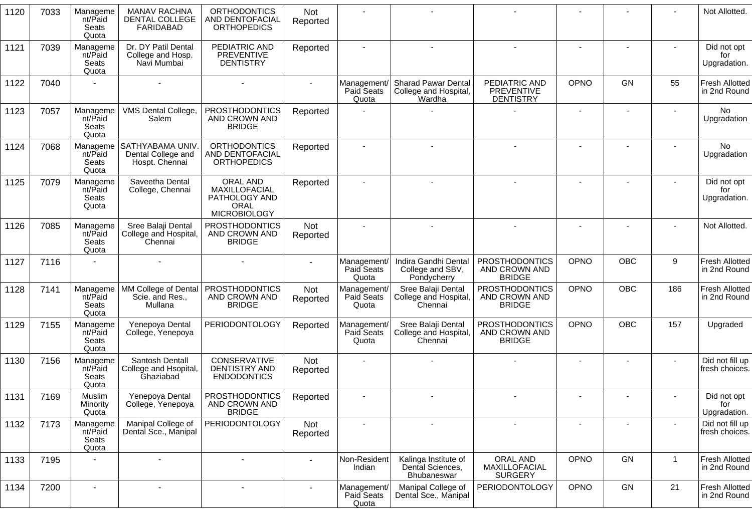| 1120 | 7033 | Management/Paid Seats Quota | MANAV RACHNA DENTAL COLLEGE FARIDABAD | ORTHODONTICS AND DENTOFACIAL ORTHOPEDICS | Not Reported | - | - | - | - | - | - | Not Allotted. |
|---|---|---|---|---|---|---|---|---|---|---|---|---|
| 1121 | 7039 | Management/Paid Seats Quota | Dr. DY Patil Dental College and Hosp. Navi Mumbai | PEDIATRIC AND PREVENTIVE DENTISTRY | Reported | - | - | - | - | - | - | Did not opt for Upgradation. |
| 1122 | 7040 | - | - | - | - | Management/ Paid Seats Quota | Sharad Pawar Dental College and Hospital, Wardha | PEDIATRIC AND PREVENTIVE DENTISTRY | OPNO | GN | 55 | Fresh Allotted in 2nd Round |
| 1123 | 7057 | Management/Paid Seats Quota | VMS Dental College, Salem | PROSTHODONTICS AND CROWN AND BRIDGE | Reported | - | - | - | - | - | - | No Upgradation |
| 1124 | 7068 | Management/Paid Seats Quota | SATHYABAMA UNIV. Dental College and Hospt. Chennai | ORTHODONTICS AND DENTOFACIAL ORTHOPEDICS | Reported | - | - | - | - | - | - | No Upgradation |
| 1125 | 7079 | Management/Paid Seats Quota | Saveetha Dental College, Chennai | ORAL AND MAXILLOFACIAL PATHOLOGY AND ORAL MICROBIOLOGY | Reported | - | - | - | - | - | - | Did not opt for Upgradation. |
| 1126 | 7085 | Management/Paid Seats Quota | Sree Balaji Dental College and Hospital, Chennai | PROSTHODONTICS AND CROWN AND BRIDGE | Not Reported | - | - | - | - | - | - | Not Allotted. |
| 1127 | 7116 | - | - | - | - | Management/ Paid Seats Quota | Indira Gandhi Dental College and SBV, Pondycherry | PROSTHODONTICS AND CROWN AND BRIDGE | OPNO | OBC | 9 | Fresh Allotted in 2nd Round |
| 1128 | 7141 | Management/Paid Seats Quota | MM College of Dental Scie. and Res., Mullana | PROSTHODONTICS AND CROWN AND BRIDGE | Not Reported | Management/ Paid Seats Quota | Sree Balaji Dental College and Hospital, Chennai | PROSTHODONTICS AND CROWN AND BRIDGE | OPNO | OBC | 186 | Fresh Allotted in 2nd Round |
| 1129 | 7155 | Management/Paid Seats Quota | Yenepoya Dental College, Yenepoya | PERIODONTOLOGY | Reported | Management/ Paid Seats Quota | Sree Balaji Dental College and Hospital, Chennai | PROSTHODONTICS AND CROWN AND BRIDGE | OPNO | OBC | 157 | Upgraded |
| 1130 | 7156 | Management/Paid Seats Quota | Santosh Dentall College and Hsopital, Ghaziabad | CONSERVATIVE DENTISTRY AND ENDODONTICS | Not Reported | - | - | - | - | - | - | Did not fill up fresh choices. |
| 1131 | 7169 | Muslim Minority Quota | Yenepoya Dental College, Yenepoya | PROSTHODONTICS AND CROWN AND BRIDGE | Reported | - | - | - | - | - | - | Did not opt for Upgradation. |
| 1132 | 7173 | Management/Paid Seats Quota | Manipal College of Dental Sce., Manipal | PERIODONTOLOGY | Not Reported | - | - | - | - | - | - | Did not fill up fresh choices. |
| 1133 | 7195 | - | - | - | - | Non-Resident Indian | Kalinga Institute of Dental Sciences, Bhubaneswar | ORAL AND MAXILLOFACIAL SURGERY | OPNO | GN | 1 | Fresh Allotted in 2nd Round |
| 1134 | 7200 | - | - | - | - | Management/ Paid Seats Quota | Manipal College of Dental Sce., Manipal | PERIODONTOLOGY | OPNO | GN | 21 | Fresh Allotted in 2nd Round |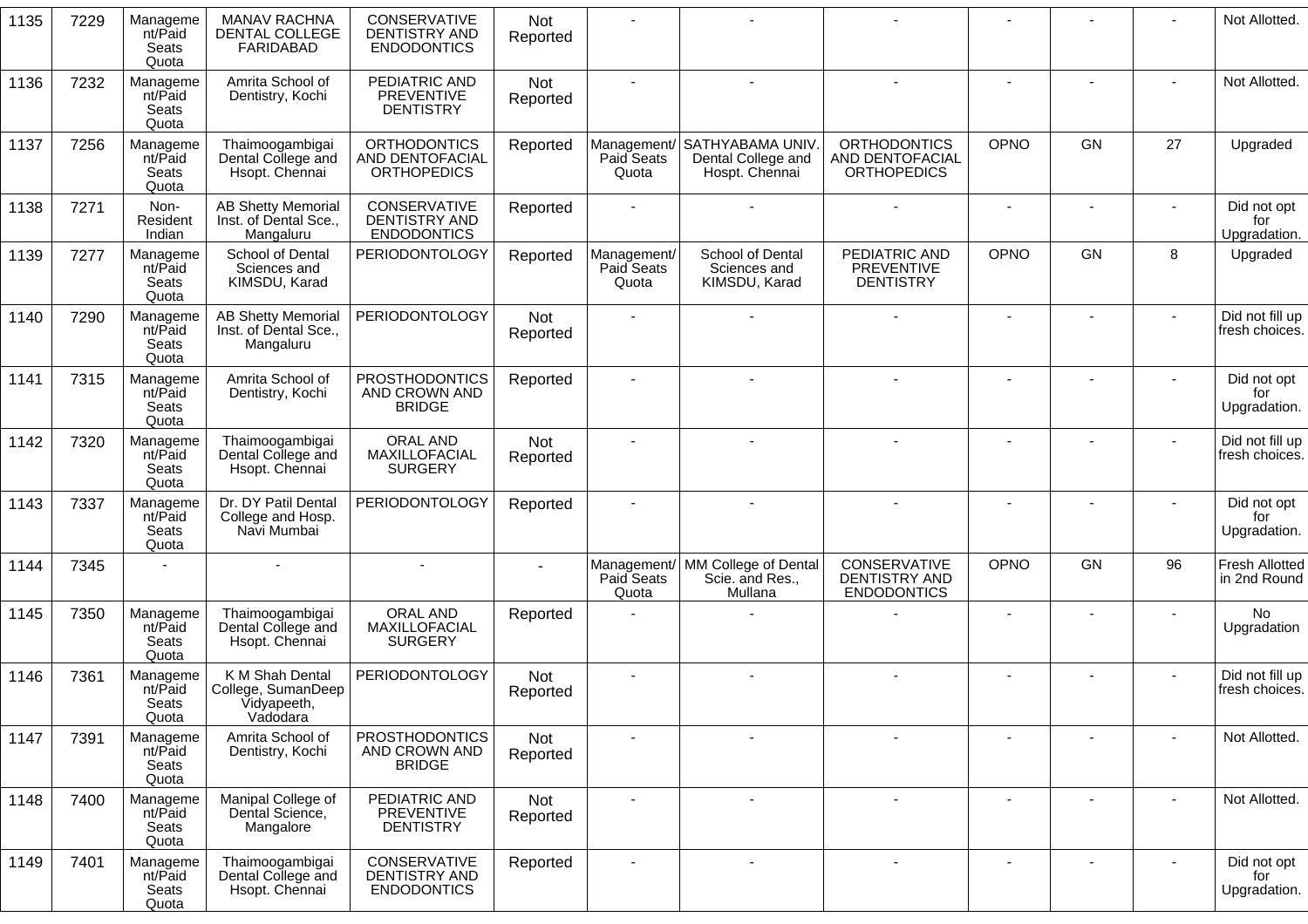| 1135 | 7229 | Management/Paid Seats Quota | MANAV RACHNA DENTAL COLLEGE FARIDABAD | CONSERVATIVE DENTISTRY AND ENDODONTICS | Not Reported | - | - | - | - | - | - | Not Allotted. |
|---|---|---|---|---|---|---|---|---|---|---|---|---|
| 1136 | 7232 | Management/Paid Seats Quota | Amrita School of Dentistry, Kochi | PEDIATRIC AND PREVENTIVE DENTISTRY | Not Reported | - | - | - | - | - | - | Not Allotted. |
| 1137 | 7256 | Management/Paid Seats Quota | Thaimoogambigai Dental College and Hsopt. Chennai | ORTHODONTICS AND DENTOFACIAL ORTHOPEDICS | Reported | Management/ Paid Seats Quota | SATHYABAMA UNIV. Dental College and Hospt. Chennai | ORTHODONTICS AND DENTOFACIAL ORTHOPEDICS | OPNO | GN | 27 | Upgraded |
| 1138 | 7271 | Non-Resident Indian | AB Shetty Memorial Inst. of Dental Sce., Mangaluru | CONSERVATIVE DENTISTRY AND ENDODONTICS | Reported | - | - | - | - | - | - | Did not opt for Upgradation. |
| 1139 | 7277 | Management/Paid Seats Quota | School of Dental Sciences and KIMSDU, Karad | PERIODONTOLOGY | Reported | Management/ Paid Seats Quota | School of Dental Sciences and KIMSDU, Karad | PEDIATRIC AND PREVENTIVE DENTISTRY | OPNO | GN | 8 | Upgraded |
| 1140 | 7290 | Management/Paid Seats Quota | AB Shetty Memorial Inst. of Dental Sce., Mangaluru | PERIODONTOLOGY | Not Reported | - | - | - | - | - | - | Did not fill up fresh choices. |
| 1141 | 7315 | Management/Paid Seats Quota | Amrita School of Dentistry, Kochi | PROSTHODONTICS AND CROWN AND BRIDGE | Reported | - | - | - | - | - | - | Did not opt for Upgradation. |
| 1142 | 7320 | Management/Paid Seats Quota | Thaimoogambigai Dental College and Hsopt. Chennai | ORAL AND MAXILLOFACIAL SURGERY | Not Reported | - | - | - | - | - | - | Did not fill up fresh choices. |
| 1143 | 7337 | Management/Paid Seats Quota | Dr. DY Patil Dental College and Hosp. Navi Mumbai | PERIODONTOLOGY | Reported | - | - | - | - | - | - | Did not opt for Upgradation. |
| 1144 | 7345 | - | - | - | - | Management/ Paid Seats Quota | MM College of Dental Scie. and Res., Mullana | CONSERVATIVE DENTISTRY AND ENDODONTICS | OPNO | GN | 96 | Fresh Allotted in 2nd Round |
| 1145 | 7350 | Management/Paid Seats Quota | Thaimoogambigai Dental College and Hsopt. Chennai | ORAL AND MAXILLOFACIAL SURGERY | Reported | - | - | - | - | - | - | No Upgradation |
| 1146 | 7361 | Management/Paid Seats Quota | K M Shah Dental College, SumanDeep Vidyapeeth, Vadodara | PERIODONTOLOGY | Not Reported | - | - | - | - | - | - | Did not fill up fresh choices. |
| 1147 | 7391 | Management/Paid Seats Quota | Amrita School of Dentistry, Kochi | PROSTHODONTICS AND CROWN AND BRIDGE | Not Reported | - | - | - | - | - | - | Not Allotted. |
| 1148 | 7400 | Management/Paid Seats Quota | Manipal College of Dental Science, Mangalore | PEDIATRIC AND PREVENTIVE DENTISTRY | Not Reported | - | - | - | - | - | - | Not Allotted. |
| 1149 | 7401 | Management/Paid Seats Quota | Thaimoogambigai Dental College and Hsopt. Chennai | CONSERVATIVE DENTISTRY AND ENDODONTICS | Reported | - | - | - | - | - | - | Did not opt for Upgradation. |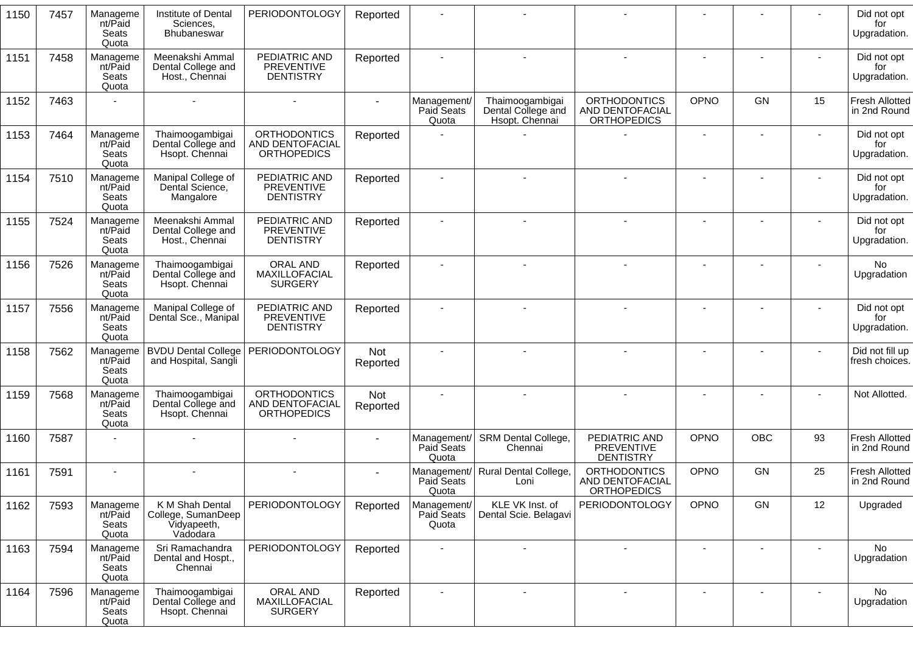| | | | | | | | | | | | | |
|---|---|---|---|---|---|---|---|---|---|---|---|---|
| 1150 | 7457 | Management/Paid Seats Quota | Institute of Dental Sciences, Bhubaneswar | PERIODONTOLOGY | Reported | - | - | - | - | - | - | Did not opt for Upgradation. |
| 1151 | 7458 | Management/Paid Seats Quota | Meenakshi Ammal Dental College and Host., Chennai | PEDIATRIC AND PREVENTIVE DENTISTRY | Reported | - | - | - | - | - | - | Did not opt for Upgradation. |
| 1152 | 7463 | - | - | - | - | Management/ Paid Seats Quota | Thaimoogambigai Dental College and Hsopt. Chennai | ORTHODONTICS AND DENTOFACIAL ORTHOPEDICS | OPNO | GN | 15 | Fresh Allotted in 2nd Round |
| 1153 | 7464 | Management/Paid Seats Quota | Thaimoogambigai Dental College and Hsopt. Chennai | ORTHODONTICS AND DENTOFACIAL ORTHOPEDICS | Reported | - | - | - | - | - | - | Did not opt for Upgradation. |
| 1154 | 7510 | Management/Paid Seats Quota | Manipal College of Dental Science, Mangalore | PEDIATRIC AND PREVENTIVE DENTISTRY | Reported | - | - | - | - | - | - | Did not opt for Upgradation. |
| 1155 | 7524 | Management/Paid Seats Quota | Meenakshi Ammal Dental College and Host., Chennai | PEDIATRIC AND PREVENTIVE DENTISTRY | Reported | - | - | - | - | - | - | Did not opt for Upgradation. |
| 1156 | 7526 | Management/Paid Seats Quota | Thaimoogambigai Dental College and Hsopt. Chennai | ORAL AND MAXILLOFACIAL SURGERY | Reported | - | - | - | - | - | - | No Upgradation |
| 1157 | 7556 | Management/Paid Seats Quota | Manipal College of Dental Sce., Manipal | PEDIATRIC AND PREVENTIVE DENTISTRY | Reported | - | - | - | - | - | - | Did not opt for Upgradation. |
| 1158 | 7562 | Management/Paid Seats Quota | BVDU Dental College and Hospital, Sangli | PERIODONTOLOGY | Not Reported | - | - | - | - | - | - | Did not fill up fresh choices. |
| 1159 | 7568 | Management/Paid Seats Quota | Thaimoogambigai Dental College and Hsopt. Chennai | ORTHODONTICS AND DENTOFACIAL ORTHOPEDICS | Not Reported | - | - | - | - | - | - | Not Allotted. |
| 1160 | 7587 | - | - | - | - | Management/ Paid Seats Quota | SRM Dental College, Chennai | PEDIATRIC AND PREVENTIVE DENTISTRY | OPNO | OBC | 93 | Fresh Allotted in 2nd Round |
| 1161 | 7591 | - | - | - | - | Management/ Paid Seats Quota | Rural Dental College, Loni | ORTHODONTICS AND DENTOFACIAL ORTHOPEDICS | OPNO | GN | 25 | Fresh Allotted in 2nd Round |
| 1162 | 7593 | Management/Paid Seats Quota | K M Shah Dental College, SumanDeep Vidyapeeth, Vadodara | PERIODONTOLOGY | Reported | Management/ Paid Seats Quota | KLE VK Inst. of Dental Scie. Belagavi | PERIODONTOLOGY | OPNO | GN | 12 | Upgraded |
| 1163 | 7594 | Management/Paid Seats Quota | Sri Ramachandra Dental and Hospt., Chennai | PERIODONTOLOGY | Reported | - | - | - | - | - | - | No Upgradation |
| 1164 | 7596 | Management/Paid Seats Quota | Thaimoogambigai Dental College and Hsopt. Chennai | ORAL AND MAXILLOFACIAL SURGERY | Reported | - | - | - | - | - | - | No Upgradation |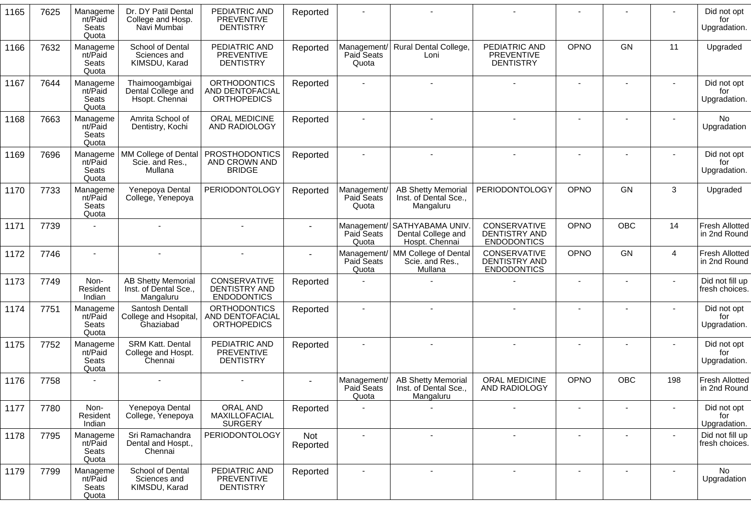| 1165 | 7625 | Management/Paid Seats Quota | Dr. DY Patil Dental College and Hosp. Navi Mumbai | PEDIATRIC AND PREVENTIVE DENTISTRY | Reported | - | - | - | - | - | - | Did not opt for Upgradation. |
|---|---|---|---|---|---|---|---|---|---|---|---|---|
| 1166 | 7632 | Management/Paid Seats Quota | School of Dental Sciences and KIMSDU, Karad | PEDIATRIC AND PREVENTIVE DENTISTRY | Reported | Management/ Paid Seats Quota | Rural Dental College, Loni | PEDIATRIC AND PREVENTIVE DENTISTRY | OPNO | GN | 11 | Upgraded |
| 1167 | 7644 | Management/Paid Seats Quota | Thaimoogambigai Dental College and Hsopt. Chennai | ORTHODONTICS AND DENTOFACIAL ORTHOPEDICS | Reported | - | - | - | - | - | - | Did not opt for Upgradation. |
| 1168 | 7663 | Management/Paid Seats Quota | Amrita School of Dentistry, Kochi | ORAL MEDICINE AND RADIOLOGY | Reported | - | - | - | - | - | - | No Upgradation |
| 1169 | 7696 | Management/Paid Seats Quota | MM College of Dental Scie. and Res., Mullana | PROSTHODONTICS AND CROWN AND BRIDGE | Reported | - | - | - | - | - | - | Did not opt for Upgradation. |
| 1170 | 7733 | Management/Paid Seats Quota | Yenepoya Dental College, Yenepoya | PERIODONTOLOGY | Reported | Management/ Paid Seats Quota | AB Shetty Memorial Inst. of Dental Sce., Mangaluru | PERIODONTOLOGY | OPNO | GN | 3 | Upgraded |
| 1171 | 7739 | - | - | - | - | Management/ Paid Seats Quota | SATHYABAMA UNIV. Dental College and Hospt. Chennai | CONSERVATIVE DENTISTRY AND ENDODONTICS | OPNO | OBC | 14 | Fresh Allotted in 2nd Round |
| 1172 | 7746 | - | - | - | - | Management/ Paid Seats Quota | MM College of Dental Scie. and Res., Mullana | CONSERVATIVE DENTISTRY AND ENDODONTICS | OPNO | GN | 4 | Fresh Allotted in 2nd Round |
| 1173 | 7749 | Non-Resident Indian | AB Shetty Memorial Inst. of Dental Sce., Mangaluru | CONSERVATIVE DENTISTRY AND ENDODONTICS | Reported | - | - | - | - | - | - | Did not fill up fresh choices. |
| 1174 | 7751 | Management/Paid Seats Quota | Santosh Dentall College and Hsopital, Ghaziabad | ORTHODONTICS AND DENTOFACIAL ORTHOPEDICS | Reported | - | - | - | - | - | - | Did not opt for Upgradation. |
| 1175 | 7752 | Management/Paid Seats Quota | SRM Katt. Dental College and Hospt. Chennai | PEDIATRIC AND PREVENTIVE DENTISTRY | Reported | - | - | - | - | - | - | Did not opt for Upgradation. |
| 1176 | 7758 | - | - | - | - | Management/ Paid Seats Quota | AB Shetty Memorial Inst. of Dental Sce., Mangaluru | ORAL MEDICINE AND RADIOLOGY | OPNO | OBC | 198 | Fresh Allotted in 2nd Round |
| 1177 | 7780 | Non-Resident Indian | Yenepoya Dental College, Yenepoya | ORAL AND MAXILLOFACIAL SURGERY | Reported | - | - | - | - | - | - | Did not opt for Upgradation. |
| 1178 | 7795 | Management/Paid Seats Quota | Sri Ramachandra Dental and Hospt., Chennai | PERIODONTOLOGY | Not Reported | - | - | - | - | - | - | Did not fill up fresh choices. |
| 1179 | 7799 | Management/Paid Seats Quota | School of Dental Sciences and KIMSDU, Karad | PEDIATRIC AND PREVENTIVE DENTISTRY | Reported | - | - | - | - | - | - | No Upgradation |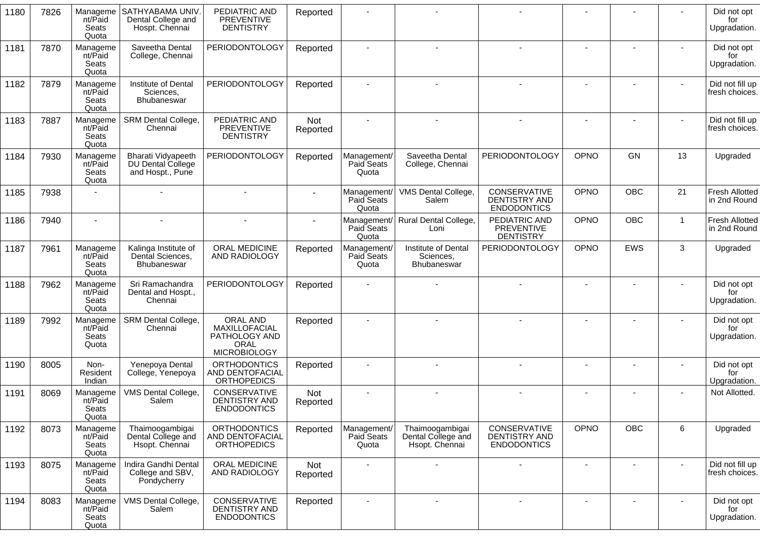| 1180 | 7826 | Management/Paid Seats Quota | SATHYABAMA UNIV. Dental College and Hospt. Chennai | PEDIATRIC AND PREVENTIVE DENTISTRY | Reported | - | - | - | - | - | - | Did not opt for Upgradation. |
|---|---|---|---|---|---|---|---|---|---|---|---|---|
| 1181 | 7870 | Management/Paid Seats Quota | Saveetha Dental College, Chennai | PERIODONTOLOGY | Reported | - | - | - | - | - | - | Did not opt for Upgradation. |
| 1182 | 7879 | Management/Paid Seats Quota | Institute of Dental Sciences, Bhubaneswar | PERIODONTOLOGY | Reported | - | - | - | - | - | - | Did not fill up fresh choices. |
| 1183 | 7887 | Management/Paid Seats Quota | SRM Dental College, Chennai | PEDIATRIC AND PREVENTIVE DENTISTRY | Not Reported | - | - | - | - | - | - | Did not fill up fresh choices. |
| 1184 | 7930 | Management/Paid Seats Quota | Bharati Vidyapeeth DU Dental College and Hospt., Pune | PERIODONTOLOGY | Reported | Management/ Paid Seats Quota | Saveetha Dental College, Chennai | PERIODONTOLOGY | OPNO | GN | 13 | Upgraded |
| 1185 | 7938 | - | - | - | - | Management/ Paid Seats Quota | VMS Dental College, Salem | CONSERVATIVE DENTISTRY AND ENDODONTICS | OPNO | OBC | 21 | Fresh Allotted in 2nd Round |
| 1186 | 7940 | - | - | - | - | Management/ Paid Seats Quota | Rural Dental College, Loni | PEDIATRIC AND PREVENTIVE DENTISTRY | OPNO | OBC | 1 | Fresh Allotted in 2nd Round |
| 1187 | 7961 | Management/Paid Seats Quota | Kalinga Institute of Dental Sciences, Bhubaneswar | ORAL MEDICINE AND RADIOLOGY | Reported | Management/ Paid Seats Quota | Institute of Dental Sciences, Bhubaneswar | PERIODONTOLOGY | OPNO | EWS | 3 | Upgraded |
| 1188 | 7962 | Management/Paid Seats Quota | Sri Ramachandra Dental and Hospt., Chennai | PERIODONTOLOGY | Reported | - | - | - | - | - | - | Did not opt for Upgradation. |
| 1189 | 7992 | Management/Paid Seats Quota | SRM Dental College, Chennai | ORAL AND MAXILLOFACIAL PATHOLOGY AND ORAL MICROBIOLOGY | Reported | - | - | - | - | - | - | Did not opt for Upgradation. |
| 1190 | 8005 | Non-Resident Indian | Yenepoya Dental College, Yenepoya | ORTHODONTICS AND DENTOFACIAL ORTHOPEDICS | Reported | - | - | - | - | - | - | Did not opt for Upgradation. |
| 1191 | 8069 | Management/Paid Seats Quota | VMS Dental College, Salem | CONSERVATIVE DENTISTRY AND ENDODONTICS | Not Reported | - | - | - | - | - | - | Not Allotted. |
| 1192 | 8073 | Management/Paid Seats Quota | Thaimoogambigai Dental College and Hsopt. Chennai | ORTHODONTICS AND DENTOFACIAL ORTHOPEDICS | Reported | Management/ Paid Seats Quota | Thaimoogambigai Dental College and Hsopt. Chennai | CONSERVATIVE DENTISTRY AND ENDODONTICS | OPNO | OBC | 6 | Upgraded |
| 1193 | 8075 | Management/Paid Seats Quota | Indira Gandhi Dental College and SBV, Pondycherry | ORAL MEDICINE AND RADIOLOGY | Not Reported | - | - | - | - | - | - | Did not fill up fresh choices. |
| 1194 | 8083 | Management/Paid Seats Quota | VMS Dental College, Salem | CONSERVATIVE DENTISTRY AND ENDODONTICS | Reported | - | - | - | - | - | - | Did not opt for Upgradation. |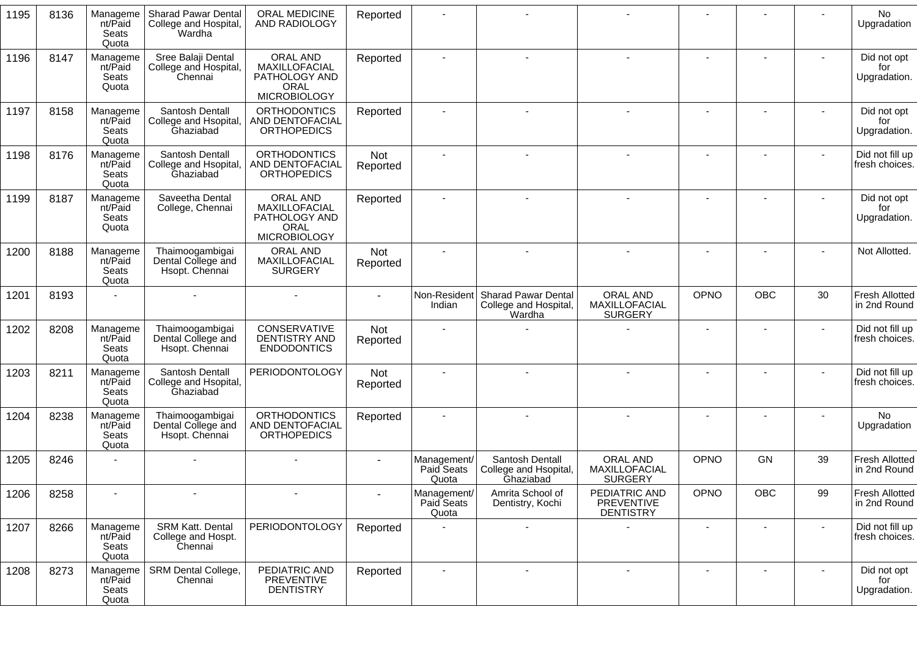| 1195 | 8136 | Management/Paid Seats Quota | Sharad Pawar Dental College and Hospital, Wardha | ORAL MEDICINE AND RADIOLOGY | Reported | - | - | - | - | - | - | No Upgradation |
|---|---|---|---|---|---|---|---|---|---|---|---|---|
| 1196 | 8147 | Management/Paid Seats Quota | Sree Balaji Dental College and Hospital, Chennai | ORAL AND MAXILLOFACIAL PATHOLOGY AND ORAL MICROBIOLOGY | Reported | - | - | - | - | - | - | Did not opt for Upgradation. |
| 1197 | 8158 | Management/Paid Seats Quota | Santosh Dentall College and Hsopital, Ghaziabad | ORTHODONTICS AND DENTOFACIAL ORTHOPEDICS | Reported | - | - | - | - | - | - | Did not opt for Upgradation. |
| 1198 | 8176 | Management/Paid Seats Quota | Santosh Dentall College and Hsopital, Ghaziabad | ORTHODONTICS AND DENTOFACIAL ORTHOPEDICS | Not Reported | - | - | - | - | - | - | Did not fill up fresh choices. |
| 1199 | 8187 | Management/Paid Seats Quota | Saveetha Dental College, Chennai | ORAL AND MAXILLOFACIAL PATHOLOGY AND ORAL MICROBIOLOGY | Reported | - | - | - | - | - | - | Did not opt for Upgradation. |
| 1200 | 8188 | Management/Paid Seats Quota | Thaimoogambigai Dental College and Hsopt. Chennai | ORAL AND MAXILLOFACIAL SURGERY | Not Reported | - | - | - | - | - | - | Not Allotted. |
| 1201 | 8193 | - | - | - | - | Non-Resident Indian | Sharad Pawar Dental College and Hospital, Wardha | ORAL AND MAXILLOFACIAL SURGERY | OPNO | OBC | 30 | Fresh Allotted in 2nd Round |
| 1202 | 8208 | Management/Paid Seats Quota | Thaimoogambigai Dental College and Hsopt. Chennai | CONSERVATIVE DENTISTRY AND ENDODONTICS | Not Reported | - | - | - | - | - | - | Did not fill up fresh choices. |
| 1203 | 8211 | Management/Paid Seats Quota | Santosh Dentall College and Hsopital, Ghaziabad | PERIODONTOLOGY | Not Reported | - | - | - | - | - | - | Did not fill up fresh choices. |
| 1204 | 8238 | Management/Paid Seats Quota | Thaimoogambigai Dental College and Hsopt. Chennai | ORTHODONTICS AND DENTOFACIAL ORTHOPEDICS | Reported | - | - | - | - | - | - | No Upgradation |
| 1205 | 8246 | - | - | - | - | Management/Paid Seats Quota | Santosh Dentall College and Hsopital, Ghaziabad | ORAL AND MAXILLOFACIAL SURGERY | OPNO | GN | 39 | Fresh Allotted in 2nd Round |
| 1206 | 8258 | - | - | - | - | Management/Paid Seats Quota | Amrita School of Dentistry, Kochi | PEDIATRIC AND PREVENTIVE DENTISTRY | OPNO | OBC | 99 | Fresh Allotted in 2nd Round |
| 1207 | 8266 | Management/Paid Seats Quota | SRM Katt. Dental College and Hospt. Chennai | PERIODONTOLOGY | Reported | - | - | - | - | - | - | Did not fill up fresh choices. |
| 1208 | 8273 | Management/Paid Seats Quota | SRM Dental College, Chennai | PEDIATRIC AND PREVENTIVE DENTISTRY | Reported | - | - | - | - | - | - | Did not opt for Upgradation. |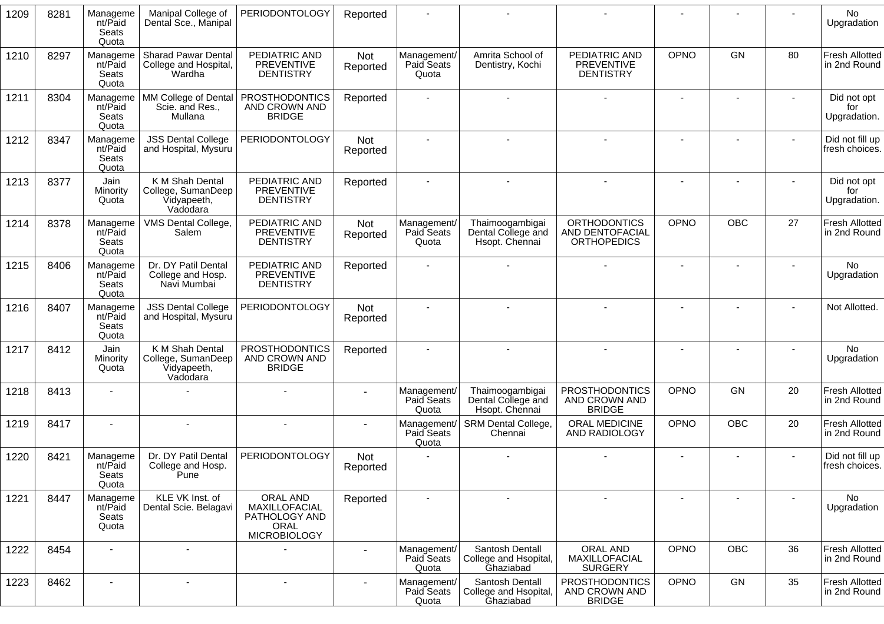| 1209 | 8281 | Management/Paid Seats Quota | Manipal College of Dental Sce., Manipal | PERIODONTOLOGY | Reported | - | - | - | - | - | - | No Upgradation |
|---|---|---|---|---|---|---|---|---|---|---|---|---|
| 1210 | 8297 | Management/Paid Seats Quota | Sharad Pawar Dental College and Hospital, Wardha | PEDIATRIC AND PREVENTIVE DENTISTRY | Not Reported | Management/ Paid Seats Quota | Amrita School of Dentistry, Kochi | PEDIATRIC AND PREVENTIVE DENTISTRY | OPNO | GN | 80 | Fresh Allotted in 2nd Round |
| 1211 | 8304 | Management/Paid Seats Quota | MM College of Dental Scie. and Res., Mullana | PROSTHODONTICS AND CROWN AND BRIDGE | Reported | - | - | - | - | - | - | Did not opt for Upgradation. |
| 1212 | 8347 | Management/Paid Seats Quota | JSS Dental College and Hospital, Mysuru | PERIODONTOLOGY | Not Reported | - | - | - | - | - | - | Did not fill up fresh choices. |
| 1213 | 8377 | Jain Minority Quota | K M Shah Dental College, SumanDeep Vidyapeeth, Vadodara | PEDIATRIC AND PREVENTIVE DENTISTRY | Reported | - | - | - | - | - | - | Did not opt for Upgradation. |
| 1214 | 8378 | Management/Paid Seats Quota | VMS Dental College, Salem | PEDIATRIC AND PREVENTIVE DENTISTRY | Not Reported | Management/ Paid Seats Quota | Thaimoogambigai Dental College and Hsopt. Chennai | ORTHODONTICS AND DENTOFACIAL ORTHOPEDICS | OPNO | OBC | 27 | Fresh Allotted in 2nd Round |
| 1215 | 8406 | Management/Paid Seats Quota | Dr. DY Patil Dental College and Hosp. Navi Mumbai | PEDIATRIC AND PREVENTIVE DENTISTRY | Reported | - | - | - | - | - | - | No Upgradation |
| 1216 | 8407 | Management/Paid Seats Quota | JSS Dental College and Hospital, Mysuru | PERIODONTOLOGY | Not Reported | - | - | - | - | - | - | Not Allotted. |
| 1217 | 8412 | Jain Minority Quota | K M Shah Dental College, SumanDeep Vidyapeeth, Vadodara | PROSTHODONTICS AND CROWN AND BRIDGE | Reported | - | - | - | - | - | - | No Upgradation |
| 1218 | 8413 | - | - | - | - | Management/ Paid Seats Quota | Thaimoogambigai Dental College and Hsopt. Chennai | PROSTHODONTICS AND CROWN AND BRIDGE | OPNO | GN | 20 | Fresh Allotted in 2nd Round |
| 1219 | 8417 | - | - | - | - | Management/ Paid Seats Quota | SRM Dental College, Chennai | ORAL MEDICINE AND RADIOLOGY | OPNO | OBC | 20 | Fresh Allotted in 2nd Round |
| 1220 | 8421 | Management/Paid Seats Quota | Dr. DY Patil Dental College and Hosp. Pune | PERIODONTOLOGY | Not Reported | - | - | - | - | - | - | Did not fill up fresh choices. |
| 1221 | 8447 | Management/Paid Seats Quota | KLE VK Inst. of Dental Scie. Belagavi | ORAL AND MAXILLOFACIAL PATHOLOGY AND ORAL MICROBIOLOGY | Reported | - | - | - | - | - | - | No Upgradation |
| 1222 | 8454 | - | - | - | - | Management/ Paid Seats Quota | Santosh Dentall College and Hsopital, Ghaziabad | ORAL AND MAXILLOFACIAL SURGERY | OPNO | OBC | 36 | Fresh Allotted in 2nd Round |
| 1223 | 8462 | - | - | - | - | Management/ Paid Seats Quota | Santosh Dentall College and Hsopital, Ghaziabad | PROSTHODONTICS AND CROWN AND BRIDGE | OPNO | GN | 35 | Fresh Allotted in 2nd Round |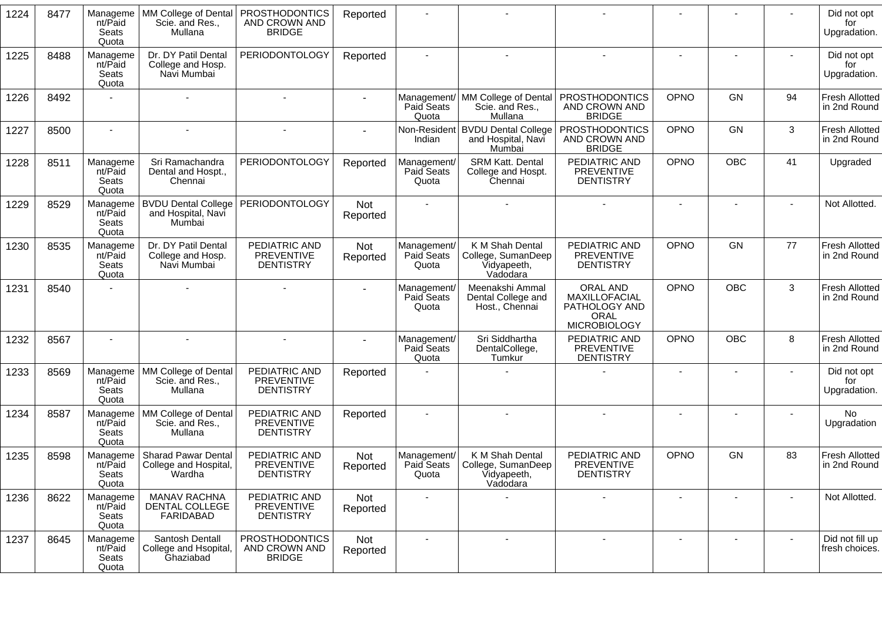| 1224 | 8477 | Management/Paid Seats Quota | MM College of Dental Scie. and Res., Mullana | PROSTHODONTICS AND CROWN AND BRIDGE | Reported | - | - | - | - | - | - | Did not opt for Upgradation. |
|---|---|---|---|---|---|---|---|---|---|---|---|---|
| 1225 | 8488 | Management/Paid Seats Quota | Dr. DY Patil Dental College and Hosp. Navi Mumbai | PERIODONTOLOGY | Reported | - | - | - | - | - | - | Did not opt for Upgradation. |
| 1226 | 8492 | - | - | - | - | Management/ Paid Seats Quota | MM College of Dental Scie. and Res., Mullana | PROSTHODONTICS AND CROWN AND BRIDGE | OPNO | GN | 94 | Fresh Allotted in 2nd Round |
| 1227 | 8500 | - | - | - | - | Non-Resident Indian | BVDU Dental College and Hospital, Navi Mumbai | PROSTHODONTICS AND CROWN AND BRIDGE | OPNO | GN | 3 | Fresh Allotted in 2nd Round |
| 1228 | 8511 | Management/Paid Seats Quota | Sri Ramachandra Dental and Hospt., Chennai | PERIODONTOLOGY | Reported | Management/ Paid Seats Quota | SRM Katt. Dental College and Hospt. Chennai | PEDIATRIC AND PREVENTIVE DENTISTRY | OPNO | OBC | 41 | Upgraded |
| 1229 | 8529 | Management/Paid Seats Quota | BVDU Dental College and Hospital, Navi Mumbai | PERIODONTOLOGY | Not Reported | - | - | - | - | - | - | Not Allotted. |
| 1230 | 8535 | Management/Paid Seats Quota | Dr. DY Patil Dental College and Hosp. Navi Mumbai | PEDIATRIC AND PREVENTIVE DENTISTRY | Not Reported | Management/ Paid Seats Quota | K M Shah Dental College, SumanDeep Vidyapeeth, Vadodara | PEDIATRIC AND PREVENTIVE DENTISTRY | OPNO | GN | 77 | Fresh Allotted in 2nd Round |
| 1231 | 8540 | - | - | - | - | Management/ Paid Seats Quota | Meenakshi Ammal Dental College and Host., Chennai | ORAL AND MAXILLOFACIAL PATHOLOGY AND ORAL MICROBIOLOGY | OPNO | OBC | 3 | Fresh Allotted in 2nd Round |
| 1232 | 8567 | - | - | - | - | Management/ Paid Seats Quota | Sri Siddhartha DentalCollege, Tumkur | PEDIATRIC AND PREVENTIVE DENTISTRY | OPNO | OBC | 8 | Fresh Allotted in 2nd Round |
| 1233 | 8569 | Management/Paid Seats Quota | MM College of Dental Scie. and Res., Mullana | PEDIATRIC AND PREVENTIVE DENTISTRY | Reported | - | - | - | - | - | - | Did not opt for Upgradation. |
| 1234 | 8587 | Management/Paid Seats Quota | MM College of Dental Scie. and Res., Mullana | PEDIATRIC AND PREVENTIVE DENTISTRY | Reported | - | - | - | - | - | - | No Upgradation |
| 1235 | 8598 | Management/Paid Seats Quota | Sharad Pawar Dental College and Hospital, Wardha | PEDIATRIC AND PREVENTIVE DENTISTRY | Not Reported | Management/ Paid Seats Quota | K M Shah Dental College, SumanDeep Vidyapeeth, Vadodara | PEDIATRIC AND PREVENTIVE DENTISTRY | OPNO | GN | 83 | Fresh Allotted in 2nd Round |
| 1236 | 8622 | Management/Paid Seats Quota | MANAV RACHNA DENTAL COLLEGE FARIDABAD | PEDIATRIC AND PREVENTIVE DENTISTRY | Not Reported | - | - | - | - | - | - | Not Allotted. |
| 1237 | 8645 | Management/Paid Seats Quota | Santosh Dentall College and Hsopital, Ghaziabad | PROSTHODONTICS AND CROWN AND BRIDGE | Not Reported | - | - | - | - | - | - | Did not fill up fresh choices. |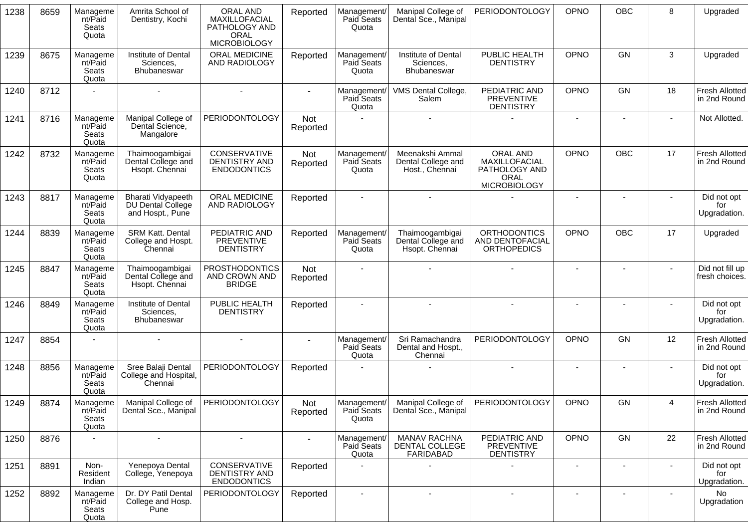| 1238 | 8659 | Management/Paid Seats Quota | Amrita School of Dentistry, Kochi | ORAL AND MAXILLOFACIAL PATHOLOGY AND ORAL MICROBIOLOGY | Reported | Management/ Paid Seats Quota | Manipal College of Dental Sce., Manipal | PERIODONTOLOGY | OPNO | OBC | 8 | Upgraded |
|---|---|---|---|---|---|---|---|---|---|---|---|---|
| 1239 | 8675 | Management/Paid Seats Quota | Institute of Dental Sciences, Bhubaneswar | ORAL MEDICINE AND RADIOLOGY | Reported | Management/ Paid Seats Quota | Institute of Dental Sciences, Bhubaneswar | PUBLIC HEALTH DENTISTRY | OPNO | GN | 3 | Upgraded |
| 1240 | 8712 | - | - | - | - | Management/ Paid Seats Quota | VMS Dental College, Salem | PEDIATRIC AND PREVENTIVE DENTISTRY | OPNO | GN | 18 | Fresh Allotted in 2nd Round |
| 1241 | 8716 | Management/Paid Seats Quota | Manipal College of Dental Science, Mangalore | PERIODONTOLOGY | Not Reported | - | - | - | - | - | - | Not Allotted. |
| 1242 | 8732 | Management/Paid Seats Quota | Thaimoogambigai Dental College and Hsopt. Chennai | CONSERVATIVE DENTISTRY AND ENDODONTICS | Not Reported | Management/ Paid Seats Quota | Meenakshi Ammal Dental College and Host., Chennai | ORAL AND MAXILLOFACIAL PATHOLOGY AND ORAL MICROBIOLOGY | OPNO | OBC | 17 | Fresh Allotted in 2nd Round |
| 1243 | 8817 | Management/Paid Seats Quota | Bharati Vidyapeeth DU Dental College and Hospt., Pune | ORAL MEDICINE AND RADIOLOGY | Reported | - | - | - | - | - | - | Did not opt for Upgradation. |
| 1244 | 8839 | Management/Paid Seats Quota | SRM Katt. Dental College and Hospt. Chennai | PEDIATRIC AND PREVENTIVE DENTISTRY | Reported | Management/ Paid Seats Quota | Thaimoogambigai Dental College and Hsopt. Chennai | ORTHODONTICS AND DENTOFACIAL ORTHOPEDICS | OPNO | OBC | 17 | Upgraded |
| 1245 | 8847 | Management/Paid Seats Quota | Thaimoogambigai Dental College and Hsopt. Chennai | PROSTHODONTICS AND CROWN AND BRIDGE | Not Reported | - | - | - | - | - | - | Did not fill up fresh choices. |
| 1246 | 8849 | Management/Paid Seats Quota | Institute of Dental Sciences, Bhubaneswar | PUBLIC HEALTH DENTISTRY | Reported | - | - | - | - | - | - | Did not opt for Upgradation. |
| 1247 | 8854 | - | - | - | - | Management/ Paid Seats Quota | Sri Ramachandra Dental and Hospt., Chennai | PERIODONTOLOGY | OPNO | GN | 12 | Fresh Allotted in 2nd Round |
| 1248 | 8856 | Management/Paid Seats Quota | Sree Balaji Dental College and Hospital, Chennai | PERIODONTOLOGY | Reported | - | - | - | - | - | - | Did not opt for Upgradation. |
| 1249 | 8874 | Management/Paid Seats Quota | Manipal College of Dental Sce., Manipal | PERIODONTOLOGY | Not Reported | Management/ Paid Seats Quota | Manipal College of Dental Sce., Manipal | PERIODONTOLOGY | OPNO | GN | 4 | Fresh Allotted in 2nd Round |
| 1250 | 8876 | - | - | - | - | Management/ Paid Seats Quota | MANAV RACHNA DENTAL COLLEGE FARIDABAD | PEDIATRIC AND PREVENTIVE DENTISTRY | OPNO | GN | 22 | Fresh Allotted in 2nd Round |
| 1251 | 8891 | Non-Resident Indian | Yenepoya Dental College, Yenepoya | CONSERVATIVE DENTISTRY AND ENDODONTICS | Reported | - | - | - | - | - | - | Did not opt for Upgradation. |
| 1252 | 8892 | Management/Paid Seats Quota | Dr. DY Patil Dental College and Hosp. Pune | PERIODONTOLOGY | Reported | - | - | - | - | - | - | No Upgradation |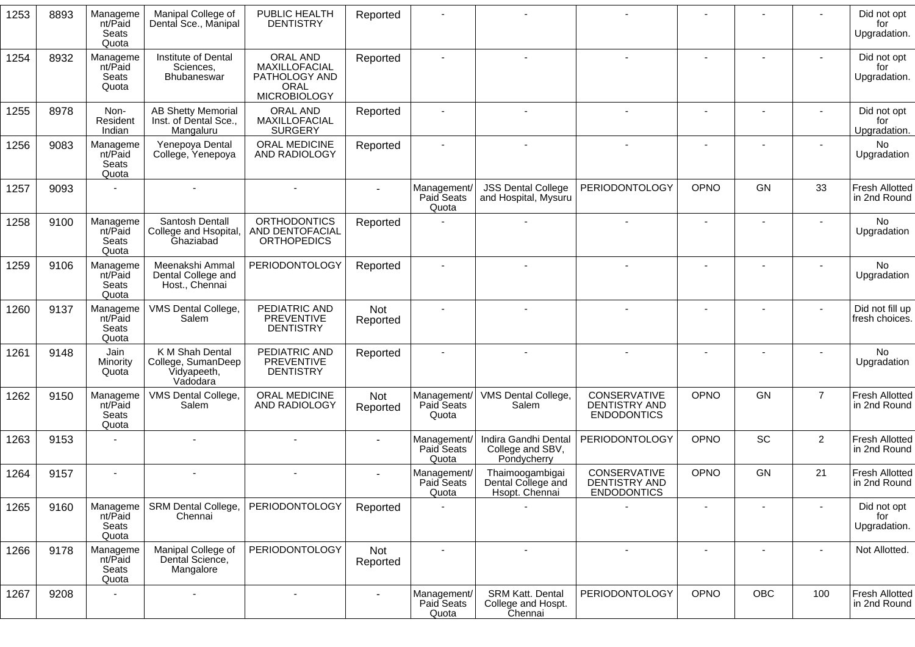| 1253 | 8893 | Management/Paid Seats Quota | Manipal College of Dental Sce., Manipal | PUBLIC HEALTH DENTISTRY | Reported | - | - | - | - | - | - | Did not opt for Upgradation. |
|---|---|---|---|---|---|---|---|---|---|---|---|---|
| 1254 | 8932 | Management/Paid Seats Quota | Institute of Dental Sciences, Bhubaneswar | ORAL AND MAXILLOFACIAL PATHOLOGY AND ORAL MICROBIOLOGY | Reported | - | - | - | - | - | - | Did not opt for Upgradation. |
| 1255 | 8978 | Non-Resident Indian | AB Shetty Memorial Inst. of Dental Sce., Mangaluru | ORAL AND MAXILLOFACIAL SURGERY | Reported | - | - | - | - | - | - | Did not opt for Upgradation. |
| 1256 | 9083 | Management/Paid Seats Quota | Yenepoya Dental College, Yenepoya | ORAL MEDICINE AND RADIOLOGY | Reported | - | - | - | - | - | - | No Upgradation |
| 1257 | 9093 | - | - | - | - | Management/ Paid Seats Quota | JSS Dental College and Hospital, Mysuru | PERIODONTOLOGY | OPNO | GN | 33 | Fresh Allotted in 2nd Round |
| 1258 | 9100 | Management/Paid Seats Quota | Santosh Dentall College and Hsopital, Ghaziabad | ORTHODONTICS AND DENTOFACIAL ORTHOPEDICS | Reported | - | - | - | - | - | - | No Upgradation |
| 1259 | 9106 | Management/Paid Seats Quota | Meenakshi Ammal Dental College and Host., Chennai | PERIODONTOLOGY | Reported | - | - | - | - | - | - | No Upgradation |
| 1260 | 9137 | Management/Paid Seats Quota | VMS Dental College, Salem | PEDIATRIC AND PREVENTIVE DENTISTRY | Not Reported | - | - | - | - | - | - | Did not fill up fresh choices. |
| 1261 | 9148 | Jain Minority Quota | K M Shah Dental College, SumanDeep Vidyapeeth, Vadodara | PEDIATRIC AND PREVENTIVE DENTISTRY | Reported | - | - | - | - | - | - | No Upgradation |
| 1262 | 9150 | Management/Paid Seats Quota | VMS Dental College, Salem | ORAL MEDICINE AND RADIOLOGY | Not Reported | Management/ Paid Seats Quota | VMS Dental College, Salem | CONSERVATIVE DENTISTRY AND ENDODONTICS | OPNO | GN | 7 | Fresh Allotted in 2nd Round |
| 1263 | 9153 | - | - | - | - | Management/ Paid Seats Quota | Indira Gandhi Dental College and SBV, Pondycherry | PERIODONTOLOGY | OPNO | SC | 2 | Fresh Allotted in 2nd Round |
| 1264 | 9157 | - | - | - | - | Management/ Paid Seats Quota | Thaimoogambigai Dental College and Hsopt. Chennai | CONSERVATIVE DENTISTRY AND ENDODONTICS | OPNO | GN | 21 | Fresh Allotted in 2nd Round |
| 1265 | 9160 | Management/Paid Seats Quota | SRM Dental College, Chennai | PERIODONTOLOGY | Reported | - | - | - | - | - | - | Did not opt for Upgradation. |
| 1266 | 9178 | Management/Paid Seats Quota | Manipal College of Dental Science, Mangalore | PERIODONTOLOGY | Not Reported | - | - | - | - | - | - | Not Allotted. |
| 1267 | 9208 | - | - | - | - | Management/ Paid Seats Quota | SRM Katt. Dental College and Hospt. Chennai | PERIODONTOLOGY | OPNO | OBC | 100 | Fresh Allotted in 2nd Round |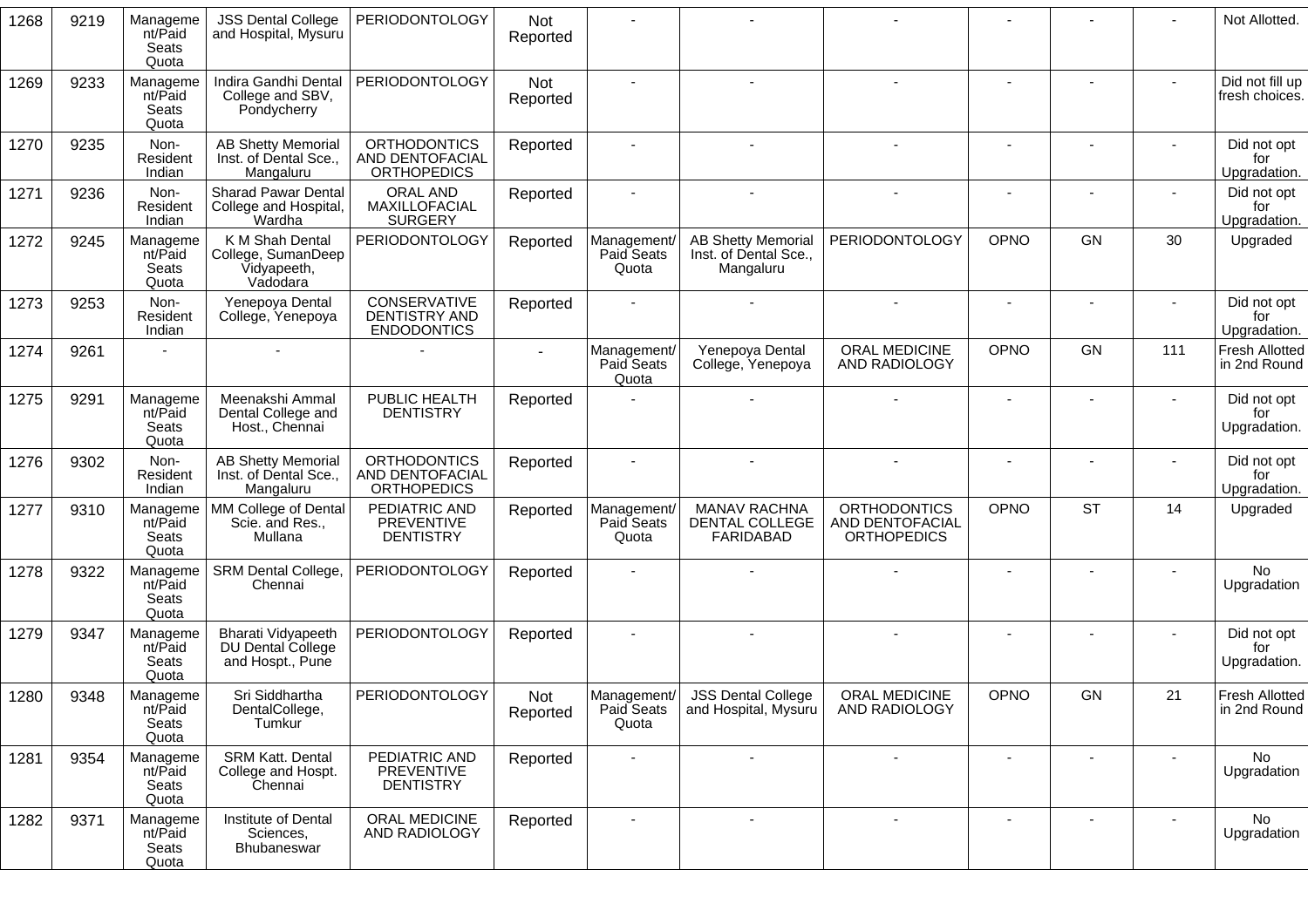| 1268 | 9219 | Management/Paid Seats Quota | JSS Dental College and Hospital, Mysuru | PERIODONTOLOGY | Not Reported | - | - | - | - | - | - | Not Allotted. |
|---|---|---|---|---|---|---|---|---|---|---|---|---|
| 1269 | 9233 | Management/Paid Seats Quota | Indira Gandhi Dental College and SBV, Pondycherry | PERIODONTOLOGY | Not Reported | - | - | - | - | - | - | Did not fill up fresh choices. |
| 1270 | 9235 | Non-Resident Indian | AB Shetty Memorial Inst. of Dental Sce., Mangaluru | ORTHODONTICS AND DENTOFACIAL ORTHOPEDICS | Reported | - | - | - | - | - | - | Did not opt for Upgradation. |
| 1271 | 9236 | Non-Resident Indian | Sharad Pawar Dental College and Hospital, Wardha | ORAL AND MAXILLOFACIAL SURGERY | Reported | - | - | - | - | - | - | Did not opt for Upgradation. |
| 1272 | 9245 | Management/Paid Seats Quota | K M Shah Dental College, SumanDeep Vidyapeeth, Vadodara | PERIODONTOLOGY | Reported | Management/ Paid Seats Quota | AB Shetty Memorial Inst. of Dental Sce., Mangaluru | PERIODONTOLOGY | OPNO | GN | 30 | Upgraded |
| 1273 | 9253 | Non-Resident Indian | Yenepoya Dental College, Yenepoya | CONSERVATIVE DENTISTRY AND ENDODONTICS | Reported | - | - | - | - | - | - | Did not opt for Upgradation. |
| 1274 | 9261 | - | - | - | - | Management/ Paid Seats Quota | Yenepoya Dental College, Yenepoya | ORAL MEDICINE AND RADIOLOGY | OPNO | GN | 111 | Fresh Allotted in 2nd Round |
| 1275 | 9291 | Management/Paid Seats Quota | Meenakshi Ammal Dental College and Host., Chennai | PUBLIC HEALTH DENTISTRY | Reported | - | - | - | - | - | - | Did not opt for Upgradation. |
| 1276 | 9302 | Non-Resident Indian | AB Shetty Memorial Inst. of Dental Sce., Mangaluru | ORTHODONTICS AND DENTOFACIAL ORTHOPEDICS | Reported | - | - | - | - | - | - | Did not opt for Upgradation. |
| 1277 | 9310 | Management/Paid Seats Quota | MM College of Dental Scie. and Res., Mullana | PEDIATRIC AND PREVENTIVE DENTISTRY | Reported | Management/ Paid Seats Quota | MANAV RACHNA DENTAL COLLEGE FARIDABAD | ORTHODONTICS AND DENTOFACIAL ORTHOPEDICS | OPNO | ST | 14 | Upgraded |
| 1278 | 9322 | Management/Paid Seats Quota | SRM Dental College, Chennai | PERIODONTOLOGY | Reported | - | - | - | - | - | - | No Upgradation |
| 1279 | 9347 | Management/Paid Seats Quota | Bharati Vidyapeeth DU Dental College and Hospt., Pune | PERIODONTOLOGY | Reported | - | - | - | - | - | - | Did not opt for Upgradation. |
| 1280 | 9348 | Management/Paid Seats Quota | Sri Siddhartha DentalCollege, Tumkur | PERIODONTOLOGY | Not Reported | Management/ Paid Seats Quota | JSS Dental College and Hospital, Mysuru | ORAL MEDICINE AND RADIOLOGY | OPNO | GN | 21 | Fresh Allotted in 2nd Round |
| 1281 | 9354 | Management/Paid Seats Quota | SRM Katt. Dental College and Hospt. Chennai | PEDIATRIC AND PREVENTIVE DENTISTRY | Reported | - | - | - | - | - | - | No Upgradation |
| 1282 | 9371 | Management/Paid Seats Quota | Institute of Dental Sciences, Bhubaneswar | ORAL MEDICINE AND RADIOLOGY | Reported | - | - | - | - | - | - | No Upgradation |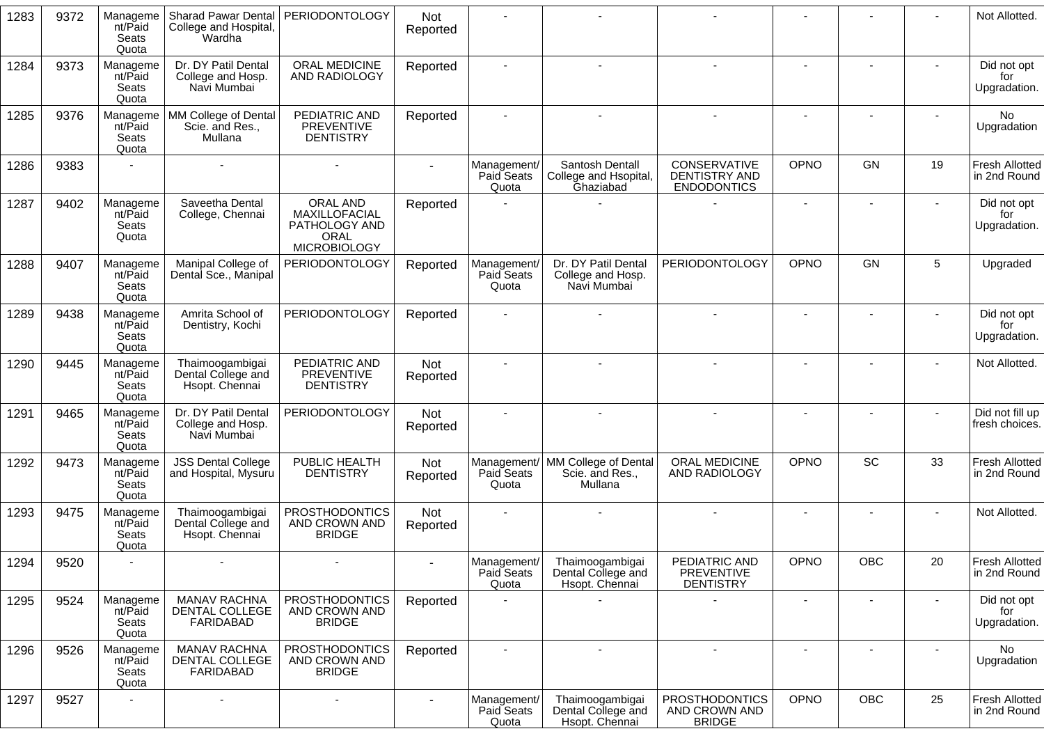| 1283 | 9372 | Management/Paid Seats Quota | Sharad Pawar Dental College and Hospital, Wardha | PERIODONTOLOGY | Not Reported | - | - | - | - | - | - | Not Allotted. |
|---|---|---|---|---|---|---|---|---|---|---|---|---|
| 1284 | 9373 | Management/Paid Seats Quota | Dr. DY Patil Dental College and Hosp. Navi Mumbai | ORAL MEDICINE AND RADIOLOGY | Reported | - | - | - | - | - | - | Did not opt for Upgradation. |
| 1285 | 9376 | Management/Paid Seats Quota | MM College of Dental Scie. and Res., Mullana | PEDIATRIC AND PREVENTIVE DENTISTRY | Reported | - | - | - | - | - | - | No Upgradation |
| 1286 | 9383 | - | - | - | - | Management/ Paid Seats Quota | Santosh Dentall College and Hsopital, Ghaziabad | CONSERVATIVE DENTISTRY AND ENDODONTICS | OPNO | GN | 19 | Fresh Allotted in 2nd Round |
| 1287 | 9402 | Management/Paid Seats Quota | Saveetha Dental College, Chennai | ORAL AND MAXILLOFACIAL PATHOLOGY AND ORAL MICROBIOLOGY | Reported | - | - | - | - | - | - | Did not opt for Upgradation. |
| 1288 | 9407 | Management/Paid Seats Quota | Manipal College of Dental Sce., Manipal | PERIODONTOLOGY | Reported | Management/ Paid Seats Quota | Dr. DY Patil Dental College and Hosp. Navi Mumbai | PERIODONTOLOGY | OPNO | GN | 5 | Upgraded |
| 1289 | 9438 | Management/Paid Seats Quota | Amrita School of Dentistry, Kochi | PERIODONTOLOGY | Reported | - | - | - | - | - | - | Did not opt for Upgradation. |
| 1290 | 9445 | Management/Paid Seats Quota | Thaimoogambigai Dental College and Hsopt. Chennai | PEDIATRIC AND PREVENTIVE DENTISTRY | Not Reported | - | - | - | - | - | - | Not Allotted. |
| 1291 | 9465 | Management/Paid Seats Quota | Dr. DY Patil Dental College and Hosp. Navi Mumbai | PERIODONTOLOGY | Not Reported | - | - | - | - | - | - | Did not fill up fresh choices. |
| 1292 | 9473 | Management/Paid Seats Quota | JSS Dental College and Hospital, Mysuru | PUBLIC HEALTH DENTISTRY | Not Reported | Management/ Paid Seats Quota | MM College of Dental Scie. and Res., Mullana | ORAL MEDICINE AND RADIOLOGY | OPNO | SC | 33 | Fresh Allotted in 2nd Round |
| 1293 | 9475 | Management/Paid Seats Quota | Thaimoogambigai Dental College and Hsopt. Chennai | PROSTHODONTICS AND CROWN AND BRIDGE | Not Reported | - | - | - | - | - | - | Not Allotted. |
| 1294 | 9520 | - | - | - | - | Management/ Paid Seats Quota | Thaimoogambigai Dental College and Hsopt. Chennai | PEDIATRIC AND PREVENTIVE DENTISTRY | OPNO | OBC | 20 | Fresh Allotted in 2nd Round |
| 1295 | 9524 | Management/Paid Seats Quota | MANAV RACHNA DENTAL COLLEGE FARIDABAD | PROSTHODONTICS AND CROWN AND BRIDGE | Reported | - | - | - | - | - | - | Did not opt for Upgradation. |
| 1296 | 9526 | Management/Paid Seats Quota | MANAV RACHNA DENTAL COLLEGE FARIDABAD | PROSTHODONTICS AND CROWN AND BRIDGE | Reported | - | - | - | - | - | - | No Upgradation |
| 1297 | 9527 | - | - | - | - | Management/ Paid Seats Quota | Thaimoogambigai Dental College and Hsopt. Chennai | PROSTHODONTICS AND CROWN AND BRIDGE | OPNO | OBC | 25 | Fresh Allotted in 2nd Round |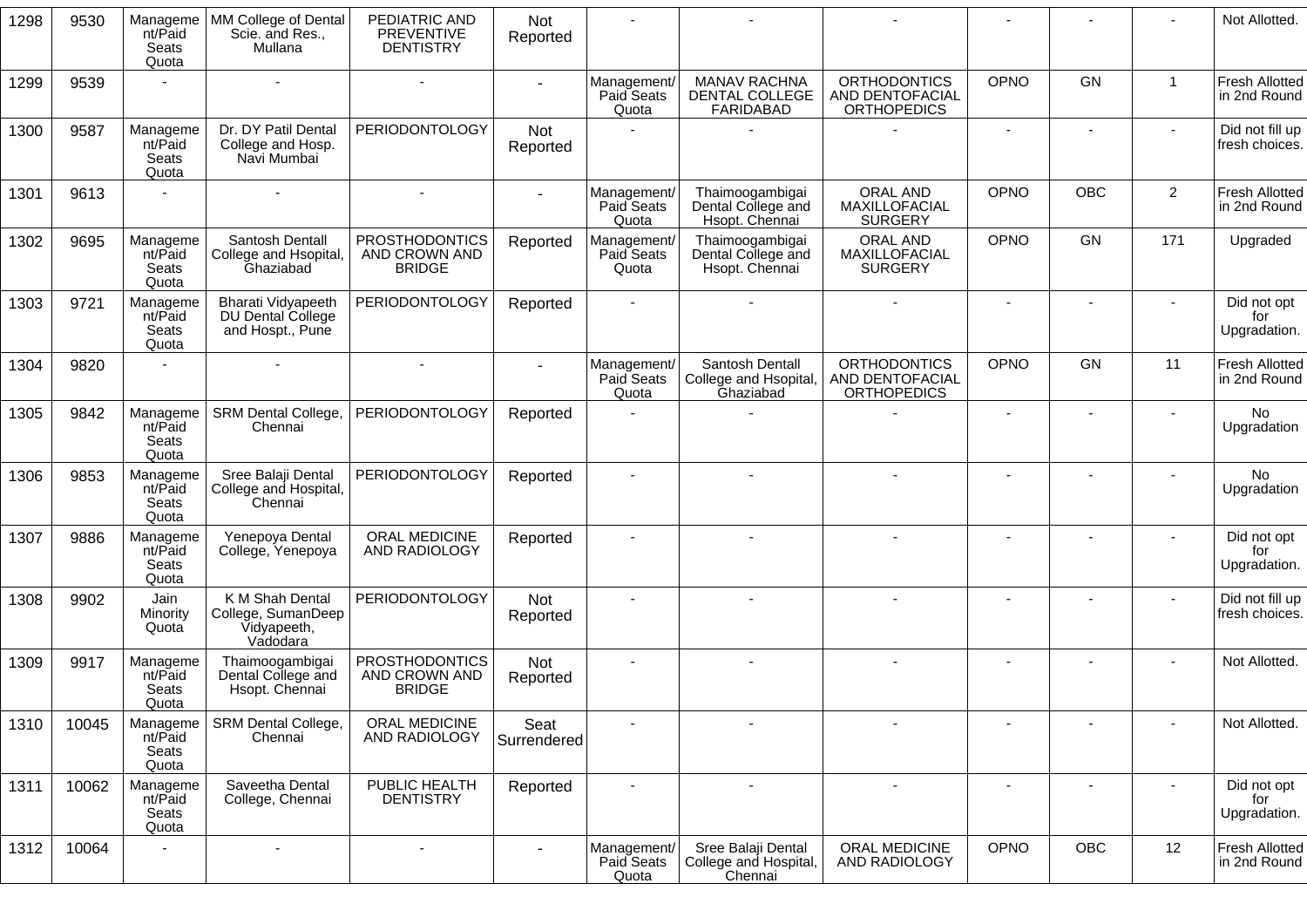| 1298 | 9530 | Management/Paid Seats Quota | MM College of Dental Scie. and Res., Mullana | PEDIATRIC AND PREVENTIVE DENTISTRY | Not Reported | - | - | - | - | - | - | Not Allotted. |
|---|---|---|---|---|---|---|---|---|---|---|---|---|
| 1299 | 9539 | - | - | - | - | Management/ Paid Seats Quota | MANAV RACHNA DENTAL COLLEGE FARIDABAD | ORTHODONTICS AND DENTOFACIAL ORTHOPEDICS | OPNO | GN | 1 | Fresh Allotted in 2nd Round |
| 1300 | 9587 | Management/Paid Seats Quota | Dr. DY Patil Dental College and Hosp. Navi Mumbai | PERIODONTOLOGY | Not Reported | - | - | - | - | - | - | Did not fill up fresh choices. |
| 1301 | 9613 | - | - | - | - | Management/ Paid Seats Quota | Thaimoogambigai Dental College and Hsopt. Chennai | ORAL AND MAXILLOFACIAL SURGERY | OPNO | OBC | 2 | Fresh Allotted in 2nd Round |
| 1302 | 9695 | Management/Paid Seats Quota | Santosh Dentall College and Hsopital, Ghaziabad | PROSTHODONTICS AND CROWN AND BRIDGE | Reported | Management/ Paid Seats Quota | Thaimoogambigai Dental College and Hsopt. Chennai | ORAL AND MAXILLOFACIAL SURGERY | OPNO | GN | 171 | Upgraded |
| 1303 | 9721 | Management/Paid Seats Quota | Bharati Vidyapeeth DU Dental College and Hospt., Pune | PERIODONTOLOGY | Reported | - | - | - | - | - | - | Did not opt for Upgradation. |
| 1304 | 9820 | - | - | - | - | Management/ Paid Seats Quota | Santosh Dentall College and Hsopital, Ghaziabad | ORTHODONTICS AND DENTOFACIAL ORTHOPEDICS | OPNO | GN | 11 | Fresh Allotted in 2nd Round |
| 1305 | 9842 | Management/Paid Seats Quota | SRM Dental College, Chennai | PERIODONTOLOGY | Reported | - | - | - | - | - | - | No Upgradation |
| 1306 | 9853 | Management/Paid Seats Quota | Sree Balaji Dental College and Hospital, Chennai | PERIODONTOLOGY | Reported | - | - | - | - | - | - | No Upgradation |
| 1307 | 9886 | Management/Paid Seats Quota | Yenepoya Dental College, Yenepoya | ORAL MEDICINE AND RADIOLOGY | Reported | - | - | - | - | - | - | Did not opt for Upgradation. |
| 1308 | 9902 | Jain Minority Quota | K M Shah Dental College, SumanDeep Vidyapeeth, Vadodara | PERIODONTOLOGY | Not Reported | - | - | - | - | - | - | Did not fill up fresh choices. |
| 1309 | 9917 | Management/Paid Seats Quota | Thaimoogambigai Dental College and Hsopt. Chennai | PROSTHODONTICS AND CROWN AND BRIDGE | Not Reported | - | - | - | - | - | - | Not Allotted. |
| 1310 | 10045 | Management/Paid Seats Quota | SRM Dental College, Chennai | ORAL MEDICINE AND RADIOLOGY | Seat Surrendered | - | - | - | - | - | - | Not Allotted. |
| 1311 | 10062 | Management/Paid Seats Quota | Saveetha Dental College, Chennai | PUBLIC HEALTH DENTISTRY | Reported | - | - | - | - | - | - | Did not opt for Upgradation. |
| 1312 | 10064 | - | - | - | - | Management/ Paid Seats Quota | Sree Balaji Dental College and Hospital, Chennai | ORAL MEDICINE AND RADIOLOGY | OPNO | OBC | 12 | Fresh Allotted in 2nd Round |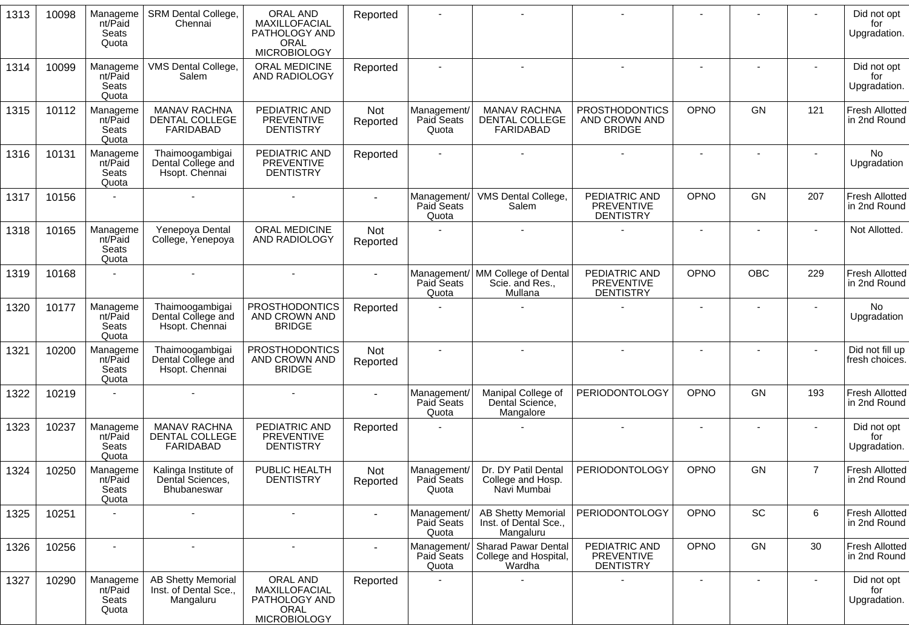| 1313 | 10098 | Management/Paid Seats Quota | SRM Dental College, Chennai | ORAL AND MAXILLOFACIAL PATHOLOGY AND ORAL MICROBIOLOGY | Reported | - | - | - | - | - | - | Did not opt for Upgradation. |
|---|---|---|---|---|---|---|---|---|---|---|---|---|
| 1314 | 10099 | Management/Paid Seats Quota | VMS Dental College, Salem | ORAL MEDICINE AND RADIOLOGY | Reported | - | - | - | - | - | - | Did not opt for Upgradation. |
| 1315 | 10112 | Management/Paid Seats Quota | MANAV RACHNA DENTAL COLLEGE FARIDABAD | PEDIATRIC AND PREVENTIVE DENTISTRY | Not Reported | Management/ Paid Seats Quota | MANAV RACHNA DENTAL COLLEGE FARIDABAD | PROSTHODONTICS AND CROWN AND BRIDGE | OPNO | GN | 121 | Fresh Allotted in 2nd Round |
| 1316 | 10131 | Management/Paid Seats Quota | Thaimoogambigai Dental College and Hsopt. Chennai | PEDIATRIC AND PREVENTIVE DENTISTRY | Reported | - | - | - | - | - | - | No Upgradation |
| 1317 | 10156 | - | - | - | - | Management/ Paid Seats Quota | VMS Dental College, Salem | PEDIATRIC AND PREVENTIVE DENTISTRY | OPNO | GN | 207 | Fresh Allotted in 2nd Round |
| 1318 | 10165 | Management/Paid Seats Quota | Yenepoya Dental College, Yenepoya | ORAL MEDICINE AND RADIOLOGY | Not Reported | - | - | - | - | - | - | Not Allotted. |
| 1319 | 10168 | - | - | - | - | Management/ Paid Seats Quota | MM College of Dental Scie. and Res., Mullana | PEDIATRIC AND PREVENTIVE DENTISTRY | OPNO | OBC | 229 | Fresh Allotted in 2nd Round |
| 1320 | 10177 | Management/Paid Seats Quota | Thaimoogambigai Dental College and Hsopt. Chennai | PROSTHODONTICS AND CROWN AND BRIDGE | Reported | - | - | - | - | - | - | No Upgradation |
| 1321 | 10200 | Management/Paid Seats Quota | Thaimoogambigai Dental College and Hsopt. Chennai | PROSTHODONTICS AND CROWN AND BRIDGE | Not Reported | - | - | - | - | - | - | Did not fill up fresh choices. |
| 1322 | 10219 | - | - | - | - | Management/ Paid Seats Quota | Manipal College of Dental Science, Mangalore | PERIODONTOLOGY | OPNO | GN | 193 | Fresh Allotted in 2nd Round |
| 1323 | 10237 | Management/Paid Seats Quota | MANAV RACHNA DENTAL COLLEGE FARIDABAD | PEDIATRIC AND PREVENTIVE DENTISTRY | Reported | - | - | - | - | - | - | Did not opt for Upgradation. |
| 1324 | 10250 | Management/Paid Seats Quota | Kalinga Institute of Dental Sciences, Bhubaneswar | PUBLIC HEALTH DENTISTRY | Not Reported | Management/ Paid Seats Quota | Dr. DY Patil Dental College and Hosp. Navi Mumbai | PERIODONTOLOGY | OPNO | GN | 7 | Fresh Allotted in 2nd Round |
| 1325 | 10251 | - | - | - | - | Management/ Paid Seats Quota | AB Shetty Memorial Inst. of Dental Sce., Mangaluru | PERIODONTOLOGY | OPNO | SC | 6 | Fresh Allotted in 2nd Round |
| 1326 | 10256 | - | - | - | - | Management/ Paid Seats Quota | Sharad Pawar Dental College and Hospital, Wardha | PEDIATRIC AND PREVENTIVE DENTISTRY | OPNO | GN | 30 | Fresh Allotted in 2nd Round |
| 1327 | 10290 | Management/Paid Seats Quota | AB Shetty Memorial Inst. of Dental Sce., Mangaluru | ORAL AND MAXILLOFACIAL PATHOLOGY AND ORAL MICROBIOLOGY | Reported | - | - | - | - | - | - | Did not opt for Upgradation. |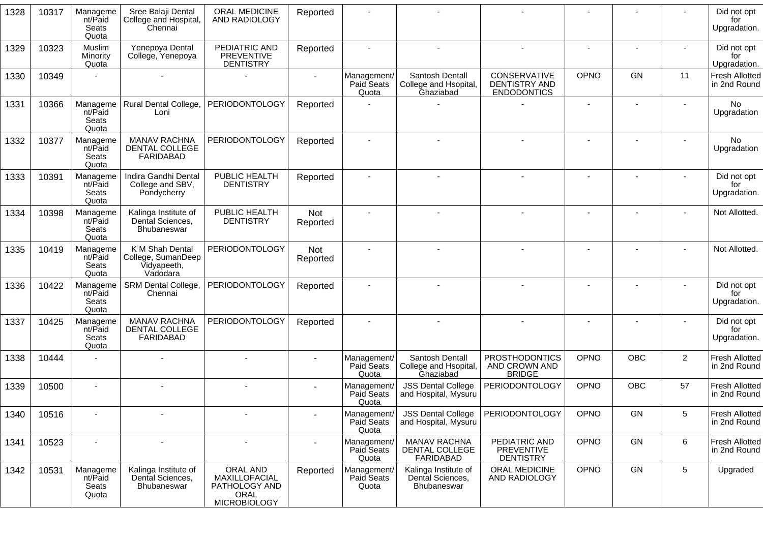| 1328 | 10317 | Management/Paid Seats Quota | Sree Balaji Dental College and Hospital, Chennai | ORAL MEDICINE AND RADIOLOGY | Reported | - | - | - | - | - | - | Did not opt for Upgradation. |
|---|---|---|---|---|---|---|---|---|---|---|---|---|
| 1329 | 10323 | Muslim Minority Quota | Yenepoya Dental College, Yenepoya | PEDIATRIC AND PREVENTIVE DENTISTRY | Reported | - | - | - | - | - | - | Did not opt for Upgradation. |
| 1330 | 10349 | - | - | - | - | Management/ Paid Seats Quota | Santosh Dentall College and Hsopital, Ghaziabad | CONSERVATIVE DENTISTRY AND ENDODONTICS | OPNO | GN | 11 | Fresh Allotted in 2nd Round |
| 1331 | 10366 | Management/Paid Seats Quota | Rural Dental College, Loni | PERIODONTOLOGY | Reported | - | - | - | - | - | - | No Upgradation |
| 1332 | 10377 | Management/Paid Seats Quota | MANAV RACHNA DENTAL COLLEGE FARIDABAD | PERIODONTOLOGY | Reported | - | - | - | - | - | - | No Upgradation |
| 1333 | 10391 | Management/Paid Seats Quota | Indira Gandhi Dental College and SBV, Pondycherry | PUBLIC HEALTH DENTISTRY | Reported | - | - | - | - | - | - | Did not opt for Upgradation. |
| 1334 | 10398 | Management/Paid Seats Quota | Kalinga Institute of Dental Sciences, Bhubaneswar | PUBLIC HEALTH DENTISTRY | Not Reported | - | - | - | - | - | - | Not Allotted. |
| 1335 | 10419 | Management/Paid Seats Quota | K M Shah Dental College, SumanDeep Vidyapeeth, Vadodara | PERIODONTOLOGY | Not Reported | - | - | - | - | - | - | Not Allotted. |
| 1336 | 10422 | Management/Paid Seats Quota | SRM Dental College, Chennai | PERIODONTOLOGY | Reported | - | - | - | - | - | - | Did not opt for Upgradation. |
| 1337 | 10425 | Management/Paid Seats Quota | MANAV RACHNA DENTAL COLLEGE FARIDABAD | PERIODONTOLOGY | Reported | - | - | - | - | - | - | Did not opt for Upgradation. |
| 1338 | 10444 | - | - | - | - | Management/ Paid Seats Quota | Santosh Dentall College and Hsopital, Ghaziabad | PROSTHODONTICS AND CROWN AND BRIDGE | OPNO | OBC | 2 | Fresh Allotted in 2nd Round |
| 1339 | 10500 | - | - | - | - | Management/ Paid Seats Quota | JSS Dental College and Hospital, Mysuru | PERIODONTOLOGY | OPNO | OBC | 57 | Fresh Allotted in 2nd Round |
| 1340 | 10516 | - | - | - | - | Management/ Paid Seats Quota | JSS Dental College and Hospital, Mysuru | PERIODONTOLOGY | OPNO | GN | 5 | Fresh Allotted in 2nd Round |
| 1341 | 10523 | - | - | - | - | Management/ Paid Seats Quota | MANAV RACHNA DENTAL COLLEGE FARIDABAD | PEDIATRIC AND PREVENTIVE DENTISTRY | OPNO | GN | 6 | Fresh Allotted in 2nd Round |
| 1342 | 10531 | Management/Paid Seats Quota | Kalinga Institute of Dental Sciences, Bhubaneswar | ORAL AND MAXILLOFACIAL PATHOLOGY AND ORAL MICROBIOLOGY | Reported | Management/ Paid Seats Quota | Kalinga Institute of Dental Sciences, Bhubaneswar | ORAL MEDICINE AND RADIOLOGY | OPNO | GN | 5 | Upgraded |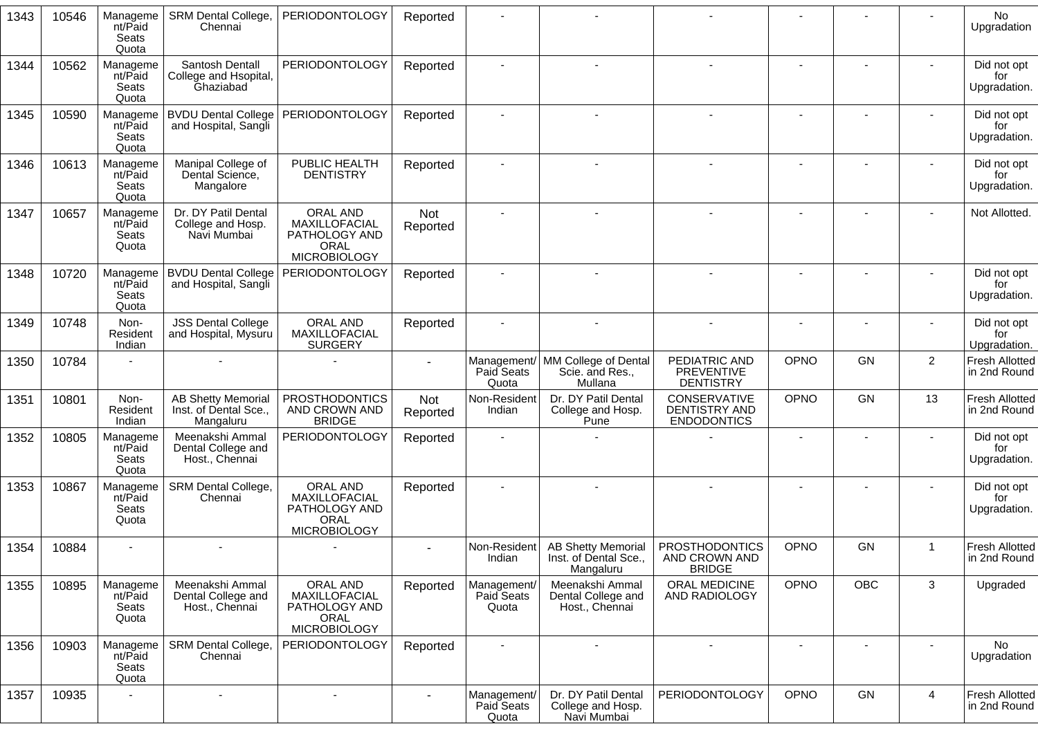| 1343 | 10546 | Management/Paid Seats Quota | SRM Dental College, Chennai | PERIODONTOLOGY | Reported | - | - | - | - | - | - | No Upgradation |
|---|---|---|---|---|---|---|---|---|---|---|---|---|
| 1344 | 10562 | Management/Paid Seats Quota | Santosh Dentall College and Hsopital, Ghaziabad | PERIODONTOLOGY | Reported | - | - | - | - | - | - | Did not opt for Upgradation. |
| 1345 | 10590 | Management/Paid Seats Quota | BVDU Dental College and Hospital, Sangli | PERIODONTOLOGY | Reported | - | - | - | - | - | - | Did not opt for Upgradation. |
| 1346 | 10613 | Management/Paid Seats Quota | Manipal College of Dental Science, Mangalore | PUBLIC HEALTH DENTISTRY | Reported | - | - | - | - | - | - | Did not opt for Upgradation. |
| 1347 | 10657 | Management/Paid Seats Quota | Dr. DY Patil Dental College and Hosp. Navi Mumbai | ORAL AND MAXILLOFACIAL PATHOLOGY AND ORAL MICROBIOLOGY | Not Reported | - | - | - | - | - | - | Not Allotted. |
| 1348 | 10720 | Management/Paid Seats Quota | BVDU Dental College and Hospital, Sangli | PERIODONTOLOGY | Reported | - | - | - | - | - | - | Did not opt for Upgradation. |
| 1349 | 10748 | Non-Resident Indian | JSS Dental College and Hospital, Mysuru | ORAL AND MAXILLOFACIAL SURGERY | Reported | - | - | - | - | - | - | Did not opt for Upgradation. |
| 1350 | 10784 | - | - | - | - | Management/ Paid Seats Quota | MM College of Dental Scie. and Res., Mullana | PEDIATRIC AND PREVENTIVE DENTISTRY | OPNO | GN | 2 | Fresh Allotted in 2nd Round |
| 1351 | 10801 | Non-Resident Indian | AB Shetty Memorial Inst. of Dental Sce., Mangaluru | PROSTHODONTICS AND CROWN AND BRIDGE | Not Reported | Non-Resident Indian | Dr. DY Patil Dental College and Hosp. Pune | CONSERVATIVE DENTISTRY AND ENDODONTICS | OPNO | GN | 13 | Fresh Allotted in 2nd Round |
| 1352 | 10805 | Management/Paid Seats Quota | Meenakshi Ammal Dental College and Host., Chennai | PERIODONTOLOGY | Reported | - | - | - | - | - | - | Did not opt for Upgradation. |
| 1353 | 10867 | Management/Paid Seats Quota | SRM Dental College, Chennai | ORAL AND MAXILLOFACIAL PATHOLOGY AND ORAL MICROBIOLOGY | Reported | - | - | - | - | - | - | Did not opt for Upgradation. |
| 1354 | 10884 | - | - | - | - | Non-Resident Indian | AB Shetty Memorial Inst. of Dental Sce., Mangaluru | PROSTHODONTICS AND CROWN AND BRIDGE | OPNO | GN | 1 | Fresh Allotted in 2nd Round |
| 1355 | 10895 | Management/Paid Seats Quota | Meenakshi Ammal Dental College and Host., Chennai | ORAL AND MAXILLOFACIAL PATHOLOGY AND ORAL MICROBIOLOGY | Reported | Management/ Paid Seats Quota | Meenakshi Ammal Dental College and Host., Chennai | ORAL MEDICINE AND RADIOLOGY | OPNO | OBC | 3 | Upgraded |
| 1356 | 10903 | Management/Paid Seats Quota | SRM Dental College, Chennai | PERIODONTOLOGY | Reported | - | - | - | - | - | - | No Upgradation |
| 1357 | 10935 | - | - | - | - | Management/ Paid Seats Quota | Dr. DY Patil Dental College and Hosp. Navi Mumbai | PERIODONTOLOGY | OPNO | GN | 4 | Fresh Allotted in 2nd Round |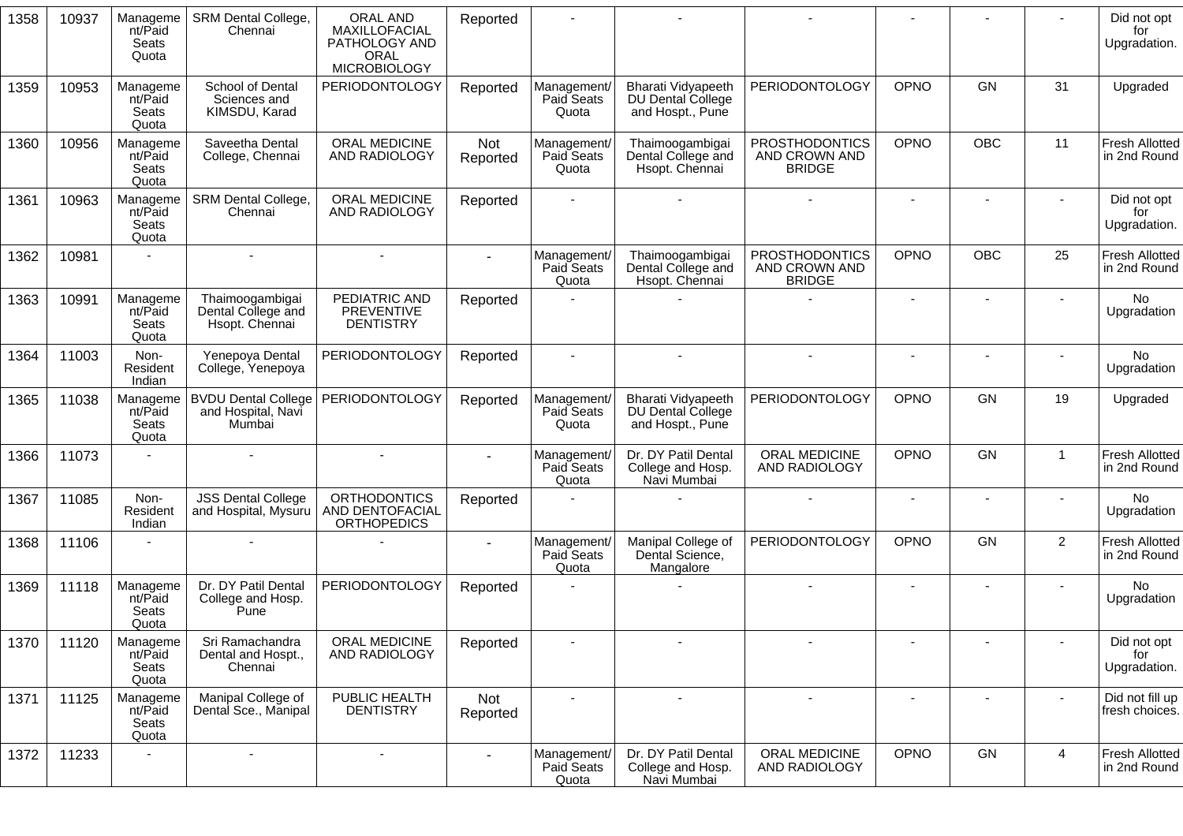| 1358 | 10937 | Management/Paid Seats Quota | SRM Dental College, Chennai | ORAL AND MAXILLOFACIAL PATHOLOGY AND ORAL MICROBIOLOGY | Reported | - | - | - | - | - | - | Did not opt for Upgradation. |
|---|---|---|---|---|---|---|---|---|---|---|---|---|
| 1359 | 10953 | Management/Paid Seats Quota | School of Dental Sciences and KIMSDU, Karad | PERIODONTOLOGY | Reported | Management/ Paid Seats Quota | Bharati Vidyapeeth DU Dental College and Hospt., Pune | PERIODONTOLOGY | OPNO | GN | 31 | Upgraded |
| 1360 | 10956 | Management/Paid Seats Quota | Saveetha Dental College, Chennai | ORAL MEDICINE AND RADIOLOGY | Not Reported | Management/ Paid Seats Quota | Thaimoogambigai Dental College and Hsopt. Chennai | PROSTHODONTICS AND CROWN AND BRIDGE | OPNO | OBC | 11 | Fresh Allotted in 2nd Round |
| 1361 | 10963 | Management/Paid Seats Quota | SRM Dental College, Chennai | ORAL MEDICINE AND RADIOLOGY | Reported | - | - | - | - | - | - | Did not opt for Upgradation. |
| 1362 | 10981 | - | - | - | - | Management/ Paid Seats Quota | Thaimoogambigai Dental College and Hsopt. Chennai | PROSTHODONTICS AND CROWN AND BRIDGE | OPNO | OBC | 25 | Fresh Allotted in 2nd Round |
| 1363 | 10991 | Management/Paid Seats Quota | Thaimoogambigai Dental College and Hsopt. Chennai | PEDIATRIC AND PREVENTIVE DENTISTRY | Reported | - | - | - | - | - | - | No Upgradation |
| 1364 | 11003 | Non-Resident Indian | Yenepoya Dental College, Yenepoya | PERIODONTOLOGY | Reported | - | - | - | - | - | - | No Upgradation |
| 1365 | 11038 | Management/Paid Seats Quota | BVDU Dental College and Hospital, Navi Mumbai | PERIODONTOLOGY | Reported | Management/ Paid Seats Quota | Bharati Vidyapeeth DU Dental College and Hospt., Pune | PERIODONTOLOGY | OPNO | GN | 19 | Upgraded |
| 1366 | 11073 | - | - | - | - | Management/ Paid Seats Quota | Dr. DY Patil Dental College and Hosp. Navi Mumbai | ORAL MEDICINE AND RADIOLOGY | OPNO | GN | 1 | Fresh Allotted in 2nd Round |
| 1367 | 11085 | Non-Resident Indian | JSS Dental College and Hospital, Mysuru | ORTHODONTICS AND DENTOFACIAL ORTHOPEDICS | Reported | - | - | - | - | - | - | No Upgradation |
| 1368 | 11106 | - | - | - | - | Management/ Paid Seats Quota | Manipal College of Dental Science, Mangalore | PERIODONTOLOGY | OPNO | GN | 2 | Fresh Allotted in 2nd Round |
| 1369 | 11118 | Management/Paid Seats Quota | Dr. DY Patil Dental College and Hosp. Pune | PERIODONTOLOGY | Reported | - | - | - | - | - | - | No Upgradation |
| 1370 | 11120 | Management/Paid Seats Quota | Sri Ramachandra Dental and Hospt., Chennai | ORAL MEDICINE AND RADIOLOGY | Reported | - | - | - | - | - | - | Did not opt for Upgradation. |
| 1371 | 11125 | Management/Paid Seats Quota | Manipal College of Dental Sce., Manipal | PUBLIC HEALTH DENTISTRY | Not Reported | - | - | - | - | - | - | Did not fill up fresh choices. |
| 1372 | 11233 | - | - | - | - | Management/ Paid Seats Quota | Dr. DY Patil Dental College and Hosp. Navi Mumbai | ORAL MEDICINE AND RADIOLOGY | OPNO | GN | 4 | Fresh Allotted in 2nd Round |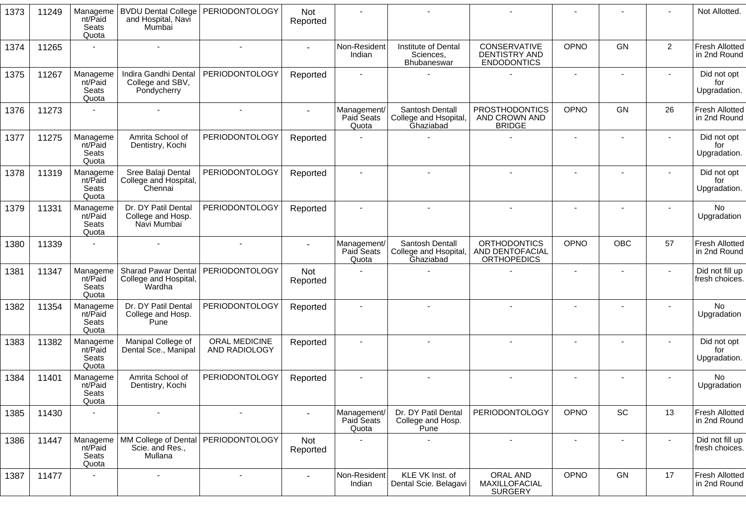| 1373 | 11249 | Management/Paid Seats Quota | BVDU Dental College and Hospital, Navi Mumbai | PERIODONTOLOGY | Not Reported | - | - | - | - | - | - | Not Allotted. |
|---|---|---|---|---|---|---|---|---|---|---|---|---|
| 1374 | 11265 | - | - | - | - | Non-Resident Indian | Institute of Dental Sciences, Bhubaneswar | CONSERVATIVE DENTISTRY AND ENDODONTICS | OPNO | GN | 2 | Fresh Allotted in 2nd Round |
| 1375 | 11267 | Management/Paid Seats Quota | Indira Gandhi Dental College and SBV, Pondycherry | PERIODONTOLOGY | Reported | - | - | - | - | - | - | Did not opt for Upgradation. |
| 1376 | 11273 | - | - | - | - | Management/ Paid Seats Quota | Santosh Dentall College and Hsopital, Ghaziabad | PROSTHODONTICS AND CROWN AND BRIDGE | OPNO | GN | 26 | Fresh Allotted in 2nd Round |
| 1377 | 11275 | Management/Paid Seats Quota | Amrita School of Dentistry, Kochi | PERIODONTOLOGY | Reported | - | - | - | - | - | - | Did not opt for Upgradation. |
| 1378 | 11319 | Management/Paid Seats Quota | Sree Balaji Dental College and Hospital, Chennai | PERIODONTOLOGY | Reported | - | - | - | - | - | - | Did not opt for Upgradation. |
| 1379 | 11331 | Management/Paid Seats Quota | Dr. DY Patil Dental College and Hosp. Navi Mumbai | PERIODONTOLOGY | Reported | - | - | - | - | - | - | No Upgradation |
| 1380 | 11339 | - | - | - | - | Management/ Paid Seats Quota | Santosh Dentall College and Hsopital, Ghaziabad | ORTHODONTICS AND DENTOFACIAL ORTHOPEDICS | OPNO | OBC | 57 | Fresh Allotted in 2nd Round |
| 1381 | 11347 | Management/Paid Seats Quota | Sharad Pawar Dental College and Hospital, Wardha | PERIODONTOLOGY | Not Reported | - | - | - | - | - | - | Did not fill up fresh choices. |
| 1382 | 11354 | Management/Paid Seats Quota | Dr. DY Patil Dental College and Hosp. Pune | PERIODONTOLOGY | Reported | - | - | - | - | - | - | No Upgradation |
| 1383 | 11382 | Management/Paid Seats Quota | Manipal College of Dental Sce., Manipal | ORAL MEDICINE AND RADIOLOGY | Reported | - | - | - | - | - | - | Did not opt for Upgradation. |
| 1384 | 11401 | Management/Paid Seats Quota | Amrita School of Dentistry, Kochi | PERIODONTOLOGY | Reported | - | - | - | - | - | - | No Upgradation |
| 1385 | 11430 | - | - | - | - | Management/ Paid Seats Quota | Dr. DY Patil Dental College and Hosp. Pune | PERIODONTOLOGY | OPNO | SC | 13 | Fresh Allotted in 2nd Round |
| 1386 | 11447 | Management/Paid Seats Quota | MM College of Dental Scie. and Res., Mullana | PERIODONTOLOGY | Not Reported | - | - | - | - | - | - | Did not fill up fresh choices. |
| 1387 | 11477 | - | - | - | - | Non-Resident Indian | KLE VK Inst. of Dental Scie. Belagavi | ORAL AND MAXILLOFACIAL SURGERY | OPNO | GN | 17 | Fresh Allotted in 2nd Round |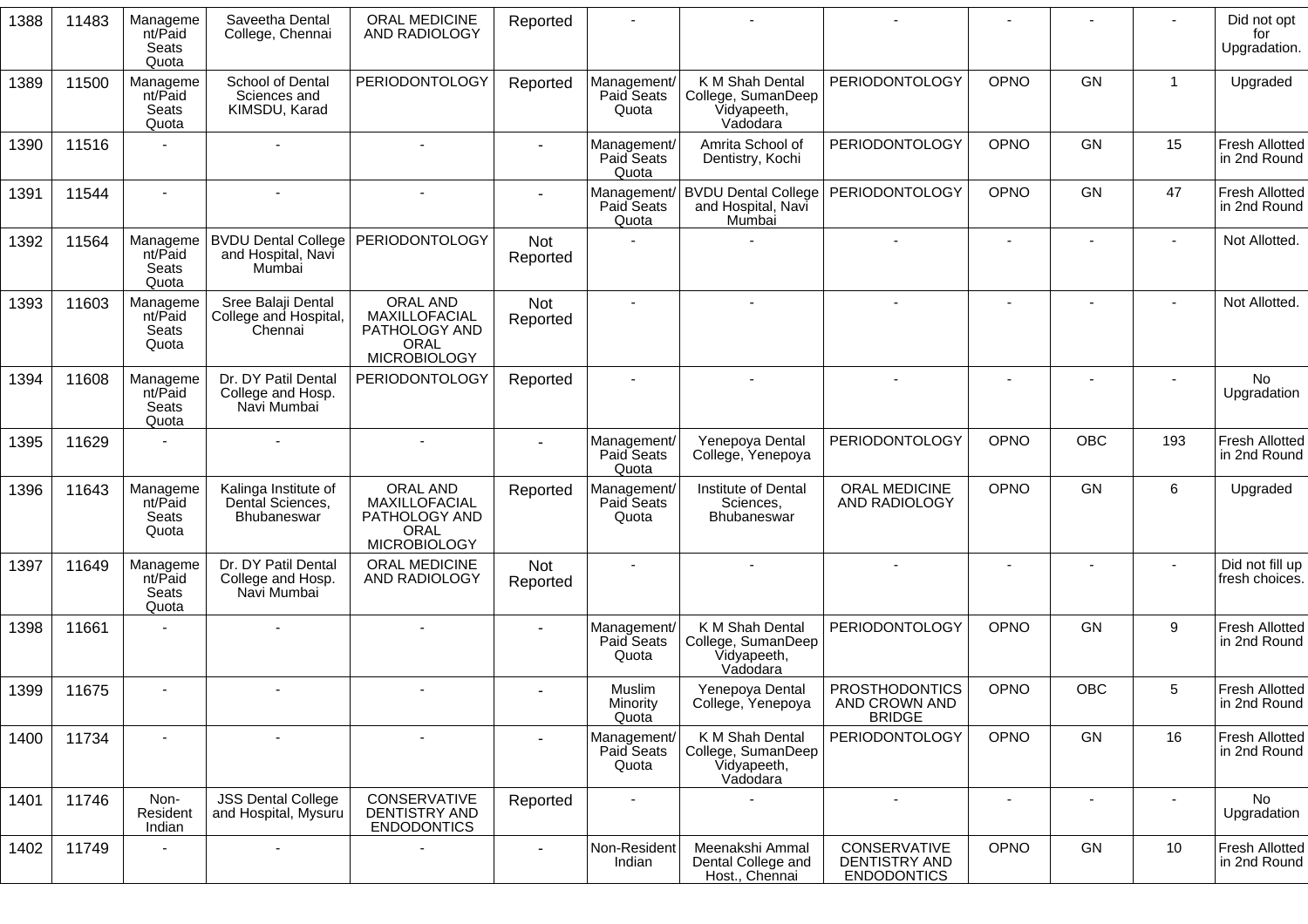| 1388 | 11483 | Management/Paid Seats Quota | Saveetha Dental College, Chennai | ORAL MEDICINE AND RADIOLOGY | Reported | - | - | - | - | - | - | Did not opt for Upgradation. |
|---|---|---|---|---|---|---|---|---|---|---|---|---|
| 1389 | 11500 | Management/Paid Seats Quota | School of Dental Sciences and KIMSDU, Karad | PERIODONTOLOGY | Reported | Management/ Paid Seats Quota | K M Shah Dental College, SumanDeep Vidyapeeth, Vadodara | PERIODONTOLOGY | OPNO | GN | 1 | Upgraded |
| 1390 | 11516 | - | - | - | - | Management/ Paid Seats Quota | Amrita School of Dentistry, Kochi | PERIODONTOLOGY | OPNO | GN | 15 | Fresh Allotted in 2nd Round |
| 1391 | 11544 | - | - | - | - | Management/ Paid Seats Quota | BVDU Dental College and Hospital, Navi Mumbai | PERIODONTOLOGY | OPNO | GN | 47 | Fresh Allotted in 2nd Round |
| 1392 | 11564 | Management/Paid Seats Quota | BVDU Dental College and Hospital, Navi Mumbai | PERIODONTOLOGY | Not Reported | - | - | - | - | - | - | Not Allotted. |
| 1393 | 11603 | Management/Paid Seats Quota | Sree Balaji Dental College and Hospital, Chennai | ORAL AND MAXILLOFACIAL PATHOLOGY AND ORAL MICROBIOLOGY | Not Reported | - | - | - | - | - | - | Not Allotted. |
| 1394 | 11608 | Management/Paid Seats Quota | Dr. DY Patil Dental College and Hosp. Navi Mumbai | PERIODONTOLOGY | Reported | - | - | - | - | - | - | No Upgradation |
| 1395 | 11629 | - | - | - | - | Management/ Paid Seats Quota | Yenepoya Dental College, Yenepoya | PERIODONTOLOGY | OPNO | OBC | 193 | Fresh Allotted in 2nd Round |
| 1396 | 11643 | Management/Paid Seats Quota | Kalinga Institute of Dental Sciences, Bhubaneswar | ORAL AND MAXILLOFACIAL PATHOLOGY AND ORAL MICROBIOLOGY | Reported | Management/ Paid Seats Quota | Institute of Dental Sciences, Bhubaneswar | ORAL MEDICINE AND RADIOLOGY | OPNO | GN | 6 | Upgraded |
| 1397 | 11649 | Management/Paid Seats Quota | Dr. DY Patil Dental College and Hosp. Navi Mumbai | ORAL MEDICINE AND RADIOLOGY | Not Reported | - | - | - | - | - | - | Did not fill up fresh choices. |
| 1398 | 11661 | - | - | - | - | Management/ Paid Seats Quota | K M Shah Dental College, SumanDeep Vidyapeeth, Vadodara | PERIODONTOLOGY | OPNO | GN | 9 | Fresh Allotted in 2nd Round |
| 1399 | 11675 | - | - | - | - | Muslim Minority Quota | Yenepoya Dental College, Yenepoya | PROSTHODONTICS AND CROWN AND BRIDGE | OPNO | OBC | 5 | Fresh Allotted in 2nd Round |
| 1400 | 11734 | - | - | - | - | Management/ Paid Seats Quota | K M Shah Dental College, SumanDeep Vidyapeeth, Vadodara | PERIODONTOLOGY | OPNO | GN | 16 | Fresh Allotted in 2nd Round |
| 1401 | 11746 | Non-Resident Indian | JSS Dental College and Hospital, Mysuru | CONSERVATIVE DENTISTRY AND ENDODONTICS | Reported | - | - | - | - | - | - | No Upgradation |
| 1402 | 11749 | - | - | - | - | Non-Resident Indian | Meenakshi Ammal Dental College and Host., Chennai | CONSERVATIVE DENTISTRY AND ENDODONTICS | OPNO | GN | 10 | Fresh Allotted in 2nd Round |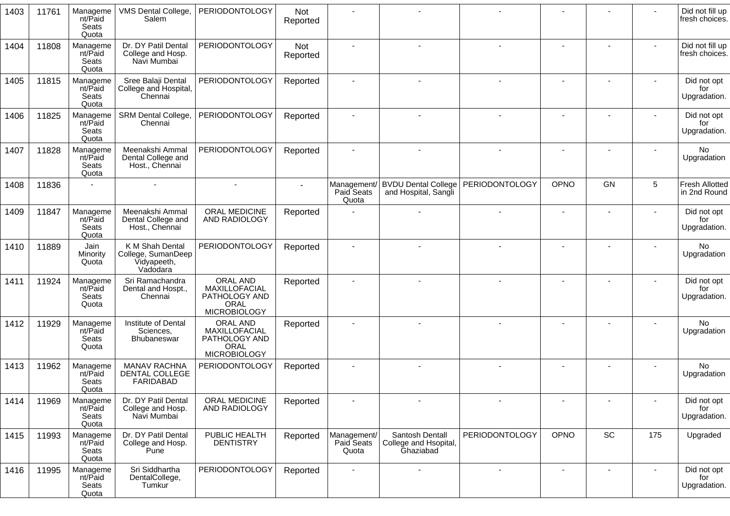| 1403 | 11761 | Management/Paid Seats Quota | VMS Dental College, Salem | PERIODONTOLOGY | Not Reported | - | - | - | - | - | - | Did not fill up fresh choices. |
|---|---|---|---|---|---|---|---|---|---|---|---|---|
| 1404 | 11808 | Management/Paid Seats Quota | Dr. DY Patil Dental College and Hosp. Navi Mumbai | PERIODONTOLOGY | Not Reported | - | - | - | - | - | - | Did not fill up fresh choices. |
| 1405 | 11815 | Management/Paid Seats Quota | Sree Balaji Dental College and Hospital, Chennai | PERIODONTOLOGY | Reported | - | - | - | - | - | - | Did not opt for Upgradation. |
| 1406 | 11825 | Management/Paid Seats Quota | SRM Dental College, Chennai | PERIODONTOLOGY | Reported | - | - | - | - | - | - | Did not opt for Upgradation. |
| 1407 | 11828 | Management/Paid Seats Quota | Meenakshi Ammal Dental College and Host., Chennai | PERIODONTOLOGY | Reported | - | - | - | - | - | - | No Upgradation |
| 1408 | 11836 | - | - | - | - | Management/ Paid Seats Quota | BVDU Dental College and Hospital, Sangli | PERIODONTOLOGY | OPNO | GN | 5 | Fresh Allotted in 2nd Round |
| 1409 | 11847 | Management/Paid Seats Quota | Meenakshi Ammal Dental College and Host., Chennai | ORAL MEDICINE AND RADIOLOGY | Reported | - | - | - | - | - | - | Did not opt for Upgradation. |
| 1410 | 11889 | Jain Minority Quota | K M Shah Dental College, SumanDeep Vidyapeeth, Vadodara | PERIODONTOLOGY | Reported | - | - | - | - | - | - | No Upgradation |
| 1411 | 11924 | Management/Paid Seats Quota | Sri Ramachandra Dental and Hospt., Chennai | ORAL AND MAXILLOFACIAL PATHOLOGY AND ORAL MICROBIOLOGY | Reported | - | - | - | - | - | - | Did not opt for Upgradation. |
| 1412 | 11929 | Management/Paid Seats Quota | Institute of Dental Sciences, Bhubaneswar | ORAL AND MAXILLOFACIAL PATHOLOGY AND ORAL MICROBIOLOGY | Reported | - | - | - | - | - | - | No Upgradation |
| 1413 | 11962 | Management/Paid Seats Quota | MANAV RACHNA DENTAL COLLEGE FARIDABAD | PERIODONTOLOGY | Reported | - | - | - | - | - | - | No Upgradation |
| 1414 | 11969 | Management/Paid Seats Quota | Dr. DY Patil Dental College and Hosp. Navi Mumbai | ORAL MEDICINE AND RADIOLOGY | Reported | - | - | - | - | - | - | Did not opt for Upgradation. |
| 1415 | 11993 | Management/Paid Seats Quota | Dr. DY Patil Dental College and Hosp. Pune | PUBLIC HEALTH DENTISTRY | Reported | Management/ Paid Seats Quota | Santosh Dentall College and Hsopital, Ghaziabad | PERIODONTOLOGY | OPNO | SC | 175 | Upgraded |
| 1416 | 11995 | Management/Paid Seats Quota | Sri Siddhartha DentalCollege, Tumkur | PERIODONTOLOGY | Reported | - | - | - | - | - | - | Did not opt for Upgradation. |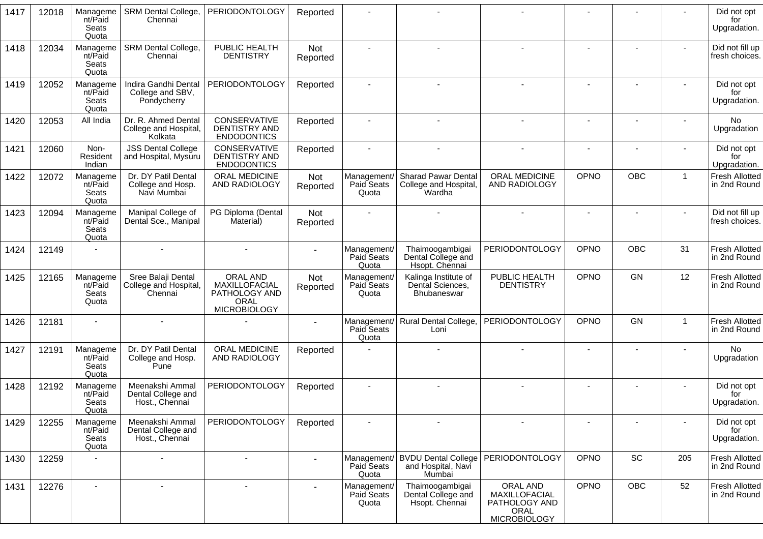| 1417 | 12018 | Management/Paid Seats Quota | SRM Dental College, Chennai | PERIODONTOLOGY | Reported | - | - | - | - | - | - | Did not opt for Upgradation. |
|---|---|---|---|---|---|---|---|---|---|---|---|---|
| 1418 | 12034 | Management/Paid Seats Quota | SRM Dental College, Chennai | PUBLIC HEALTH DENTISTRY | Not Reported | - | - | - | - | - | - | Did not fill up fresh choices. |
| 1419 | 12052 | Management/Paid Seats Quota | Indira Gandhi Dental College and SBV, Pondycherry | PERIODONTOLOGY | Reported | - | - | - | - | - | - | Did not opt for Upgradation. |
| 1420 | 12053 | All India | Dr. R. Ahmed Dental College and Hospital, Kolkata | CONSERVATIVE DENTISTRY AND ENDODONTICS | Reported | - | - | - | - | - | - | No Upgradation |
| 1421 | 12060 | Non-Resident Indian | JSS Dental College and Hospital, Mysuru | CONSERVATIVE DENTISTRY AND ENDODONTICS | Reported | - | - | - | - | - | - | Did not opt for Upgradation. |
| 1422 | 12072 | Management/Paid Seats Quota | Dr. DY Patil Dental College and Hosp. Navi Mumbai | ORAL MEDICINE AND RADIOLOGY | Not Reported | Management/ Paid Seats Quota | Sharad Pawar Dental College and Hospital, Wardha | ORAL MEDICINE AND RADIOLOGY | OPNO | OBC | 1 | Fresh Allotted in 2nd Round |
| 1423 | 12094 | Management/Paid Seats Quota | Manipal College of Dental Sce., Manipal | PG Diploma (Dental Material) | Not Reported | - | - | - | - | - | - | Did not fill up fresh choices. |
| 1424 | 12149 | - | - | - | - | Management/ Paid Seats Quota | Thaimoogambigai Dental College and Hsopt. Chennai | PERIODONTOLOGY | OPNO | OBC | 31 | Fresh Allotted in 2nd Round |
| 1425 | 12165 | Management/Paid Seats Quota | Sree Balaji Dental College and Hospital, Chennai | ORAL AND MAXILLOFACIAL PATHOLOGY AND ORAL MICROBIOLOGY | Not Reported | Management/ Paid Seats Quota | Kalinga Institute of Dental Sciences, Bhubaneswar | PUBLIC HEALTH DENTISTRY | OPNO | GN | 12 | Fresh Allotted in 2nd Round |
| 1426 | 12181 | - | - | - | - | Management/ Paid Seats Quota | Rural Dental College, Loni | PERIODONTOLOGY | OPNO | GN | 1 | Fresh Allotted in 2nd Round |
| 1427 | 12191 | Management/Paid Seats Quota | Dr. DY Patil Dental College and Hosp. Pune | ORAL MEDICINE AND RADIOLOGY | Reported | - | - | - | - | - | - | No Upgradation |
| 1428 | 12192 | Management/Paid Seats Quota | Meenakshi Ammal Dental College and Host., Chennai | PERIODONTOLOGY | Reported | - | - | - | - | - | - | Did not opt for Upgradation. |
| 1429 | 12255 | Management/Paid Seats Quota | Meenakshi Ammal Dental College and Host., Chennai | PERIODONTOLOGY | Reported | - | - | - | - | - | - | Did not opt for Upgradation. |
| 1430 | 12259 | - | - | - | - | Management/ Paid Seats Quota | BVDU Dental College and Hospital, Navi Mumbai | PERIODONTOLOGY | OPNO | SC | 205 | Fresh Allotted in 2nd Round |
| 1431 | 12276 | - | - | - | - | Management/ Paid Seats Quota | Thaimoogambigai Dental College and Hsopt. Chennai | ORAL AND MAXILLOFACIAL PATHOLOGY AND ORAL MICROBIOLOGY | OPNO | OBC | 52 | Fresh Allotted in 2nd Round |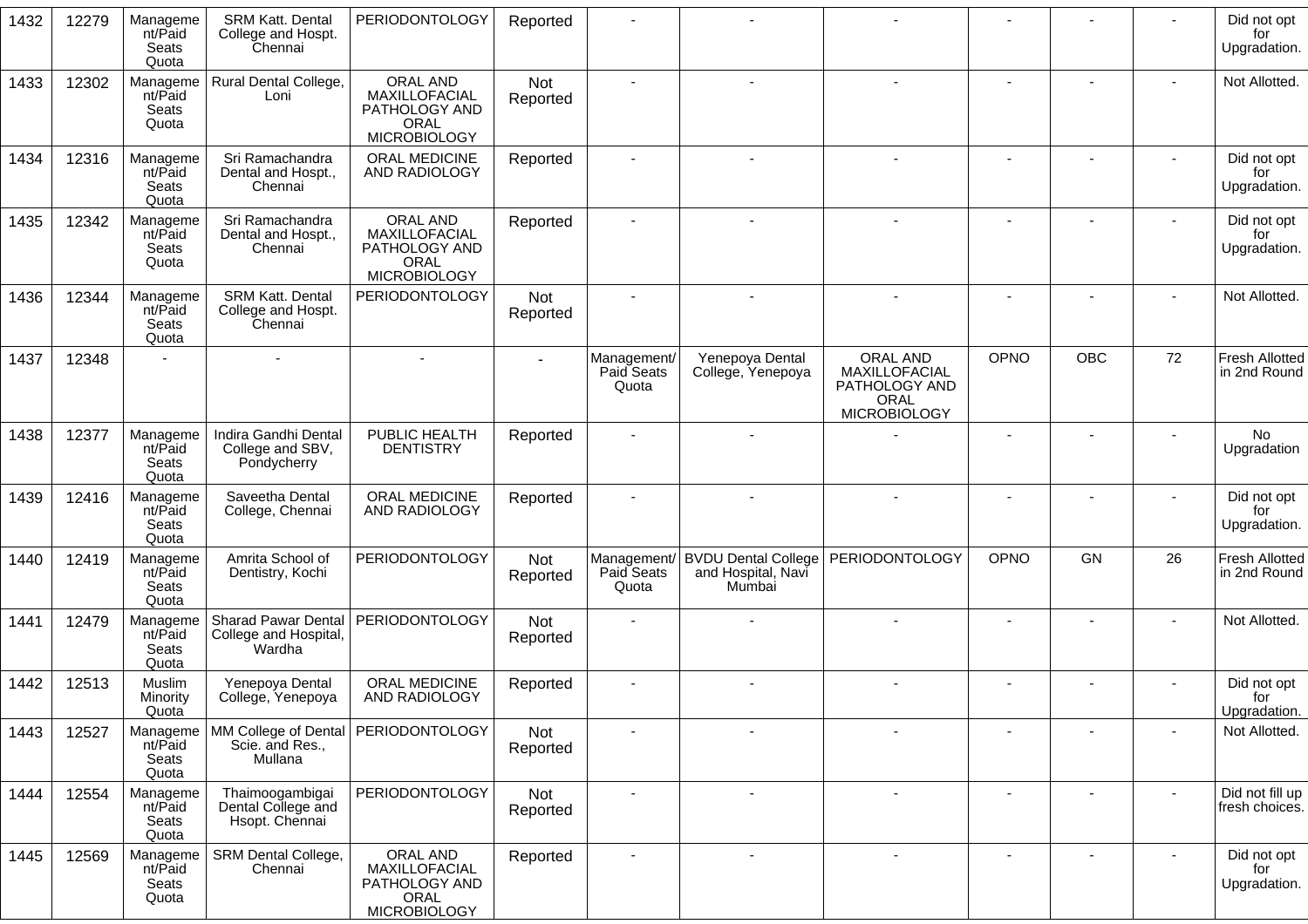| 1432 | 12279 | Management/Paid Seats Quota | SRM Katt. Dental College and Hospt. Chennai | PERIODONTOLOGY | Reported | - | - | - | - | - | - | Did not opt for Upgradation. |
|---|---|---|---|---|---|---|---|---|---|---|---|---|
| 1433 | 12302 | Management/Paid Seats Quota | Rural Dental College, Loni | ORAL AND MAXILLOFACIAL PATHOLOGY AND ORAL MICROBIOLOGY | Not Reported | - | - | - | - | - | - | Not Allotted. |
| 1434 | 12316 | Management/Paid Seats Quota | Sri Ramachandra Dental and Hospt., Chennai | ORAL MEDICINE AND RADIOLOGY | Reported | - | - | - | - | - | - | Did not opt for Upgradation. |
| 1435 | 12342 | Management/Paid Seats Quota | Sri Ramachandra Dental and Hospt., Chennai | ORAL AND MAXILLOFACIAL PATHOLOGY AND ORAL MICROBIOLOGY | Reported | - | - | - | - | - | - | Did not opt for Upgradation. |
| 1436 | 12344 | Management/Paid Seats Quota | SRM Katt. Dental College and Hospt. Chennai | PERIODONTOLOGY | Not Reported | - | - | - | - | - | - | Not Allotted. |
| 1437 | 12348 | - | - | - | - | Management/ Paid Seats Quota | Yenepoya Dental College, Yenepoya | ORAL AND MAXILLOFACIAL PATHOLOGY AND ORAL MICROBIOLOGY | OPNO | OBC | 72 | Fresh Allotted in 2nd Round |
| 1438 | 12377 | Management/Paid Seats Quota | Indira Gandhi Dental College and SBV, Pondycherry | PUBLIC HEALTH DENTISTRY | Reported | - | - | - | - | - | - | No Upgradation |
| 1439 | 12416 | Management/Paid Seats Quota | Saveetha Dental College, Chennai | ORAL MEDICINE AND RADIOLOGY | Reported | - | - | - | - | - | - | Did not opt for Upgradation. |
| 1440 | 12419 | Management/Paid Seats Quota | Amrita School of Dentistry, Kochi | PERIODONTOLOGY | Not Reported | Management/ Paid Seats Quota | BVDU Dental College and Hospital, Navi Mumbai | PERIODONTOLOGY | OPNO | GN | 26 | Fresh Allotted in 2nd Round |
| 1441 | 12479 | Management/Paid Seats Quota | Sharad Pawar Dental College and Hospital, Wardha | PERIODONTOLOGY | Not Reported | - | - | - | - | - | - | Not Allotted. |
| 1442 | 12513 | Muslim Minority Quota | Yenepoya Dental College, Yenepoya | ORAL MEDICINE AND RADIOLOGY | Reported | - | - | - | - | - | - | Did not opt for Upgradation. |
| 1443 | 12527 | Management/Paid Seats Quota | MM College of Dental Scie. and Res., Mullana | PERIODONTOLOGY | Not Reported | - | - | - | - | - | - | Not Allotted. |
| 1444 | 12554 | Management/Paid Seats Quota | Thaimoogambigai Dental College and Hsopt. Chennai | PERIODONTOLOGY | Not Reported | - | - | - | - | - | - | Did not fill up fresh choices. |
| 1445 | 12569 | Management/Paid Seats Quota | SRM Dental College, Chennai | ORAL AND MAXILLOFACIAL PATHOLOGY AND ORAL MICROBIOLOGY | Reported | - | - | - | - | - | - | Did not opt for Upgradation. |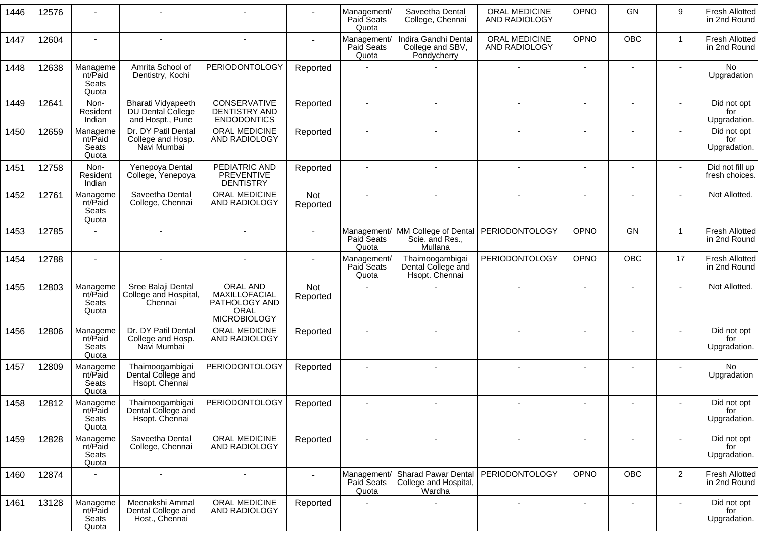| 1446 | 12576 | - | - | - | - | Management/ Paid Seats Quota | Saveetha Dental College, Chennai | ORAL MEDICINE AND RADIOLOGY | OPNO | GN | 9 | Fresh Allotted in 2nd Round |
|---|---|---|---|---|---|---|---|---|---|---|---|---|
| 1447 | 12604 | - | - | - | - | Management/ Paid Seats Quota | Indira Gandhi Dental College and SBV, Pondycherry | ORAL MEDICINE AND RADIOLOGY | OPNO | OBC | 1 | Fresh Allotted in 2nd Round |
| 1448 | 12638 | Management/Paid Seats Quota | Amrita School of Dentistry, Kochi | PERIODONTOLOGY | Reported | - | - | - | - | - | - | No Upgradation |
| 1449 | 12641 | Non-Resident Indian | Bharati Vidyapeeth DU Dental College and Hospt., Pune | CONSERVATIVE DENTISTRY AND ENDODONTICS | Reported | - | - | - | - | - | - | Did not opt for Upgradation. |
| 1450 | 12659 | Management/Paid Seats Quota | Dr. DY Patil Dental College and Hosp. Navi Mumbai | ORAL MEDICINE AND RADIOLOGY | Reported | - | - | - | - | - | - | Did not opt for Upgradation. |
| 1451 | 12758 | Non-Resident Indian | Yenepoya Dental College, Yenepoya | PEDIATRIC AND PREVENTIVE DENTISTRY | Reported | - | - | - | - | - | - | Did not fill up fresh choices. |
| 1452 | 12761 | Management/Paid Seats Quota | Saveetha Dental College, Chennai | ORAL MEDICINE AND RADIOLOGY | Not Reported | - | - | - | - | - | - | Not Allotted. |
| 1453 | 12785 | - | - | - | - | Management/ Paid Seats Quota | MM College of Dental Scie. and Res., Mullana | PERIODONTOLOGY | OPNO | GN | 1 | Fresh Allotted in 2nd Round |
| 1454 | 12788 | - | - | - | - | Management/ Paid Seats Quota | Thaimoogambigai Dental College and Hsopt. Chennai | PERIODONTOLOGY | OPNO | OBC | 17 | Fresh Allotted in 2nd Round |
| 1455 | 12803 | Management/Paid Seats Quota | Sree Balaji Dental College and Hospital, Chennai | ORAL AND MAXILLOFACIAL PATHOLOGY AND ORAL MICROBIOLOGY | Not Reported | - | - | - | - | - | - | Not Allotted. |
| 1456 | 12806 | Management/Paid Seats Quota | Dr. DY Patil Dental College and Hosp. Navi Mumbai | ORAL MEDICINE AND RADIOLOGY | Reported | - | - | - | - | - | - | Did not opt for Upgradation. |
| 1457 | 12809 | Management/Paid Seats Quota | Thaimoogambigai Dental College and Hsopt. Chennai | PERIODONTOLOGY | Reported | - | - | - | - | - | - | No Upgradation |
| 1458 | 12812 | Management/Paid Seats Quota | Thaimoogambigai Dental College and Hsopt. Chennai | PERIODONTOLOGY | Reported | - | - | - | - | - | - | Did not opt for Upgradation. |
| 1459 | 12828 | Management/Paid Seats Quota | Saveetha Dental College, Chennai | ORAL MEDICINE AND RADIOLOGY | Reported | - | - | - | - | - | - | Did not opt for Upgradation. |
| 1460 | 12874 | - | - | - | - | Management/ Paid Seats Quota | Sharad Pawar Dental College and Hospital, Wardha | PERIODONTOLOGY | OPNO | OBC | 2 | Fresh Allotted in 2nd Round |
| 1461 | 13128 | Management/Paid Seats Quota | Meenakshi Ammal Dental College and Host., Chennai | ORAL MEDICINE AND RADIOLOGY | Reported | - | - | - | - | - | - | Did not opt for Upgradation. |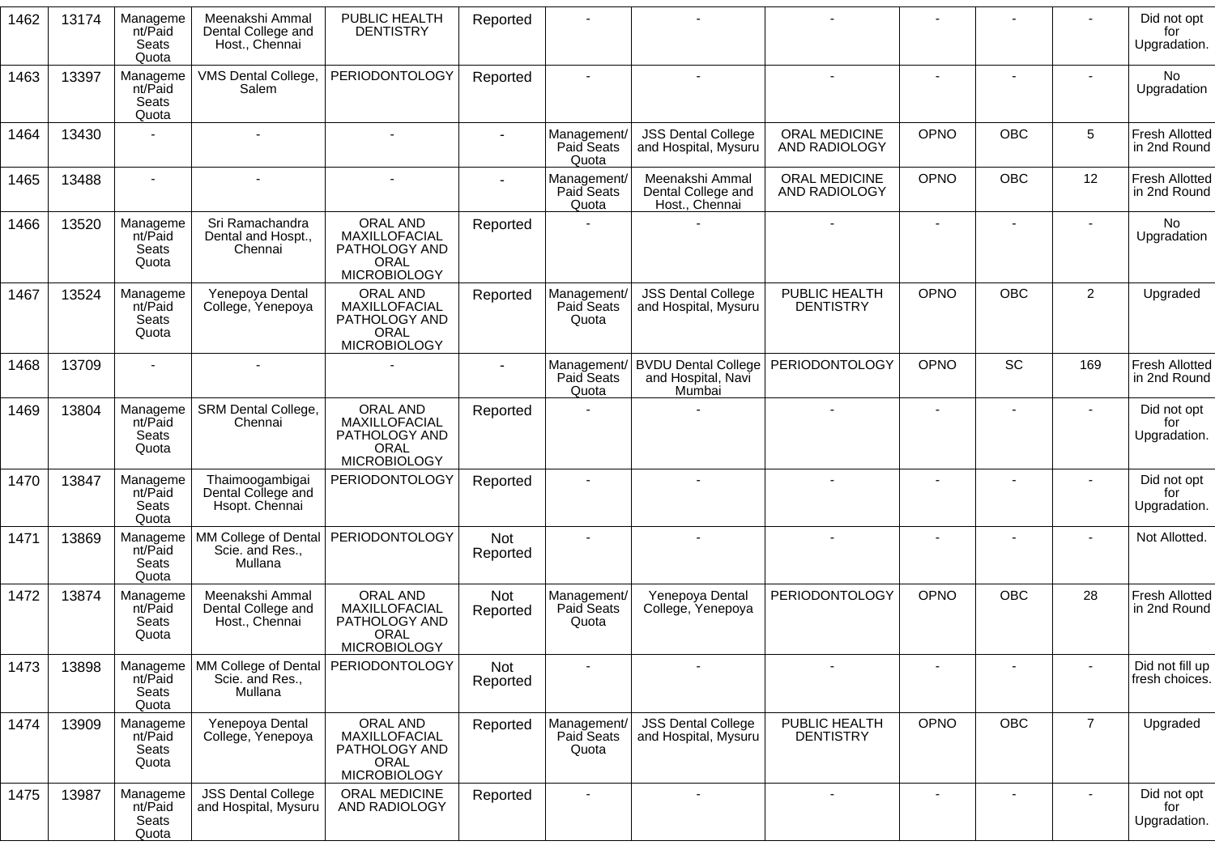| 1462 | 13174 | Management/Paid Seats Quota | Meenakshi Ammal Dental College and Host., Chennai | PUBLIC HEALTH DENTISTRY | Reported | - | - | - | - | - | - | Did not opt for Upgradation. |
|---|---|---|---|---|---|---|---|---|---|---|---|---|
| 1463 | 13397 | Management/Paid Seats Quota | VMS Dental College, Salem | PERIODONTOLOGY | Reported | - | - | - | - | - | - | No Upgradation |
| 1464 | 13430 | - | - | - | - | Management/ Paid Seats Quota | JSS Dental College and Hospital, Mysuru | ORAL MEDICINE AND RADIOLOGY | OPNO | OBC | 5 | Fresh Allotted in 2nd Round |
| 1465 | 13488 | - | - | - | - | Management/ Paid Seats Quota | Meenakshi Ammal Dental College and Host., Chennai | ORAL MEDICINE AND RADIOLOGY | OPNO | OBC | 12 | Fresh Allotted in 2nd Round |
| 1466 | 13520 | Management/Paid Seats Quota | Sri Ramachandra Dental and Hospt., Chennai | ORAL AND MAXILLOFACIAL PATHOLOGY AND ORAL MICROBIOLOGY | Reported | - | - | - | - | - | - | No Upgradation |
| 1467 | 13524 | Management/Paid Seats Quota | Yenepoya Dental College, Yenepoya | ORAL AND MAXILLOFACIAL PATHOLOGY AND ORAL MICROBIOLOGY | Reported | Management/ Paid Seats Quota | JSS Dental College and Hospital, Mysuru | PUBLIC HEALTH DENTISTRY | OPNO | OBC | 2 | Upgraded |
| 1468 | 13709 | - | - | - | - | Management/ Paid Seats Quota | BVDU Dental College and Hospital, Navi Mumbai | PERIODONTOLOGY | OPNO | SC | 169 | Fresh Allotted in 2nd Round |
| 1469 | 13804 | Management/Paid Seats Quota | SRM Dental College, Chennai | ORAL AND MAXILLOFACIAL PATHOLOGY AND ORAL MICROBIOLOGY | Reported | - | - | - | - | - | - | Did not opt for Upgradation. |
| 1470 | 13847 | Management/Paid Seats Quota | Thaimoogambigai Dental College and Hsopt. Chennai | PERIODONTOLOGY | Reported | - | - | - | - | - | - | Did not opt for Upgradation. |
| 1471 | 13869 | Management/Paid Seats Quota | MM College of Dental Scie. and Res., Mullana | PERIODONTOLOGY | Not Reported | - | - | - | - | - | - | Not Allotted. |
| 1472 | 13874 | Management/Paid Seats Quota | Meenakshi Ammal Dental College and Host., Chennai | ORAL AND MAXILLOFACIAL PATHOLOGY AND ORAL MICROBIOLOGY | Not Reported | Management/ Paid Seats Quota | Yenepoya Dental College, Yenepoya | PERIODONTOLOGY | OPNO | OBC | 28 | Fresh Allotted in 2nd Round |
| 1473 | 13898 | Management/Paid Seats Quota | MM College of Dental Scie. and Res., Mullana | PERIODONTOLOGY | Not Reported | - | - | - | - | - | - | Did not fill up fresh choices. |
| 1474 | 13909 | Management/Paid Seats Quota | Yenepoya Dental College, Yenepoya | ORAL AND MAXILLOFACIAL PATHOLOGY AND ORAL MICROBIOLOGY | Reported | Management/ Paid Seats Quota | JSS Dental College and Hospital, Mysuru | PUBLIC HEALTH DENTISTRY | OPNO | OBC | 7 | Upgraded |
| 1475 | 13987 | Management/Paid Seats Quota | JSS Dental College and Hospital, Mysuru | ORAL MEDICINE AND RADIOLOGY | Reported | - | - | - | - | - | - | Did not opt for Upgradation. |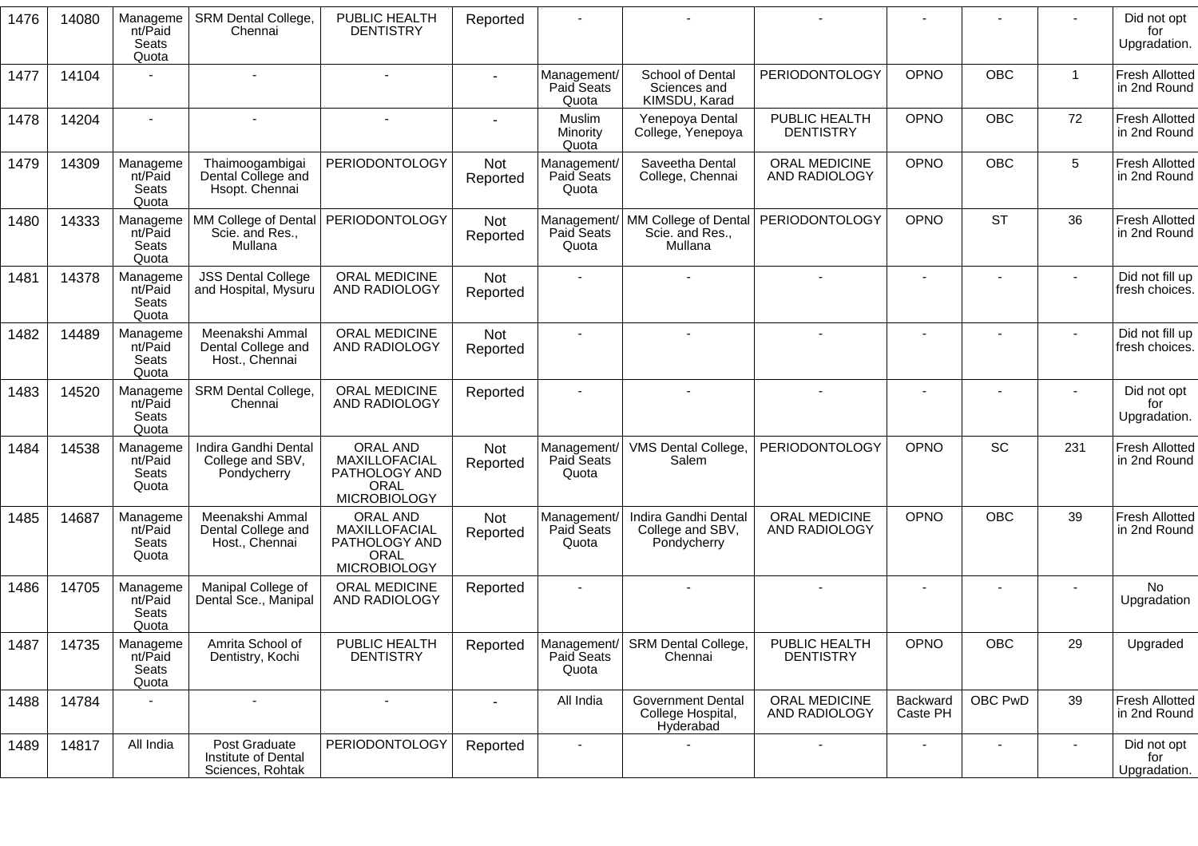| 1476 | 14080 | Management/Paid Seats Quota | SRM Dental College, Chennai | PUBLIC HEALTH DENTISTRY | Reported | - | - | - | - | - | - | Did not opt for Upgradation. |
|---|---|---|---|---|---|---|---|---|---|---|---|---|
| 1477 | 14104 | - | - | - | - | Management/ Paid Seats Quota | School of Dental Sciences and KIMSDU, Karad | PERIODONTOLOGY | OPNO | OBC | 1 | Fresh Allotted in 2nd Round |
| 1478 | 14204 | - | - | - | - | Muslim Minority Quota | Yenepoya Dental College, Yenepoya | PUBLIC HEALTH DENTISTRY | OPNO | OBC | 72 | Fresh Allotted in 2nd Round |
| 1479 | 14309 | Management/Paid Seats Quota | Thaimoogambigai Dental College and Hsopt. Chennai | PERIODONTOLOGY | Not Reported | Management/ Paid Seats Quota | Saveetha Dental College, Chennai | ORAL MEDICINE AND RADIOLOGY | OPNO | OBC | 5 | Fresh Allotted in 2nd Round |
| 1480 | 14333 | Management/Paid Seats Quota | MM College of Dental Scie. and Res., Mullana | PERIODONTOLOGY | Not Reported | Management/ Paid Seats Quota | MM College of Dental Scie. and Res., Mullana | PERIODONTOLOGY | OPNO | ST | 36 | Fresh Allotted in 2nd Round |
| 1481 | 14378 | Management/Paid Seats Quota | JSS Dental College and Hospital, Mysuru | ORAL MEDICINE AND RADIOLOGY | Not Reported | - | - | - | - | - | - | Did not fill up fresh choices. |
| 1482 | 14489 | Management/Paid Seats Quota | Meenakshi Ammal Dental College and Host., Chennai | ORAL MEDICINE AND RADIOLOGY | Not Reported | - | - | - | - | - | - | Did not fill up fresh choices. |
| 1483 | 14520 | Management/Paid Seats Quota | SRM Dental College, Chennai | ORAL MEDICINE AND RADIOLOGY | Reported | - | - | - | - | - | - | Did not opt for Upgradation. |
| 1484 | 14538 | Management/Paid Seats Quota | Indira Gandhi Dental College and SBV, Pondycherry | ORAL AND MAXILLOFACIAL PATHOLOGY AND ORAL MICROBIOLOGY | Not Reported | Management/ Paid Seats Quota | VMS Dental College, Salem | PERIODONTOLOGY | OPNO | SC | 231 | Fresh Allotted in 2nd Round |
| 1485 | 14687 | Management/Paid Seats Quota | Meenakshi Ammal Dental College and Host., Chennai | ORAL AND MAXILLOFACIAL PATHOLOGY AND ORAL MICROBIOLOGY | Not Reported | Management/ Paid Seats Quota | Indira Gandhi Dental College and SBV, Pondycherry | ORAL MEDICINE AND RADIOLOGY | OPNO | OBC | 39 | Fresh Allotted in 2nd Round |
| 1486 | 14705 | Management/Paid Seats Quota | Manipal College of Dental Sce., Manipal | ORAL MEDICINE AND RADIOLOGY | Reported | - | - | - | - | - | - | No Upgradation |
| 1487 | 14735 | Management/Paid Seats Quota | Amrita School of Dentistry, Kochi | PUBLIC HEALTH DENTISTRY | Reported | Management/ Paid Seats Quota | SRM Dental College, Chennai | PUBLIC HEALTH DENTISTRY | OPNO | OBC | 29 | Upgraded |
| 1488 | 14784 | - | - | - | - | All India | Government Dental College Hospital, Hyderabad | ORAL MEDICINE AND RADIOLOGY | Backward Caste PH | OBC PwD | 39 | Fresh Allotted in 2nd Round |
| 1489 | 14817 | All India | Post Graduate Institute of Dental Sciences, Rohtak | PERIODONTOLOGY | Reported | - | - | - | - | - | - | Did not opt for Upgradation. |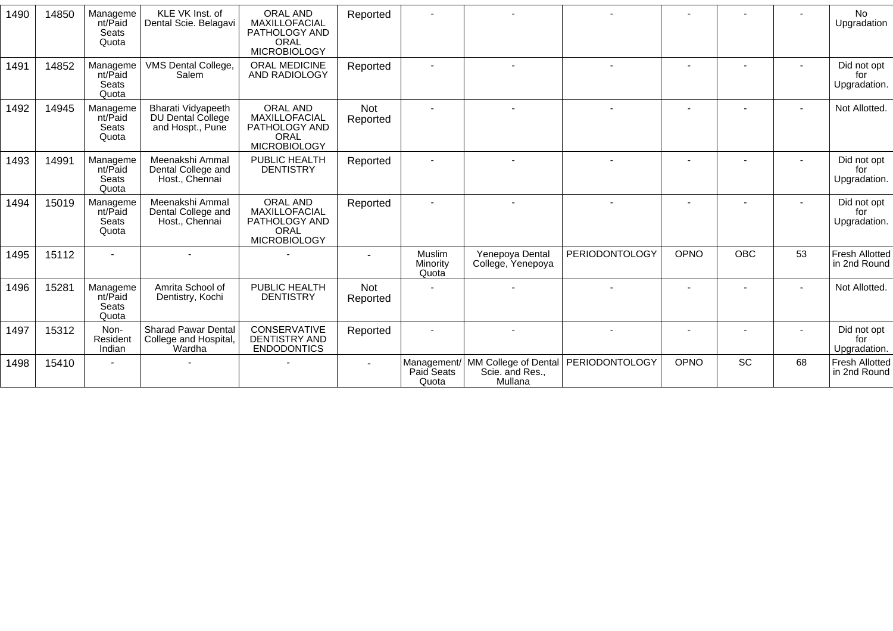| | | | | | | | | | | | | |
|---|---|---|---|---|---|---|---|---|---|---|---|---|
| 1490 | 14850 | Management/Paid Seats Quota | KLE VK Inst. of Dental Scie. Belagavi | ORAL AND MAXILLOFACIAL PATHOLOGY AND ORAL MICROBIOLOGY | Reported | - | - | - | - | - | - | No Upgradation |
| 1491 | 14852 | Management/Paid Seats Quota | VMS Dental College, Salem | ORAL MEDICINE AND RADIOLOGY | Reported | - | - | - | - | - | - | Did not opt for Upgradation. |
| 1492 | 14945 | Management/Paid Seats Quota | Bharati Vidyapeeth DU Dental College and Hospt., Pune | ORAL AND MAXILLOFACIAL PATHOLOGY AND ORAL MICROBIOLOGY | Not Reported | - | - | - | - | - | - | Not Allotted. |
| 1493 | 14991 | Management/Paid Seats Quota | Meenakshi Ammal Dental College and Host., Chennai | PUBLIC HEALTH DENTISTRY | Reported | - | - | - | - | - | - | Did not opt for Upgradation. |
| 1494 | 15019 | Management/Paid Seats Quota | Meenakshi Ammal Dental College and Host., Chennai | ORAL AND MAXILLOFACIAL PATHOLOGY AND ORAL MICROBIOLOGY | Reported | - | - | - | - | - | - | Did not opt for Upgradation. |
| 1495 | 15112 | - | - | - | - | Muslim Minority Quota | Yenepoya Dental College, Yenepoya | PERIODONTOLOGY | OPNO | OBC | 53 | Fresh Allotted in 2nd Round |
| 1496 | 15281 | Management/Paid Seats Quota | Amrita School of Dentistry, Kochi | PUBLIC HEALTH DENTISTRY | Not Reported | - | - | - | - | - | - | Not Allotted. |
| 1497 | 15312 | Non-Resident Indian | Sharad Pawar Dental College and Hospital, Wardha | CONSERVATIVE DENTISTRY AND ENDODONTICS | Reported | - | - | - | - | - | - | Did not opt for Upgradation. |
| 1498 | 15410 | - | - | - | - | Management/ Paid Seats Quota | MM College of Dental Scie. and Res., Mullana | PERIODONTOLOGY | OPNO | SC | 68 | Fresh Allotted in 2nd Round |